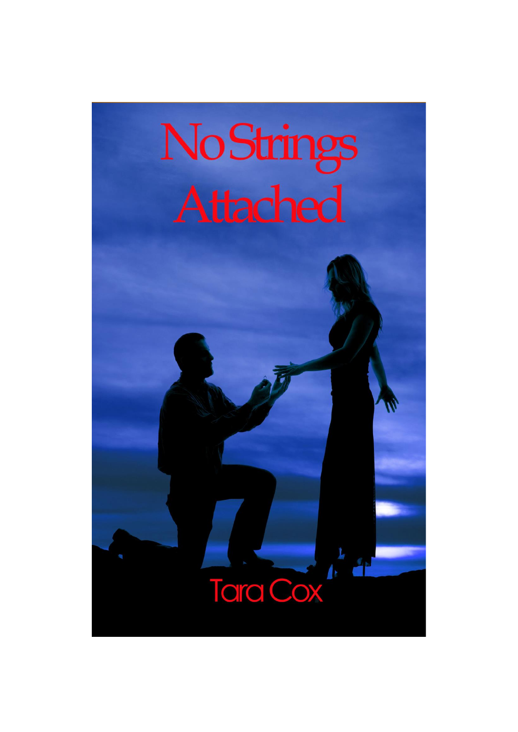# No Strings Attached

Tara Cox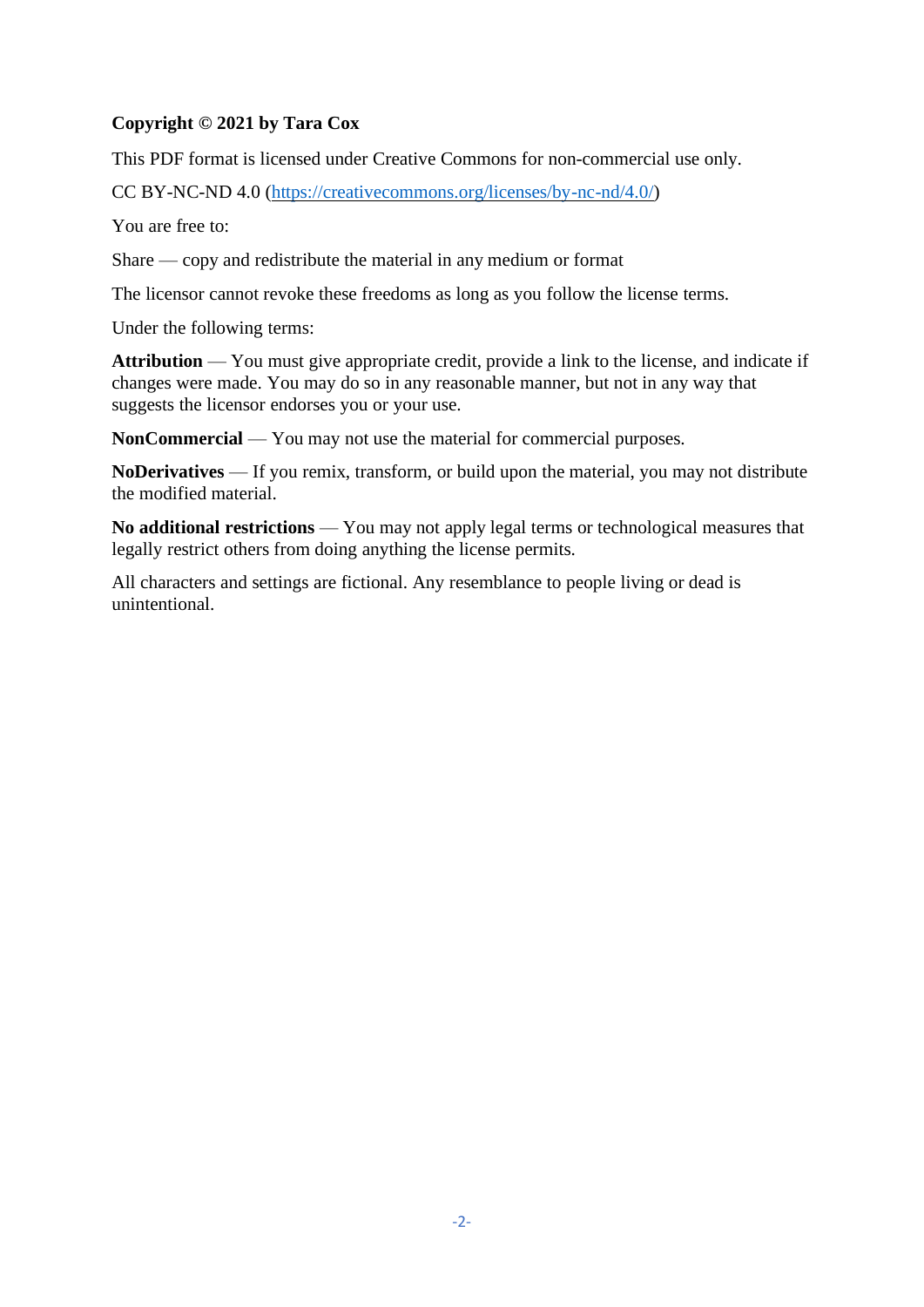**Copyright © 2021 by Tara Cox**

This PDF format is licensed under Creative Commons for non-commercial use only.

CC BY-NC-ND 4.0 ([https://creativecommons.org/licenses/by-nc-nd/4.0/](https://creativecommons.org/licenses/by-nc-nd/4.0/))

You are free to:

Share — copy and redistribute the material in any medium or format

The licensor cannot revoke these freedoms as long as you follow the license terms.

Under the following terms:

**Attribution** — You must give appropriate credit, provide a link to the license, and indicate if changes were made. You may do so in any reasonable manner, but not in any way that suggests the licensor endorses you or your use.

**NonCommercial** — You may not use the material for commercial purposes.

**NoDerivatives** — If you remix, transform, or build upon the material, you may not distribute the modified material.

**No additional restrictions** — You may not apply legal terms or technological measures that legally restrict others from doing anything the license permits.

All characters and settings are fictional. Any resemblance to people living or dead is unintentional.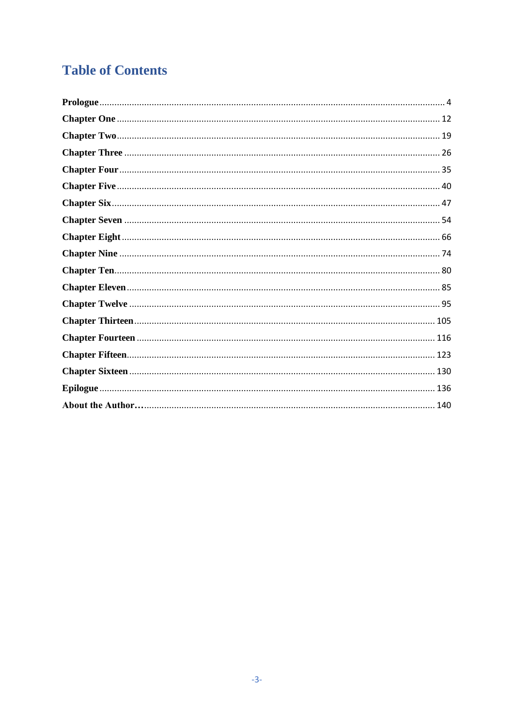# Table of Contents

**Prologue** ........................................ 4

**Chapter One** ........................................ 12

**Chapter Two** ........................................ 19

**Chapter Three** ........................................ 26

**Chapter Four** ........................................ 35

**Chapter Five** ........................................ 40

**Chapter Six** ........................................ 47

**Chapter Seven** ........................................ 54

**Chapter Eight** ........................................ 66

**Chapter Nine** ........................................ 74

**Chapter Ten** ........................................ 80

**Chapter Eleven** ........................................ 85

**Chapter Twelve** ........................................ 95

**Chapter Thirteen** ........................................ 105

**Chapter Fourteen** ........................................ 116

**Chapter Fifteen** ........................................ 123

**Chapter Sixteen** ........................................ 130

**Epilogue** ........................................ 136

**About the Author…** ........................................ 140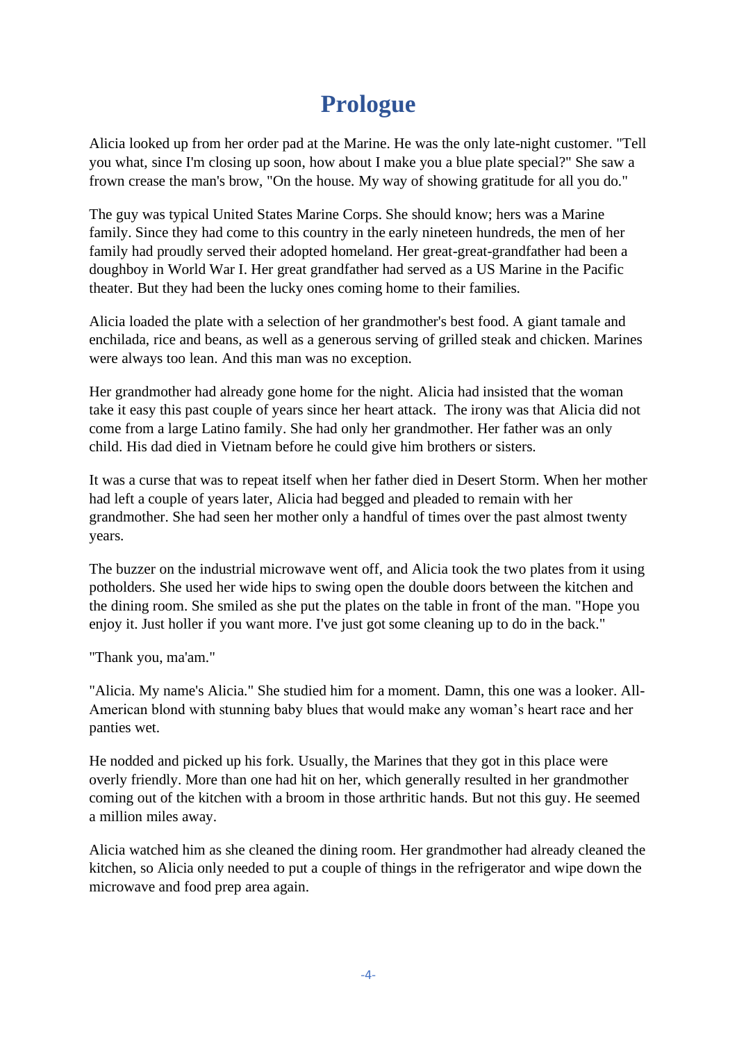# Prologue

Alicia looked up from her order pad at the Marine. He was the only late-night customer. "Tell you what, since I'm closing up soon, how about I make you a blue plate special?" She saw a frown crease the man's brow, "On the house. My way of showing gratitude for all you do."

The guy was typical United States Marine Corps. She should know; hers was a Marine family. Since they had come to this country in the early nineteen hundreds, the men of her family had proudly served their adopted homeland. Her great-great-grandfather had been a doughboy in World War I. Her great grandfather had served as a US Marine in the Pacific theater. But they had been the lucky ones coming home to their families.

Alicia loaded the plate with a selection of her grandmother's best food. A giant tamale and enchilada, rice and beans, as well as a generous serving of grilled steak and chicken. Marines were always too lean. And this man was no exception.

Her grandmother had already gone home for the night. Alicia had insisted that the woman take it easy this past couple of years since her heart attack. The irony was that Alicia did not come from a large Latino family. She had only her grandmother. Her father was an only child. His dad died in Vietnam before he could give him brothers or sisters.

It was a curse that was to repeat itself when her father died in Desert Storm. When her mother had left a couple of years later, Alicia had begged and pleaded to remain with her grandmother. She had seen her mother only a handful of times over the past almost twenty years.

The buzzer on the industrial microwave went off, and Alicia took the two plates from it using potholders. She used her wide hips to swing open the double doors between the kitchen and the dining room. She smiled as she put the plates on the table in front of the man. "Hope you enjoy it. Just holler if you want more. I've just got some cleaning up to do in the back."

"Thank you, ma'am."

"Alicia. My name's Alicia." She studied him for a moment. Damn, this one was a looker. All-American blond with stunning baby blues that would make any woman's heart race and her panties wet.

He nodded and picked up his fork. Usually, the Marines that they got in this place were overly friendly. More than one had hit on her, which generally resulted in her grandmother coming out of the kitchen with a broom in those arthritic hands. But not this guy. He seemed a million miles away.

Alicia watched him as she cleaned the dining room. Her grandmother had already cleaned the kitchen, so Alicia only needed to put a couple of things in the refrigerator and wipe down the microwave and food prep area again.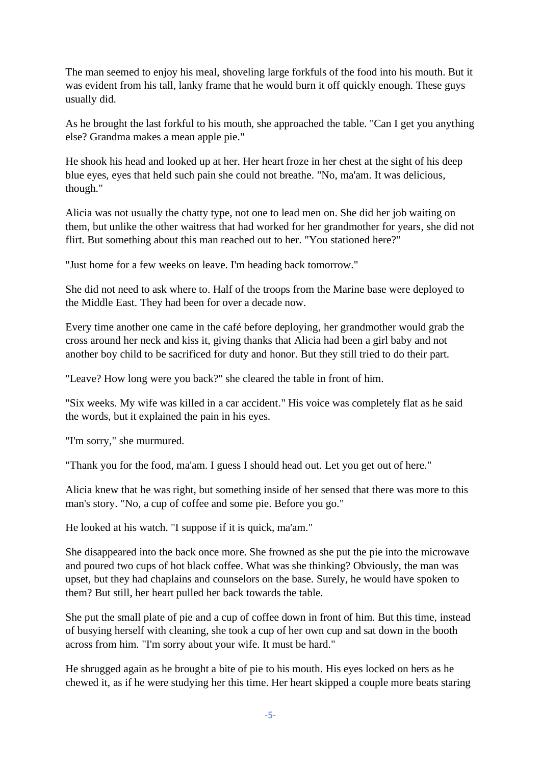The man seemed to enjoy his meal, shoveling large forkfuls of the food into his mouth. But it was evident from his tall, lanky frame that he would burn it off quickly enough. These guys usually did.

As he brought the last forkful to his mouth, she approached the table. "Can I get you anything else? Grandma makes a mean apple pie."

He shook his head and looked up at her. Her heart froze in her chest at the sight of his deep blue eyes, eyes that held such pain she could not breathe. "No, ma'am. It was delicious, though."

Alicia was not usually the chatty type, not one to lead men on. She did her job waiting on them, but unlike the other waitress that had worked for her grandmother for years, she did not flirt. But something about this man reached out to her. "You stationed here?"

"Just home for a few weeks on leave. I'm heading back tomorrow."

She did not need to ask where to. Half of the troops from the Marine base were deployed to the Middle East. They had been for over a decade now.

Every time another one came in the café before deploying, her grandmother would grab the cross around her neck and kiss it, giving thanks that Alicia had been a girl baby and not another boy child to be sacrificed for duty and honor. But they still tried to do their part.

"Leave? How long were you back?" she cleared the table in front of him.

"Six weeks. My wife was killed in a car accident." His voice was completely flat as he said the words, but it explained the pain in his eyes.

"I'm sorry," she murmured.

"Thank you for the food, ma'am. I guess I should head out. Let you get out of here."

Alicia knew that he was right, but something inside of her sensed that there was more to this man's story. "No, a cup of coffee and some pie. Before you go."

He looked at his watch. "I suppose if it is quick, ma'am."

She disappeared into the back once more. She frowned as she put the pie into the microwave and poured two cups of hot black coffee. What was she thinking? Obviously, the man was upset, but they had chaplains and counselors on the base. Surely, he would have spoken to them? But still, her heart pulled her back towards the table.

She put the small plate of pie and a cup of coffee down in front of him. But this time, instead of busying herself with cleaning, she took a cup of her own cup and sat down in the booth across from him. "I'm sorry about your wife. It must be hard."

He shrugged again as he brought a bite of pie to his mouth. His eyes locked on hers as he chewed it, as if he were studying her this time. Her heart skipped a couple more beats staring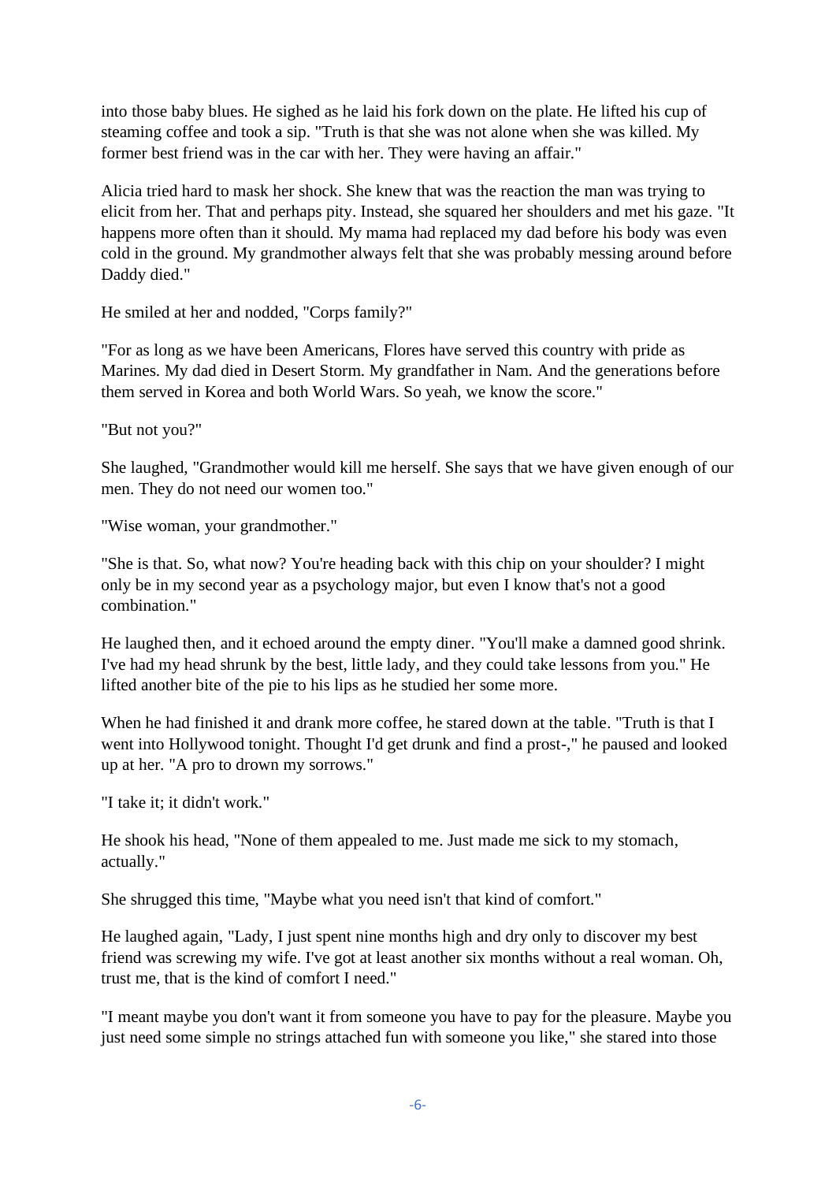into those baby blues. He sighed as he laid his fork down on the plate. He lifted his cup of steaming coffee and took a sip. "Truth is that she was not alone when she was killed. My former best friend was in the car with her. They were having an affair."

Alicia tried hard to mask her shock. She knew that was the reaction the man was trying to elicit from her. That and perhaps pity. Instead, she squared her shoulders and met his gaze. "It happens more often than it should. My mama had replaced my dad before his body was even cold in the ground. My grandmother always felt that she was probably messing around before Daddy died."

He smiled at her and nodded, "Corps family?"

"For as long as we have been Americans, Flores have served this country with pride as Marines. My dad died in Desert Storm. My grandfather in Nam. And the generations before them served in Korea and both World Wars. So yeah, we know the score."

"But not you?"

She laughed, "Grandmother would kill me herself. She says that we have given enough of our men. They do not need our women too."

"Wise woman, your grandmother."

"She is that. So, what now? You're heading back with this chip on your shoulder? I might only be in my second year as a psychology major, but even I know that's not a good combination."

He laughed then, and it echoed around the empty diner. "You'll make a damned good shrink. I've had my head shrunk by the best, little lady, and they could take lessons from you." He lifted another bite of the pie to his lips as he studied her some more.

When he had finished it and drank more coffee, he stared down at the table. "Truth is that I went into Hollywood tonight. Thought I'd get drunk and find a prost-," he paused and looked up at her. "A pro to drown my sorrows."

"I take it; it didn't work."

He shook his head, "None of them appealed to me. Just made me sick to my stomach, actually."

She shrugged this time, "Maybe what you need isn't that kind of comfort."

He laughed again, "Lady, I just spent nine months high and dry only to discover my best friend was screwing my wife. I've got at least another six months without a real woman. Oh, trust me, that is the kind of comfort I need."

"I meant maybe you don't want it from someone you have to pay for the pleasure. Maybe you just need some simple no strings attached fun with someone you like," she stared into those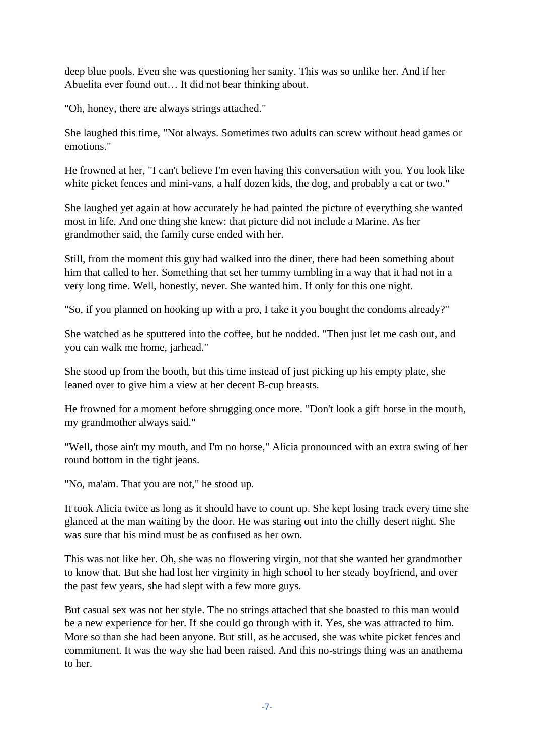deep blue pools. Even she was questioning her sanity. This was so unlike her. And if her Abuelita ever found out… It did not bear thinking about.

"Oh, honey, there are always strings attached."

She laughed this time, "Not always. Sometimes two adults can screw without head games or emotions."

He frowned at her, "I can't believe I'm even having this conversation with you. You look like white picket fences and mini-vans, a half dozen kids, the dog, and probably a cat or two."

She laughed yet again at how accurately he had painted the picture of everything she wanted most in life. And one thing she knew: that picture did not include a Marine. As her grandmother said, the family curse ended with her.

Still, from the moment this guy had walked into the diner, there had been something about him that called to her. Something that set her tummy tumbling in a way that it had not in a very long time. Well, honestly, never. She wanted him. If only for this one night.

"So, if you planned on hooking up with a pro, I take it you bought the condoms already?"

She watched as he sputtered into the coffee, but he nodded. "Then just let me cash out, and you can walk me home, jarhead."

She stood up from the booth, but this time instead of just picking up his empty plate, she leaned over to give him a view at her decent B-cup breasts.

He frowned for a moment before shrugging once more. "Don't look a gift horse in the mouth, my grandmother always said."

"Well, those ain't my mouth, and I'm no horse," Alicia pronounced with an extra swing of her round bottom in the tight jeans.

"No, ma'am. That you are not," he stood up.

It took Alicia twice as long as it should have to count up. She kept losing track every time she glanced at the man waiting by the door. He was staring out into the chilly desert night. She was sure that his mind must be as confused as her own.

This was not like her. Oh, she was no flowering virgin, not that she wanted her grandmother to know that. But she had lost her virginity in high school to her steady boyfriend, and over the past few years, she had slept with a few more guys.

But casual sex was not her style. The no strings attached that she boasted to this man would be a new experience for her. If she could go through with it. Yes, she was attracted to him. More so than she had been anyone. But still, as he accused, she was white picket fences and commitment. It was the way she had been raised. And this no-strings thing was an anathema to her.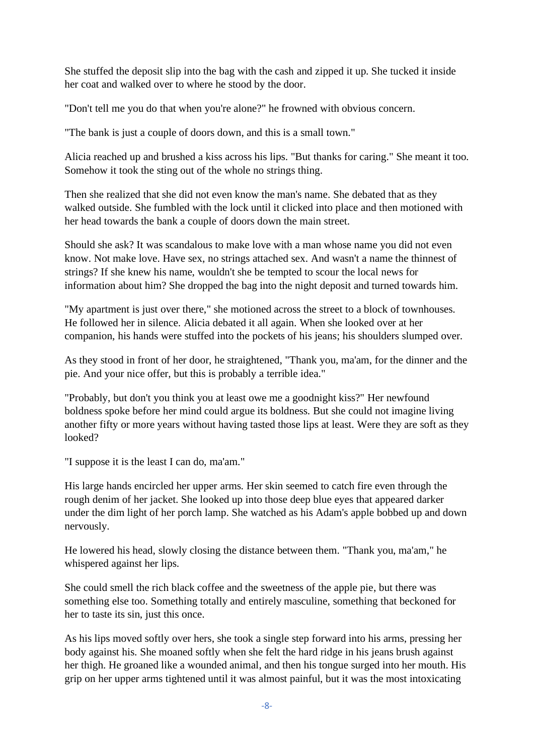She stuffed the deposit slip into the bag with the cash and zipped it up. She tucked it inside her coat and walked over to where he stood by the door.

"Don't tell me you do that when you're alone?" he frowned with obvious concern.

"The bank is just a couple of doors down, and this is a small town."

Alicia reached up and brushed a kiss across his lips. "But thanks for caring." She meant it too. Somehow it took the sting out of the whole no strings thing.

Then she realized that she did not even know the man's name. She debated that as they walked outside. She fumbled with the lock until it clicked into place and then motioned with her head towards the bank a couple of doors down the main street.

Should she ask? It was scandalous to make love with a man whose name you did not even know. Not make love. Have sex, no strings attached sex. And wasn't a name the thinnest of strings? If she knew his name, wouldn't she be tempted to scour the local news for information about him? She dropped the bag into the night deposit and turned towards him.

"My apartment is just over there," she motioned across the street to a block of townhouses. He followed her in silence. Alicia debated it all again. When she looked over at her companion, his hands were stuffed into the pockets of his jeans; his shoulders slumped over.

As they stood in front of her door, he straightened, "Thank you, ma'am, for the dinner and the pie. And your nice offer, but this is probably a terrible idea."

"Probably, but don't you think you at least owe me a goodnight kiss?" Her newfound boldness spoke before her mind could argue its boldness. But she could not imagine living another fifty or more years without having tasted those lips at least. Were they are soft as they looked?

"I suppose it is the least I can do, ma'am."

His large hands encircled her upper arms. Her skin seemed to catch fire even through the rough denim of her jacket. She looked up into those deep blue eyes that appeared darker under the dim light of her porch lamp. She watched as his Adam's apple bobbed up and down nervously.

He lowered his head, slowly closing the distance between them. "Thank you, ma'am," he whispered against her lips.

She could smell the rich black coffee and the sweetness of the apple pie, but there was something else too. Something totally and entirely masculine, something that beckoned for her to taste its sin, just this once.

As his lips moved softly over hers, she took a single step forward into his arms, pressing her body against his. She moaned softly when she felt the hard ridge in his jeans brush against her thigh. He groaned like a wounded animal, and then his tongue surged into her mouth. His grip on her upper arms tightened until it was almost painful, but it was the most intoxicating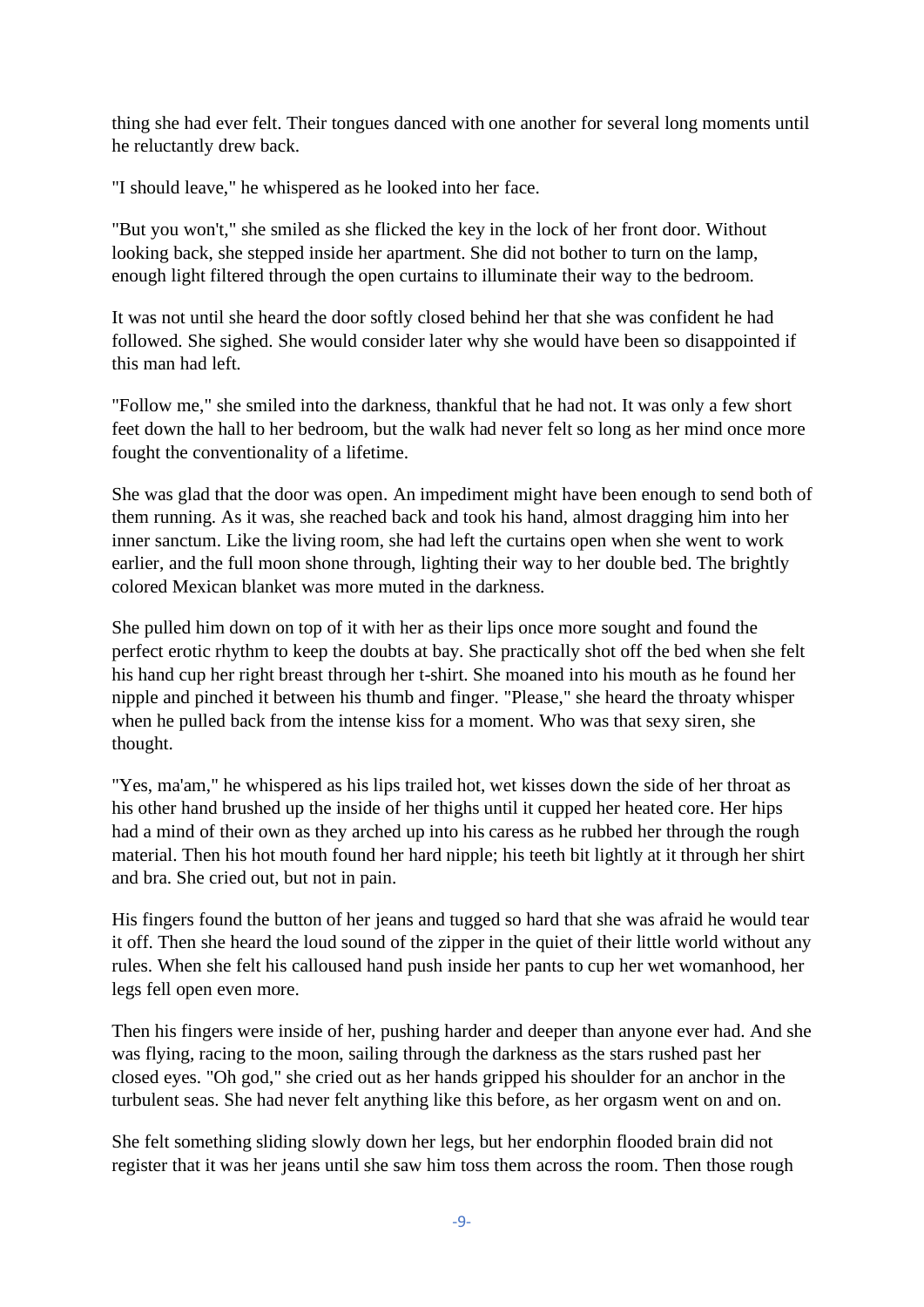thing she had ever felt. Their tongues danced with one another for several long moments until he reluctantly drew back.

"I should leave," he whispered as he looked into her face.

"But you won't," she smiled as she flicked the key in the lock of her front door. Without looking back, she stepped inside her apartment. She did not bother to turn on the lamp, enough light filtered through the open curtains to illuminate their way to the bedroom.

It was not until she heard the door softly closed behind her that she was confident he had followed. She sighed. She would consider later why she would have been so disappointed if this man had left.

"Follow me," she smiled into the darkness, thankful that he had not. It was only a few short feet down the hall to her bedroom, but the walk had never felt so long as her mind once more fought the conventionality of a lifetime.

She was glad that the door was open. An impediment might have been enough to send both of them running. As it was, she reached back and took his hand, almost dragging him into her inner sanctum. Like the living room, she had left the curtains open when she went to work earlier, and the full moon shone through, lighting their way to her double bed. The brightly colored Mexican blanket was more muted in the darkness.

She pulled him down on top of it with her as their lips once more sought and found the perfect erotic rhythm to keep the doubts at bay. She practically shot off the bed when she felt his hand cup her right breast through her t-shirt. She moaned into his mouth as he found her nipple and pinched it between his thumb and finger. "Please," she heard the throaty whisper when he pulled back from the intense kiss for a moment. Who was that sexy siren, she thought.

"Yes, ma'am," he whispered as his lips trailed hot, wet kisses down the side of her throat as his other hand brushed up the inside of her thighs until it cupped her heated core. Her hips had a mind of their own as they arched up into his caress as he rubbed her through the rough material. Then his hot mouth found her hard nipple; his teeth bit lightly at it through her shirt and bra. She cried out, but not in pain.

His fingers found the button of her jeans and tugged so hard that she was afraid he would tear it off. Then she heard the loud sound of the zipper in the quiet of their little world without any rules. When she felt his calloused hand push inside her pants to cup her wet womanhood, her legs fell open even more.

Then his fingers were inside of her, pushing harder and deeper than anyone ever had. And she was flying, racing to the moon, sailing through the darkness as the stars rushed past her closed eyes. "Oh god," she cried out as her hands gripped his shoulder for an anchor in the turbulent seas. She had never felt anything like this before, as her orgasm went on and on.

She felt something sliding slowly down her legs, but her endorphin flooded brain did not register that it was her jeans until she saw him toss them across the room. Then those rough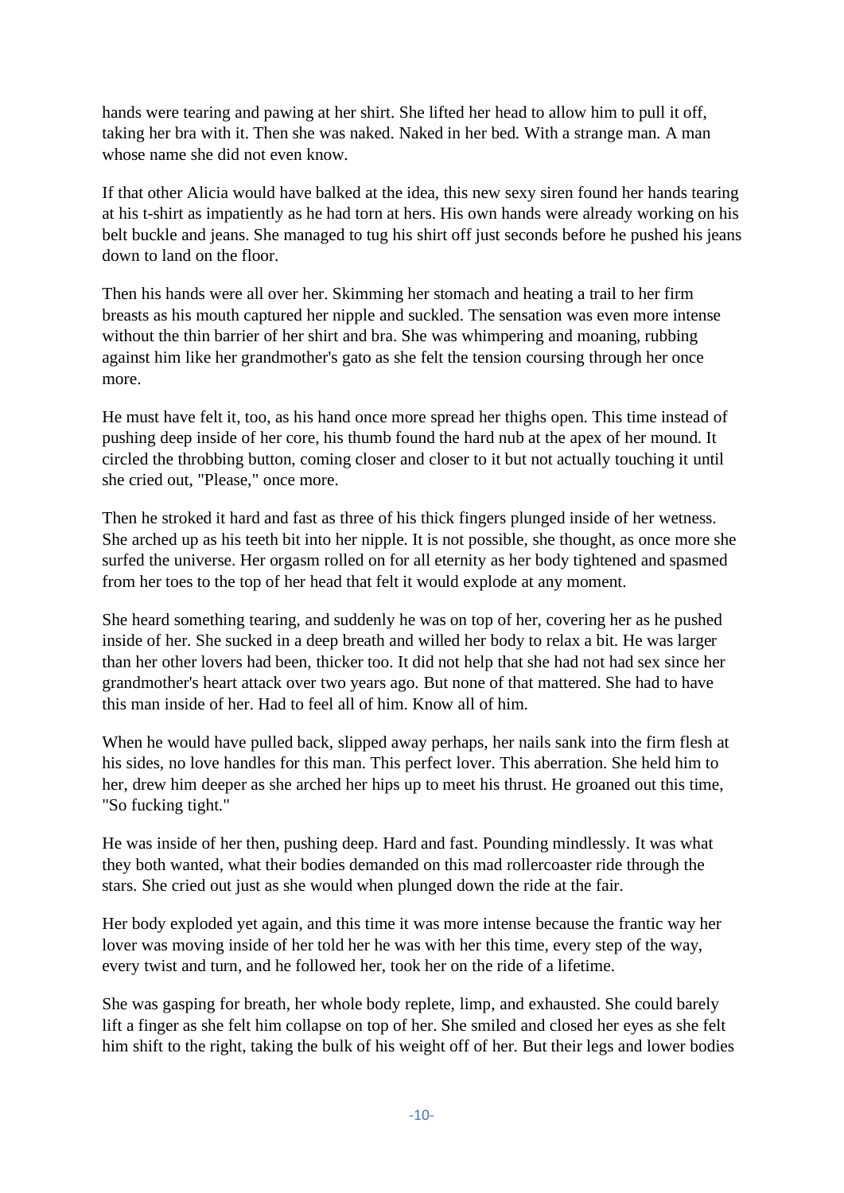hands were tearing and pawing at her shirt. She lifted her head to allow him to pull it off, taking her bra with it. Then she was naked. Naked in her bed. With a strange man. A man whose name she did not even know.

If that other Alicia would have balked at the idea, this new sexy siren found her hands tearing at his t-shirt as impatiently as he had torn at hers. His own hands were already working on his belt buckle and jeans. She managed to tug his shirt off just seconds before he pushed his jeans down to land on the floor.

Then his hands were all over her. Skimming her stomach and heating a trail to her firm breasts as his mouth captured her nipple and suckled. The sensation was even more intense without the thin barrier of her shirt and bra. She was whimpering and moaning, rubbing against him like her grandmother's gato as she felt the tension coursing through her once more.

He must have felt it, too, as his hand once more spread her thighs open. This time instead of pushing deep inside of her core, his thumb found the hard nub at the apex of her mound. It circled the throbbing button, coming closer and closer to it but not actually touching it until she cried out, "Please," once more.

Then he stroked it hard and fast as three of his thick fingers plunged inside of her wetness. She arched up as his teeth bit into her nipple. It is not possible, she thought, as once more she surfed the universe. Her orgasm rolled on for all eternity as her body tightened and spasmed from her toes to the top of her head that felt it would explode at any moment.

She heard something tearing, and suddenly he was on top of her, covering her as he pushed inside of her. She sucked in a deep breath and willed her body to relax a bit. He was larger than her other lovers had been, thicker too. It did not help that she had not had sex since her grandmother's heart attack over two years ago. But none of that mattered. She had to have this man inside of her. Had to feel all of him. Know all of him.

When he would have pulled back, slipped away perhaps, her nails sank into the firm flesh at his sides, no love handles for this man. This perfect lover. This aberration. She held him to her, drew him deeper as she arched her hips up to meet his thrust. He groaned out this time, "So fucking tight."

He was inside of her then, pushing deep. Hard and fast. Pounding mindlessly. It was what they both wanted, what their bodies demanded on this mad rollercoaster ride through the stars. She cried out just as she would when plunged down the ride at the fair.

Her body exploded yet again, and this time it was more intense because the frantic way her lover was moving inside of her told her he was with her this time, every step of the way, every twist and turn, and he followed her, took her on the ride of a lifetime.

She was gasping for breath, her whole body replete, limp, and exhausted. She could barely lift a finger as she felt him collapse on top of her. She smiled and closed her eyes as she felt him shift to the right, taking the bulk of his weight off of her. But their legs and lower bodies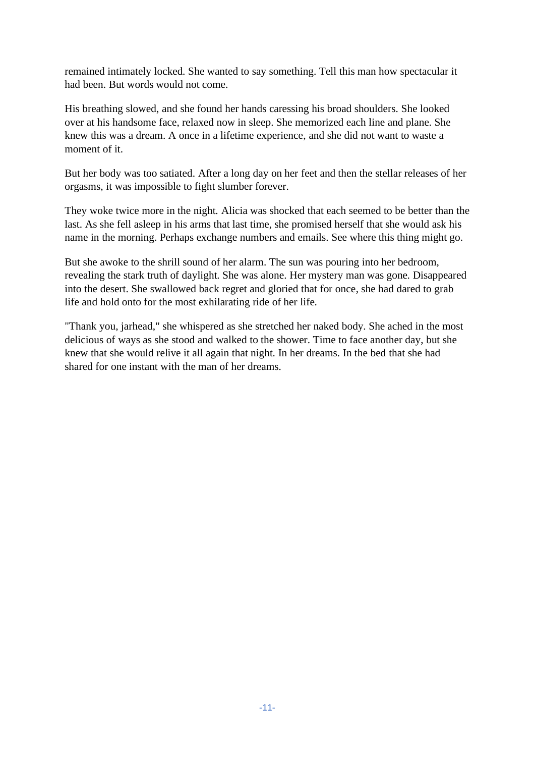remained intimately locked. She wanted to say something. Tell this man how spectacular it had been. But words would not come.

His breathing slowed, and she found her hands caressing his broad shoulders. She looked over at his handsome face, relaxed now in sleep. She memorized each line and plane. She knew this was a dream. A once in a lifetime experience, and she did not want to waste a moment of it.

But her body was too satiated. After a long day on her feet and then the stellar releases of her orgasms, it was impossible to fight slumber forever.

They woke twice more in the night. Alicia was shocked that each seemed to be better than the last. As she fell asleep in his arms that last time, she promised herself that she would ask his name in the morning. Perhaps exchange numbers and emails. See where this thing might go.

But she awoke to the shrill sound of her alarm. The sun was pouring into her bedroom, revealing the stark truth of daylight. She was alone. Her mystery man was gone. Disappeared into the desert. She swallowed back regret and gloried that for once, she had dared to grab life and hold onto for the most exhilarating ride of her life.

"Thank you, jarhead," she whispered as she stretched her naked body. She ached in the most delicious of ways as she stood and walked to the shower. Time to face another day, but she knew that she would relive it all again that night. In her dreams. In the bed that she had shared for one instant with the man of her dreams.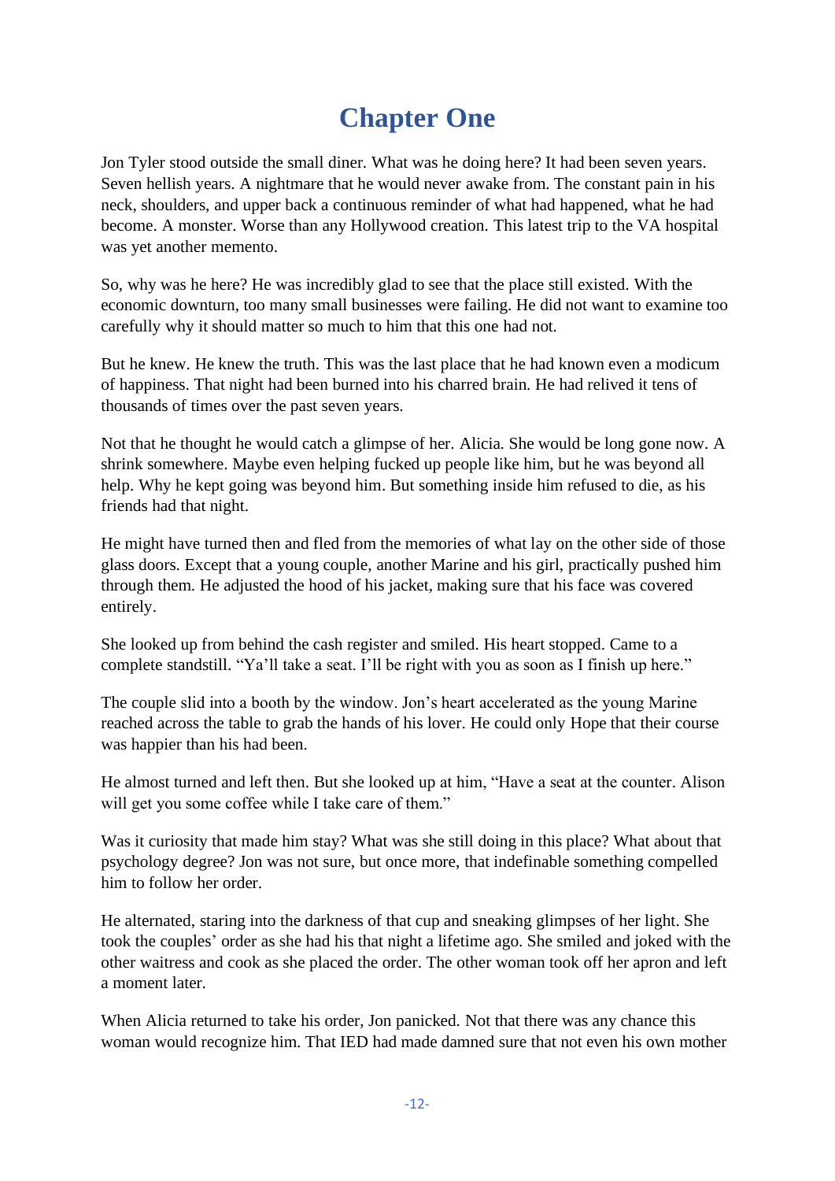# Chapter One

Jon Tyler stood outside the small diner. What was he doing here? It had been seven years. Seven hellish years. A nightmare that he would never awake from. The constant pain in his neck, shoulders, and upper back a continuous reminder of what had happened, what he had become. A monster. Worse than any Hollywood creation. This latest trip to the VA hospital was yet another memento.

So, why was he here? He was incredibly glad to see that the place still existed. With the economic downturn, too many small businesses were failing. He did not want to examine too carefully why it should matter so much to him that this one had not.

But he knew. He knew the truth. This was the last place that he had known even a modicum of happiness. That night had been burned into his charred brain. He had relived it tens of thousands of times over the past seven years.

Not that he thought he would catch a glimpse of her. Alicia. She would be long gone now. A shrink somewhere. Maybe even helping fucked up people like him, but he was beyond all help. Why he kept going was beyond him. But something inside him refused to die, as his friends had that night.

He might have turned then and fled from the memories of what lay on the other side of those glass doors. Except that a young couple, another Marine and his girl, practically pushed him through them. He adjusted the hood of his jacket, making sure that his face was covered entirely.

She looked up from behind the cash register and smiled. His heart stopped. Came to a complete standstill. "Ya'll take a seat. I'll be right with you as soon as I finish up here."

The couple slid into a booth by the window. Jon's heart accelerated as the young Marine reached across the table to grab the hands of his lover. He could only Hope that their course was happier than his had been.

He almost turned and left then. But she looked up at him, "Have a seat at the counter. Alison will get you some coffee while I take care of them."

Was it curiosity that made him stay? What was she still doing in this place? What about that psychology degree? Jon was not sure, but once more, that indefinable something compelled him to follow her order.

He alternated, staring into the darkness of that cup and sneaking glimpses of her light. She took the couples' order as she had his that night a lifetime ago. She smiled and joked with the other waitress and cook as she placed the order. The other woman took off her apron and left a moment later.

When Alicia returned to take his order, Jon panicked. Not that there was any chance this woman would recognize him. That IED had made damned sure that not even his own mother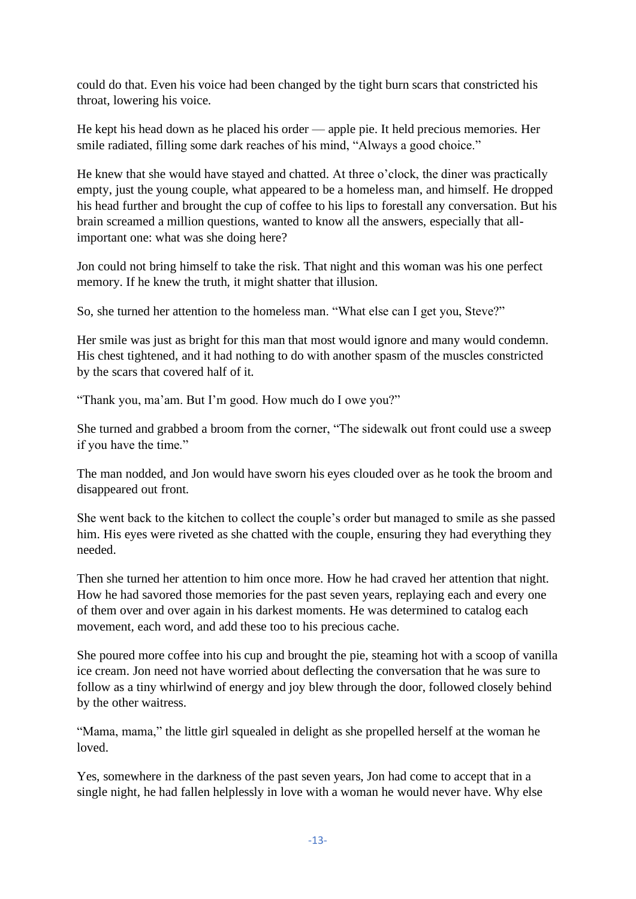could do that. Even his voice had been changed by the tight burn scars that constricted his throat, lowering his voice.

He kept his head down as he placed his order — apple pie. It held precious memories. Her smile radiated, filling some dark reaches of his mind, "Always a good choice."

He knew that she would have stayed and chatted. At three o'clock, the diner was practically empty, just the young couple, what appeared to be a homeless man, and himself. He dropped his head further and brought the cup of coffee to his lips to forestall any conversation. But his brain screamed a million questions, wanted to know all the answers, especially that all-important one: what was she doing here?

Jon could not bring himself to take the risk. That night and this woman was his one perfect memory. If he knew the truth, it might shatter that illusion.

So, she turned her attention to the homeless man. "What else can I get you, Steve?"

Her smile was just as bright for this man that most would ignore and many would condemn. His chest tightened, and it had nothing to do with another spasm of the muscles constricted by the scars that covered half of it.

"Thank you, ma'am. But I'm good. How much do I owe you?"

She turned and grabbed a broom from the corner, "The sidewalk out front could use a sweep if you have the time."

The man nodded, and Jon would have sworn his eyes clouded over as he took the broom and disappeared out front.

She went back to the kitchen to collect the couple's order but managed to smile as she passed him. His eyes were riveted as she chatted with the couple, ensuring they had everything they needed.

Then she turned her attention to him once more. How he had craved her attention that night. How he had savored those memories for the past seven years, replaying each and every one of them over and over again in his darkest moments. He was determined to catalog each movement, each word, and add these too to his precious cache.

She poured more coffee into his cup and brought the pie, steaming hot with a scoop of vanilla ice cream. Jon need not have worried about deflecting the conversation that he was sure to follow as a tiny whirlwind of energy and joy blew through the door, followed closely behind by the other waitress.

"Mama, mama," the little girl squealed in delight as she propelled herself at the woman he loved.

Yes, somewhere in the darkness of the past seven years, Jon had come to accept that in a single night, he had fallen helplessly in love with a woman he would never have. Why else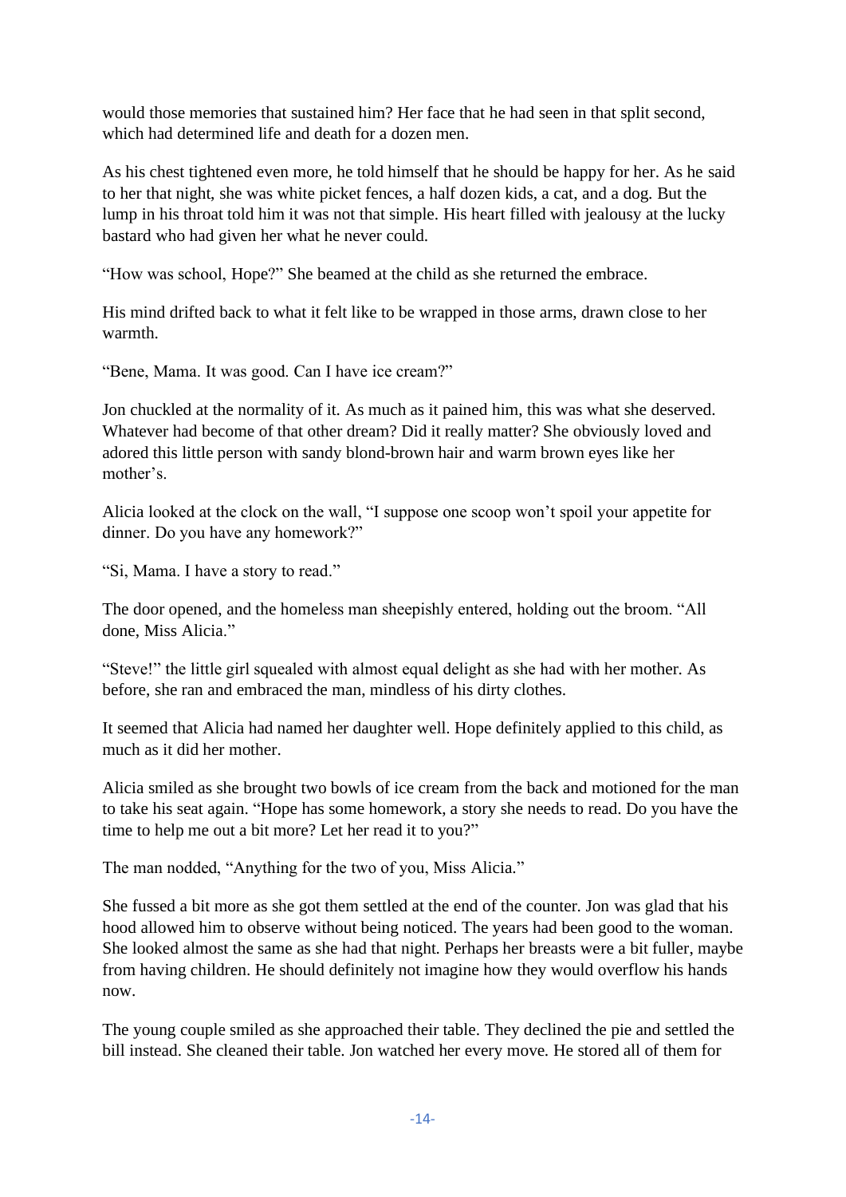would those memories that sustained him? Her face that he had seen in that split second, which had determined life and death for a dozen men.

As his chest tightened even more, he told himself that he should be happy for her. As he said to her that night, she was white picket fences, a half dozen kids, a cat, and a dog. But the lump in his throat told him it was not that simple. His heart filled with jealousy at the lucky bastard who had given her what he never could.

"How was school, Hope?" She beamed at the child as she returned the embrace.

His mind drifted back to what it felt like to be wrapped in those arms, drawn close to her warmth.

"Bene, Mama. It was good. Can I have ice cream?"

Jon chuckled at the normality of it. As much as it pained him, this was what she deserved. Whatever had become of that other dream? Did it really matter? She obviously loved and adored this little person with sandy blond-brown hair and warm brown eyes like her mother's.

Alicia looked at the clock on the wall, "I suppose one scoop won't spoil your appetite for dinner. Do you have any homework?"

"Si, Mama. I have a story to read."

The door opened, and the homeless man sheepishly entered, holding out the broom. "All done, Miss Alicia."

"Steve!" the little girl squealed with almost equal delight as she had with her mother. As before, she ran and embraced the man, mindless of his dirty clothes.

It seemed that Alicia had named her daughter well. Hope definitely applied to this child, as much as it did her mother.

Alicia smiled as she brought two bowls of ice cream from the back and motioned for the man to take his seat again. "Hope has some homework, a story she needs to read. Do you have the time to help me out a bit more? Let her read it to you?"

The man nodded, "Anything for the two of you, Miss Alicia."

She fussed a bit more as she got them settled at the end of the counter. Jon was glad that his hood allowed him to observe without being noticed. The years had been good to the woman. She looked almost the same as she had that night. Perhaps her breasts were a bit fuller, maybe from having children. He should definitely not imagine how they would overflow his hands now.

The young couple smiled as she approached their table. They declined the pie and settled the bill instead. She cleaned their table. Jon watched her every move. He stored all of them for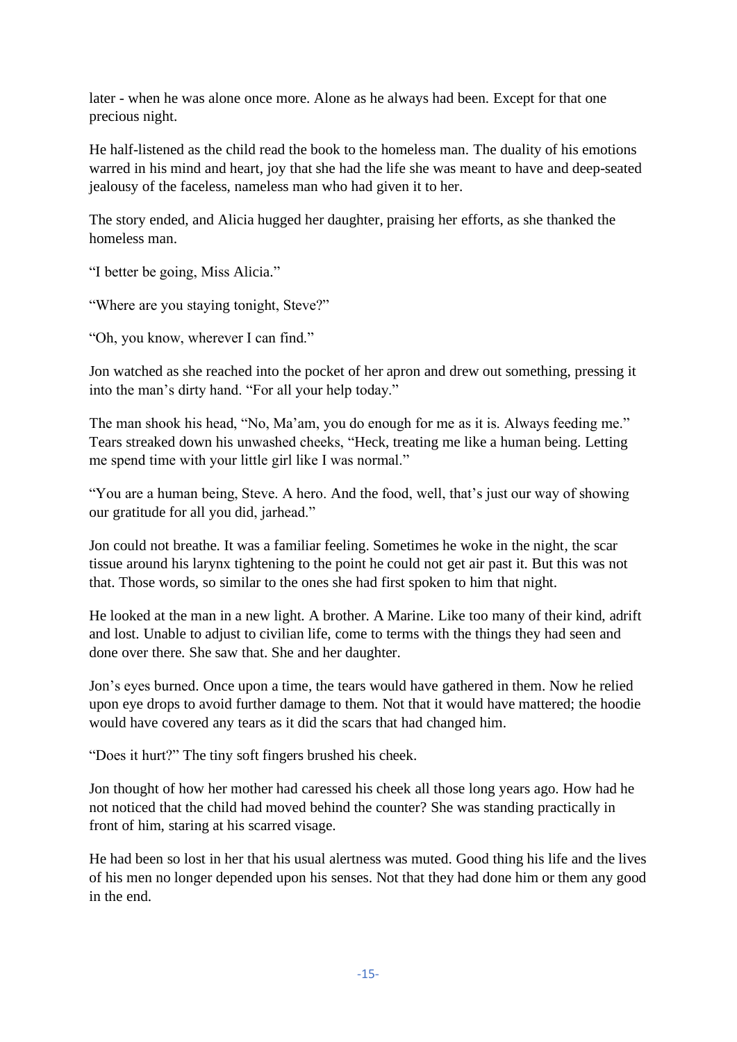later - when he was alone once more. Alone as he always had been. Except for that one precious night.

He half-listened as the child read the book to the homeless man. The duality of his emotions warred in his mind and heart, joy that she had the life she was meant to have and deep-seated jealousy of the faceless, nameless man who had given it to her.

The story ended, and Alicia hugged her daughter, praising her efforts, as she thanked the homeless man.

"I better be going, Miss Alicia."

"Where are you staying tonight, Steve?"

"Oh, you know, wherever I can find."

Jon watched as she reached into the pocket of her apron and drew out something, pressing it into the man's dirty hand. "For all your help today."

The man shook his head, "No, Ma'am, you do enough for me as it is. Always feeding me." Tears streaked down his unwashed cheeks, "Heck, treating me like a human being. Letting me spend time with your little girl like I was normal."

"You are a human being, Steve. A hero. And the food, well, that's just our way of showing our gratitude for all you did, jarhead."

Jon could not breathe. It was a familiar feeling. Sometimes he woke in the night, the scar tissue around his larynx tightening to the point he could not get air past it. But this was not that. Those words, so similar to the ones she had first spoken to him that night.

He looked at the man in a new light. A brother. A Marine. Like too many of their kind, adrift and lost. Unable to adjust to civilian life, come to terms with the things they had seen and done over there. She saw that. She and her daughter.

Jon's eyes burned. Once upon a time, the tears would have gathered in them. Now he relied upon eye drops to avoid further damage to them. Not that it would have mattered; the hoodie would have covered any tears as it did the scars that had changed him.

"Does it hurt?" The tiny soft fingers brushed his cheek.

Jon thought of how her mother had caressed his cheek all those long years ago. How had he not noticed that the child had moved behind the counter? She was standing practically in front of him, staring at his scarred visage.

He had been so lost in her that his usual alertness was muted. Good thing his life and the lives of his men no longer depended upon his senses. Not that they had done him or them any good in the end.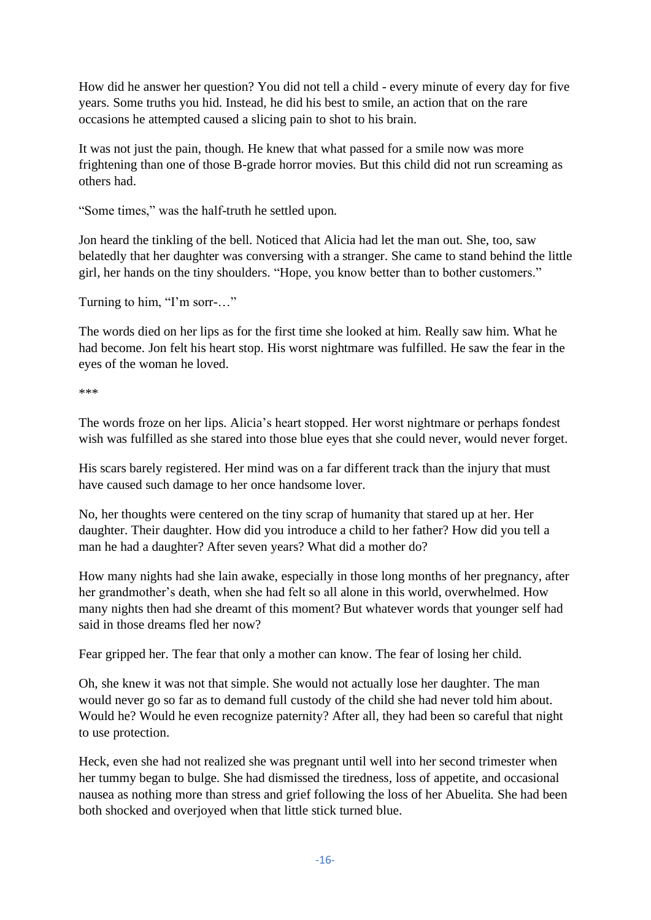How did he answer her question? You did not tell a child - every minute of every day for five years. Some truths you hid. Instead, he did his best to smile, an action that on the rare occasions he attempted caused a slicing pain to shot to his brain.

It was not just the pain, though. He knew that what passed for a smile now was more frightening than one of those B-grade horror movies. But this child did not run screaming as others had.

"Some times," was the half-truth he settled upon.

Jon heard the tinkling of the bell. Noticed that Alicia had let the man out. She, too, saw belatedly that her daughter was conversing with a stranger. She came to stand behind the little girl, her hands on the tiny shoulders. "Hope, you know better than to bother customers."

Turning to him, "I'm sorr-…"

The words died on her lips as for the first time she looked at him. Really saw him. What he had become. Jon felt his heart stop. His worst nightmare was fulfilled. He saw the fear in the eyes of the woman he loved.

***

The words froze on her lips. Alicia's heart stopped. Her worst nightmare or perhaps fondest wish was fulfilled as she stared into those blue eyes that she could never, would never forget.

His scars barely registered. Her mind was on a far different track than the injury that must have caused such damage to her once handsome lover.

No, her thoughts were centered on the tiny scrap of humanity that stared up at her. Her daughter. Their daughter. How did you introduce a child to her father? How did you tell a man he had a daughter? After seven years? What did a mother do?

How many nights had she lain awake, especially in those long months of her pregnancy, after her grandmother's death, when she had felt so all alone in this world, overwhelmed. How many nights then had she dreamt of this moment? But whatever words that younger self had said in those dreams fled her now?

Fear gripped her. The fear that only a mother can know. The fear of losing her child.

Oh, she knew it was not that simple. She would not actually lose her daughter. The man would never go so far as to demand full custody of the child she had never told him about. Would he? Would he even recognize paternity? After all, they had been so careful that night to use protection.

Heck, even she had not realized she was pregnant until well into her second trimester when her tummy began to bulge. She had dismissed the tiredness, loss of appetite, and occasional nausea as nothing more than stress and grief following the loss of her Abuelita. She had been both shocked and overjoyed when that little stick turned blue.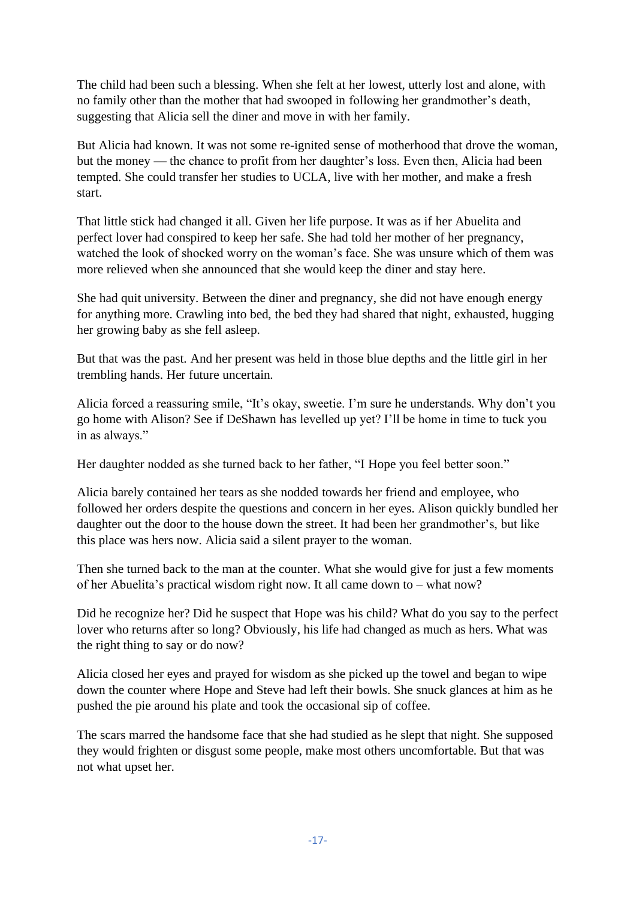The child had been such a blessing. When she felt at her lowest, utterly lost and alone, with no family other than the mother that had swooped in following her grandmother's death, suggesting that Alicia sell the diner and move in with her family.

But Alicia had known. It was not some re-ignited sense of motherhood that drove the woman, but the money — the chance to profit from her daughter's loss. Even then, Alicia had been tempted. She could transfer her studies to UCLA, live with her mother, and make a fresh start.

That little stick had changed it all. Given her life purpose. It was as if her Abuelita and perfect lover had conspired to keep her safe. She had told her mother of her pregnancy, watched the look of shocked worry on the woman's face. She was unsure which of them was more relieved when she announced that she would keep the diner and stay here.

She had quit university. Between the diner and pregnancy, she did not have enough energy for anything more. Crawling into bed, the bed they had shared that night, exhausted, hugging her growing baby as she fell asleep.

But that was the past. And her present was held in those blue depths and the little girl in her trembling hands. Her future uncertain.

Alicia forced a reassuring smile, "It's okay, sweetie. I'm sure he understands. Why don't you go home with Alison? See if DeShawn has levelled up yet? I'll be home in time to tuck you in as always."

Her daughter nodded as she turned back to her father, "I Hope you feel better soon."

Alicia barely contained her tears as she nodded towards her friend and employee, who followed her orders despite the questions and concern in her eyes. Alison quickly bundled her daughter out the door to the house down the street. It had been her grandmother's, but like this place was hers now. Alicia said a silent prayer to the woman.

Then she turned back to the man at the counter. What she would give for just a few moments of her Abuelita's practical wisdom right now. It all came down to – what now?

Did he recognize her? Did he suspect that Hope was his child? What do you say to the perfect lover who returns after so long? Obviously, his life had changed as much as hers. What was the right thing to say or do now?

Alicia closed her eyes and prayed for wisdom as she picked up the towel and began to wipe down the counter where Hope and Steve had left their bowls. She snuck glances at him as he pushed the pie around his plate and took the occasional sip of coffee.

The scars marred the handsome face that she had studied as he slept that night. She supposed they would frighten or disgust some people, make most others uncomfortable. But that was not what upset her.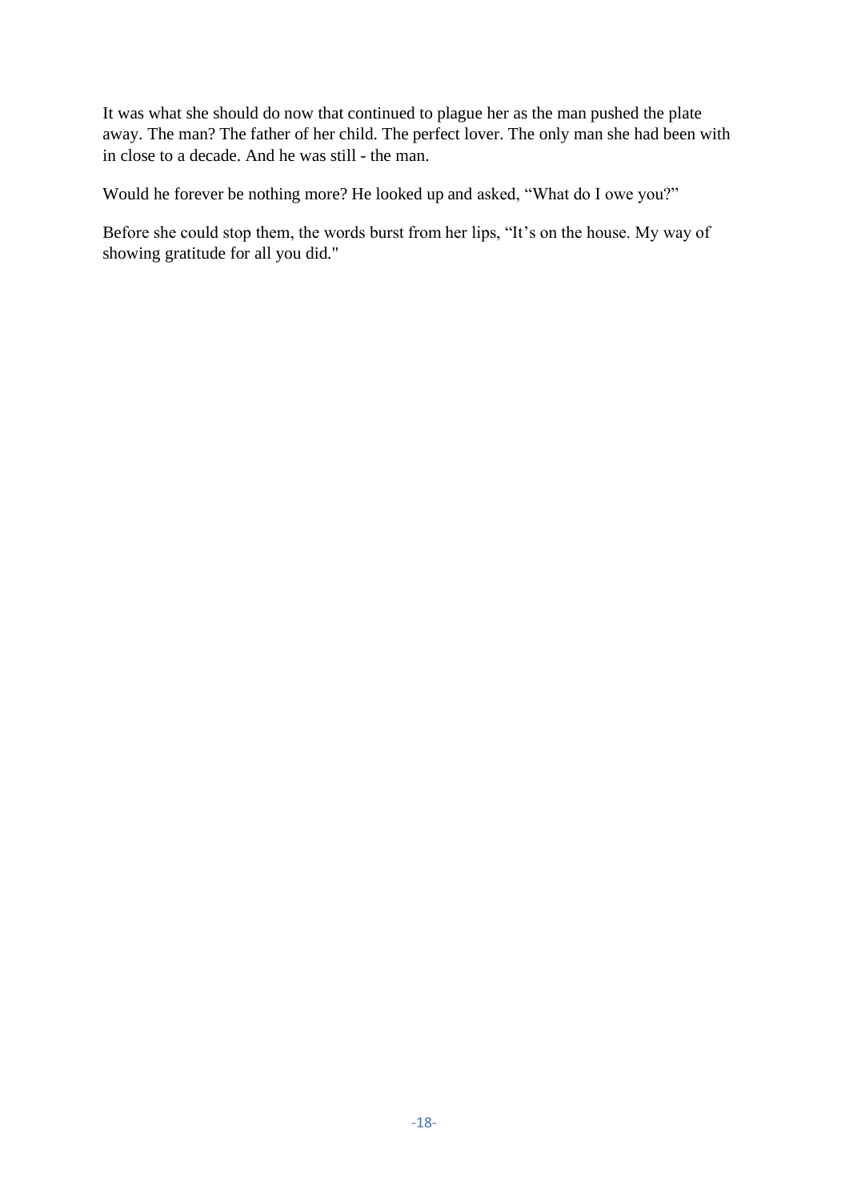It was what she should do now that continued to plague her as the man pushed the plate away. The man? The father of her child. The perfect lover. The only man she had been with in close to a decade. And he was still - the man.

Would he forever be nothing more? He looked up and asked, “What do I owe you?”

Before she could stop them, the words burst from her lips, “It’s on the house. My way of showing gratitude for all you did."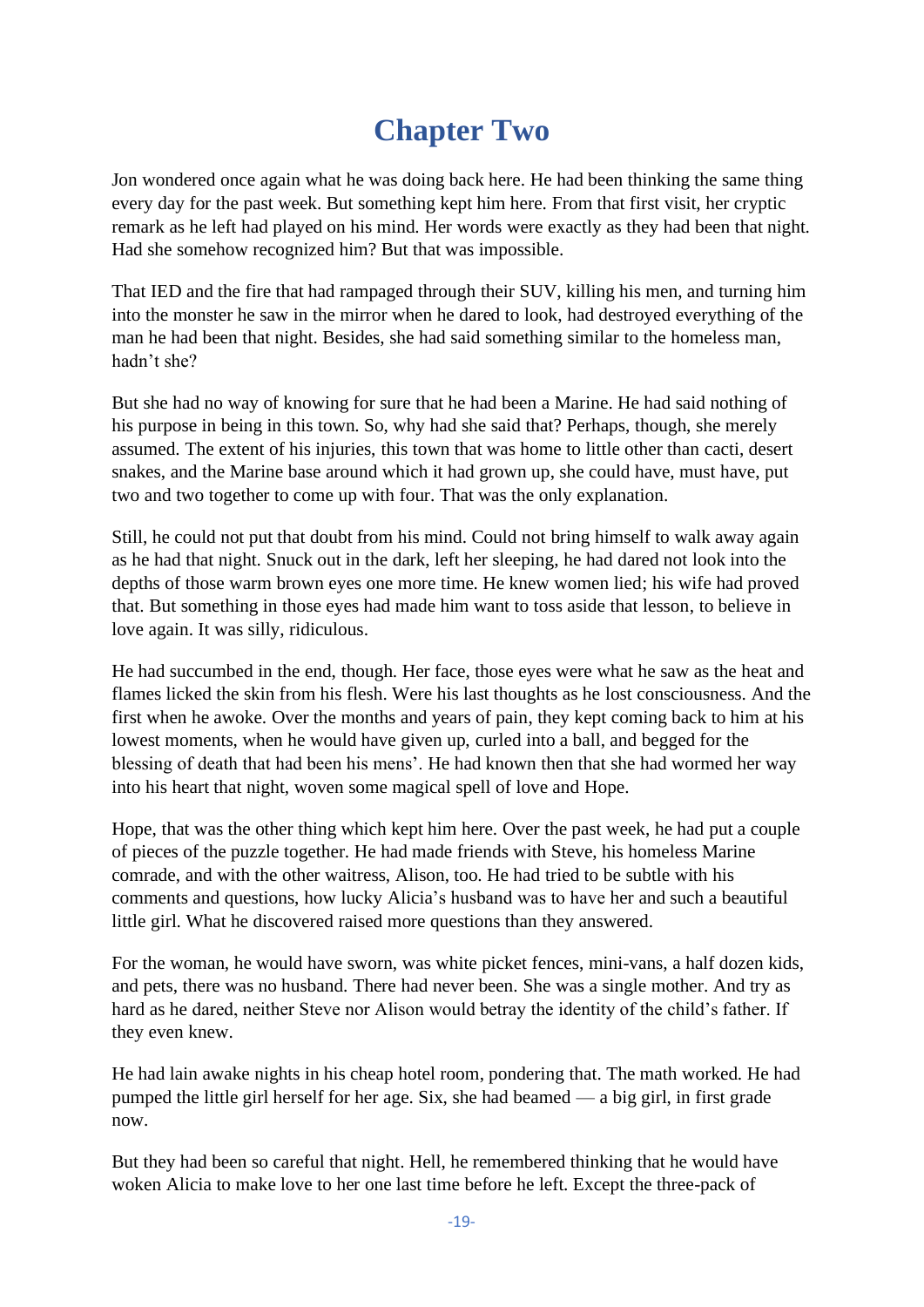# Chapter Two

Jon wondered once again what he was doing back here. He had been thinking the same thing every day for the past week. But something kept him here. From that first visit, her cryptic remark as he left had played on his mind. Her words were exactly as they had been that night. Had she somehow recognized him? But that was impossible.

That IED and the fire that had rampaged through their SUV, killing his men, and turning him into the monster he saw in the mirror when he dared to look, had destroyed everything of the man he had been that night. Besides, she had said something similar to the homeless man, hadn't she?

But she had no way of knowing for sure that he had been a Marine. He had said nothing of his purpose in being in this town. So, why had she said that? Perhaps, though, she merely assumed. The extent of his injuries, this town that was home to little other than cacti, desert snakes, and the Marine base around which it had grown up, she could have, must have, put two and two together to come up with four. That was the only explanation.

Still, he could not put that doubt from his mind. Could not bring himself to walk away again as he had that night. Snuck out in the dark, left her sleeping, he had dared not look into the depths of those warm brown eyes one more time. He knew women lied; his wife had proved that. But something in those eyes had made him want to toss aside that lesson, to believe in love again. It was silly, ridiculous.

He had succumbed in the end, though. Her face, those eyes were what he saw as the heat and flames licked the skin from his flesh. Were his last thoughts as he lost consciousness. And the first when he awoke. Over the months and years of pain, they kept coming back to him at his lowest moments, when he would have given up, curled into a ball, and begged for the blessing of death that had been his mens'. He had known then that she had wormed her way into his heart that night, woven some magical spell of love and Hope.

Hope, that was the other thing which kept him here. Over the past week, he had put a couple of pieces of the puzzle together. He had made friends with Steve, his homeless Marine comrade, and with the other waitress, Alison, too. He had tried to be subtle with his comments and questions, how lucky Alicia's husband was to have her and such a beautiful little girl. What he discovered raised more questions than they answered.

For the woman, he would have sworn, was white picket fences, mini-vans, a half dozen kids, and pets, there was no husband. There had never been. She was a single mother. And try as hard as he dared, neither Steve nor Alison would betray the identity of the child's father. If they even knew.

He had lain awake nights in his cheap hotel room, pondering that. The math worked. He had pumped the little girl herself for her age. Six, she had beamed — a big girl, in first grade now.

But they had been so careful that night. Hell, he remembered thinking that he would have woken Alicia to make love to her one last time before he left. Except the three-pack of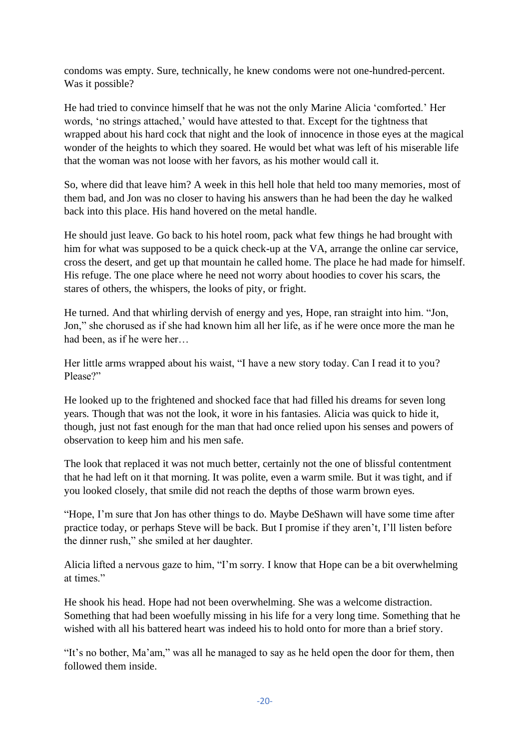condoms was empty. Sure, technically, he knew condoms were not one-hundred-percent. Was it possible?

He had tried to convince himself that he was not the only Marine Alicia 'comforted.' Her words, 'no strings attached,' would have attested to that. Except for the tightness that wrapped about his hard cock that night and the look of innocence in those eyes at the magical wonder of the heights to which they soared. He would bet what was left of his miserable life that the woman was not loose with her favors, as his mother would call it.

So, where did that leave him? A week in this hell hole that held too many memories, most of them bad, and Jon was no closer to having his answers than he had been the day he walked back into this place. His hand hovered on the metal handle.

He should just leave. Go back to his hotel room, pack what few things he had brought with him for what was supposed to be a quick check-up at the VA, arrange the online car service, cross the desert, and get up that mountain he called home. The place he had made for himself. His refuge. The one place where he need not worry about hoodies to cover his scars, the stares of others, the whispers, the looks of pity, or fright.

He turned. And that whirling dervish of energy and yes, Hope, ran straight into him. "Jon, Jon," she chorused as if she had known him all her life, as if he were once more the man he had been, as if he were her…

Her little arms wrapped about his waist, "I have a new story today. Can I read it to you? Please?"

He looked up to the frightened and shocked face that had filled his dreams for seven long years. Though that was not the look, it wore in his fantasies. Alicia was quick to hide it, though, just not fast enough for the man that had once relied upon his senses and powers of observation to keep him and his men safe.

The look that replaced it was not much better, certainly not the one of blissful contentment that he had left on it that morning. It was polite, even a warm smile. But it was tight, and if you looked closely, that smile did not reach the depths of those warm brown eyes.

"Hope, I'm sure that Jon has other things to do. Maybe DeShawn will have some time after practice today, or perhaps Steve will be back. But I promise if they aren't, I'll listen before the dinner rush," she smiled at her daughter.

Alicia lifted a nervous gaze to him, "I'm sorry. I know that Hope can be a bit overwhelming at times."

He shook his head. Hope had not been overwhelming. She was a welcome distraction. Something that had been woefully missing in his life for a very long time. Something that he wished with all his battered heart was indeed his to hold onto for more than a brief story.

"It's no bother, Ma'am," was all he managed to say as he held open the door for them, then followed them inside.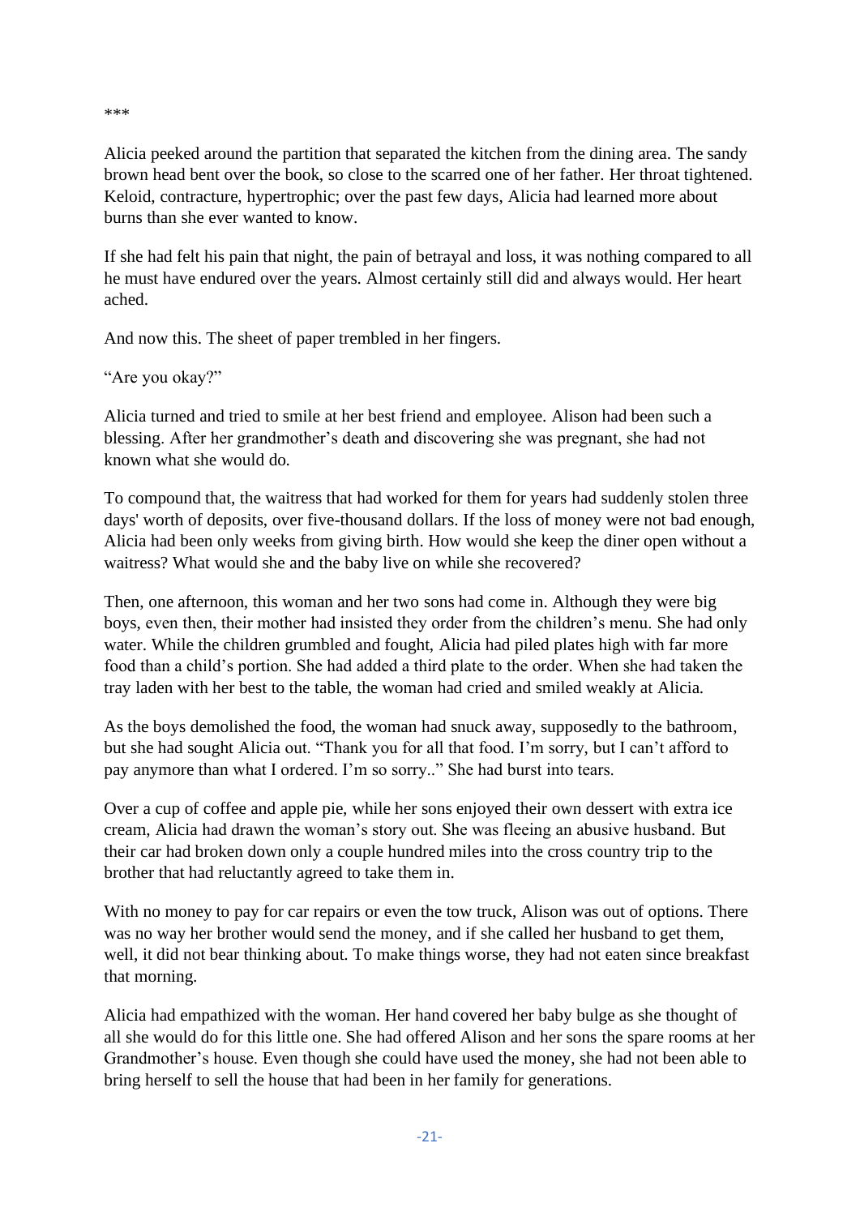***

Alicia peeked around the partition that separated the kitchen from the dining area. The sandy brown head bent over the book, so close to the scarred one of her father. Her throat tightened. Keloid, contracture, hypertrophic; over the past few days, Alicia had learned more about burns than she ever wanted to know.

If she had felt his pain that night, the pain of betrayal and loss, it was nothing compared to all he must have endured over the years. Almost certainly still did and always would. Her heart ached.

And now this. The sheet of paper trembled in her fingers.

"Are you okay?"

Alicia turned and tried to smile at her best friend and employee. Alison had been such a blessing. After her grandmother's death and discovering she was pregnant, she had not known what she would do.

To compound that, the waitress that had worked for them for years had suddenly stolen three days' worth of deposits, over five-thousand dollars. If the loss of money were not bad enough, Alicia had been only weeks from giving birth. How would she keep the diner open without a waitress? What would she and the baby live on while she recovered?

Then, one afternoon, this woman and her two sons had come in. Although they were big boys, even then, their mother had insisted they order from the children's menu. She had only water. While the children grumbled and fought, Alicia had piled plates high with far more food than a child's portion. She had added a third plate to the order. When she had taken the tray laden with her best to the table, the woman had cried and smiled weakly at Alicia.

As the boys demolished the food, the woman had snuck away, supposedly to the bathroom, but she had sought Alicia out. "Thank you for all that food. I'm sorry, but I can't afford to pay anymore than what I ordered. I'm so sorry.." She had burst into tears.

Over a cup of coffee and apple pie, while her sons enjoyed their own dessert with extra ice cream, Alicia had drawn the woman's story out. She was fleeing an abusive husband. But their car had broken down only a couple hundred miles into the cross country trip to the brother that had reluctantly agreed to take them in.

With no money to pay for car repairs or even the tow truck, Alison was out of options. There was no way her brother would send the money, and if she called her husband to get them, well, it did not bear thinking about. To make things worse, they had not eaten since breakfast that morning.

Alicia had empathized with the woman. Her hand covered her baby bulge as she thought of all she would do for this little one. She had offered Alison and her sons the spare rooms at her Grandmother's house. Even though she could have used the money, she had not been able to bring herself to sell the house that had been in her family for generations.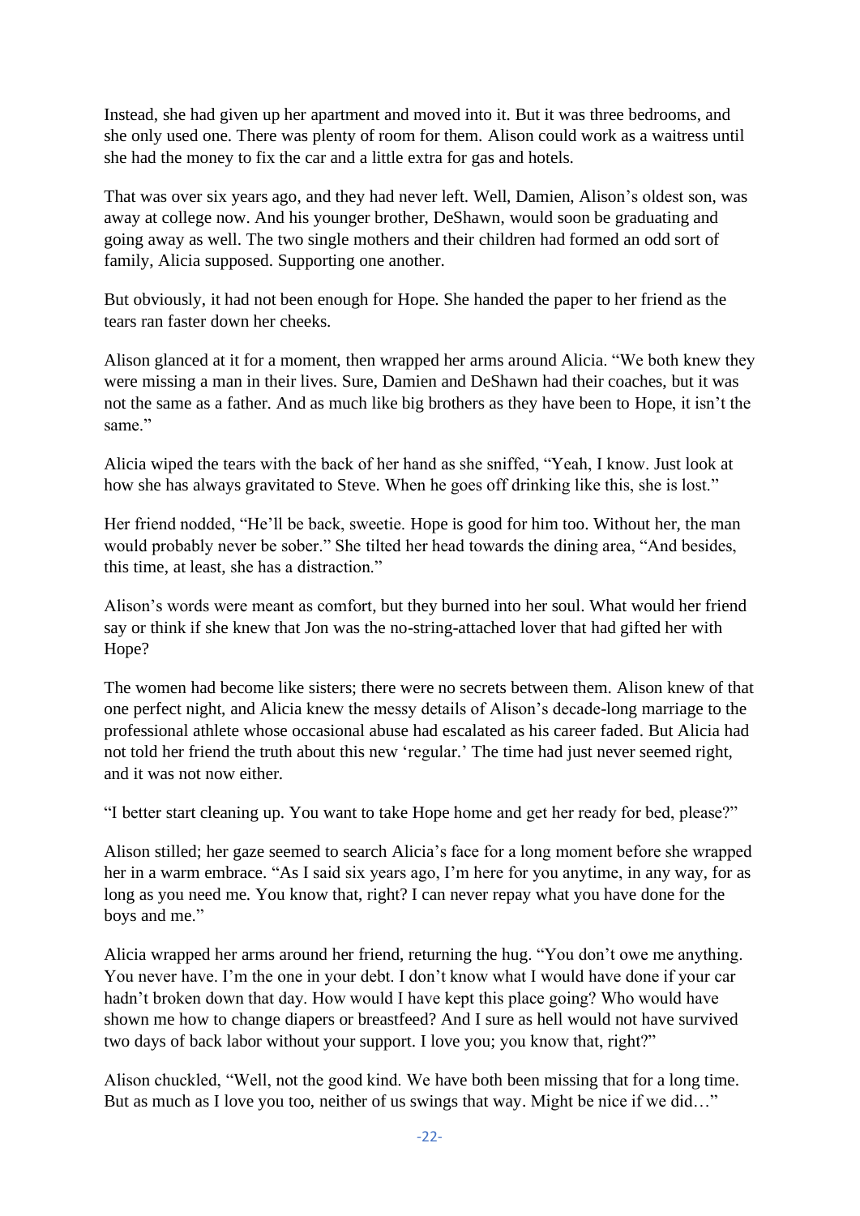Instead, she had given up her apartment and moved into it. But it was three bedrooms, and she only used one. There was plenty of room for them. Alison could work as a waitress until she had the money to fix the car and a little extra for gas and hotels.

That was over six years ago, and they had never left. Well, Damien, Alison's oldest son, was away at college now. And his younger brother, DeShawn, would soon be graduating and going away as well. The two single mothers and their children had formed an odd sort of family, Alicia supposed. Supporting one another.

But obviously, it had not been enough for Hope. She handed the paper to her friend as the tears ran faster down her cheeks.

Alison glanced at it for a moment, then wrapped her arms around Alicia. "We both knew they were missing a man in their lives. Sure, Damien and DeShawn had their coaches, but it was not the same as a father. And as much like big brothers as they have been to Hope, it isn't the same."

Alicia wiped the tears with the back of her hand as she sniffed, "Yeah, I know. Just look at how she has always gravitated to Steve. When he goes off drinking like this, she is lost."

Her friend nodded, "He'll be back, sweetie. Hope is good for him too. Without her, the man would probably never be sober." She tilted her head towards the dining area, "And besides, this time, at least, she has a distraction."

Alison's words were meant as comfort, but they burned into her soul. What would her friend say or think if she knew that Jon was the no-string-attached lover that had gifted her with Hope?

The women had become like sisters; there were no secrets between them. Alison knew of that one perfect night, and Alicia knew the messy details of Alison's decade-long marriage to the professional athlete whose occasional abuse had escalated as his career faded. But Alicia had not told her friend the truth about this new 'regular.' The time had just never seemed right, and it was not now either.

"I better start cleaning up. You want to take Hope home and get her ready for bed, please?"

Alison stilled; her gaze seemed to search Alicia's face for a long moment before she wrapped her in a warm embrace. "As I said six years ago, I'm here for you anytime, in any way, for as long as you need me. You know that, right? I can never repay what you have done for the boys and me."

Alicia wrapped her arms around her friend, returning the hug. "You don't owe me anything. You never have. I'm the one in your debt. I don't know what I would have done if your car hadn't broken down that day. How would I have kept this place going? Who would have shown me how to change diapers or breastfeed? And I sure as hell would not have survived two days of back labor without your support. I love you; you know that, right?"

Alison chuckled, "Well, not the good kind. We have both been missing that for a long time. But as much as I love you too, neither of us swings that way. Might be nice if we did…"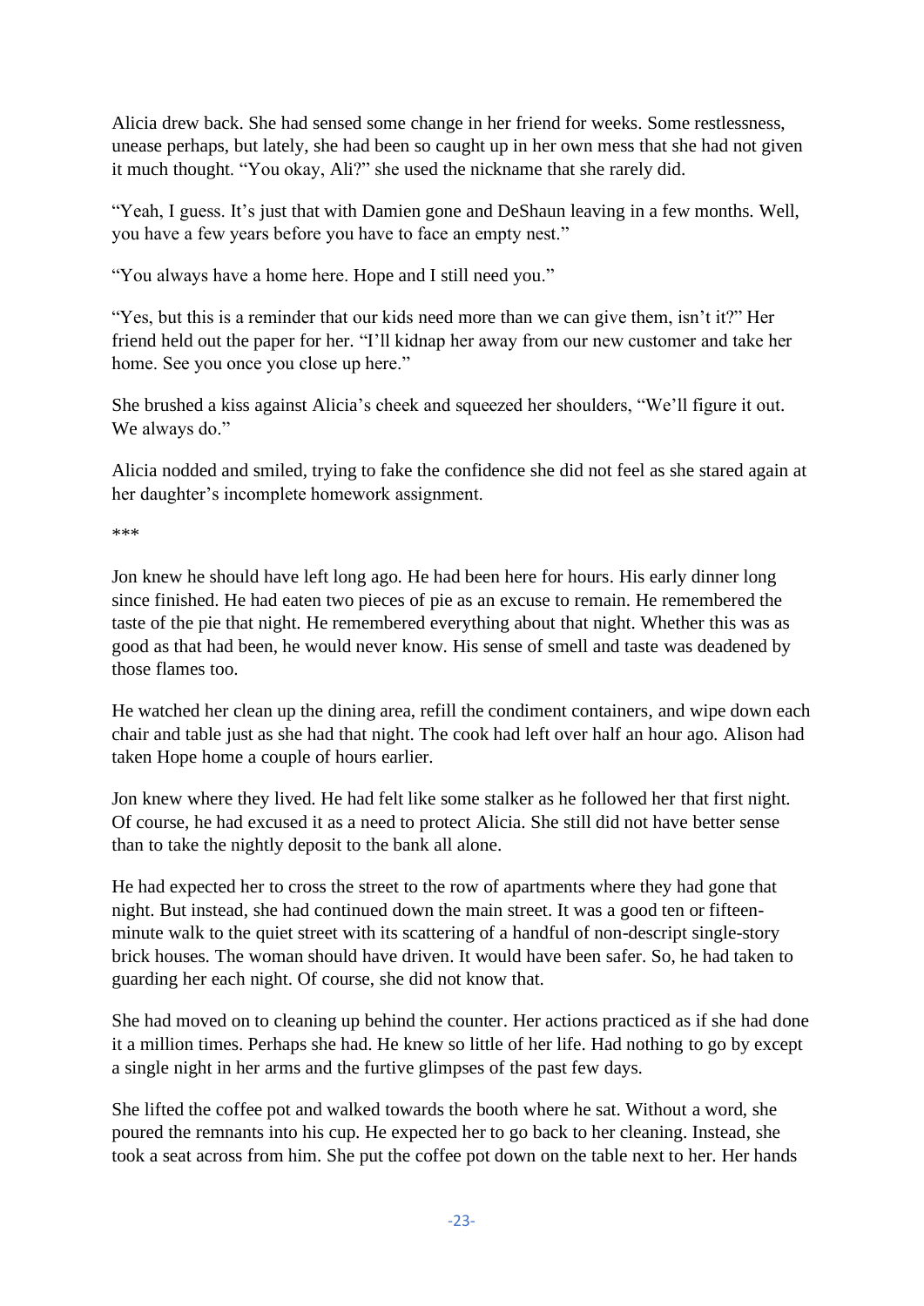Alicia drew back. She had sensed some change in her friend for weeks. Some restlessness, unease perhaps, but lately, she had been so caught up in her own mess that she had not given it much thought. “You okay, Ali?” she used the nickname that she rarely did.

“Yeah, I guess. It’s just that with Damien gone and DeShaun leaving in a few months. Well, you have a few years before you have to face an empty nest.”

“You always have a home here. Hope and I still need you.”

“Yes, but this is a reminder that our kids need more than we can give them, isn’t it?” Her friend held out the paper for her. “I’ll kidnap her away from our new customer and take her home. See you once you close up here.”

She brushed a kiss against Alicia’s cheek and squeezed her shoulders, “We’ll figure it out. We always do.”

Alicia nodded and smiled, trying to fake the confidence she did not feel as she stared again at her daughter’s incomplete homework assignment.

***

Jon knew he should have left long ago. He had been here for hours. His early dinner long since finished. He had eaten two pieces of pie as an excuse to remain. He remembered the taste of the pie that night. He remembered everything about that night. Whether this was as good as that had been, he would never know. His sense of smell and taste was deadened by those flames too.

He watched her clean up the dining area, refill the condiment containers, and wipe down each chair and table just as she had that night. The cook had left over half an hour ago. Alison had taken Hope home a couple of hours earlier.

Jon knew where they lived. He had felt like some stalker as he followed her that first night. Of course, he had excused it as a need to protect Alicia. She still did not have better sense than to take the nightly deposit to the bank all alone.

He had expected her to cross the street to the row of apartments where they had gone that night. But instead, she had continued down the main street. It was a good ten or fifteen-minute walk to the quiet street with its scattering of a handful of non-descript single-story brick houses. The woman should have driven. It would have been safer. So, he had taken to guarding her each night. Of course, she did not know that.

She had moved on to cleaning up behind the counter. Her actions practiced as if she had done it a million times. Perhaps she had. He knew so little of her life. Had nothing to go by except a single night in her arms and the furtive glimpses of the past few days.

She lifted the coffee pot and walked towards the booth where he sat. Without a word, she poured the remnants into his cup. He expected her to go back to her cleaning. Instead, she took a seat across from him. She put the coffee pot down on the table next to her. Her hands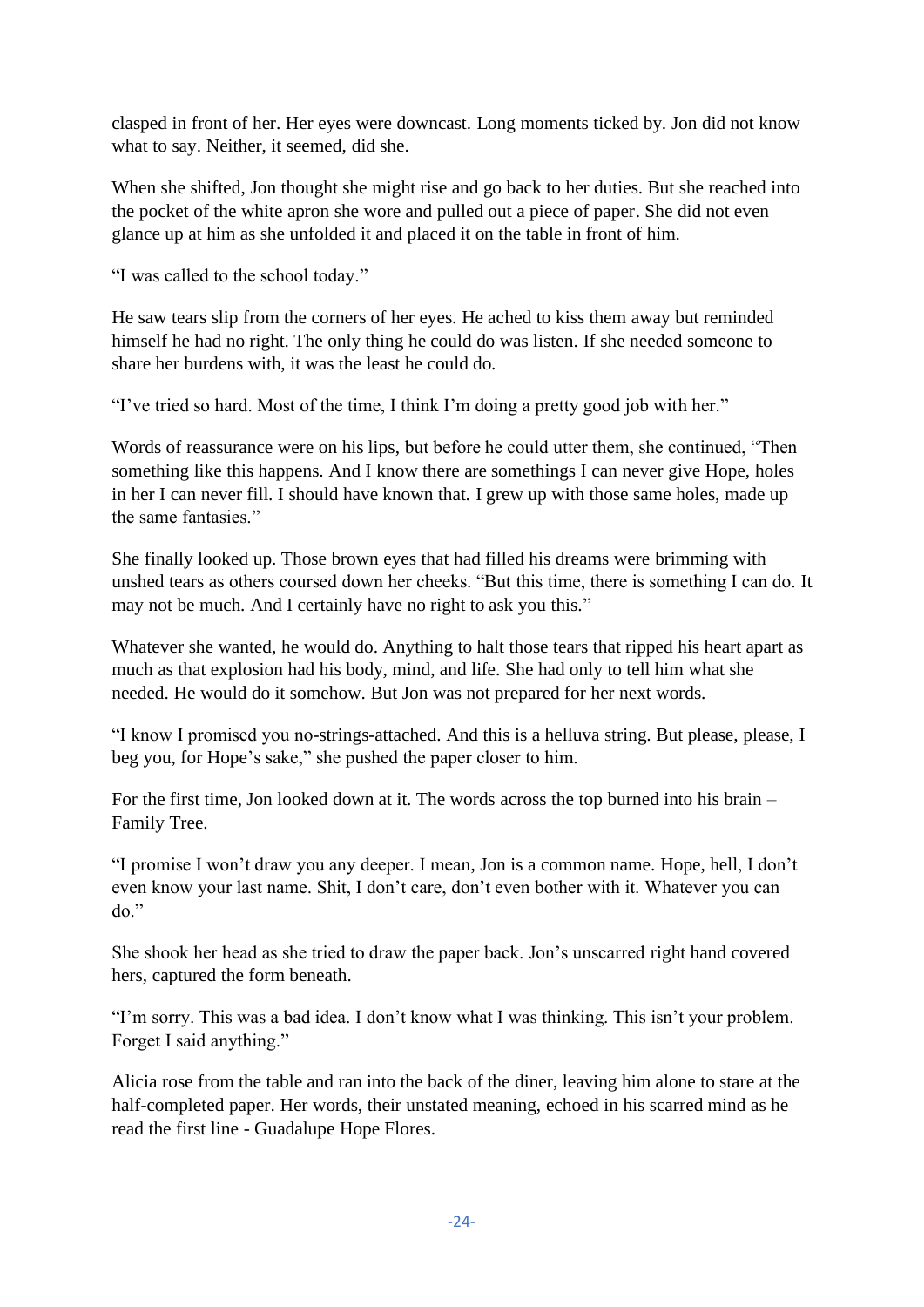clasped in front of her. Her eyes were downcast. Long moments ticked by. Jon did not know what to say. Neither, it seemed, did she.

When she shifted, Jon thought she might rise and go back to her duties. But she reached into the pocket of the white apron she wore and pulled out a piece of paper. She did not even glance up at him as she unfolded it and placed it on the table in front of him.

"I was called to the school today."

He saw tears slip from the corners of her eyes. He ached to kiss them away but reminded himself he had no right. The only thing he could do was listen. If she needed someone to share her burdens with, it was the least he could do.

"I've tried so hard. Most of the time, I think I'm doing a pretty good job with her."

Words of reassurance were on his lips, but before he could utter them, she continued, "Then something like this happens. And I know there are somethings I can never give Hope, holes in her I can never fill. I should have known that. I grew up with those same holes, made up the same fantasies."

She finally looked up. Those brown eyes that had filled his dreams were brimming with unshed tears as others coursed down her cheeks. "But this time, there is something I can do. It may not be much. And I certainly have no right to ask you this."

Whatever she wanted, he would do. Anything to halt those tears that ripped his heart apart as much as that explosion had his body, mind, and life. She had only to tell him what she needed. He would do it somehow. But Jon was not prepared for her next words.

"I know I promised you no-strings-attached. And this is a helluva string. But please, please, I beg you, for Hope's sake," she pushed the paper closer to him.

For the first time, Jon looked down at it. The words across the top burned into his brain – Family Tree.

"I promise I won't draw you any deeper. I mean, Jon is a common name. Hope, hell, I don't even know your last name. Shit, I don't care, don't even bother with it. Whatever you can do."

She shook her head as she tried to draw the paper back. Jon's unscarred right hand covered hers, captured the form beneath.

"I'm sorry. This was a bad idea. I don't know what I was thinking. This isn't your problem. Forget I said anything."

Alicia rose from the table and ran into the back of the diner, leaving him alone to stare at the half-completed paper. Her words, their unstated meaning, echoed in his scarred mind as he read the first line - Guadalupe Hope Flores.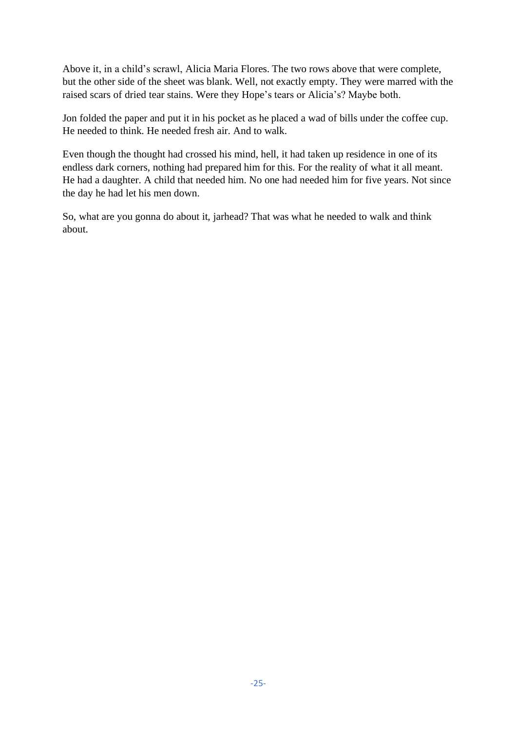Above it, in a child's scrawl, Alicia Maria Flores. The two rows above that were complete, but the other side of the sheet was blank. Well, not exactly empty. They were marred with the raised scars of dried tear stains. Were they Hope's tears or Alicia's? Maybe both.

Jon folded the paper and put it in his pocket as he placed a wad of bills under the coffee cup. He needed to think. He needed fresh air. And to walk.

Even though the thought had crossed his mind, hell, it had taken up residence in one of its endless dark corners, nothing had prepared him for this. For the reality of what it all meant. He had a daughter. A child that needed him. No one had needed him for five years. Not since the day he had let his men down.

So, what are you gonna do about it, jarhead? That was what he needed to walk and think about.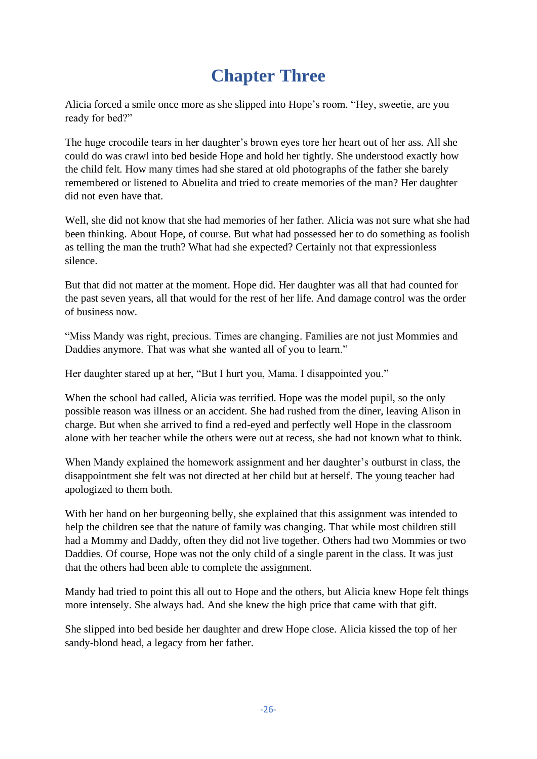# Chapter Three

Alicia forced a smile once more as she slipped into Hope's room. "Hey, sweetie, are you ready for bed?"

The huge crocodile tears in her daughter's brown eyes tore her heart out of her ass. All she could do was crawl into bed beside Hope and hold her tightly. She understood exactly how the child felt. How many times had she stared at old photographs of the father she barely remembered or listened to Abuelita and tried to create memories of the man? Her daughter did not even have that.

Well, she did not know that she had memories of her father. Alicia was not sure what she had been thinking. About Hope, of course. But what had possessed her to do something as foolish as telling the man the truth? What had she expected? Certainly not that expressionless silence.

But that did not matter at the moment. Hope did. Her daughter was all that had counted for the past seven years, all that would for the rest of her life. And damage control was the order of business now.

"Miss Mandy was right, precious. Times are changing. Families are not just Mommies and Daddies anymore. That was what she wanted all of you to learn."

Her daughter stared up at her, "But I hurt you, Mama. I disappointed you."

When the school had called, Alicia was terrified. Hope was the model pupil, so the only possible reason was illness or an accident. She had rushed from the diner, leaving Alison in charge. But when she arrived to find a red-eyed and perfectly well Hope in the classroom alone with her teacher while the others were out at recess, she had not known what to think.

When Mandy explained the homework assignment and her daughter's outburst in class, the disappointment she felt was not directed at her child but at herself. The young teacher had apologized to them both.

With her hand on her burgeoning belly, she explained that this assignment was intended to help the children see that the nature of family was changing. That while most children still had a Mommy and Daddy, often they did not live together. Others had two Mommies or two Daddies. Of course, Hope was not the only child of a single parent in the class. It was just that the others had been able to complete the assignment.

Mandy had tried to point this all out to Hope and the others, but Alicia knew Hope felt things more intensely. She always had. And she knew the high price that came with that gift.

She slipped into bed beside her daughter and drew Hope close. Alicia kissed the top of her sandy-blond head, a legacy from her father.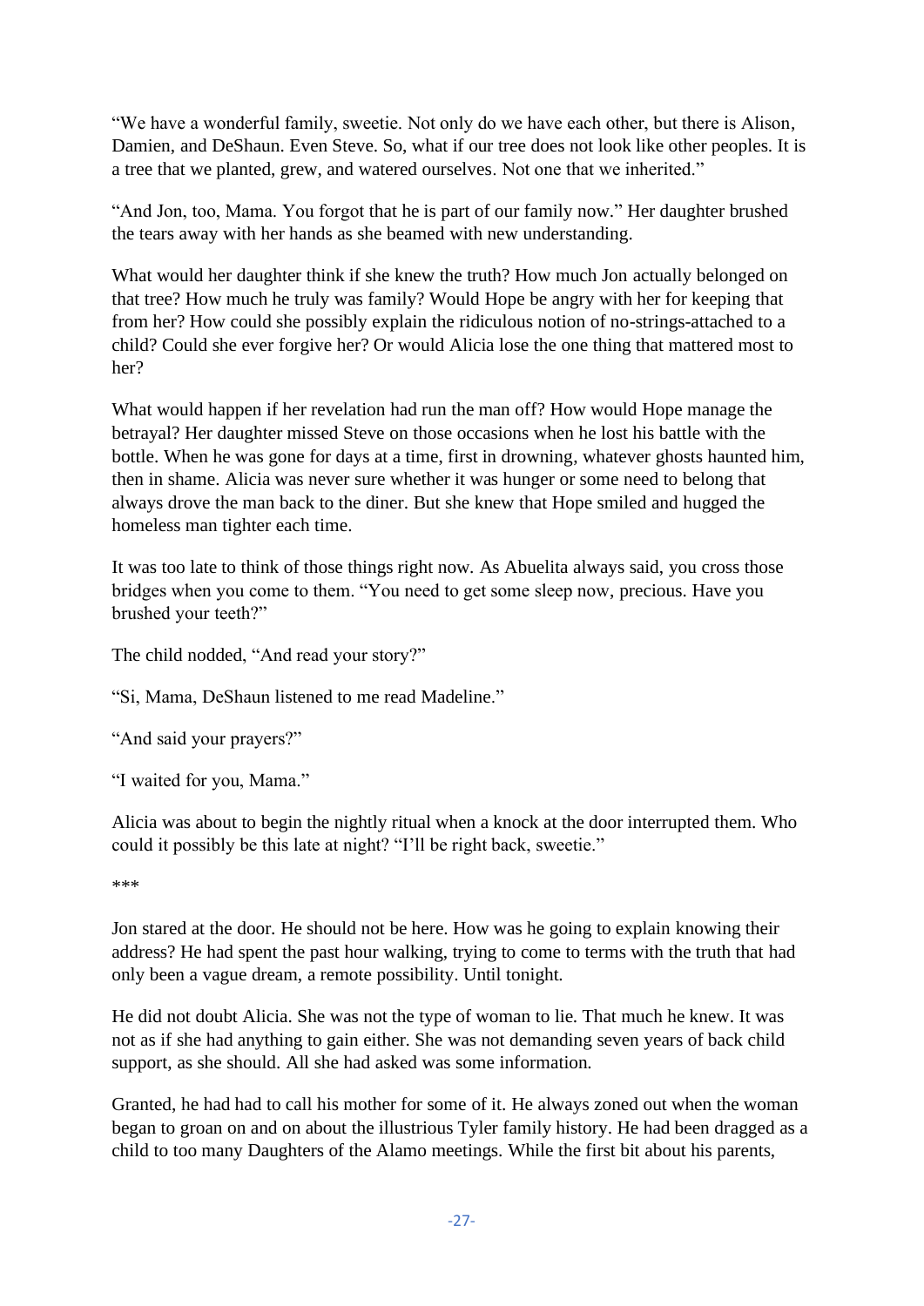"We have a wonderful family, sweetie. Not only do we have each other, but there is Alison, Damien, and DeShaun. Even Steve. So, what if our tree does not look like other peoples. It is a tree that we planted, grew, and watered ourselves. Not one that we inherited."

"And Jon, too, Mama. You forgot that he is part of our family now." Her daughter brushed the tears away with her hands as she beamed with new understanding.

What would her daughter think if she knew the truth? How much Jon actually belonged on that tree? How much he truly was family? Would Hope be angry with her for keeping that from her? How could she possibly explain the ridiculous notion of no-strings-attached to a child? Could she ever forgive her? Or would Alicia lose the one thing that mattered most to her?

What would happen if her revelation had run the man off? How would Hope manage the betrayal? Her daughter missed Steve on those occasions when he lost his battle with the bottle. When he was gone for days at a time, first in drowning, whatever ghosts haunted him, then in shame. Alicia was never sure whether it was hunger or some need to belong that always drove the man back to the diner. But she knew that Hope smiled and hugged the homeless man tighter each time.

It was too late to think of those things right now. As Abuelita always said, you cross those bridges when you come to them. "You need to get some sleep now, precious. Have you brushed your teeth?"

The child nodded, "And read your story?"

"Si, Mama, DeShaun listened to me read Madeline."

"And said your prayers?"

"I waited for you, Mama."

Alicia was about to begin the nightly ritual when a knock at the door interrupted them. Who could it possibly be this late at night? "I'll be right back, sweetie."

***

Jon stared at the door. He should not be here. How was he going to explain knowing their address? He had spent the past hour walking, trying to come to terms with the truth that had only been a vague dream, a remote possibility. Until tonight.

He did not doubt Alicia. She was not the type of woman to lie. That much he knew. It was not as if she had anything to gain either. She was not demanding seven years of back child support, as she should. All she had asked was some information.

Granted, he had had to call his mother for some of it. He always zoned out when the woman began to groan on and on about the illustrious Tyler family history. He had been dragged as a child to too many Daughters of the Alamo meetings. While the first bit about his parents,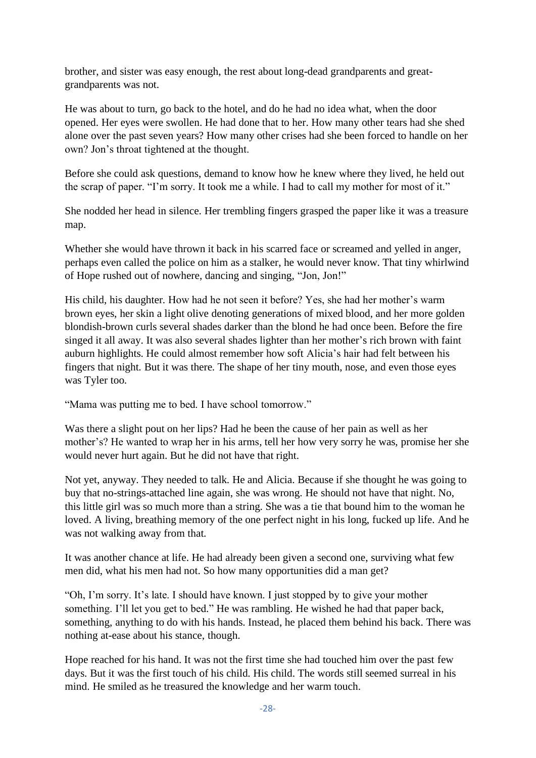brother, and sister was easy enough, the rest about long-dead grandparents and great-grandparents was not.

He was about to turn, go back to the hotel, and do he had no idea what, when the door opened. Her eyes were swollen. He had done that to her. How many other tears had she shed alone over the past seven years? How many other crises had she been forced to handle on her own? Jon's throat tightened at the thought.

Before she could ask questions, demand to know how he knew where they lived, he held out the scrap of paper. "I'm sorry. It took me a while. I had to call my mother for most of it."

She nodded her head in silence. Her trembling fingers grasped the paper like it was a treasure map.

Whether she would have thrown it back in his scarred face or screamed and yelled in anger, perhaps even called the police on him as a stalker, he would never know. That tiny whirlwind of Hope rushed out of nowhere, dancing and singing, "Jon, Jon!"

His child, his daughter. How had he not seen it before? Yes, she had her mother's warm brown eyes, her skin a light olive denoting generations of mixed blood, and her more golden blondish-brown curls several shades darker than the blond he had once been. Before the fire singed it all away. It was also several shades lighter than her mother's rich brown with faint auburn highlights. He could almost remember how soft Alicia's hair had felt between his fingers that night. But it was there. The shape of her tiny mouth, nose, and even those eyes was Tyler too.

"Mama was putting me to bed. I have school tomorrow."

Was there a slight pout on her lips? Had he been the cause of her pain as well as her mother's? He wanted to wrap her in his arms, tell her how very sorry he was, promise her she would never hurt again. But he did not have that right.

Not yet, anyway. They needed to talk. He and Alicia. Because if she thought he was going to buy that no-strings-attached line again, she was wrong. He should not have that night. No, this little girl was so much more than a string. She was a tie that bound him to the woman he loved. A living, breathing memory of the one perfect night in his long, fucked up life. And he was not walking away from that.

It was another chance at life. He had already been given a second one, surviving what few men did, what his men had not. So how many opportunities did a man get?

"Oh, I'm sorry. It's late. I should have known. I just stopped by to give your mother something. I'll let you get to bed." He was rambling. He wished he had that paper back, something, anything to do with his hands. Instead, he placed them behind his back. There was nothing at-ease about his stance, though.

Hope reached for his hand. It was not the first time she had touched him over the past few days. But it was the first touch of his child. His child. The words still seemed surreal in his mind. He smiled as he treasured the knowledge and her warm touch.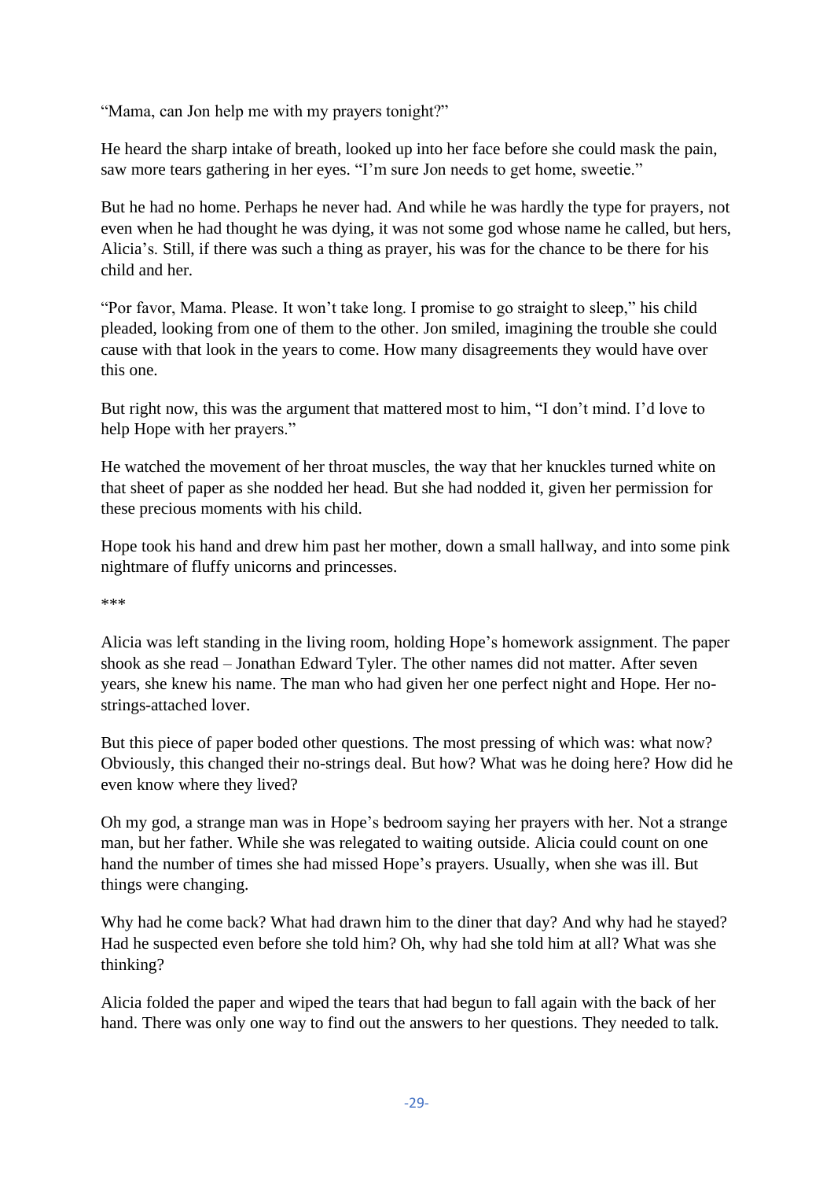"Mama, can Jon help me with my prayers tonight?"

He heard the sharp intake of breath, looked up into her face before she could mask the pain, saw more tears gathering in her eyes. "I'm sure Jon needs to get home, sweetie."

But he had no home. Perhaps he never had. And while he was hardly the type for prayers, not even when he had thought he was dying, it was not some god whose name he called, but hers, Alicia's. Still, if there was such a thing as prayer, his was for the chance to be there for his child and her.

"Por favor, Mama. Please. It won't take long. I promise to go straight to sleep," his child pleaded, looking from one of them to the other. Jon smiled, imagining the trouble she could cause with that look in the years to come. How many disagreements they would have over this one.

But right now, this was the argument that mattered most to him, "I don't mind. I'd love to help Hope with her prayers."

He watched the movement of her throat muscles, the way that her knuckles turned white on that sheet of paper as she nodded her head. But she had nodded it, given her permission for these precious moments with his child.

Hope took his hand and drew him past her mother, down a small hallway, and into some pink nightmare of fluffy unicorns and princesses.

***

Alicia was left standing in the living room, holding Hope's homework assignment. The paper shook as she read – Jonathan Edward Tyler. The other names did not matter. After seven years, she knew his name. The man who had given her one perfect night and Hope. Her no-strings-attached lover.

But this piece of paper boded other questions. The most pressing of which was: what now? Obviously, this changed their no-strings deal. But how? What was he doing here? How did he even know where they lived?

Oh my god, a strange man was in Hope's bedroom saying her prayers with her. Not a strange man, but her father. While she was relegated to waiting outside. Alicia could count on one hand the number of times she had missed Hope's prayers. Usually, when she was ill. But things were changing.

Why had he come back? What had drawn him to the diner that day? And why had he stayed? Had he suspected even before she told him? Oh, why had she told him at all? What was she thinking?

Alicia folded the paper and wiped the tears that had begun to fall again with the back of her hand. There was only one way to find out the answers to her questions. They needed to talk.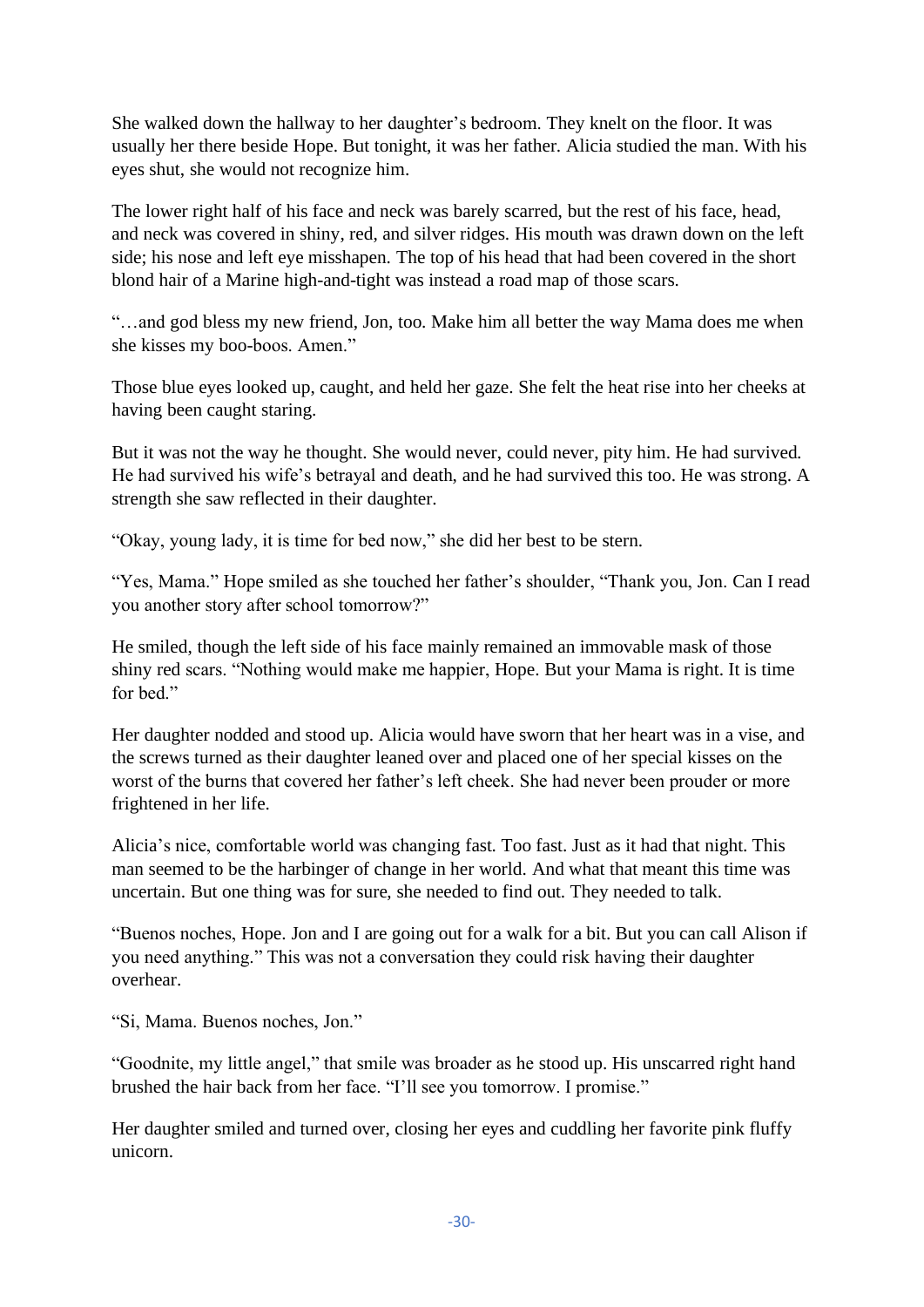She walked down the hallway to her daughter's bedroom. They knelt on the floor. It was usually her there beside Hope. But tonight, it was her father. Alicia studied the man. With his eyes shut, she would not recognize him.

The lower right half of his face and neck was barely scarred, but the rest of his face, head, and neck was covered in shiny, red, and silver ridges. His mouth was drawn down on the left side; his nose and left eye misshapen. The top of his head that had been covered in the short blond hair of a Marine high-and-tight was instead a road map of those scars.

"…and god bless my new friend, Jon, too. Make him all better the way Mama does me when she kisses my boo-boos. Amen."

Those blue eyes looked up, caught, and held her gaze. She felt the heat rise into her cheeks at having been caught staring.

But it was not the way he thought. She would never, could never, pity him. He had survived. He had survived his wife's betrayal and death, and he had survived this too. He was strong. A strength she saw reflected in their daughter.

"Okay, young lady, it is time for bed now," she did her best to be stern.

"Yes, Mama." Hope smiled as she touched her father's shoulder, "Thank you, Jon. Can I read you another story after school tomorrow?"

He smiled, though the left side of his face mainly remained an immovable mask of those shiny red scars. "Nothing would make me happier, Hope. But your Mama is right. It is time for bed."

Her daughter nodded and stood up. Alicia would have sworn that her heart was in a vise, and the screws turned as their daughter leaned over and placed one of her special kisses on the worst of the burns that covered her father's left cheek. She had never been prouder or more frightened in her life.

Alicia's nice, comfortable world was changing fast. Too fast. Just as it had that night. This man seemed to be the harbinger of change in her world. And what that meant this time was uncertain. But one thing was for sure, she needed to find out. They needed to talk.

"Buenos noches, Hope. Jon and I are going out for a walk for a bit. But you can call Alison if you need anything." This was not a conversation they could risk having their daughter overhear.

"Si, Mama. Buenos noches, Jon."

"Goodnite, my little angel," that smile was broader as he stood up. His unscarred right hand brushed the hair back from her face. "I'll see you tomorrow. I promise."

Her daughter smiled and turned over, closing her eyes and cuddling her favorite pink fluffy unicorn.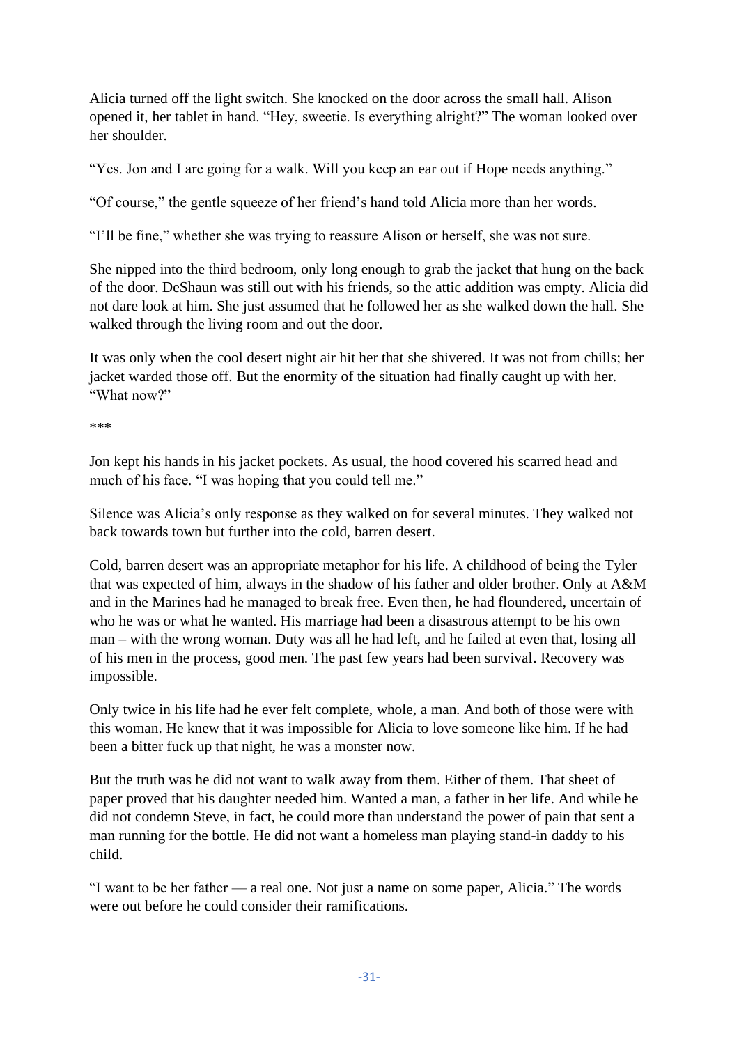Alicia turned off the light switch. She knocked on the door across the small hall. Alison opened it, her tablet in hand. "Hey, sweetie. Is everything alright?" The woman looked over her shoulder.

"Yes. Jon and I are going for a walk. Will you keep an ear out if Hope needs anything."

"Of course," the gentle squeeze of her friend's hand told Alicia more than her words.

"I'll be fine," whether she was trying to reassure Alison or herself, she was not sure.

She nipped into the third bedroom, only long enough to grab the jacket that hung on the back of the door. DeShaun was still out with his friends, so the attic addition was empty. Alicia did not dare look at him. She just assumed that he followed her as she walked down the hall. She walked through the living room and out the door.

It was only when the cool desert night air hit her that she shivered. It was not from chills; her jacket warded those off. But the enormity of the situation had finally caught up with her. "What now?"

***

Jon kept his hands in his jacket pockets. As usual, the hood covered his scarred head and much of his face. "I was hoping that you could tell me."

Silence was Alicia's only response as they walked on for several minutes. They walked not back towards town but further into the cold, barren desert.

Cold, barren desert was an appropriate metaphor for his life. A childhood of being the Tyler that was expected of him, always in the shadow of his father and older brother. Only at A&M and in the Marines had he managed to break free. Even then, he had floundered, uncertain of who he was or what he wanted. His marriage had been a disastrous attempt to be his own man – with the wrong woman. Duty was all he had left, and he failed at even that, losing all of his men in the process, good men. The past few years had been survival. Recovery was impossible.

Only twice in his life had he ever felt complete, whole, a man. And both of those were with this woman. He knew that it was impossible for Alicia to love someone like him. If he had been a bitter fuck up that night, he was a monster now.

But the truth was he did not want to walk away from them. Either of them. That sheet of paper proved that his daughter needed him. Wanted a man, a father in her life. And while he did not condemn Steve, in fact, he could more than understand the power of pain that sent a man running for the bottle. He did not want a homeless man playing stand-in daddy to his child.

"I want to be her father — a real one. Not just a name on some paper, Alicia." The words were out before he could consider their ramifications.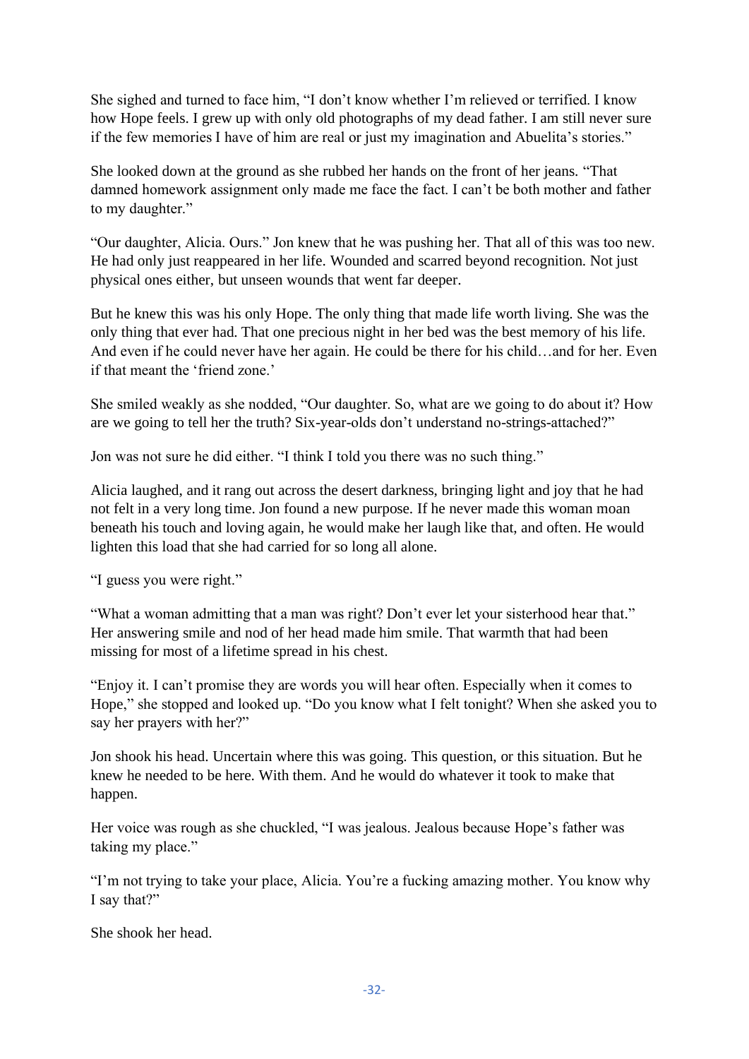She sighed and turned to face him, "I don't know whether I'm relieved or terrified. I know how Hope feels. I grew up with only old photographs of my dead father. I am still never sure if the few memories I have of him are real or just my imagination and Abuelita's stories."

She looked down at the ground as she rubbed her hands on the front of her jeans. "That damned homework assignment only made me face the fact. I can't be both mother and father to my daughter."

"Our daughter, Alicia. Ours." Jon knew that he was pushing her. That all of this was too new. He had only just reappeared in her life. Wounded and scarred beyond recognition. Not just physical ones either, but unseen wounds that went far deeper.

But he knew this was his only Hope. The only thing that made life worth living. She was the only thing that ever had. That one precious night in her bed was the best memory of his life. And even if he could never have her again. He could be there for his child…and for her. Even if that meant the 'friend zone.'

She smiled weakly as she nodded, "Our daughter. So, what are we going to do about it? How are we going to tell her the truth? Six-year-olds don't understand no-strings-attached?"

Jon was not sure he did either. "I think I told you there was no such thing."

Alicia laughed, and it rang out across the desert darkness, bringing light and joy that he had not felt in a very long time. Jon found a new purpose. If he never made this woman moan beneath his touch and loving again, he would make her laugh like that, and often. He would lighten this load that she had carried for so long all alone.

"I guess you were right."

"What a woman admitting that a man was right? Don't ever let your sisterhood hear that." Her answering smile and nod of her head made him smile. That warmth that had been missing for most of a lifetime spread in his chest.

"Enjoy it. I can't promise they are words you will hear often. Especially when it comes to Hope," she stopped and looked up. "Do you know what I felt tonight? When she asked you to say her prayers with her?"

Jon shook his head. Uncertain where this was going. This question, or this situation. But he knew he needed to be here. With them. And he would do whatever it took to make that happen.

Her voice was rough as she chuckled, "I was jealous. Jealous because Hope's father was taking my place."

"I'm not trying to take your place, Alicia. You're a fucking amazing mother. You know why I say that?"

She shook her head.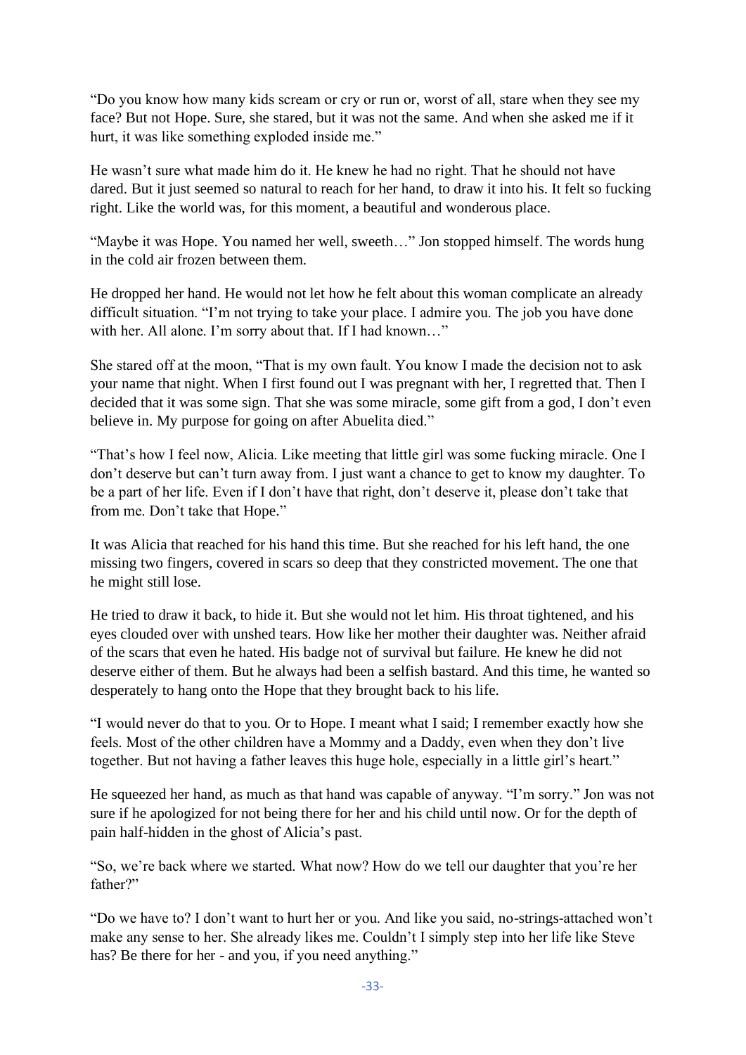"Do you know how many kids scream or cry or run or, worst of all, stare when they see my face? But not Hope. Sure, she stared, but it was not the same. And when she asked me if it hurt, it was like something exploded inside me."

He wasn't sure what made him do it. He knew he had no right. That he should not have dared. But it just seemed so natural to reach for her hand, to draw it into his. It felt so fucking right. Like the world was, for this moment, a beautiful and wonderous place.

"Maybe it was Hope. You named her well, sweeth…" Jon stopped himself. The words hung in the cold air frozen between them.

He dropped her hand. He would not let how he felt about this woman complicate an already difficult situation. "I'm not trying to take your place. I admire you. The job you have done with her. All alone. I'm sorry about that. If I had known…"

She stared off at the moon, "That is my own fault. You know I made the decision not to ask your name that night. When I first found out I was pregnant with her, I regretted that. Then I decided that it was some sign. That she was some miracle, some gift from a god, I don't even believe in. My purpose for going on after Abuelita died."

"That's how I feel now, Alicia. Like meeting that little girl was some fucking miracle. One I don't deserve but can't turn away from. I just want a chance to get to know my daughter. To be a part of her life. Even if I don't have that right, don't deserve it, please don't take that from me. Don't take that Hope."

It was Alicia that reached for his hand this time. But she reached for his left hand, the one missing two fingers, covered in scars so deep that they constricted movement. The one that he might still lose.

He tried to draw it back, to hide it. But she would not let him. His throat tightened, and his eyes clouded over with unshed tears. How like her mother their daughter was. Neither afraid of the scars that even he hated. His badge not of survival but failure. He knew he did not deserve either of them. But he always had been a selfish bastard. And this time, he wanted so desperately to hang onto the Hope that they brought back to his life.

"I would never do that to you. Or to Hope. I meant what I said; I remember exactly how she feels. Most of the other children have a Mommy and a Daddy, even when they don't live together. But not having a father leaves this huge hole, especially in a little girl's heart."

He squeezed her hand, as much as that hand was capable of anyway. "I'm sorry." Jon was not sure if he apologized for not being there for her and his child until now. Or for the depth of pain half-hidden in the ghost of Alicia's past.

"So, we're back where we started. What now? How do we tell our daughter that you're her father?"

"Do we have to? I don't want to hurt her or you. And like you said, no-strings-attached won't make any sense to her. She already likes me. Couldn't I simply step into her life like Steve has? Be there for her - and you, if you need anything."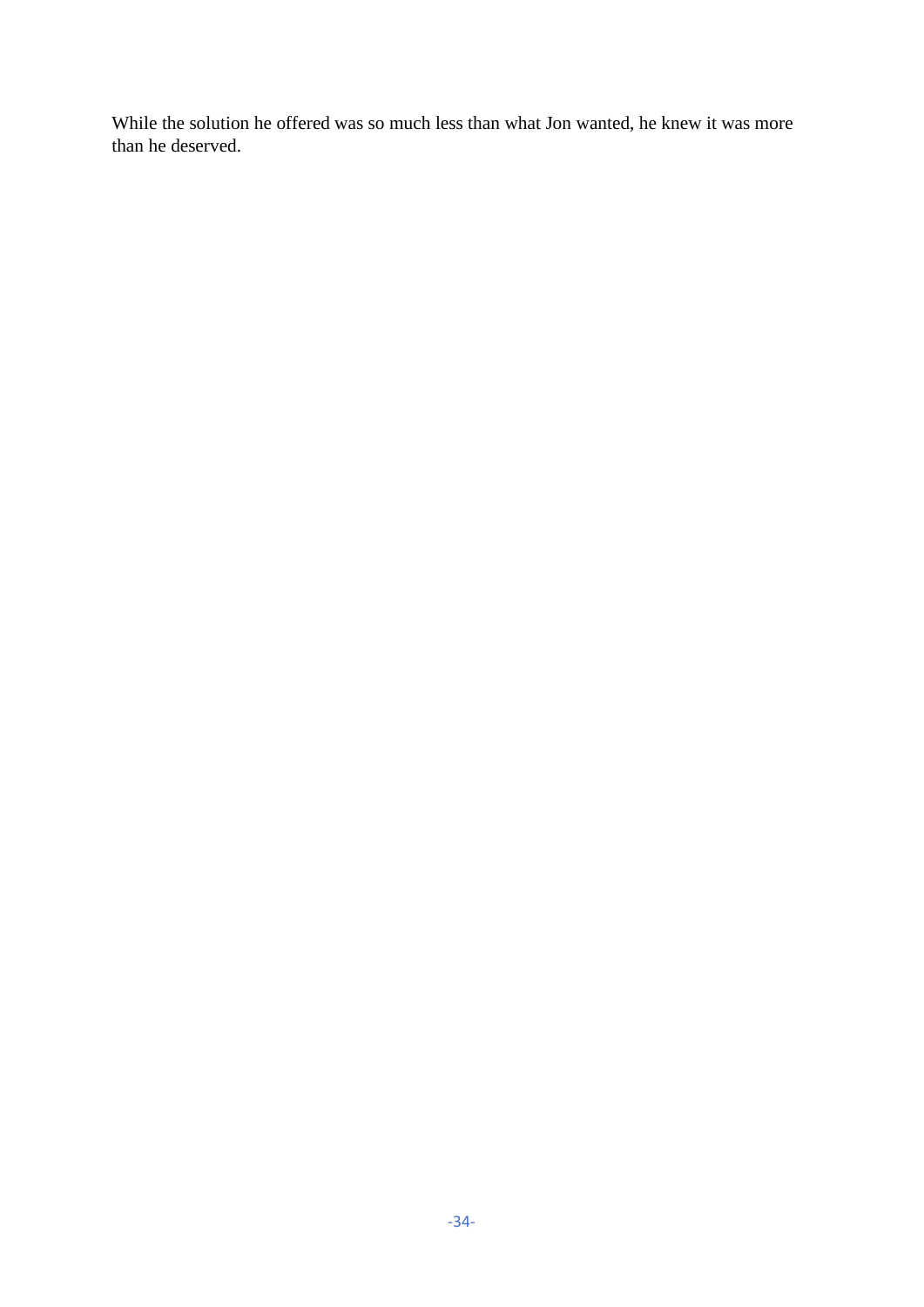While the solution he offered was so much less than what Jon wanted, he knew it was more than he deserved.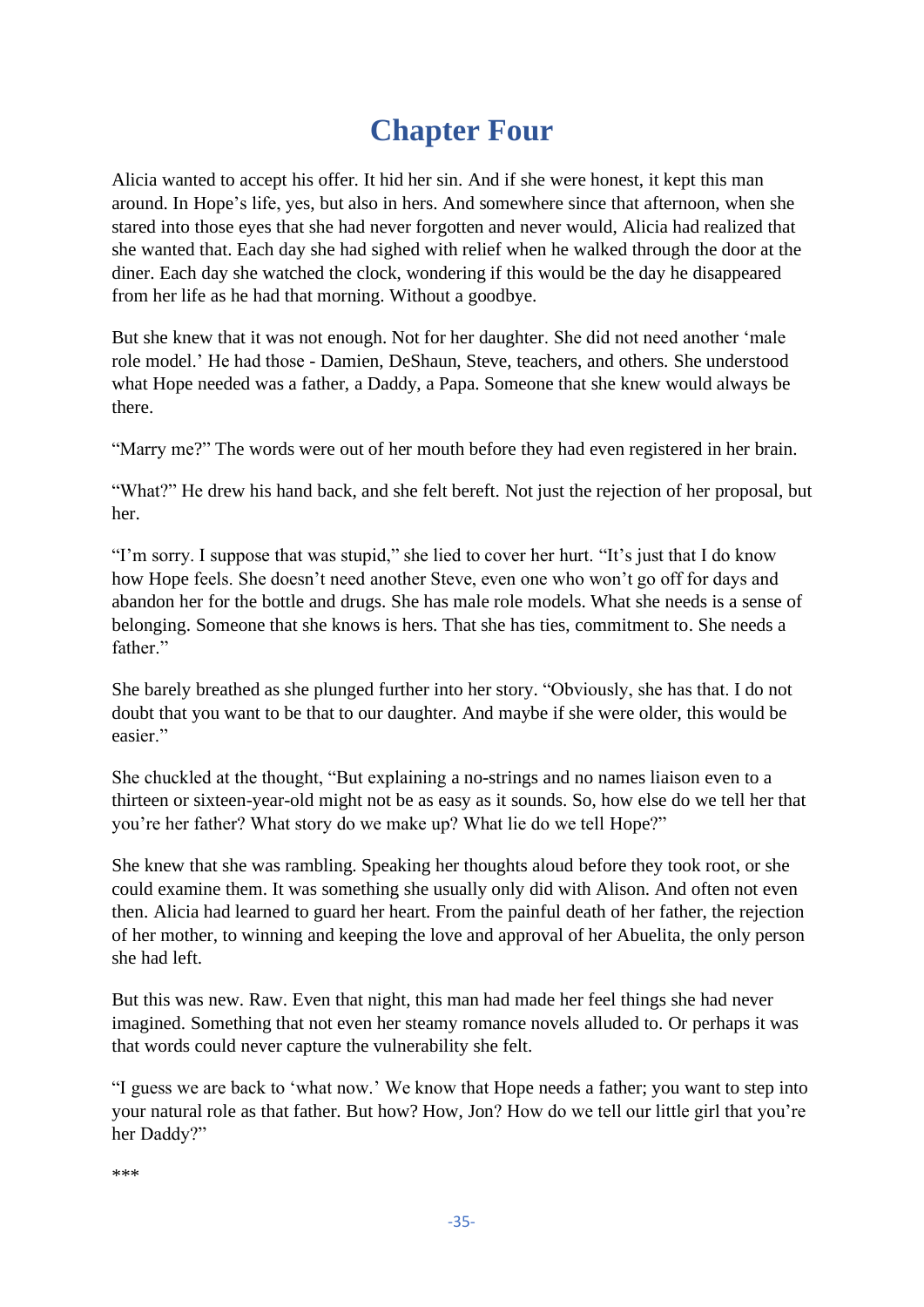# Chapter Four

Alicia wanted to accept his offer. It hid her sin. And if she were honest, it kept this man around. In Hope's life, yes, but also in hers. And somewhere since that afternoon, when she stared into those eyes that she had never forgotten and never would, Alicia had realized that she wanted that. Each day she had sighed with relief when he walked through the door at the diner. Each day she watched the clock, wondering if this would be the day he disappeared from her life as he had that morning. Without a goodbye.

But she knew that it was not enough. Not for her daughter. She did not need another 'male role model.' He had those - Damien, DeShaun, Steve, teachers, and others. She understood what Hope needed was a father, a Daddy, a Papa. Someone that she knew would always be there.

"Marry me?" The words were out of her mouth before they had even registered in her brain.

"What?" He drew his hand back, and she felt bereft. Not just the rejection of her proposal, but her.

"I'm sorry. I suppose that was stupid," she lied to cover her hurt. "It's just that I do know how Hope feels. She doesn't need another Steve, even one who won't go off for days and abandon her for the bottle and drugs. She has male role models. What she needs is a sense of belonging. Someone that she knows is hers. That she has ties, commitment to. She needs a father."

She barely breathed as she plunged further into her story. "Obviously, she has that. I do not doubt that you want to be that to our daughter. And maybe if she were older, this would be easier."

She chuckled at the thought, "But explaining a no-strings and no names liaison even to a thirteen or sixteen-year-old might not be as easy as it sounds. So, how else do we tell her that you're her father? What story do we make up? What lie do we tell Hope?"

She knew that she was rambling. Speaking her thoughts aloud before they took root, or she could examine them. It was something she usually only did with Alison. And often not even then. Alicia had learned to guard her heart. From the painful death of her father, the rejection of her mother, to winning and keeping the love and approval of her Abuelita, the only person she had left.

But this was new. Raw. Even that night, this man had made her feel things she had never imagined. Something that not even her steamy romance novels alluded to. Or perhaps it was that words could never capture the vulnerability she felt.

"I guess we are back to 'what now.' We know that Hope needs a father; you want to step into your natural role as that father. But how? How, Jon? How do we tell our little girl that you're her Daddy?"

***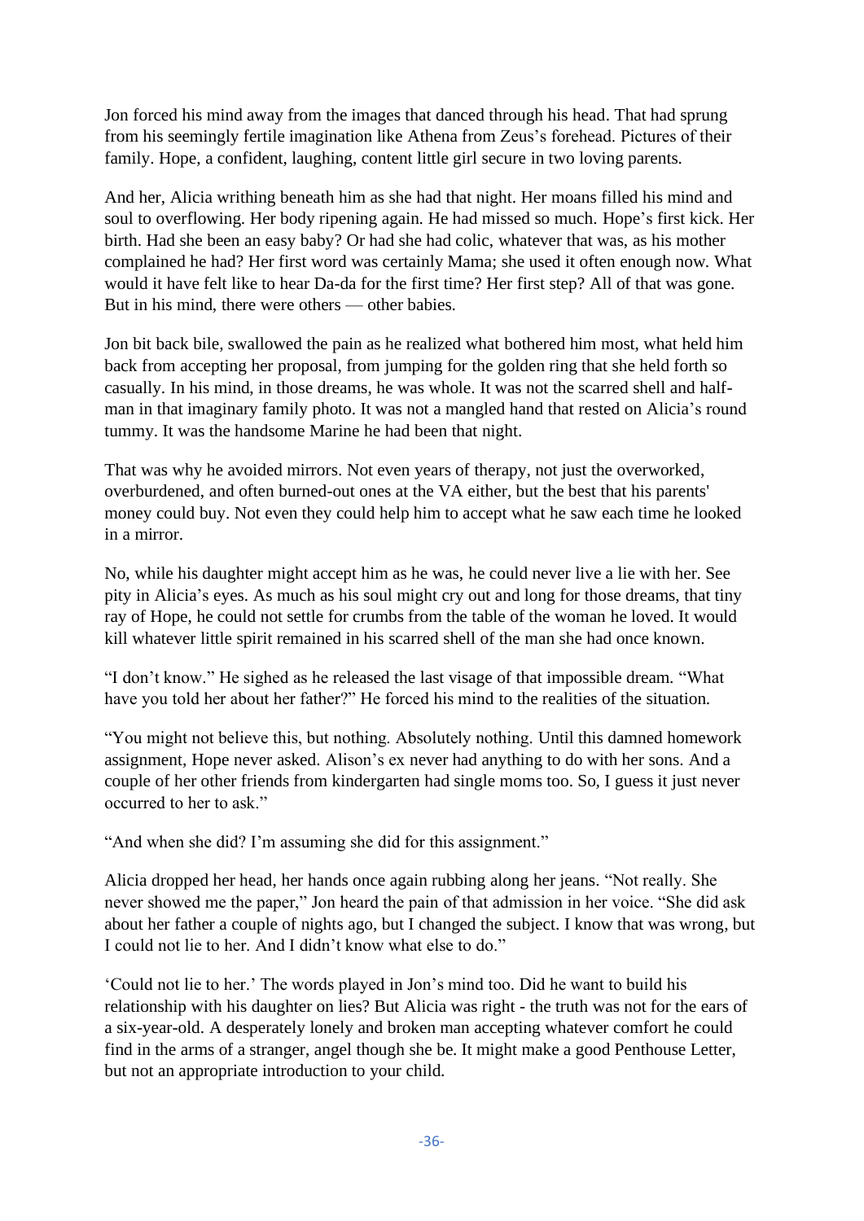Jon forced his mind away from the images that danced through his head. That had sprung from his seemingly fertile imagination like Athena from Zeus's forehead. Pictures of their family. Hope, a confident, laughing, content little girl secure in two loving parents.

And her, Alicia writhing beneath him as she had that night. Her moans filled his mind and soul to overflowing. Her body ripening again. He had missed so much. Hope's first kick. Her birth. Had she been an easy baby? Or had she had colic, whatever that was, as his mother complained he had? Her first word was certainly Mama; she used it often enough now. What would it have felt like to hear Da-da for the first time? Her first step? All of that was gone. But in his mind, there were others — other babies.

Jon bit back bile, swallowed the pain as he realized what bothered him most, what held him back from accepting her proposal, from jumping for the golden ring that she held forth so casually. In his mind, in those dreams, he was whole. It was not the scarred shell and half-man in that imaginary family photo. It was not a mangled hand that rested on Alicia's round tummy. It was the handsome Marine he had been that night.

That was why he avoided mirrors. Not even years of therapy, not just the overworked, overburdened, and often burned-out ones at the VA either, but the best that his parents' money could buy. Not even they could help him to accept what he saw each time he looked in a mirror.

No, while his daughter might accept him as he was, he could never live a lie with her. See pity in Alicia's eyes. As much as his soul might cry out and long for those dreams, that tiny ray of Hope, he could not settle for crumbs from the table of the woman he loved. It would kill whatever little spirit remained in his scarred shell of the man she had once known.

"I don't know." He sighed as he released the last visage of that impossible dream. "What have you told her about her father?" He forced his mind to the realities of the situation.

"You might not believe this, but nothing. Absolutely nothing. Until this damned homework assignment, Hope never asked. Alison's ex never had anything to do with her sons. And a couple of her other friends from kindergarten had single moms too. So, I guess it just never occurred to her to ask."

"And when she did? I'm assuming she did for this assignment."

Alicia dropped her head, her hands once again rubbing along her jeans. "Not really. She never showed me the paper," Jon heard the pain of that admission in her voice. "She did ask about her father a couple of nights ago, but I changed the subject. I know that was wrong, but I could not lie to her. And I didn't know what else to do."

'Could not lie to her.' The words played in Jon's mind too. Did he want to build his relationship with his daughter on lies? But Alicia was right - the truth was not for the ears of a six-year-old. A desperately lonely and broken man accepting whatever comfort he could find in the arms of a stranger, angel though she be. It might make a good Penthouse Letter, but not an appropriate introduction to your child.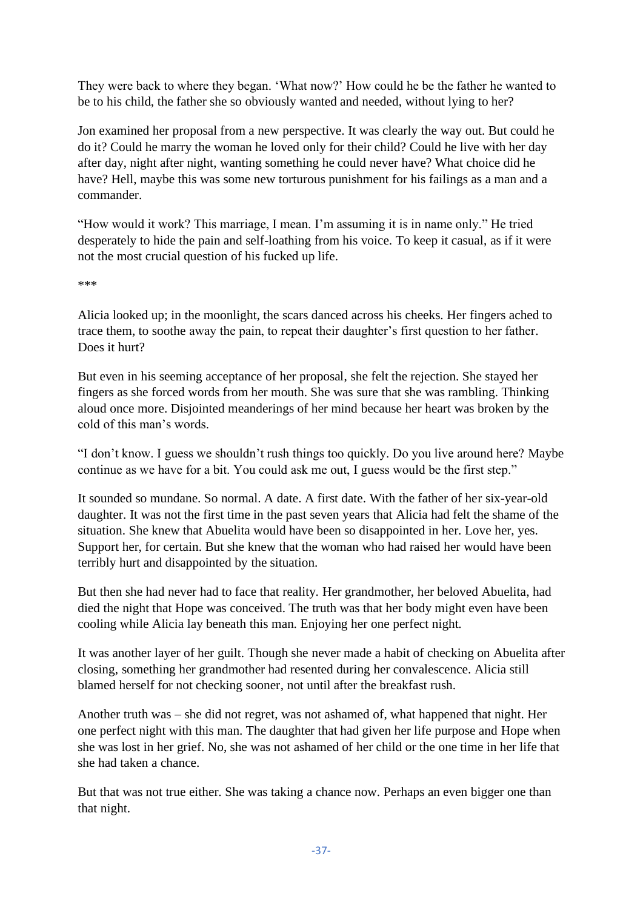They were back to where they began. 'What now?' How could he be the father he wanted to be to his child, the father she so obviously wanted and needed, without lying to her?

Jon examined her proposal from a new perspective. It was clearly the way out. But could he do it? Could he marry the woman he loved only for their child? Could he live with her day after day, night after night, wanting something he could never have? What choice did he have? Hell, maybe this was some new torturous punishment for his failings as a man and a commander.

"How would it work? This marriage, I mean. I'm assuming it is in name only." He tried desperately to hide the pain and self-loathing from his voice. To keep it casual, as if it were not the most crucial question of his fucked up life.

***

Alicia looked up; in the moonlight, the scars danced across his cheeks. Her fingers ached to trace them, to soothe away the pain, to repeat their daughter's first question to her father. Does it hurt?

But even in his seeming acceptance of her proposal, she felt the rejection. She stayed her fingers as she forced words from her mouth. She was sure that she was rambling. Thinking aloud once more. Disjointed meanderings of her mind because her heart was broken by the cold of this man's words.

"I don't know. I guess we shouldn't rush things too quickly. Do you live around here? Maybe continue as we have for a bit. You could ask me out, I guess would be the first step."

It sounded so mundane. So normal. A date. A first date. With the father of her six-year-old daughter. It was not the first time in the past seven years that Alicia had felt the shame of the situation. She knew that Abuelita would have been so disappointed in her. Love her, yes. Support her, for certain. But she knew that the woman who had raised her would have been terribly hurt and disappointed by the situation.

But then she had never had to face that reality. Her grandmother, her beloved Abuelita, had died the night that Hope was conceived. The truth was that her body might even have been cooling while Alicia lay beneath this man. Enjoying her one perfect night.

It was another layer of her guilt. Though she never made a habit of checking on Abuelita after closing, something her grandmother had resented during her convalescence. Alicia still blamed herself for not checking sooner, not until after the breakfast rush.

Another truth was – she did not regret, was not ashamed of, what happened that night. Her one perfect night with this man. The daughter that had given her life purpose and Hope when she was lost in her grief. No, she was not ashamed of her child or the one time in her life that she had taken a chance.

But that was not true either. She was taking a chance now. Perhaps an even bigger one than that night.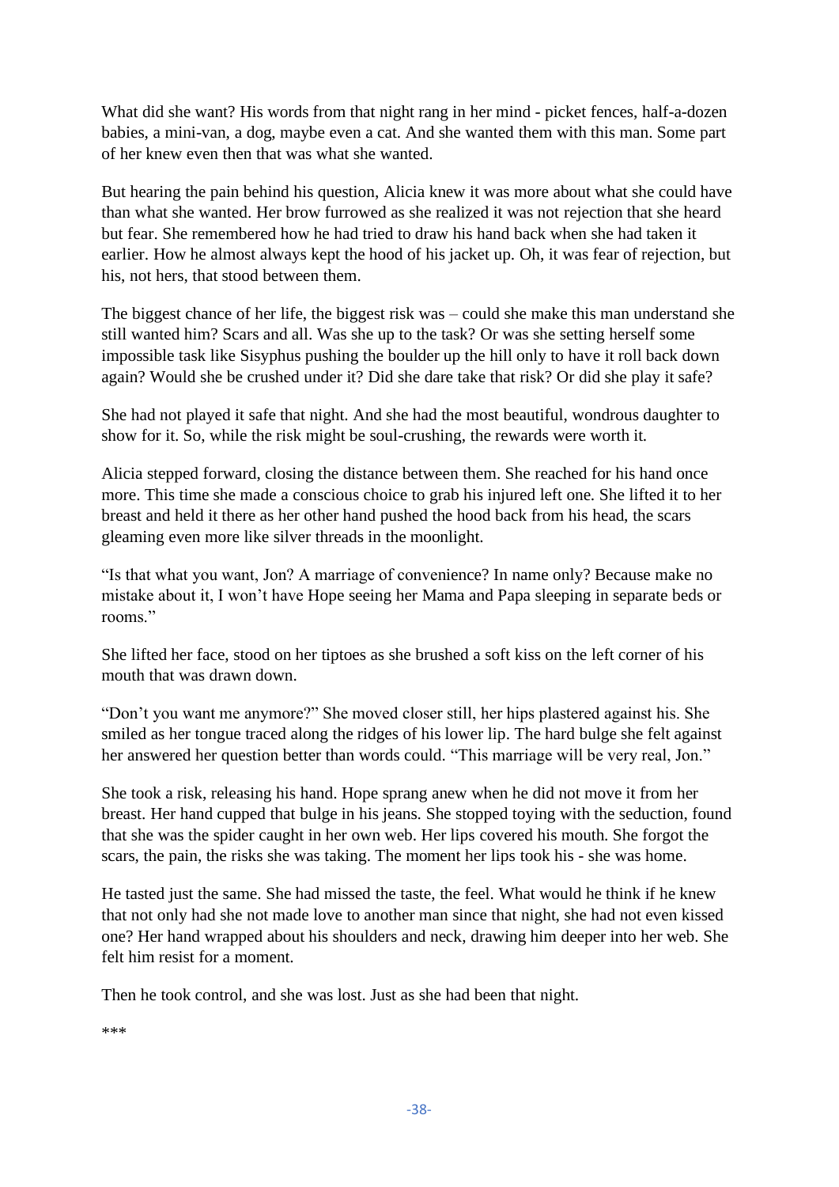What did she want? His words from that night rang in her mind - picket fences, half-a-dozen babies, a mini-van, a dog, maybe even a cat. And she wanted them with this man. Some part of her knew even then that was what she wanted.

But hearing the pain behind his question, Alicia knew it was more about what she could have than what she wanted. Her brow furrowed as she realized it was not rejection that she heard but fear. She remembered how he had tried to draw his hand back when she had taken it earlier. How he almost always kept the hood of his jacket up. Oh, it was fear of rejection, but his, not hers, that stood between them.

The biggest chance of her life, the biggest risk was – could she make this man understand she still wanted him? Scars and all. Was she up to the task? Or was she setting herself some impossible task like Sisyphus pushing the boulder up the hill only to have it roll back down again? Would she be crushed under it? Did she dare take that risk? Or did she play it safe?

She had not played it safe that night. And she had the most beautiful, wondrous daughter to show for it. So, while the risk might be soul-crushing, the rewards were worth it.

Alicia stepped forward, closing the distance between them. She reached for his hand once more. This time she made a conscious choice to grab his injured left one. She lifted it to her breast and held it there as her other hand pushed the hood back from his head, the scars gleaming even more like silver threads in the moonlight.

"Is that what you want, Jon? A marriage of convenience? In name only? Because make no mistake about it, I won't have Hope seeing her Mama and Papa sleeping in separate beds or rooms."

She lifted her face, stood on her tiptoes as she brushed a soft kiss on the left corner of his mouth that was drawn down.

"Don't you want me anymore?" She moved closer still, her hips plastered against his. She smiled as her tongue traced along the ridges of his lower lip. The hard bulge she felt against her answered her question better than words could. "This marriage will be very real, Jon."

She took a risk, releasing his hand. Hope sprang anew when he did not move it from her breast. Her hand cupped that bulge in his jeans. She stopped toying with the seduction, found that she was the spider caught in her own web. Her lips covered his mouth. She forgot the scars, the pain, the risks she was taking. The moment her lips took his - she was home.

He tasted just the same. She had missed the taste, the feel. What would he think if he knew that not only had she not made love to another man since that night, she had not even kissed one? Her hand wrapped about his shoulders and neck, drawing him deeper into her web. She felt him resist for a moment.

Then he took control, and she was lost. Just as she had been that night.

***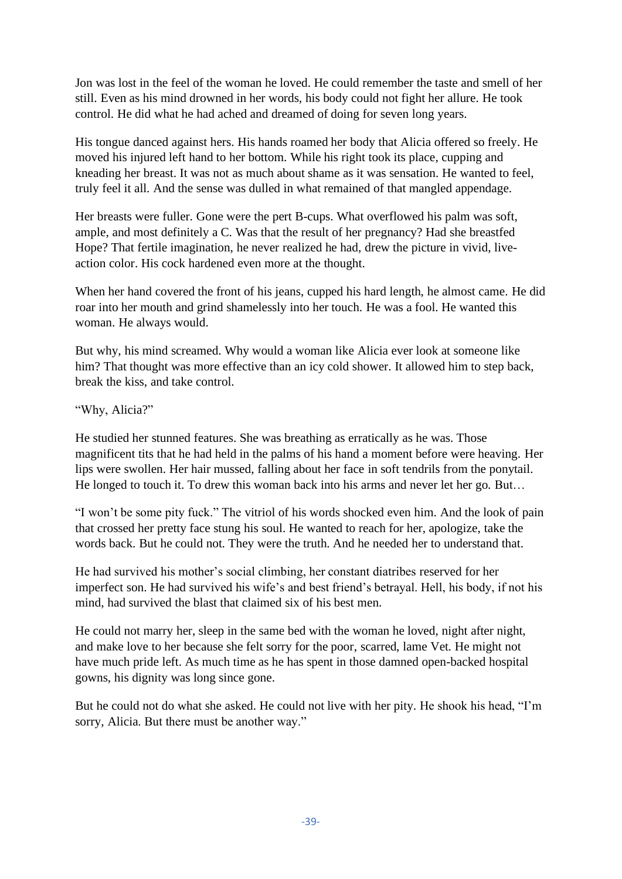Jon was lost in the feel of the woman he loved. He could remember the taste and smell of her still. Even as his mind drowned in her words, his body could not fight her allure. He took control. He did what he had ached and dreamed of doing for seven long years.

His tongue danced against hers. His hands roamed her body that Alicia offered so freely. He moved his injured left hand to her bottom. While his right took its place, cupping and kneading her breast. It was not as much about shame as it was sensation. He wanted to feel, truly feel it all. And the sense was dulled in what remained of that mangled appendage.

Her breasts were fuller. Gone were the pert B-cups. What overflowed his palm was soft, ample, and most definitely a C. Was that the result of her pregnancy? Had she breastfed Hope? That fertile imagination, he never realized he had, drew the picture in vivid, live-action color. His cock hardened even more at the thought.

When her hand covered the front of his jeans, cupped his hard length, he almost came. He did roar into her mouth and grind shamelessly into her touch. He was a fool. He wanted this woman. He always would.

But why, his mind screamed. Why would a woman like Alicia ever look at someone like him? That thought was more effective than an icy cold shower. It allowed him to step back, break the kiss, and take control.

"Why, Alicia?"

He studied her stunned features. She was breathing as erratically as he was. Those magnificent tits that he had held in the palms of his hand a moment before were heaving. Her lips were swollen. Her hair mussed, falling about her face in soft tendrils from the ponytail. He longed to touch it. To drew this woman back into his arms and never let her go. But…

"I won't be some pity fuck." The vitriol of his words shocked even him. And the look of pain that crossed her pretty face stung his soul. He wanted to reach for her, apologize, take the words back. But he could not. They were the truth. And he needed her to understand that.

He had survived his mother's social climbing, her constant diatribes reserved for her imperfect son. He had survived his wife's and best friend's betrayal. Hell, his body, if not his mind, had survived the blast that claimed six of his best men.

He could not marry her, sleep in the same bed with the woman he loved, night after night, and make love to her because she felt sorry for the poor, scarred, lame Vet. He might not have much pride left. As much time as he has spent in those damned open-backed hospital gowns, his dignity was long since gone.

But he could not do what she asked. He could not live with her pity. He shook his head, "I'm sorry, Alicia. But there must be another way."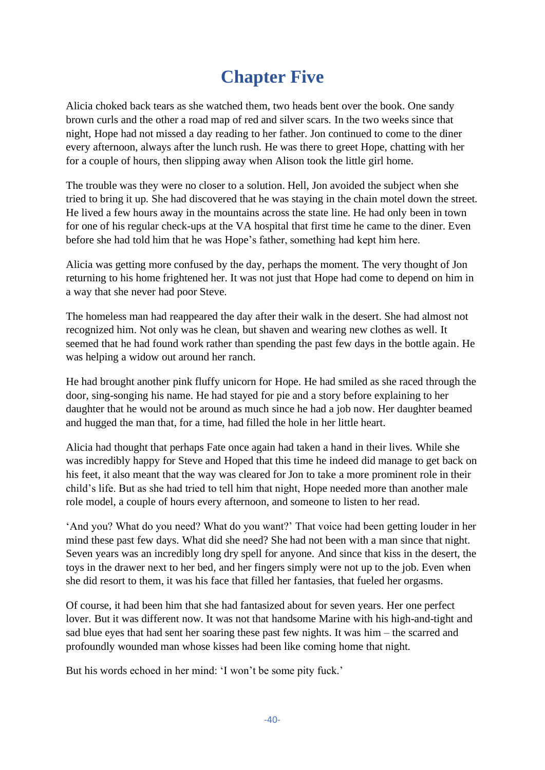# Chapter Five

Alicia choked back tears as she watched them, two heads bent over the book. One sandy brown curls and the other a road map of red and silver scars. In the two weeks since that night, Hope had not missed a day reading to her father. Jon continued to come to the diner every afternoon, always after the lunch rush. He was there to greet Hope, chatting with her for a couple of hours, then slipping away when Alison took the little girl home.

The trouble was they were no closer to a solution. Hell, Jon avoided the subject when she tried to bring it up. She had discovered that he was staying in the chain motel down the street. He lived a few hours away in the mountains across the state line. He had only been in town for one of his regular check-ups at the VA hospital that first time he came to the diner. Even before she had told him that he was Hope's father, something had kept him here.

Alicia was getting more confused by the day, perhaps the moment. The very thought of Jon returning to his home frightened her. It was not just that Hope had come to depend on him in a way that she never had poor Steve.

The homeless man had reappeared the day after their walk in the desert. She had almost not recognized him. Not only was he clean, but shaven and wearing new clothes as well. It seemed that he had found work rather than spending the past few days in the bottle again. He was helping a widow out around her ranch.

He had brought another pink fluffy unicorn for Hope. He had smiled as she raced through the door, sing-songing his name. He had stayed for pie and a story before explaining to her daughter that he would not be around as much since he had a job now. Her daughter beamed and hugged the man that, for a time, had filled the hole in her little heart.

Alicia had thought that perhaps Fate once again had taken a hand in their lives. While she was incredibly happy for Steve and Hoped that this time he indeed did manage to get back on his feet, it also meant that the way was cleared for Jon to take a more prominent role in their child's life. But as she had tried to tell him that night, Hope needed more than another male role model, a couple of hours every afternoon, and someone to listen to her read.

'And you? What do you need? What do you want?' That voice had been getting louder in her mind these past few days. What did she need? She had not been with a man since that night. Seven years was an incredibly long dry spell for anyone. And since that kiss in the desert, the toys in the drawer next to her bed, and her fingers simply were not up to the job. Even when she did resort to them, it was his face that filled her fantasies, that fueled her orgasms.

Of course, it had been him that she had fantasized about for seven years. Her one perfect lover. But it was different now. It was not that handsome Marine with his high-and-tight and sad blue eyes that had sent her soaring these past few nights. It was him – the scarred and profoundly wounded man whose kisses had been like coming home that night.

But his words echoed in her mind: 'I won't be some pity fuck.'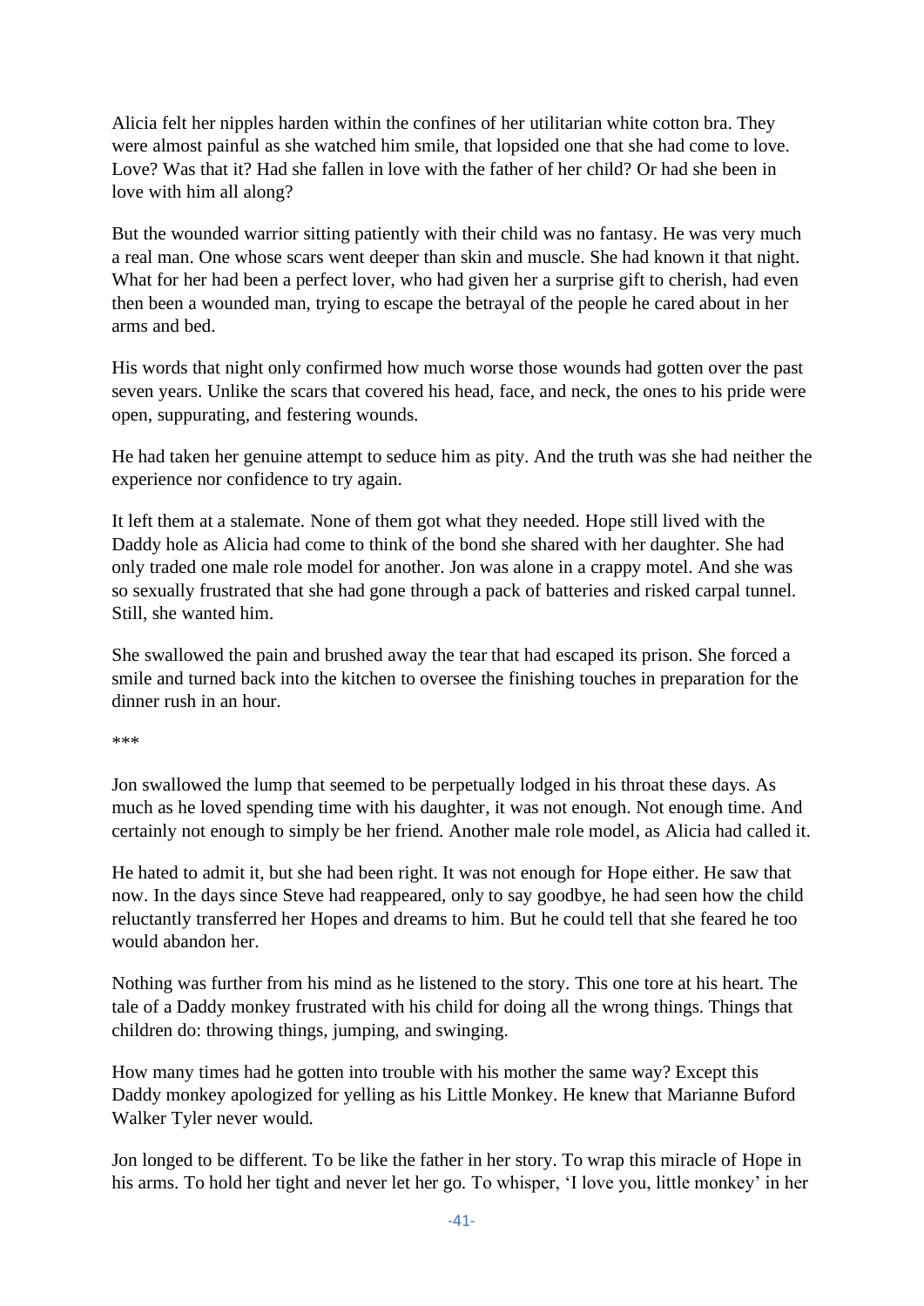Alicia felt her nipples harden within the confines of her utilitarian white cotton bra. They were almost painful as she watched him smile, that lopsided one that she had come to love. Love? Was that it? Had she fallen in love with the father of her child? Or had she been in love with him all along?

But the wounded warrior sitting patiently with their child was no fantasy. He was very much a real man. One whose scars went deeper than skin and muscle. She had known it that night. What for her had been a perfect lover, who had given her a surprise gift to cherish, had even then been a wounded man, trying to escape the betrayal of the people he cared about in her arms and bed.

His words that night only confirmed how much worse those wounds had gotten over the past seven years. Unlike the scars that covered his head, face, and neck, the ones to his pride were open, suppurating, and festering wounds.

He had taken her genuine attempt to seduce him as pity. And the truth was she had neither the experience nor confidence to try again.

It left them at a stalemate. None of them got what they needed. Hope still lived with the Daddy hole as Alicia had come to think of the bond she shared with her daughter. She had only traded one male role model for another. Jon was alone in a crappy motel. And she was so sexually frustrated that she had gone through a pack of batteries and risked carpal tunnel. Still, she wanted him.

She swallowed the pain and brushed away the tear that had escaped its prison. She forced a smile and turned back into the kitchen to oversee the finishing touches in preparation for the dinner rush in an hour.

***

Jon swallowed the lump that seemed to be perpetually lodged in his throat these days. As much as he loved spending time with his daughter, it was not enough. Not enough time. And certainly not enough to simply be her friend. Another male role model, as Alicia had called it.

He hated to admit it, but she had been right. It was not enough for Hope either. He saw that now. In the days since Steve had reappeared, only to say goodbye, he had seen how the child reluctantly transferred her Hopes and dreams to him. But he could tell that she feared he too would abandon her.

Nothing was further from his mind as he listened to the story. This one tore at his heart. The tale of a Daddy monkey frustrated with his child for doing all the wrong things. Things that children do: throwing things, jumping, and swinging.

How many times had he gotten into trouble with his mother the same way? Except this Daddy monkey apologized for yelling as his Little Monkey. He knew that Marianne Buford Walker Tyler never would.

Jon longed to be different. To be like the father in her story. To wrap this miracle of Hope in his arms. To hold her tight and never let her go. To whisper, 'I love you, little monkey' in her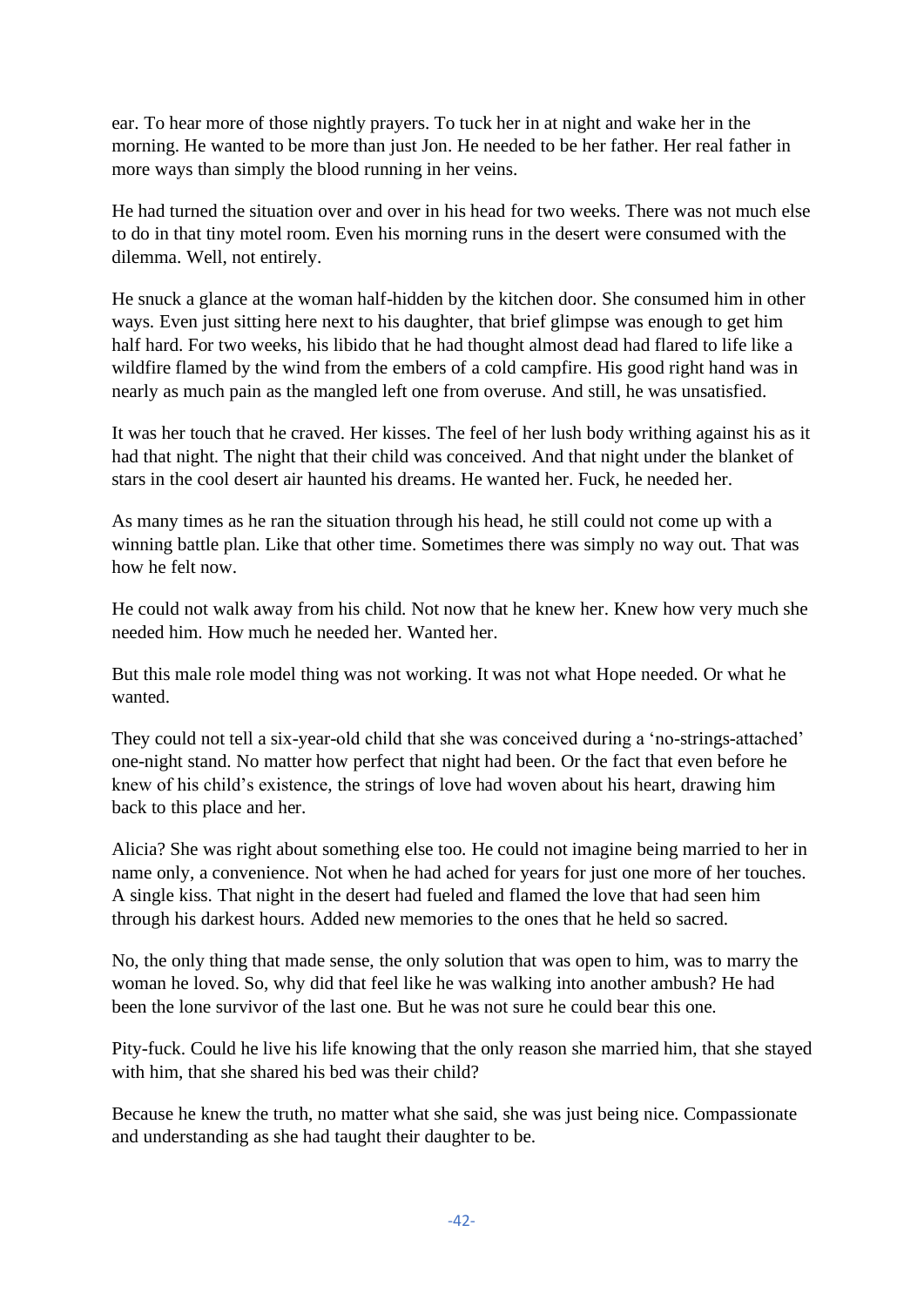ear. To hear more of those nightly prayers. To tuck her in at night and wake her in the morning. He wanted to be more than just Jon. He needed to be her father. Her real father in more ways than simply the blood running in her veins.

He had turned the situation over and over in his head for two weeks. There was not much else to do in that tiny motel room. Even his morning runs in the desert were consumed with the dilemma. Well, not entirely.

He snuck a glance at the woman half-hidden by the kitchen door. She consumed him in other ways. Even just sitting here next to his daughter, that brief glimpse was enough to get him half hard. For two weeks, his libido that he had thought almost dead had flared to life like a wildfire flamed by the wind from the embers of a cold campfire. His good right hand was in nearly as much pain as the mangled left one from overuse. And still, he was unsatisfied.

It was her touch that he craved. Her kisses. The feel of her lush body writhing against his as it had that night. The night that their child was conceived. And that night under the blanket of stars in the cool desert air haunted his dreams. He wanted her. Fuck, he needed her.

As many times as he ran the situation through his head, he still could not come up with a winning battle plan. Like that other time. Sometimes there was simply no way out. That was how he felt now.

He could not walk away from his child. Not now that he knew her. Knew how very much she needed him. How much he needed her. Wanted her.

But this male role model thing was not working. It was not what Hope needed. Or what he wanted.

They could not tell a six-year-old child that she was conceived during a 'no-strings-attached' one-night stand. No matter how perfect that night had been. Or the fact that even before he knew of his child's existence, the strings of love had woven about his heart, drawing him back to this place and her.

Alicia? She was right about something else too. He could not imagine being married to her in name only, a convenience. Not when he had ached for years for just one more of her touches. A single kiss. That night in the desert had fueled and flamed the love that had seen him through his darkest hours. Added new memories to the ones that he held so sacred.

No, the only thing that made sense, the only solution that was open to him, was to marry the woman he loved. So, why did that feel like he was walking into another ambush? He had been the lone survivor of the last one. But he was not sure he could bear this one.

Pity-fuck. Could he live his life knowing that the only reason she married him, that she stayed with him, that she shared his bed was their child?

Because he knew the truth, no matter what she said, she was just being nice. Compassionate and understanding as she had taught their daughter to be.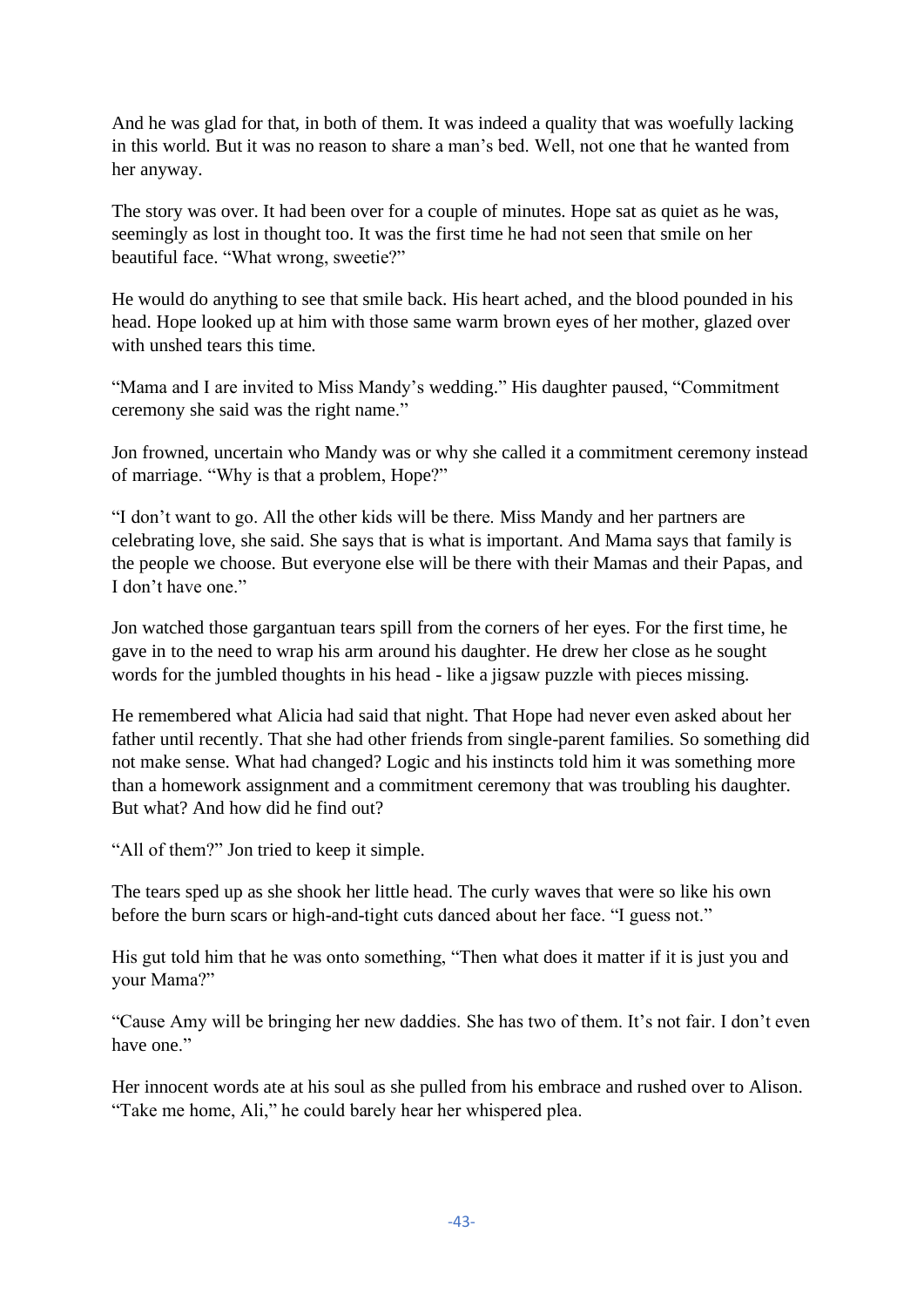And he was glad for that, in both of them. It was indeed a quality that was woefully lacking in this world. But it was no reason to share a man's bed. Well, not one that he wanted from her anyway.

The story was over. It had been over for a couple of minutes. Hope sat as quiet as he was, seemingly as lost in thought too. It was the first time he had not seen that smile on her beautiful face. "What wrong, sweetie?"

He would do anything to see that smile back. His heart ached, and the blood pounded in his head. Hope looked up at him with those same warm brown eyes of her mother, glazed over with unshed tears this time.

"Mama and I are invited to Miss Mandy's wedding." His daughter paused, "Commitment ceremony she said was the right name."

Jon frowned, uncertain who Mandy was or why she called it a commitment ceremony instead of marriage. "Why is that a problem, Hope?"

"I don't want to go. All the other kids will be there. Miss Mandy and her partners are celebrating love, she said. She says that is what is important. And Mama says that family is the people we choose. But everyone else will be there with their Mamas and their Papas, and I don't have one."

Jon watched those gargantuan tears spill from the corners of her eyes. For the first time, he gave in to the need to wrap his arm around his daughter. He drew her close as he sought words for the jumbled thoughts in his head - like a jigsaw puzzle with pieces missing.

He remembered what Alicia had said that night. That Hope had never even asked about her father until recently. That she had other friends from single-parent families. So something did not make sense. What had changed? Logic and his instincts told him it was something more than a homework assignment and a commitment ceremony that was troubling his daughter. But what? And how did he find out?

"All of them?" Jon tried to keep it simple.

The tears sped up as she shook her little head. The curly waves that were so like his own before the burn scars or high-and-tight cuts danced about her face. "I guess not."

His gut told him that he was onto something, "Then what does it matter if it is just you and your Mama?"

"Cause Amy will be bringing her new daddies. She has two of them. It's not fair. I don't even have one."

Her innocent words ate at his soul as she pulled from his embrace and rushed over to Alison. "Take me home, Ali," he could barely hear her whispered plea.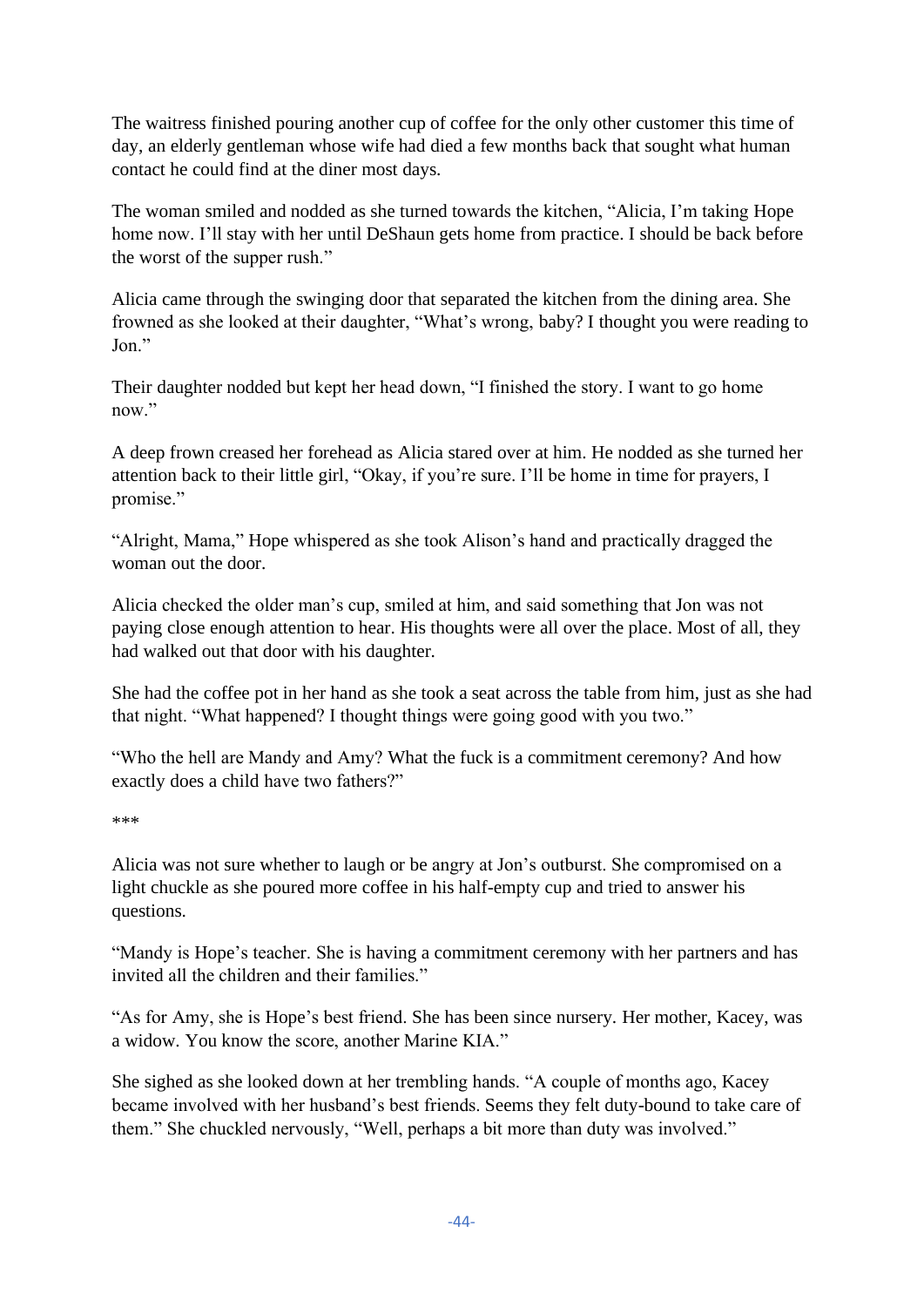The waitress finished pouring another cup of coffee for the only other customer this time of day, an elderly gentleman whose wife had died a few months back that sought what human contact he could find at the diner most days.

The woman smiled and nodded as she turned towards the kitchen, "Alicia, I'm taking Hope home now. I'll stay with her until DeShaun gets home from practice. I should be back before the worst of the supper rush."

Alicia came through the swinging door that separated the kitchen from the dining area. She frowned as she looked at their daughter, "What's wrong, baby? I thought you were reading to Jon."

Their daughter nodded but kept her head down, "I finished the story. I want to go home now."

A deep frown creased her forehead as Alicia stared over at him. He nodded as she turned her attention back to their little girl, "Okay, if you're sure. I'll be home in time for prayers, I promise."

"Alright, Mama," Hope whispered as she took Alison's hand and practically dragged the woman out the door.

Alicia checked the older man's cup, smiled at him, and said something that Jon was not paying close enough attention to hear. His thoughts were all over the place. Most of all, they had walked out that door with his daughter.

She had the coffee pot in her hand as she took a seat across the table from him, just as she had that night. "What happened? I thought things were going good with you two."

"Who the hell are Mandy and Amy? What the fuck is a commitment ceremony? And how exactly does a child have two fathers?"

***

Alicia was not sure whether to laugh or be angry at Jon's outburst. She compromised on a light chuckle as she poured more coffee in his half-empty cup and tried to answer his questions.

"Mandy is Hope's teacher. She is having a commitment ceremony with her partners and has invited all the children and their families."

"As for Amy, she is Hope's best friend. She has been since nursery. Her mother, Kacey, was a widow. You know the score, another Marine KIA."

She sighed as she looked down at her trembling hands. "A couple of months ago, Kacey became involved with her husband's best friends. Seems they felt duty-bound to take care of them." She chuckled nervously, "Well, perhaps a bit more than duty was involved."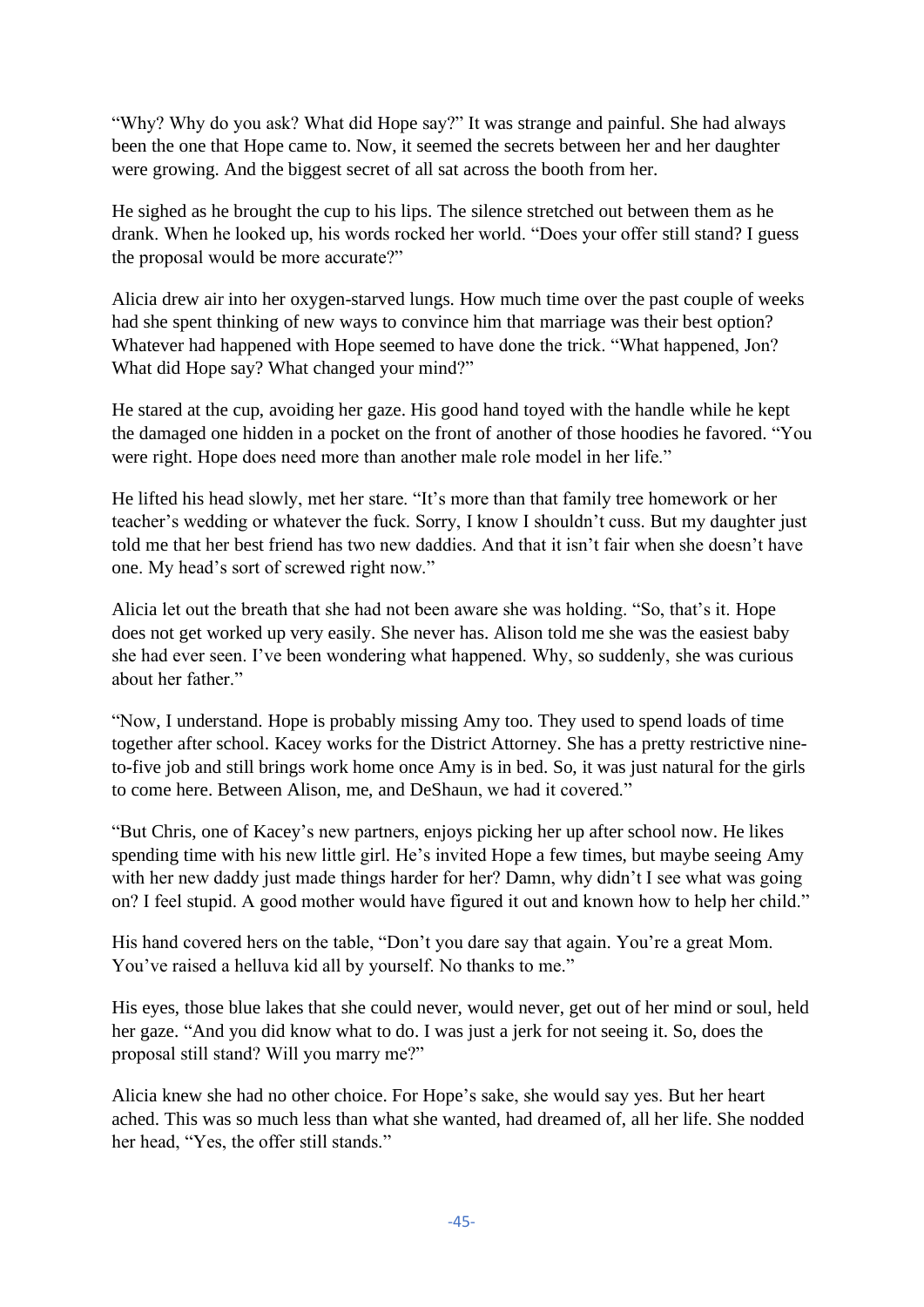"Why? Why do you ask? What did Hope say?" It was strange and painful. She had always been the one that Hope came to. Now, it seemed the secrets between her and her daughter were growing. And the biggest secret of all sat across the booth from her.

He sighed as he brought the cup to his lips. The silence stretched out between them as he drank. When he looked up, his words rocked her world. "Does your offer still stand? I guess the proposal would be more accurate?"

Alicia drew air into her oxygen-starved lungs. How much time over the past couple of weeks had she spent thinking of new ways to convince him that marriage was their best option? Whatever had happened with Hope seemed to have done the trick. "What happened, Jon? What did Hope say? What changed your mind?"

He stared at the cup, avoiding her gaze. His good hand toyed with the handle while he kept the damaged one hidden in a pocket on the front of another of those hoodies he favored. "You were right. Hope does need more than another male role model in her life."

He lifted his head slowly, met her stare. "It's more than that family tree homework or her teacher's wedding or whatever the fuck. Sorry, I know I shouldn't cuss. But my daughter just told me that her best friend has two new daddies. And that it isn't fair when she doesn't have one. My head's sort of screwed right now."

Alicia let out the breath that she had not been aware she was holding. "So, that's it. Hope does not get worked up very easily. She never has. Alison told me she was the easiest baby she had ever seen. I've been wondering what happened. Why, so suddenly, she was curious about her father."

"Now, I understand. Hope is probably missing Amy too. They used to spend loads of time together after school. Kacey works for the District Attorney. She has a pretty restrictive nine-to-five job and still brings work home once Amy is in bed. So, it was just natural for the girls to come here. Between Alison, me, and DeShaun, we had it covered."

"But Chris, one of Kacey's new partners, enjoys picking her up after school now. He likes spending time with his new little girl. He's invited Hope a few times, but maybe seeing Amy with her new daddy just made things harder for her? Damn, why didn't I see what was going on? I feel stupid. A good mother would have figured it out and known how to help her child."

His hand covered hers on the table, "Don't you dare say that again. You're a great Mom. You've raised a helluva kid all by yourself. No thanks to me."

His eyes, those blue lakes that she could never, would never, get out of her mind or soul, held her gaze. "And you did know what to do. I was just a jerk for not seeing it. So, does the proposal still stand? Will you marry me?"

Alicia knew she had no other choice. For Hope's sake, she would say yes. But her heart ached. This was so much less than what she wanted, had dreamed of, all her life. She nodded her head, "Yes, the offer still stands."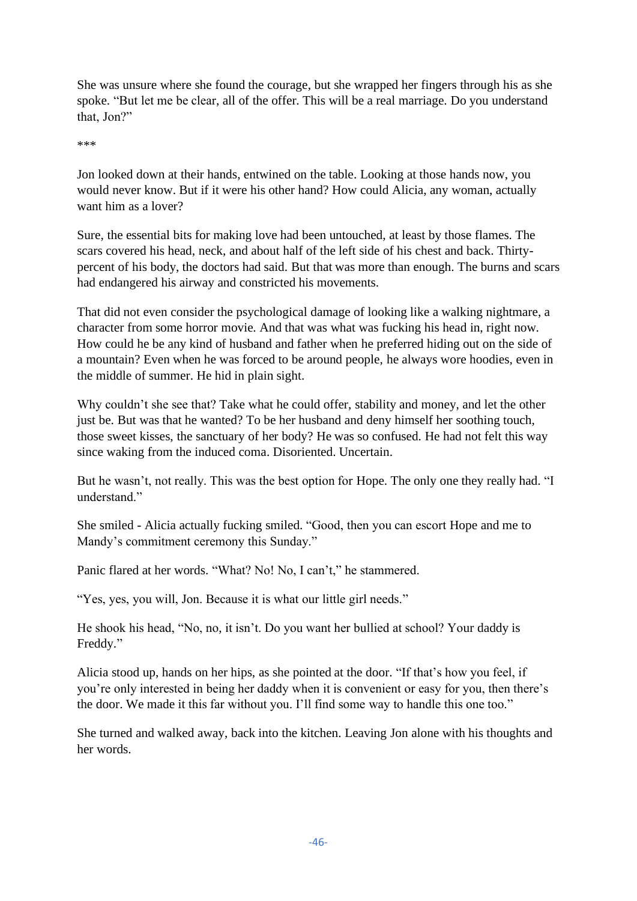She was unsure where she found the courage, but she wrapped her fingers through his as she spoke. "But let me be clear, all of the offer. This will be a real marriage. Do you understand that, Jon?"

***

Jon looked down at their hands, entwined on the table. Looking at those hands now, you would never know. But if it were his other hand? How could Alicia, any woman, actually want him as a lover?

Sure, the essential bits for making love had been untouched, at least by those flames. The scars covered his head, neck, and about half of the left side of his chest and back. Thirty-percent of his body, the doctors had said. But that was more than enough. The burns and scars had endangered his airway and constricted his movements.

That did not even consider the psychological damage of looking like a walking nightmare, a character from some horror movie. And that was what was fucking his head in, right now. How could he be any kind of husband and father when he preferred hiding out on the side of a mountain? Even when he was forced to be around people, he always wore hoodies, even in the middle of summer. He hid in plain sight.

Why couldn't she see that? Take what he could offer, stability and money, and let the other just be. But was that he wanted? To be her husband and deny himself her soothing touch, those sweet kisses, the sanctuary of her body? He was so confused. He had not felt this way since waking from the induced coma. Disoriented. Uncertain.

But he wasn't, not really. This was the best option for Hope. The only one they really had. "I understand."

She smiled - Alicia actually fucking smiled. "Good, then you can escort Hope and me to Mandy's commitment ceremony this Sunday."

Panic flared at her words. "What? No! No, I can't," he stammered.

"Yes, yes, you will, Jon. Because it is what our little girl needs."

He shook his head, "No, no, it isn't. Do you want her bullied at school? Your daddy is Freddy."

Alicia stood up, hands on her hips, as she pointed at the door. "If that's how you feel, if you're only interested in being her daddy when it is convenient or easy for you, then there's the door. We made it this far without you. I'll find some way to handle this one too."

She turned and walked away, back into the kitchen. Leaving Jon alone with his thoughts and her words.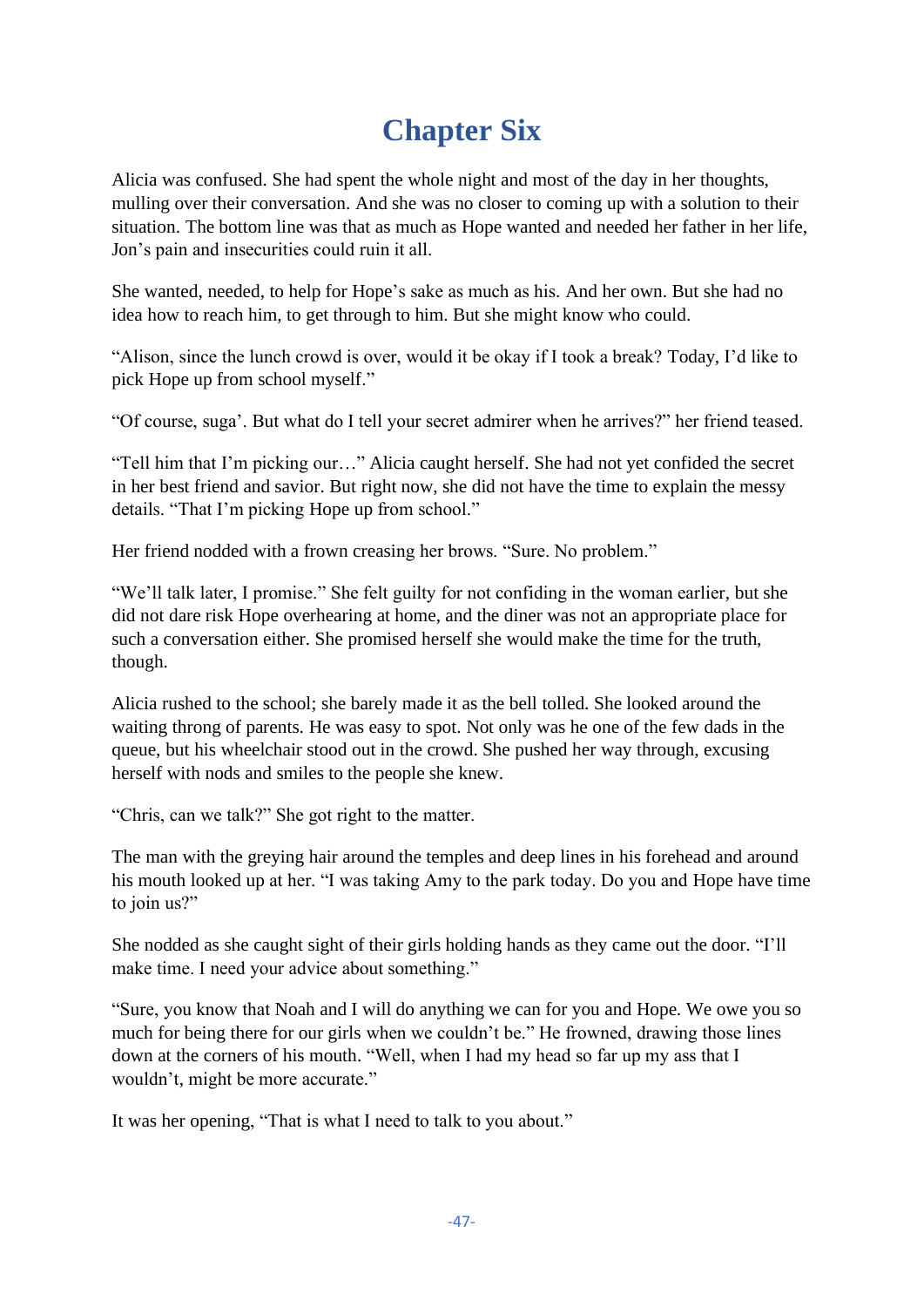# Chapter Six

Alicia was confused. She had spent the whole night and most of the day in her thoughts, mulling over their conversation. And she was no closer to coming up with a solution to their situation. The bottom line was that as much as Hope wanted and needed her father in her life, Jon's pain and insecurities could ruin it all.

She wanted, needed, to help for Hope's sake as much as his. And her own. But she had no idea how to reach him, to get through to him. But she might know who could.

"Alison, since the lunch crowd is over, would it be okay if I took a break? Today, I'd like to pick Hope up from school myself."

"Of course, suga'. But what do I tell your secret admirer when he arrives?" her friend teased.

"Tell him that I'm picking our…" Alicia caught herself. She had not yet confided the secret in her best friend and savior. But right now, she did not have the time to explain the messy details. "That I'm picking Hope up from school."

Her friend nodded with a frown creasing her brows. "Sure. No problem."

"We'll talk later, I promise." She felt guilty for not confiding in the woman earlier, but she did not dare risk Hope overhearing at home, and the diner was not an appropriate place for such a conversation either. She promised herself she would make the time for the truth, though.

Alicia rushed to the school; she barely made it as the bell tolled. She looked around the waiting throng of parents. He was easy to spot. Not only was he one of the few dads in the queue, but his wheelchair stood out in the crowd. She pushed her way through, excusing herself with nods and smiles to the people she knew.

"Chris, can we talk?" She got right to the matter.

The man with the greying hair around the temples and deep lines in his forehead and around his mouth looked up at her. "I was taking Amy to the park today. Do you and Hope have time to join us?"

She nodded as she caught sight of their girls holding hands as they came out the door. "I'll make time. I need your advice about something."

"Sure, you know that Noah and I will do anything we can for you and Hope. We owe you so much for being there for our girls when we couldn't be." He frowned, drawing those lines down at the corners of his mouth. "Well, when I had my head so far up my ass that I wouldn't, might be more accurate."

It was her opening, "That is what I need to talk to you about."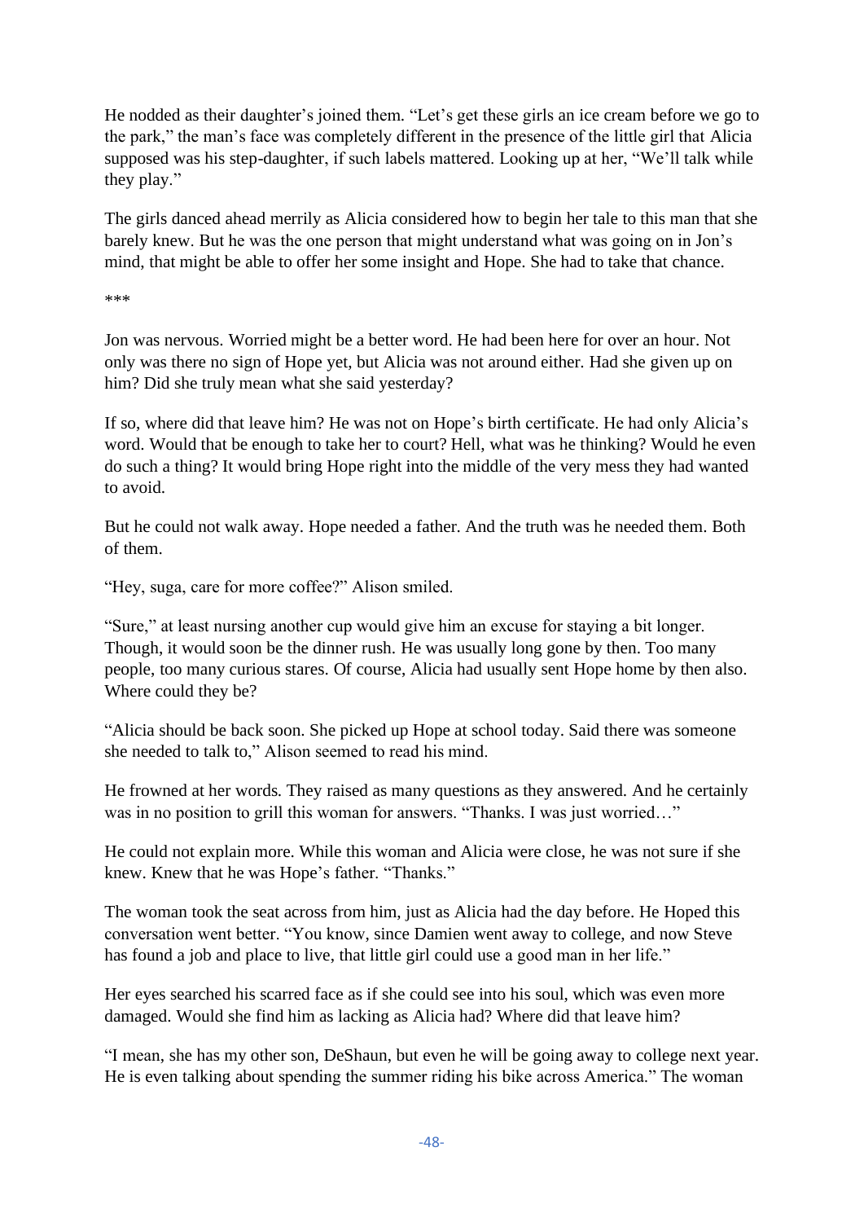He nodded as their daughter's joined them. "Let's get these girls an ice cream before we go to the park," the man's face was completely different in the presence of the little girl that Alicia supposed was his step-daughter, if such labels mattered. Looking up at her, "We'll talk while they play."

The girls danced ahead merrily as Alicia considered how to begin her tale to this man that she barely knew. But he was the one person that might understand what was going on in Jon's mind, that might be able to offer her some insight and Hope. She had to take that chance.

***

Jon was nervous. Worried might be a better word. He had been here for over an hour. Not only was there no sign of Hope yet, but Alicia was not around either. Had she given up on him? Did she truly mean what she said yesterday?

If so, where did that leave him? He was not on Hope's birth certificate. He had only Alicia's word. Would that be enough to take her to court? Hell, what was he thinking? Would he even do such a thing? It would bring Hope right into the middle of the very mess they had wanted to avoid.

But he could not walk away. Hope needed a father. And the truth was he needed them. Both of them.

"Hey, suga, care for more coffee?" Alison smiled.

"Sure," at least nursing another cup would give him an excuse for staying a bit longer. Though, it would soon be the dinner rush. He was usually long gone by then. Too many people, too many curious stares. Of course, Alicia had usually sent Hope home by then also. Where could they be?

"Alicia should be back soon. She picked up Hope at school today. Said there was someone she needed to talk to," Alison seemed to read his mind.

He frowned at her words. They raised as many questions as they answered. And he certainly was in no position to grill this woman for answers. "Thanks. I was just worried…"

He could not explain more. While this woman and Alicia were close, he was not sure if she knew. Knew that he was Hope's father. "Thanks."

The woman took the seat across from him, just as Alicia had the day before. He Hoped this conversation went better. "You know, since Damien went away to college, and now Steve has found a job and place to live, that little girl could use a good man in her life."

Her eyes searched his scarred face as if she could see into his soul, which was even more damaged. Would she find him as lacking as Alicia had? Where did that leave him?

"I mean, she has my other son, DeShaun, but even he will be going away to college next year. He is even talking about spending the summer riding his bike across America." The woman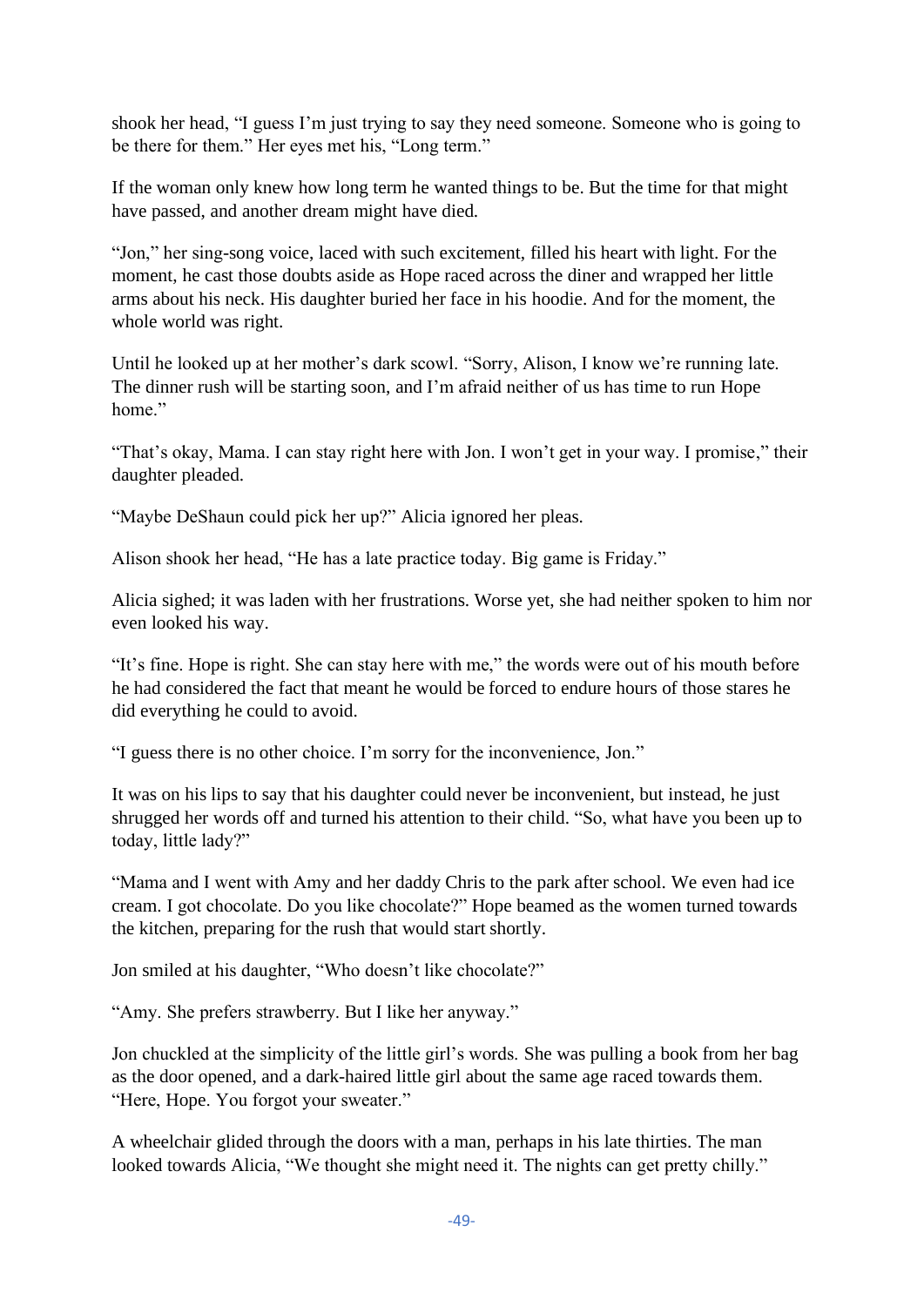shook her head, "I guess I'm just trying to say they need someone. Someone who is going to be there for them." Her eyes met his, "Long term."

If the woman only knew how long term he wanted things to be. But the time for that might have passed, and another dream might have died.

"Jon," her sing-song voice, laced with such excitement, filled his heart with light. For the moment, he cast those doubts aside as Hope raced across the diner and wrapped her little arms about his neck. His daughter buried her face in his hoodie. And for the moment, the whole world was right.

Until he looked up at her mother's dark scowl. "Sorry, Alison, I know we're running late. The dinner rush will be starting soon, and I'm afraid neither of us has time to run Hope home."

"That's okay, Mama. I can stay right here with Jon. I won't get in your way. I promise," their daughter pleaded.

"Maybe DeShaun could pick her up?" Alicia ignored her pleas.

Alison shook her head, "He has a late practice today. Big game is Friday."

Alicia sighed; it was laden with her frustrations. Worse yet, she had neither spoken to him nor even looked his way.

"It's fine. Hope is right. She can stay here with me," the words were out of his mouth before he had considered the fact that meant he would be forced to endure hours of those stares he did everything he could to avoid.

"I guess there is no other choice. I'm sorry for the inconvenience, Jon."

It was on his lips to say that his daughter could never be inconvenient, but instead, he just shrugged her words off and turned his attention to their child. "So, what have you been up to today, little lady?"

"Mama and I went with Amy and her daddy Chris to the park after school. We even had ice cream. I got chocolate. Do you like chocolate?" Hope beamed as the women turned towards the kitchen, preparing for the rush that would start shortly.

Jon smiled at his daughter, "Who doesn't like chocolate?"

"Amy. She prefers strawberry. But I like her anyway."

Jon chuckled at the simplicity of the little girl's words. She was pulling a book from her bag as the door opened, and a dark-haired little girl about the same age raced towards them. "Here, Hope. You forgot your sweater."

A wheelchair glided through the doors with a man, perhaps in his late thirties. The man looked towards Alicia, "We thought she might need it. The nights can get pretty chilly."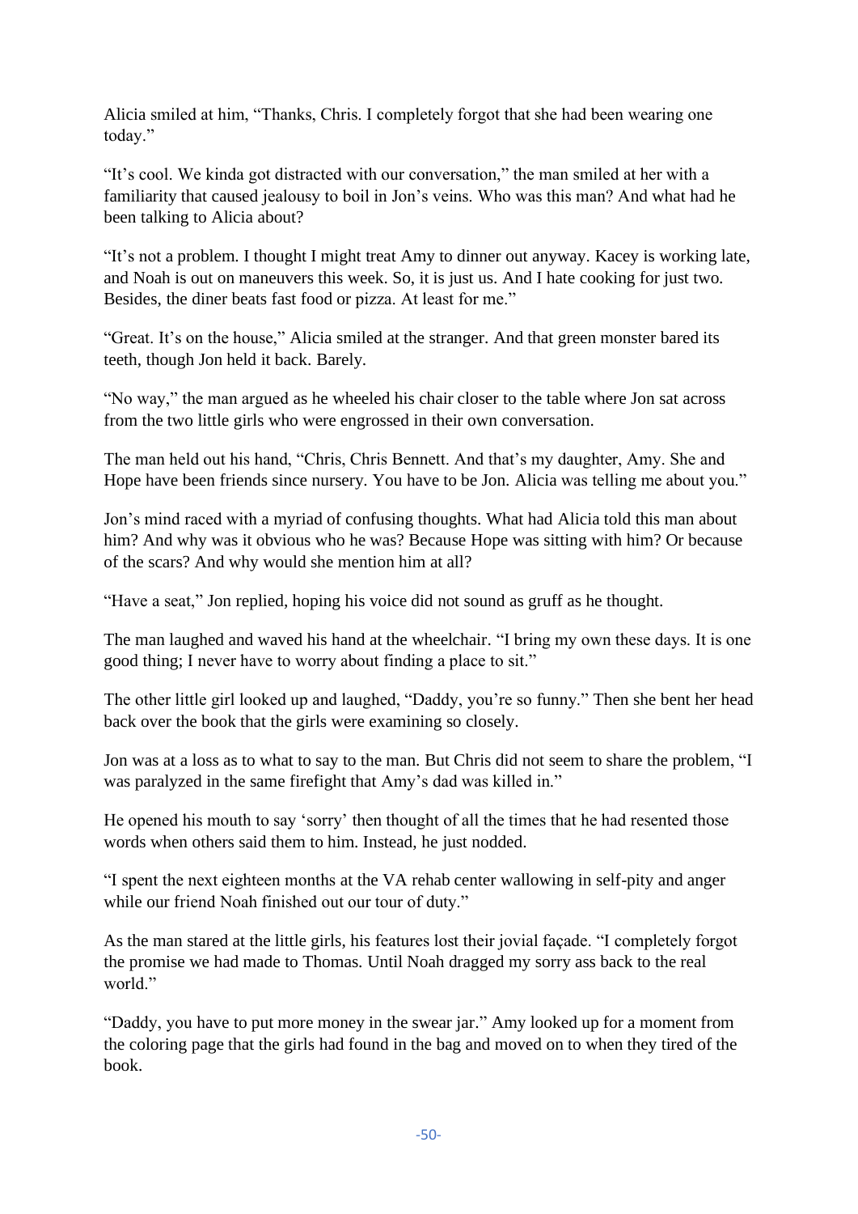Alicia smiled at him, "Thanks, Chris. I completely forgot that she had been wearing one today."

"It's cool. We kinda got distracted with our conversation," the man smiled at her with a familiarity that caused jealousy to boil in Jon's veins. Who was this man? And what had he been talking to Alicia about?

"It's not a problem. I thought I might treat Amy to dinner out anyway. Kacey is working late, and Noah is out on maneuvers this week. So, it is just us. And I hate cooking for just two. Besides, the diner beats fast food or pizza. At least for me."

"Great. It's on the house," Alicia smiled at the stranger. And that green monster bared its teeth, though Jon held it back. Barely.

"No way," the man argued as he wheeled his chair closer to the table where Jon sat across from the two little girls who were engrossed in their own conversation.

The man held out his hand, "Chris, Chris Bennett. And that's my daughter, Amy. She and Hope have been friends since nursery. You have to be Jon. Alicia was telling me about you."

Jon's mind raced with a myriad of confusing thoughts. What had Alicia told this man about him? And why was it obvious who he was? Because Hope was sitting with him? Or because of the scars? And why would she mention him at all?

"Have a seat," Jon replied, hoping his voice did not sound as gruff as he thought.

The man laughed and waved his hand at the wheelchair. "I bring my own these days. It is one good thing; I never have to worry about finding a place to sit."

The other little girl looked up and laughed, "Daddy, you're so funny." Then she bent her head back over the book that the girls were examining so closely.

Jon was at a loss as to what to say to the man. But Chris did not seem to share the problem, "I was paralyzed in the same firefight that Amy's dad was killed in."

He opened his mouth to say 'sorry' then thought of all the times that he had resented those words when others said them to him. Instead, he just nodded.

"I spent the next eighteen months at the VA rehab center wallowing in self-pity and anger while our friend Noah finished out our tour of duty."

As the man stared at the little girls, his features lost their jovial façade. "I completely forgot the promise we had made to Thomas. Until Noah dragged my sorry ass back to the real world."

"Daddy, you have to put more money in the swear jar." Amy looked up for a moment from the coloring page that the girls had found in the bag and moved on to when they tired of the book.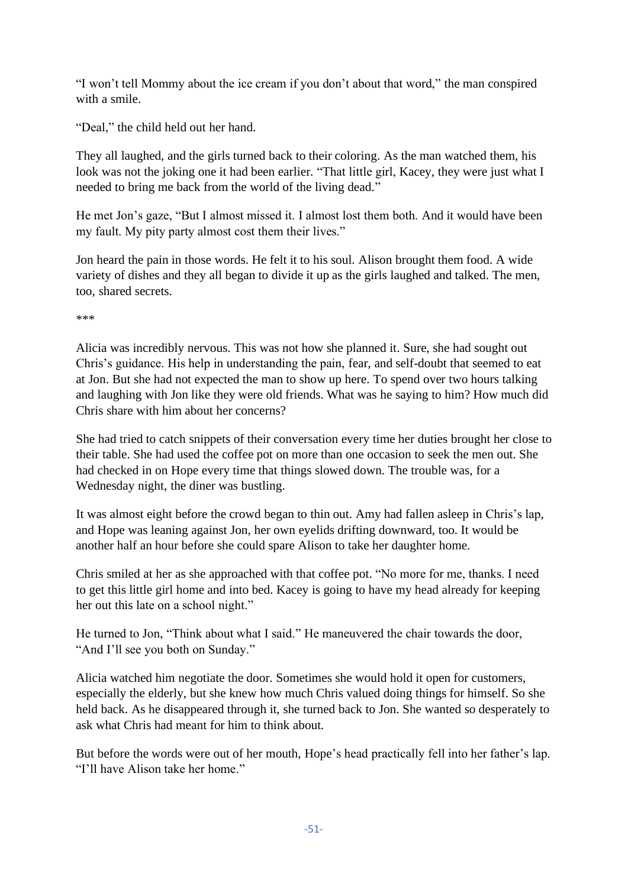"I won't tell Mommy about the ice cream if you don't about that word," the man conspired with a smile.

"Deal," the child held out her hand.

They all laughed, and the girls turned back to their coloring. As the man watched them, his look was not the joking one it had been earlier. "That little girl, Kacey, they were just what I needed to bring me back from the world of the living dead."

He met Jon's gaze, "But I almost missed it. I almost lost them both. And it would have been my fault. My pity party almost cost them their lives."

Jon heard the pain in those words. He felt it to his soul. Alison brought them food. A wide variety of dishes and they all began to divide it up as the girls laughed and talked. The men, too, shared secrets.

\*\*\*

Alicia was incredibly nervous. This was not how she planned it. Sure, she had sought out Chris's guidance. His help in understanding the pain, fear, and self-doubt that seemed to eat at Jon. But she had not expected the man to show up here. To spend over two hours talking and laughing with Jon like they were old friends. What was he saying to him? How much did Chris share with him about her concerns?

She had tried to catch snippets of their conversation every time her duties brought her close to their table. She had used the coffee pot on more than one occasion to seek the men out. She had checked in on Hope every time that things slowed down. The trouble was, for a Wednesday night, the diner was bustling.

It was almost eight before the crowd began to thin out. Amy had fallen asleep in Chris's lap, and Hope was leaning against Jon, her own eyelids drifting downward, too. It would be another half an hour before she could spare Alison to take her daughter home.

Chris smiled at her as she approached with that coffee pot. "No more for me, thanks. I need to get this little girl home and into bed. Kacey is going to have my head already for keeping her out this late on a school night."

He turned to Jon, "Think about what I said." He maneuvered the chair towards the door, "And I'll see you both on Sunday."

Alicia watched him negotiate the door. Sometimes she would hold it open for customers, especially the elderly, but she knew how much Chris valued doing things for himself. So she held back. As he disappeared through it, she turned back to Jon. She wanted so desperately to ask what Chris had meant for him to think about.

But before the words were out of her mouth, Hope's head practically fell into her father's lap. "I'll have Alison take her home."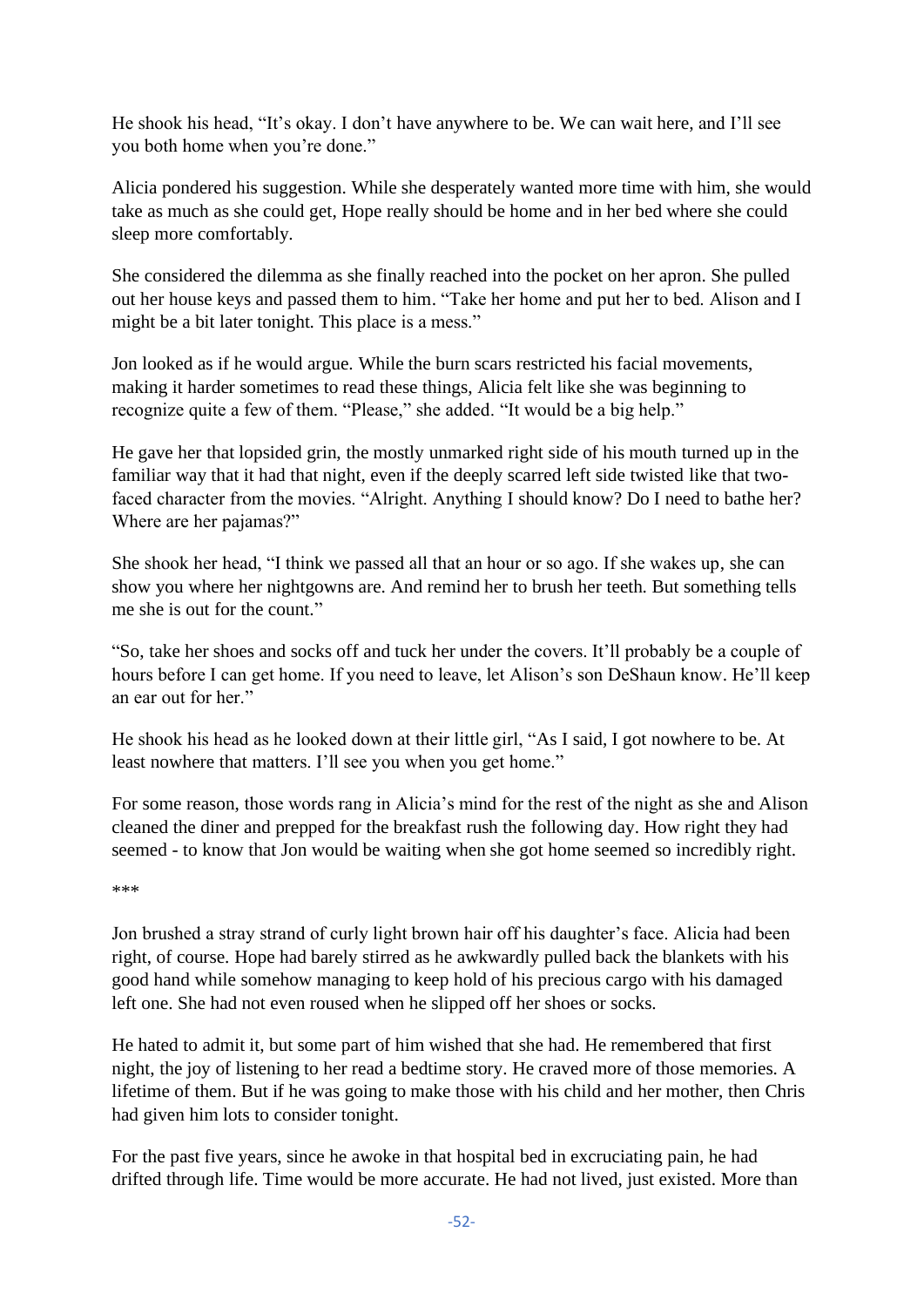He shook his head, "It's okay. I don't have anywhere to be. We can wait here, and I'll see you both home when you're done."

Alicia pondered his suggestion. While she desperately wanted more time with him, she would take as much as she could get, Hope really should be home and in her bed where she could sleep more comfortably.

She considered the dilemma as she finally reached into the pocket on her apron. She pulled out her house keys and passed them to him. "Take her home and put her to bed. Alison and I might be a bit later tonight. This place is a mess."

Jon looked as if he would argue. While the burn scars restricted his facial movements, making it harder sometimes to read these things, Alicia felt like she was beginning to recognize quite a few of them. "Please," she added. "It would be a big help."

He gave her that lopsided grin, the mostly unmarked right side of his mouth turned up in the familiar way that it had that night, even if the deeply scarred left side twisted like that two-faced character from the movies. "Alright. Anything I should know? Do I need to bathe her? Where are her pajamas?"

She shook her head, "I think we passed all that an hour or so ago. If she wakes up, she can show you where her nightgowns are. And remind her to brush her teeth. But something tells me she is out for the count."

"So, take her shoes and socks off and tuck her under the covers. It'll probably be a couple of hours before I can get home. If you need to leave, let Alison's son DeShaun know. He'll keep an ear out for her."

He shook his head as he looked down at their little girl, "As I said, I got nowhere to be. At least nowhere that matters. I'll see you when you get home."

For some reason, those words rang in Alicia's mind for the rest of the night as she and Alison cleaned the diner and prepped for the breakfast rush the following day. How right they had seemed - to know that Jon would be waiting when she got home seemed so incredibly right.

***

Jon brushed a stray strand of curly light brown hair off his daughter's face. Alicia had been right, of course. Hope had barely stirred as he awkwardly pulled back the blankets with his good hand while somehow managing to keep hold of his precious cargo with his damaged left one. She had not even roused when he slipped off her shoes or socks.

He hated to admit it, but some part of him wished that she had. He remembered that first night, the joy of listening to her read a bedtime story. He craved more of those memories. A lifetime of them. But if he was going to make those with his child and her mother, then Chris had given him lots to consider tonight.

For the past five years, since he awoke in that hospital bed in excruciating pain, he had drifted through life. Time would be more accurate. He had not lived, just existed. More than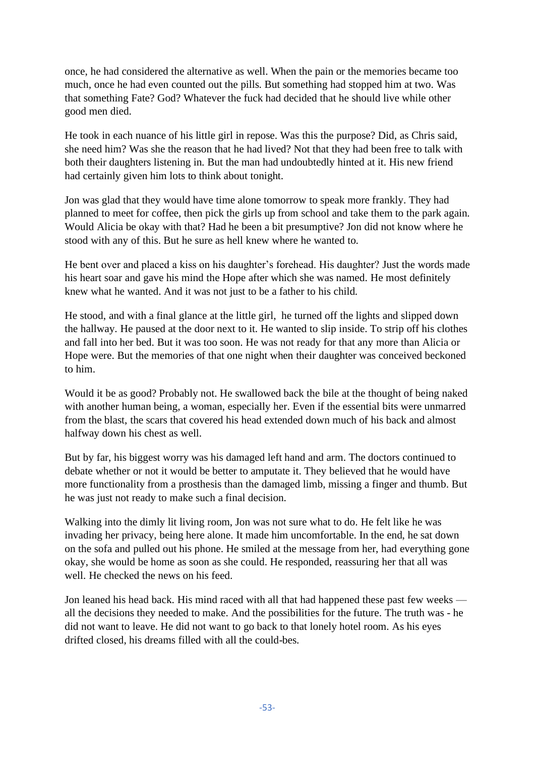once, he had considered the alternative as well. When the pain or the memories became too much, once he had even counted out the pills. But something had stopped him at two. Was that something Fate? God? Whatever the fuck had decided that he should live while other good men died.

He took in each nuance of his little girl in repose. Was this the purpose? Did, as Chris said, she need him? Was she the reason that he had lived? Not that they had been free to talk with both their daughters listening in. But the man had undoubtedly hinted at it. His new friend had certainly given him lots to think about tonight.

Jon was glad that they would have time alone tomorrow to speak more frankly. They had planned to meet for coffee, then pick the girls up from school and take them to the park again. Would Alicia be okay with that? Had he been a bit presumptive? Jon did not know where he stood with any of this. But he sure as hell knew where he wanted to.

He bent over and placed a kiss on his daughter's forehead. His daughter? Just the words made his heart soar and gave his mind the Hope after which she was named. He most definitely knew what he wanted. And it was not just to be a father to his child.

He stood, and with a final glance at the little girl,  he turned off the lights and slipped down the hallway. He paused at the door next to it. He wanted to slip inside. To strip off his clothes and fall into her bed. But it was too soon. He was not ready for that any more than Alicia or Hope were. But the memories of that one night when their daughter was conceived beckoned to him.

Would it be as good? Probably not. He swallowed back the bile at the thought of being naked with another human being, a woman, especially her. Even if the essential bits were unmarred from the blast, the scars that covered his head extended down much of his back and almost halfway down his chest as well.

But by far, his biggest worry was his damaged left hand and arm. The doctors continued to debate whether or not it would be better to amputate it. They believed that he would have more functionality from a prosthesis than the damaged limb, missing a finger and thumb. But he was just not ready to make such a final decision.

Walking into the dimly lit living room, Jon was not sure what to do. He felt like he was invading her privacy, being here alone. It made him uncomfortable. In the end, he sat down on the sofa and pulled out his phone. He smiled at the message from her, had everything gone okay, she would be home as soon as she could. He responded, reassuring her that all was well. He checked the news on his feed.

Jon leaned his head back. His mind raced with all that had happened these past few weeks — all the decisions they needed to make. And the possibilities for the future. The truth was - he did not want to leave. He did not want to go back to that lonely hotel room. As his eyes drifted closed, his dreams filled with all the could-bes.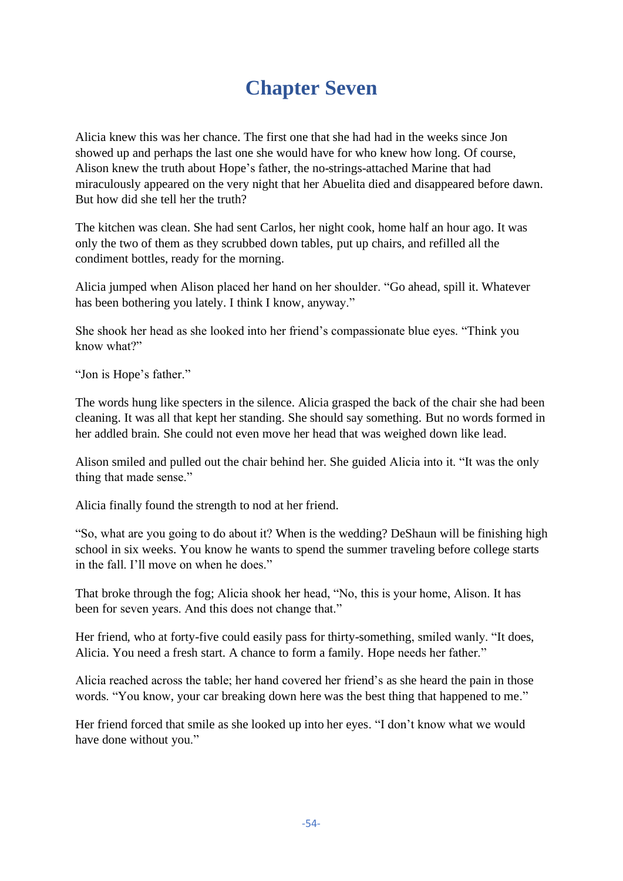# Chapter Seven

Alicia knew this was her chance. The first one that she had had in the weeks since Jon showed up and perhaps the last one she would have for who knew how long. Of course, Alison knew the truth about Hope's father, the no-strings-attached Marine that had miraculously appeared on the very night that her Abuelita died and disappeared before dawn. But how did she tell her the truth?

The kitchen was clean. She had sent Carlos, her night cook, home half an hour ago. It was only the two of them as they scrubbed down tables, put up chairs, and refilled all the condiment bottles, ready for the morning.

Alicia jumped when Alison placed her hand on her shoulder. "Go ahead, spill it. Whatever has been bothering you lately. I think I know, anyway."

She shook her head as she looked into her friend's compassionate blue eyes. "Think you know what?"

"Jon is Hope's father."

The words hung like specters in the silence. Alicia grasped the back of the chair she had been cleaning. It was all that kept her standing. She should say something. But no words formed in her addled brain. She could not even move her head that was weighed down like lead.

Alison smiled and pulled out the chair behind her. She guided Alicia into it. "It was the only thing that made sense."

Alicia finally found the strength to nod at her friend.

"So, what are you going to do about it? When is the wedding? DeShaun will be finishing high school in six weeks. You know he wants to spend the summer traveling before college starts in the fall. I'll move on when he does."

That broke through the fog; Alicia shook her head, "No, this is your home, Alison. It has been for seven years. And this does not change that."

Her friend, who at forty-five could easily pass for thirty-something, smiled wanly. "It does, Alicia. You need a fresh start. A chance to form a family. Hope needs her father."

Alicia reached across the table; her hand covered her friend's as she heard the pain in those words. "You know, your car breaking down here was the best thing that happened to me."

Her friend forced that smile as she looked up into her eyes. "I don't know what we would have done without you."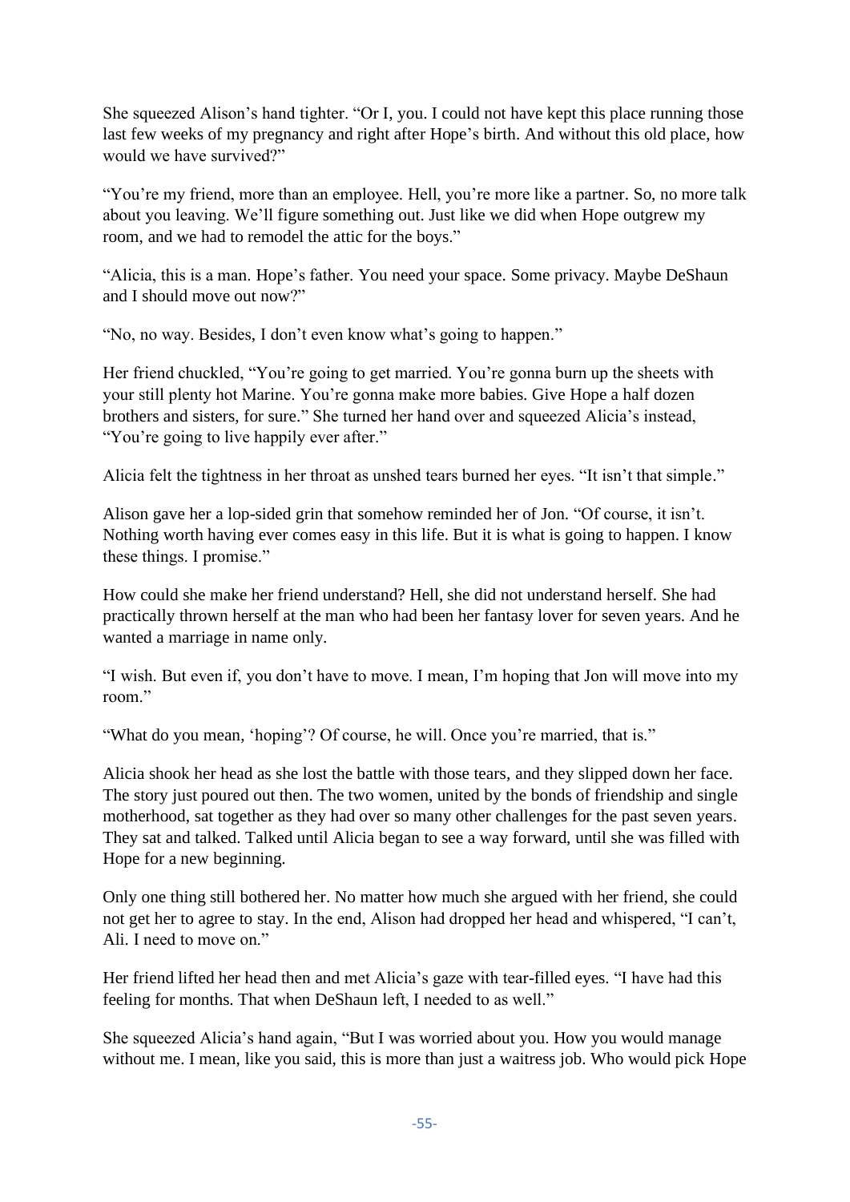She squeezed Alison's hand tighter. "Or I, you. I could not have kept this place running those last few weeks of my pregnancy and right after Hope's birth. And without this old place, how would we have survived?"

"You're my friend, more than an employee. Hell, you're more like a partner. So, no more talk about you leaving. We'll figure something out. Just like we did when Hope outgrew my room, and we had to remodel the attic for the boys."

"Alicia, this is a man. Hope's father. You need your space. Some privacy. Maybe DeShaun and I should move out now?"

"No, no way. Besides, I don't even know what's going to happen."

Her friend chuckled, "You're going to get married. You're gonna burn up the sheets with your still plenty hot Marine. You're gonna make more babies. Give Hope a half dozen brothers and sisters, for sure." She turned her hand over and squeezed Alicia's instead, "You're going to live happily ever after."

Alicia felt the tightness in her throat as unshed tears burned her eyes. "It isn't that simple."

Alison gave her a lop-sided grin that somehow reminded her of Jon. "Of course, it isn't. Nothing worth having ever comes easy in this life. But it is what is going to happen. I know these things. I promise."

How could she make her friend understand? Hell, she did not understand herself. She had practically thrown herself at the man who had been her fantasy lover for seven years. And he wanted a marriage in name only.

"I wish. But even if, you don't have to move. I mean, I'm hoping that Jon will move into my room."

"What do you mean, 'hoping'? Of course, he will. Once you're married, that is."

Alicia shook her head as she lost the battle with those tears, and they slipped down her face. The story just poured out then. The two women, united by the bonds of friendship and single motherhood, sat together as they had over so many other challenges for the past seven years. They sat and talked. Talked until Alicia began to see a way forward, until she was filled with Hope for a new beginning.

Only one thing still bothered her. No matter how much she argued with her friend, she could not get her to agree to stay. In the end, Alison had dropped her head and whispered, "I can't, Ali. I need to move on."

Her friend lifted her head then and met Alicia's gaze with tear-filled eyes. "I have had this feeling for months. That when DeShaun left, I needed to as well."

She squeezed Alicia's hand again, "But I was worried about you. How you would manage without me. I mean, like you said, this is more than just a waitress job. Who would pick Hope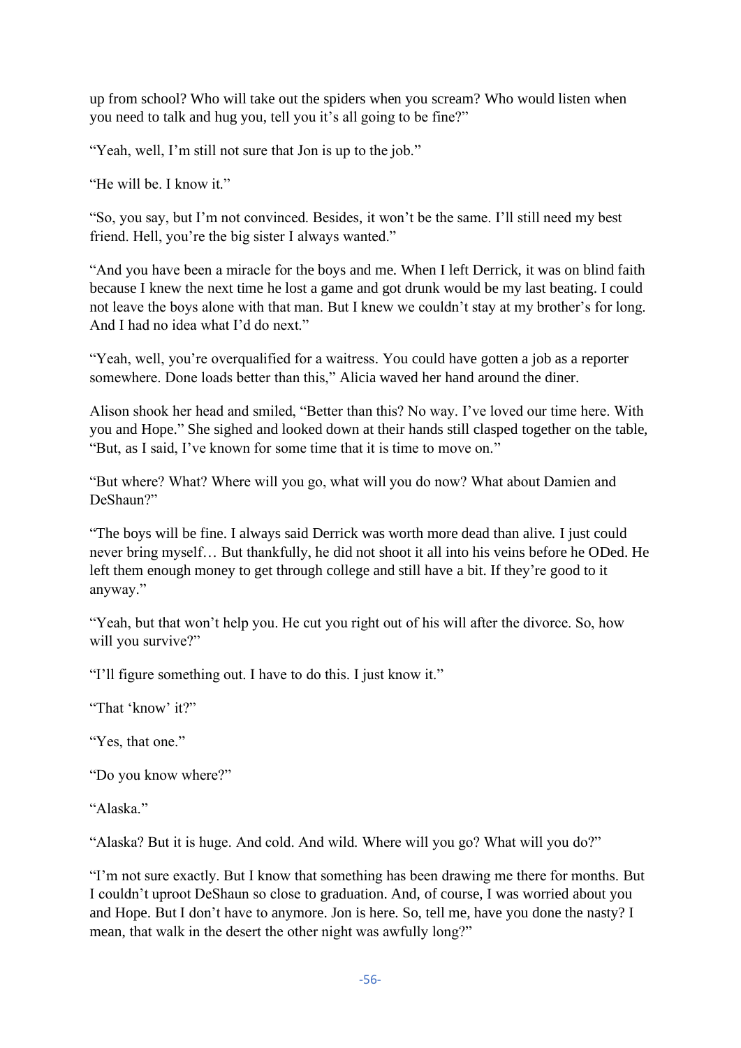up from school? Who will take out the spiders when you scream? Who would listen when you need to talk and hug you, tell you it's all going to be fine?"

"Yeah, well, I'm still not sure that Jon is up to the job."

"He will be. I know it."

"So, you say, but I'm not convinced. Besides, it won't be the same. I'll still need my best friend. Hell, you're the big sister I always wanted."

"And you have been a miracle for the boys and me. When I left Derrick, it was on blind faith because I knew the next time he lost a game and got drunk would be my last beating. I could not leave the boys alone with that man. But I knew we couldn't stay at my brother's for long. And I had no idea what I'd do next."

"Yeah, well, you're overqualified for a waitress. You could have gotten a job as a reporter somewhere. Done loads better than this," Alicia waved her hand around the diner.

Alison shook her head and smiled, "Better than this? No way. I've loved our time here. With you and Hope." She sighed and looked down at their hands still clasped together on the table, "But, as I said, I've known for some time that it is time to move on."

"But where? What? Where will you go, what will you do now? What about Damien and DeShaun?"

"The boys will be fine. I always said Derrick was worth more dead than alive. I just could never bring myself… But thankfully, he did not shoot it all into his veins before he ODed. He left them enough money to get through college and still have a bit. If they're good to it anyway."

"Yeah, but that won't help you. He cut you right out of his will after the divorce. So, how will you survive?"

"I'll figure something out. I have to do this. I just know it."

"That 'know' it?"

"Yes, that one."

"Do you know where?"

"Alaska."

"Alaska? But it is huge. And cold. And wild. Where will you go? What will you do?"

"I'm not sure exactly. But I know that something has been drawing me there for months. But I couldn't uproot DeShaun so close to graduation. And, of course, I was worried about you and Hope. But I don't have to anymore. Jon is here. So, tell me, have you done the nasty? I mean, that walk in the desert the other night was awfully long?"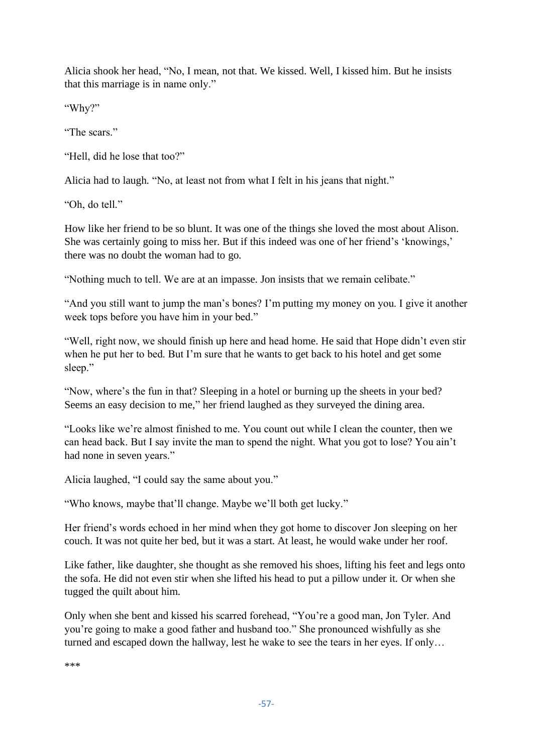Alicia shook her head, “No, I mean, not that. We kissed. Well, I kissed him. But he insists that this marriage is in name only.”

“Why?”

“The scars.”

“Hell, did he lose that too?”

Alicia had to laugh. “No, at least not from what I felt in his jeans that night.”

“Oh, do tell.”

How like her friend to be so blunt. It was one of the things she loved the most about Alison. She was certainly going to miss her. But if this indeed was one of her friend’s ‘knowings,’ there was no doubt the woman had to go.

“Nothing much to tell. We are at an impasse. Jon insists that we remain celibate.”

“And you still want to jump the man’s bones? I’m putting my money on you. I give it another week tops before you have him in your bed.”

“Well, right now, we should finish up here and head home. He said that Hope didn’t even stir when he put her to bed. But I’m sure that he wants to get back to his hotel and get some sleep.”

“Now, where’s the fun in that? Sleeping in a hotel or burning up the sheets in your bed? Seems an easy decision to me,” her friend laughed as they surveyed the dining area.

“Looks like we’re almost finished to me. You count out while I clean the counter, then we can head back. But I say invite the man to spend the night. What you got to lose? You ain’t had none in seven years.”

Alicia laughed, “I could say the same about you.”

“Who knows, maybe that’ll change. Maybe we’ll both get lucky.”

Her friend’s words echoed in her mind when they got home to discover Jon sleeping on her couch. It was not quite her bed, but it was a start. At least, he would wake under her roof.

Like father, like daughter, she thought as she removed his shoes, lifting his feet and legs onto the sofa. He did not even stir when she lifted his head to put a pillow under it. Or when she tugged the quilt about him.

Only when she bent and kissed his scarred forehead, “You’re a good man, Jon Tyler. And you’re going to make a good father and husband too.” She pronounced wishfully as she turned and escaped down the hallway, lest he wake to see the tears in her eyes. If only…

***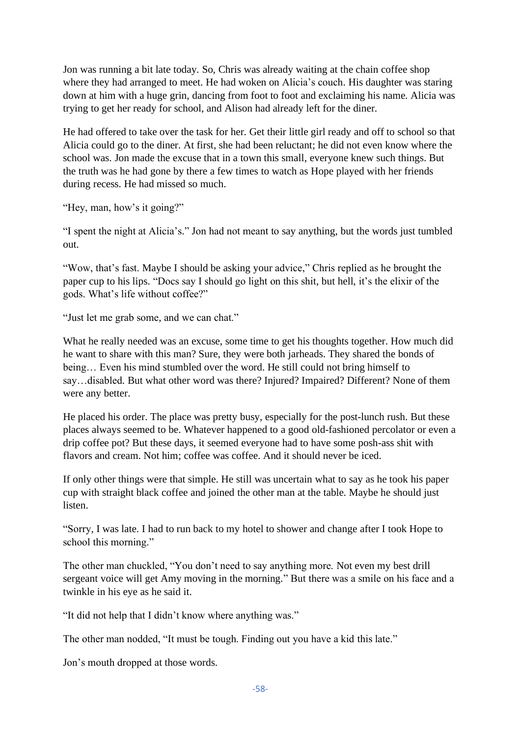Jon was running a bit late today. So, Chris was already waiting at the chain coffee shop where they had arranged to meet. He had woken on Alicia's couch. His daughter was staring down at him with a huge grin, dancing from foot to foot and exclaiming his name. Alicia was trying to get her ready for school, and Alison had already left for the diner.

He had offered to take over the task for her. Get their little girl ready and off to school so that Alicia could go to the diner. At first, she had been reluctant; he did not even know where the school was. Jon made the excuse that in a town this small, everyone knew such things. But the truth was he had gone by there a few times to watch as Hope played with her friends during recess. He had missed so much.

"Hey, man, how's it going?"

"I spent the night at Alicia's." Jon had not meant to say anything, but the words just tumbled out.

"Wow, that's fast. Maybe I should be asking your advice," Chris replied as he brought the paper cup to his lips. "Docs say I should go light on this shit, but hell, it's the elixir of the gods. What's life without coffee?"

"Just let me grab some, and we can chat."

What he really needed was an excuse, some time to get his thoughts together. How much did he want to share with this man? Sure, they were both jarheads. They shared the bonds of being… Even his mind stumbled over the word. He still could not bring himself to say…disabled. But what other word was there? Injured? Impaired? Different? None of them were any better.

He placed his order. The place was pretty busy, especially for the post-lunch rush. But these places always seemed to be. Whatever happened to a good old-fashioned percolator or even a drip coffee pot? But these days, it seemed everyone had to have some posh-ass shit with flavors and cream. Not him; coffee was coffee. And it should never be iced.

If only other things were that simple. He still was uncertain what to say as he took his paper cup with straight black coffee and joined the other man at the table. Maybe he should just listen.

"Sorry, I was late. I had to run back to my hotel to shower and change after I took Hope to school this morning."

The other man chuckled, "You don't need to say anything more. Not even my best drill sergeant voice will get Amy moving in the morning." But there was a smile on his face and a twinkle in his eye as he said it.

"It did not help that I didn't know where anything was."

The other man nodded, "It must be tough. Finding out you have a kid this late."

Jon's mouth dropped at those words.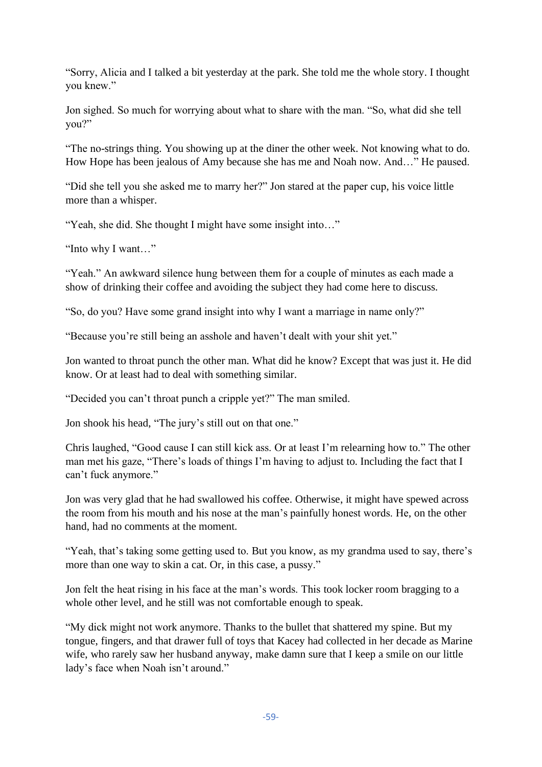"Sorry, Alicia and I talked a bit yesterday at the park. She told me the whole story. I thought you knew."

Jon sighed. So much for worrying about what to share with the man. "So, what did she tell you?"

"The no-strings thing. You showing up at the diner the other week. Not knowing what to do. How Hope has been jealous of Amy because she has me and Noah now. And…" He paused.

"Did she tell you she asked me to marry her?" Jon stared at the paper cup, his voice little more than a whisper.

"Yeah, she did. She thought I might have some insight into…"

"Into why I want…"

"Yeah." An awkward silence hung between them for a couple of minutes as each made a show of drinking their coffee and avoiding the subject they had come here to discuss.

"So, do you? Have some grand insight into why I want a marriage in name only?"

"Because you're still being an asshole and haven't dealt with your shit yet."

Jon wanted to throat punch the other man. What did he know? Except that was just it. He did know. Or at least had to deal with something similar.

"Decided you can't throat punch a cripple yet?" The man smiled.

Jon shook his head, "The jury's still out on that one."

Chris laughed, "Good cause I can still kick ass. Or at least I'm relearning how to." The other man met his gaze, "There's loads of things I'm having to adjust to. Including the fact that I can't fuck anymore."

Jon was very glad that he had swallowed his coffee. Otherwise, it might have spewed across the room from his mouth and his nose at the man's painfully honest words. He, on the other hand, had no comments at the moment.

"Yeah, that's taking some getting used to. But you know, as my grandma used to say, there's more than one way to skin a cat. Or, in this case, a pussy."

Jon felt the heat rising in his face at the man's words. This took locker room bragging to a whole other level, and he still was not comfortable enough to speak.

"My dick might not work anymore. Thanks to the bullet that shattered my spine. But my tongue, fingers, and that drawer full of toys that Kacey had collected in her decade as Marine wife, who rarely saw her husband anyway, make damn sure that I keep a smile on our little lady's face when Noah isn't around."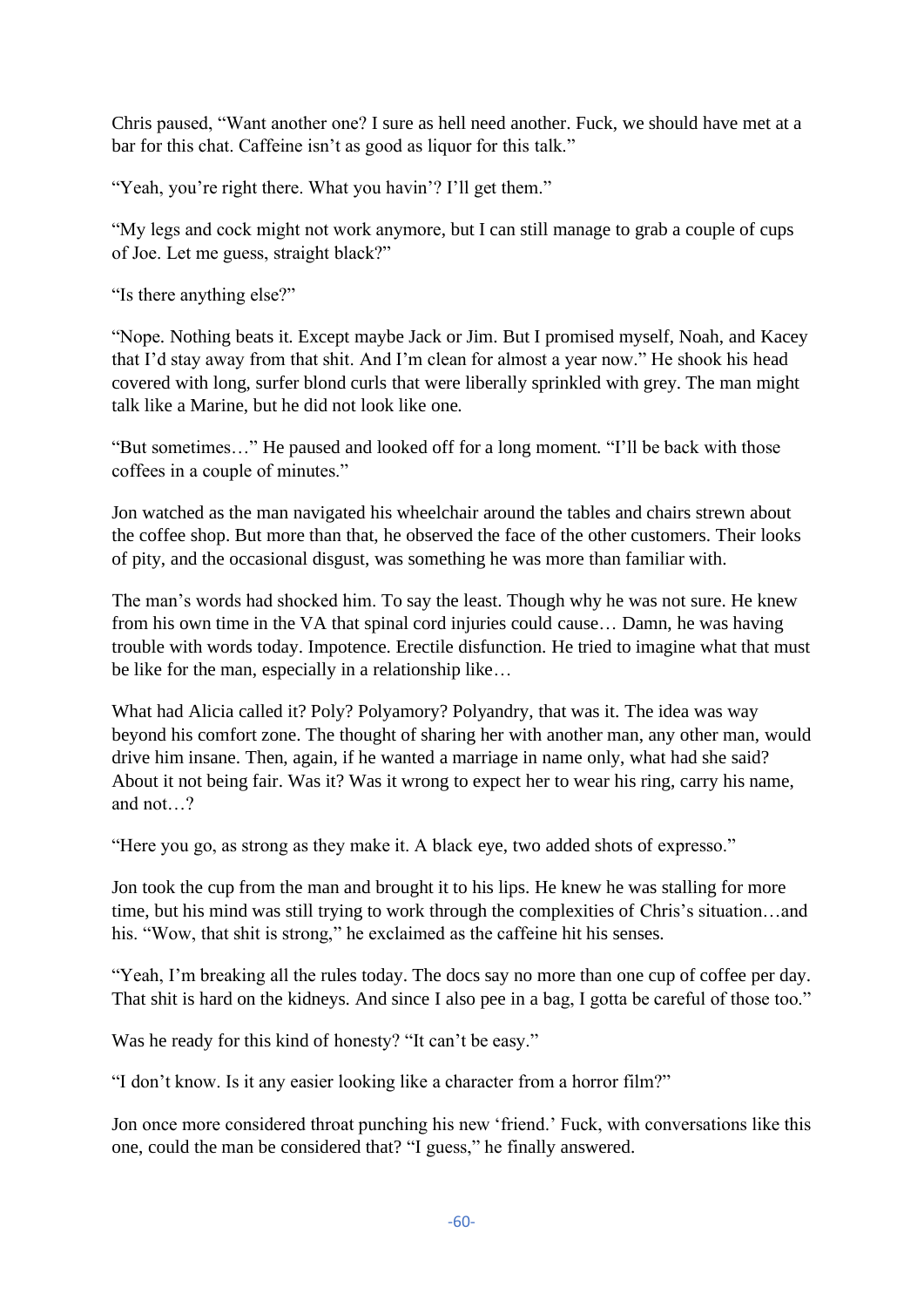Chris paused, "Want another one? I sure as hell need another. Fuck, we should have met at a bar for this chat. Caffeine isn't as good as liquor for this talk."

"Yeah, you're right there. What you havin'? I'll get them."

"My legs and cock might not work anymore, but I can still manage to grab a couple of cups of Joe. Let me guess, straight black?"

"Is there anything else?"

"Nope. Nothing beats it. Except maybe Jack or Jim. But I promised myself, Noah, and Kacey that I'd stay away from that shit. And I'm clean for almost a year now." He shook his head covered with long, surfer blond curls that were liberally sprinkled with grey. The man might talk like a Marine, but he did not look like one.

"But sometimes…" He paused and looked off for a long moment. "I'll be back with those coffees in a couple of minutes."

Jon watched as the man navigated his wheelchair around the tables and chairs strewn about the coffee shop. But more than that, he observed the face of the other customers. Their looks of pity, and the occasional disgust, was something he was more than familiar with.

The man's words had shocked him. To say the least. Though why he was not sure. He knew from his own time in the VA that spinal cord injuries could cause… Damn, he was having trouble with words today. Impotence. Erectile disfunction. He tried to imagine what that must be like for the man, especially in a relationship like…

What had Alicia called it? Poly? Polyamory? Polyandry, that was it. The idea was way beyond his comfort zone. The thought of sharing her with another man, any other man, would drive him insane. Then, again, if he wanted a marriage in name only, what had she said? About it not being fair. Was it? Was it wrong to expect her to wear his ring, carry his name, and not…?

"Here you go, as strong as they make it. A black eye, two added shots of expresso."

Jon took the cup from the man and brought it to his lips. He knew he was stalling for more time, but his mind was still trying to work through the complexities of Chris's situation…and his. "Wow, that shit is strong," he exclaimed as the caffeine hit his senses.

"Yeah, I'm breaking all the rules today. The docs say no more than one cup of coffee per day. That shit is hard on the kidneys. And since I also pee in a bag, I gotta be careful of those too."

Was he ready for this kind of honesty? "It can't be easy."

"I don't know. Is it any easier looking like a character from a horror film?"

Jon once more considered throat punching his new 'friend.' Fuck, with conversations like this one, could the man be considered that? "I guess," he finally answered.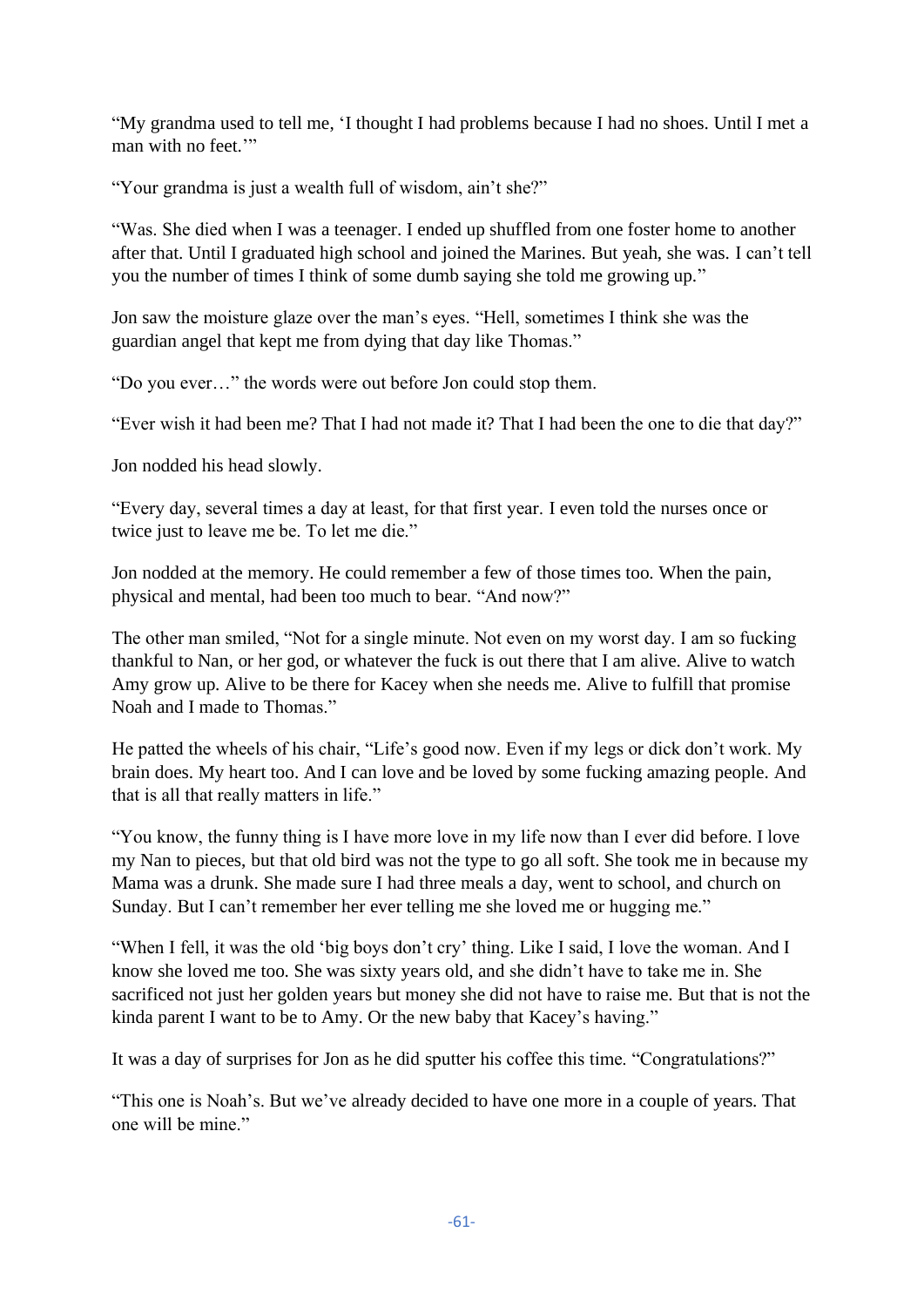"My grandma used to tell me, 'I thought I had problems because I had no shoes. Until I met a man with no feet.'"

"Your grandma is just a wealth full of wisdom, ain't she?"

"Was. She died when I was a teenager. I ended up shuffled from one foster home to another after that. Until I graduated high school and joined the Marines. But yeah, she was. I can't tell you the number of times I think of some dumb saying she told me growing up."

Jon saw the moisture glaze over the man's eyes. "Hell, sometimes I think she was the guardian angel that kept me from dying that day like Thomas."

"Do you ever…" the words were out before Jon could stop them.

"Ever wish it had been me? That I had not made it? That I had been the one to die that day?"

Jon nodded his head slowly.

"Every day, several times a day at least, for that first year. I even told the nurses once or twice just to leave me be. To let me die."

Jon nodded at the memory. He could remember a few of those times too. When the pain, physical and mental, had been too much to bear. "And now?"

The other man smiled, "Not for a single minute. Not even on my worst day. I am so fucking thankful to Nan, or her god, or whatever the fuck is out there that I am alive. Alive to watch Amy grow up. Alive to be there for Kacey when she needs me. Alive to fulfill that promise Noah and I made to Thomas."

He patted the wheels of his chair, "Life's good now. Even if my legs or dick don't work. My brain does. My heart too. And I can love and be loved by some fucking amazing people. And that is all that really matters in life."

"You know, the funny thing is I have more love in my life now than I ever did before. I love my Nan to pieces, but that old bird was not the type to go all soft. She took me in because my Mama was a drunk. She made sure I had three meals a day, went to school, and church on Sunday. But I can't remember her ever telling me she loved me or hugging me."

"When I fell, it was the old 'big boys don't cry' thing. Like I said, I love the woman. And I know she loved me too. She was sixty years old, and she didn't have to take me in. She sacrificed not just her golden years but money she did not have to raise me. But that is not the kinda parent I want to be to Amy. Or the new baby that Kacey's having."

It was a day of surprises for Jon as he did sputter his coffee this time. "Congratulations?"

"This one is Noah's. But we've already decided to have one more in a couple of years. That one will be mine."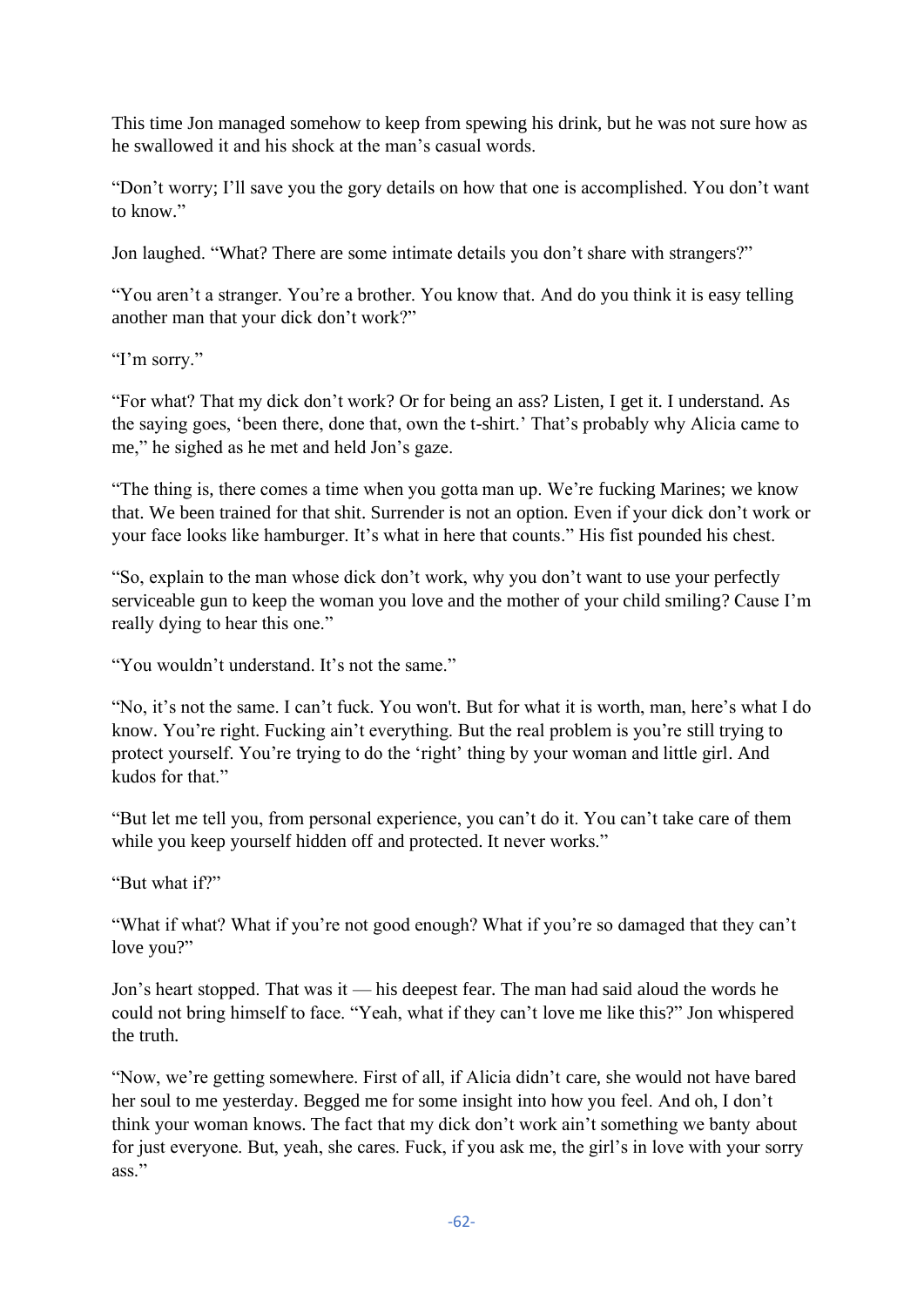This time Jon managed somehow to keep from spewing his drink, but he was not sure how as he swallowed it and his shock at the man's casual words.

"Don't worry; I'll save you the gory details on how that one is accomplished. You don't want to know."

Jon laughed. "What? There are some intimate details you don't share with strangers?"

"You aren't a stranger. You're a brother. You know that. And do you think it is easy telling another man that your dick don't work?"

"I'm sorry."

"For what? That my dick don't work? Or for being an ass? Listen, I get it. I understand. As the saying goes, 'been there, done that, own the t-shirt.' That's probably why Alicia came to me," he sighed as he met and held Jon's gaze.

"The thing is, there comes a time when you gotta man up. We're fucking Marines; we know that. We been trained for that shit. Surrender is not an option. Even if your dick don't work or your face looks like hamburger. It's what in here that counts." His fist pounded his chest.

"So, explain to the man whose dick don't work, why you don't want to use your perfectly serviceable gun to keep the woman you love and the mother of your child smiling? Cause I'm really dying to hear this one."

"You wouldn't understand. It's not the same."

"No, it's not the same. I can't fuck. You won't. But for what it is worth, man, here's what I do know. You're right. Fucking ain't everything. But the real problem is you're still trying to protect yourself. You're trying to do the 'right' thing by your woman and little girl. And kudos for that."

"But let me tell you, from personal experience, you can't do it. You can't take care of them while you keep yourself hidden off and protected. It never works."

"But what if?"

"What if what? What if you're not good enough? What if you're so damaged that they can't love you?"

Jon's heart stopped. That was it — his deepest fear. The man had said aloud the words he could not bring himself to face. "Yeah, what if they can't love me like this?" Jon whispered the truth.

"Now, we're getting somewhere. First of all, if Alicia didn't care, she would not have bared her soul to me yesterday. Begged me for some insight into how you feel. And oh, I don't think your woman knows. The fact that my dick don't work ain't something we banty about for just everyone. But, yeah, she cares. Fuck, if you ask me, the girl's in love with your sorry ass."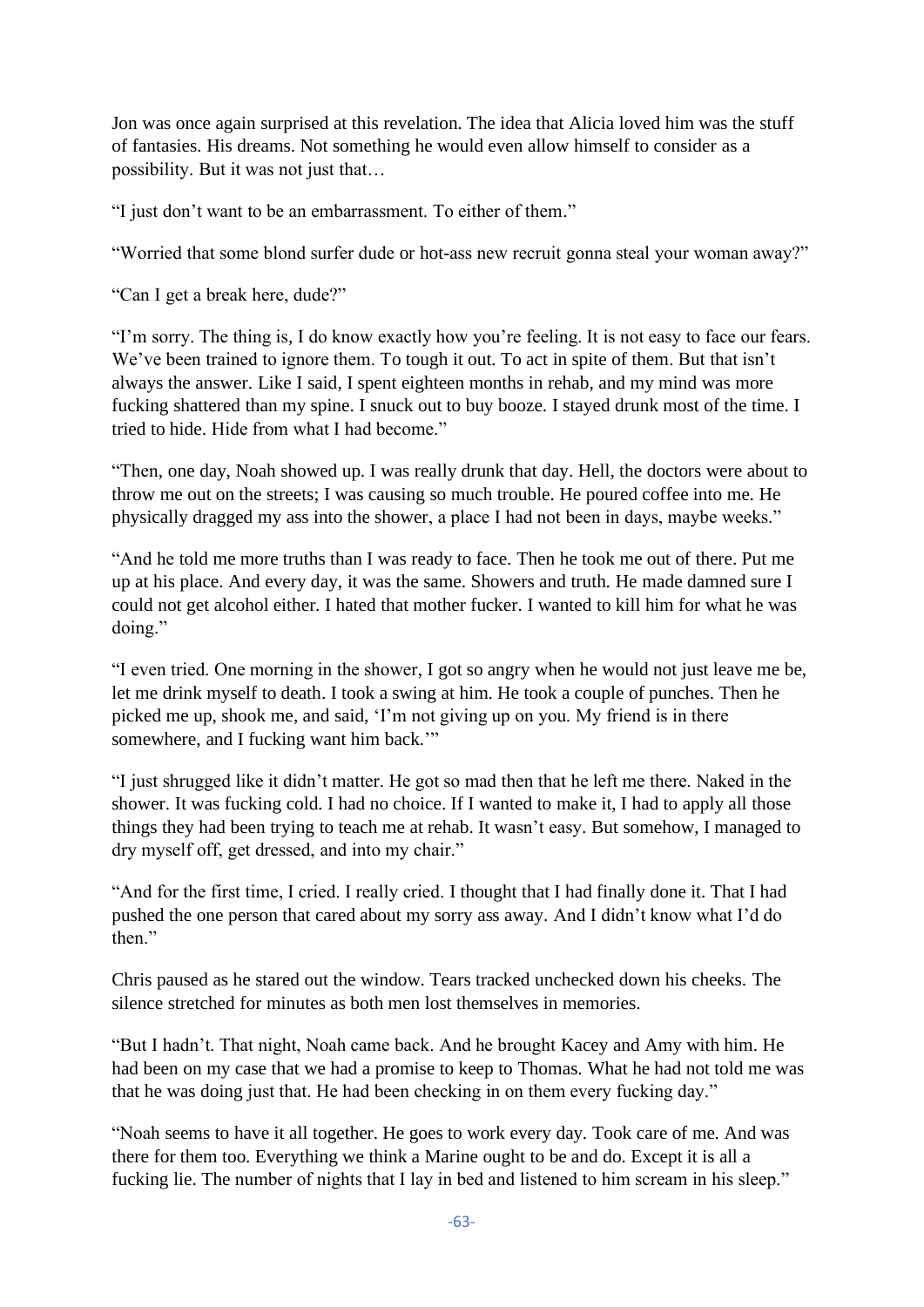Jon was once again surprised at this revelation. The idea that Alicia loved him was the stuff of fantasies. His dreams. Not something he would even allow himself to consider as a possibility. But it was not just that…

"I just don't want to be an embarrassment. To either of them."

"Worried that some blond surfer dude or hot-ass new recruit gonna steal your woman away?"

"Can I get a break here, dude?"

"I'm sorry. The thing is, I do know exactly how you're feeling. It is not easy to face our fears. We've been trained to ignore them. To tough it out. To act in spite of them. But that isn't always the answer. Like I said, I spent eighteen months in rehab, and my mind was more fucking shattered than my spine. I snuck out to buy booze. I stayed drunk most of the time. I tried to hide. Hide from what I had become."

"Then, one day, Noah showed up. I was really drunk that day. Hell, the doctors were about to throw me out on the streets; I was causing so much trouble. He poured coffee into me. He physically dragged my ass into the shower, a place I had not been in days, maybe weeks."

"And he told me more truths than I was ready to face. Then he took me out of there. Put me up at his place. And every day, it was the same. Showers and truth. He made damned sure I could not get alcohol either. I hated that mother fucker. I wanted to kill him for what he was doing."

"I even tried. One morning in the shower, I got so angry when he would not just leave me be, let me drink myself to death. I took a swing at him. He took a couple of punches. Then he picked me up, shook me, and said, 'I'm not giving up on you. My friend is in there somewhere, and I fucking want him back.'"

"I just shrugged like it didn't matter. He got so mad then that he left me there. Naked in the shower. It was fucking cold. I had no choice. If I wanted to make it, I had to apply all those things they had been trying to teach me at rehab. It wasn't easy. But somehow, I managed to dry myself off, get dressed, and into my chair."

"And for the first time, I cried. I really cried. I thought that I had finally done it. That I had pushed the one person that cared about my sorry ass away. And I didn't know what I'd do then."

Chris paused as he stared out the window. Tears tracked unchecked down his cheeks. The silence stretched for minutes as both men lost themselves in memories.

"But I hadn't. That night, Noah came back. And he brought Kacey and Amy with him. He had been on my case that we had a promise to keep to Thomas. What he had not told me was that he was doing just that. He had been checking in on them every fucking day."

"Noah seems to have it all together. He goes to work every day. Took care of me. And was there for them too. Everything we think a Marine ought to be and do. Except it is all a fucking lie. The number of nights that I lay in bed and listened to him scream in his sleep."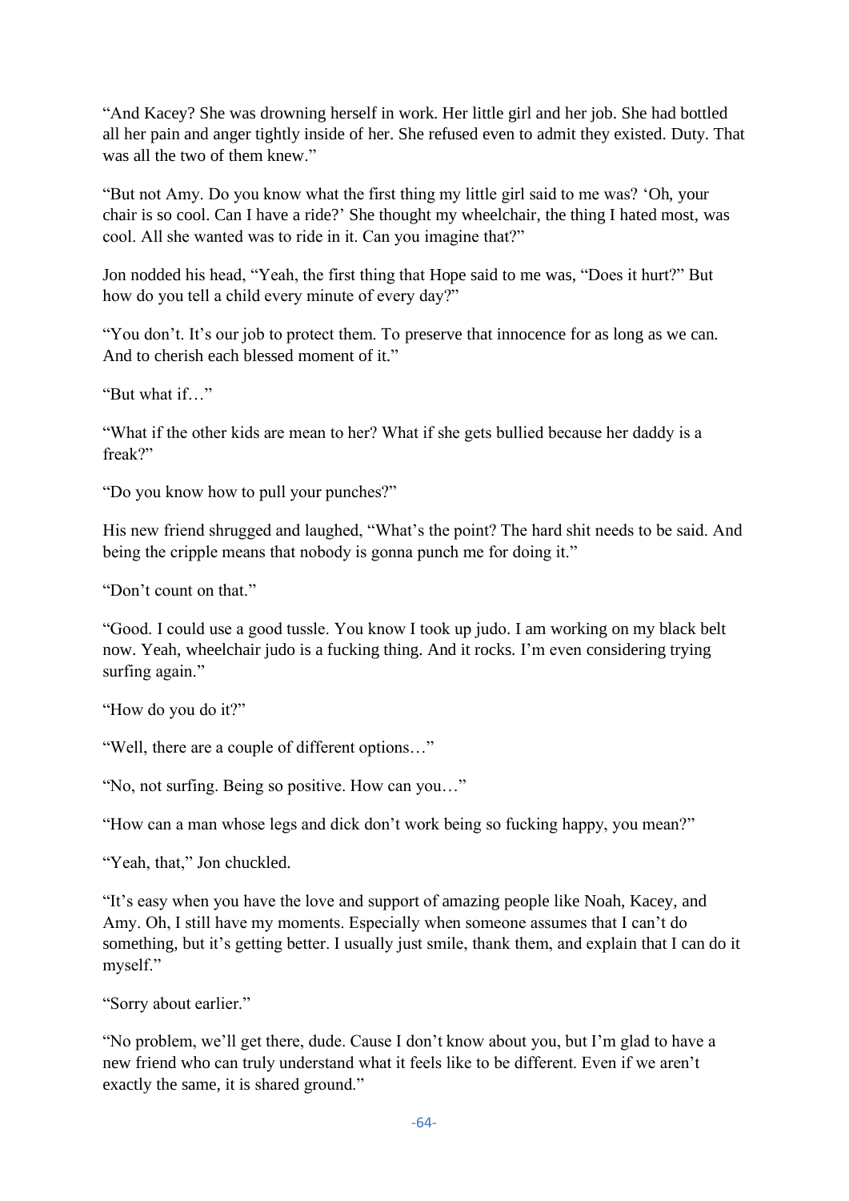"And Kacey? She was drowning herself in work. Her little girl and her job. She had bottled all her pain and anger tightly inside of her. She refused even to admit they existed. Duty. That was all the two of them knew."

"But not Amy. Do you know what the first thing my little girl said to me was? 'Oh, your chair is so cool. Can I have a ride?' She thought my wheelchair, the thing I hated most, was cool. All she wanted was to ride in it. Can you imagine that?"

Jon nodded his head, "Yeah, the first thing that Hope said to me was, "Does it hurt?" But how do you tell a child every minute of every day?"

"You don't. It's our job to protect them. To preserve that innocence for as long as we can. And to cherish each blessed moment of it."

"But what if…"

"What if the other kids are mean to her? What if she gets bullied because her daddy is a freak?"

"Do you know how to pull your punches?"

His new friend shrugged and laughed, "What's the point? The hard shit needs to be said. And being the cripple means that nobody is gonna punch me for doing it."

"Don't count on that."

"Good. I could use a good tussle. You know I took up judo. I am working on my black belt now. Yeah, wheelchair judo is a fucking thing. And it rocks. I'm even considering trying surfing again."

"How do you do it?"

"Well, there are a couple of different options…"

"No, not surfing. Being so positive. How can you…"

"How can a man whose legs and dick don't work being so fucking happy, you mean?"

"Yeah, that," Jon chuckled.

"It's easy when you have the love and support of amazing people like Noah, Kacey, and Amy. Oh, I still have my moments. Especially when someone assumes that I can't do something, but it's getting better. I usually just smile, thank them, and explain that I can do it myself."

"Sorry about earlier."

"No problem, we'll get there, dude. Cause I don't know about you, but I'm glad to have a new friend who can truly understand what it feels like to be different. Even if we aren't exactly the same, it is shared ground."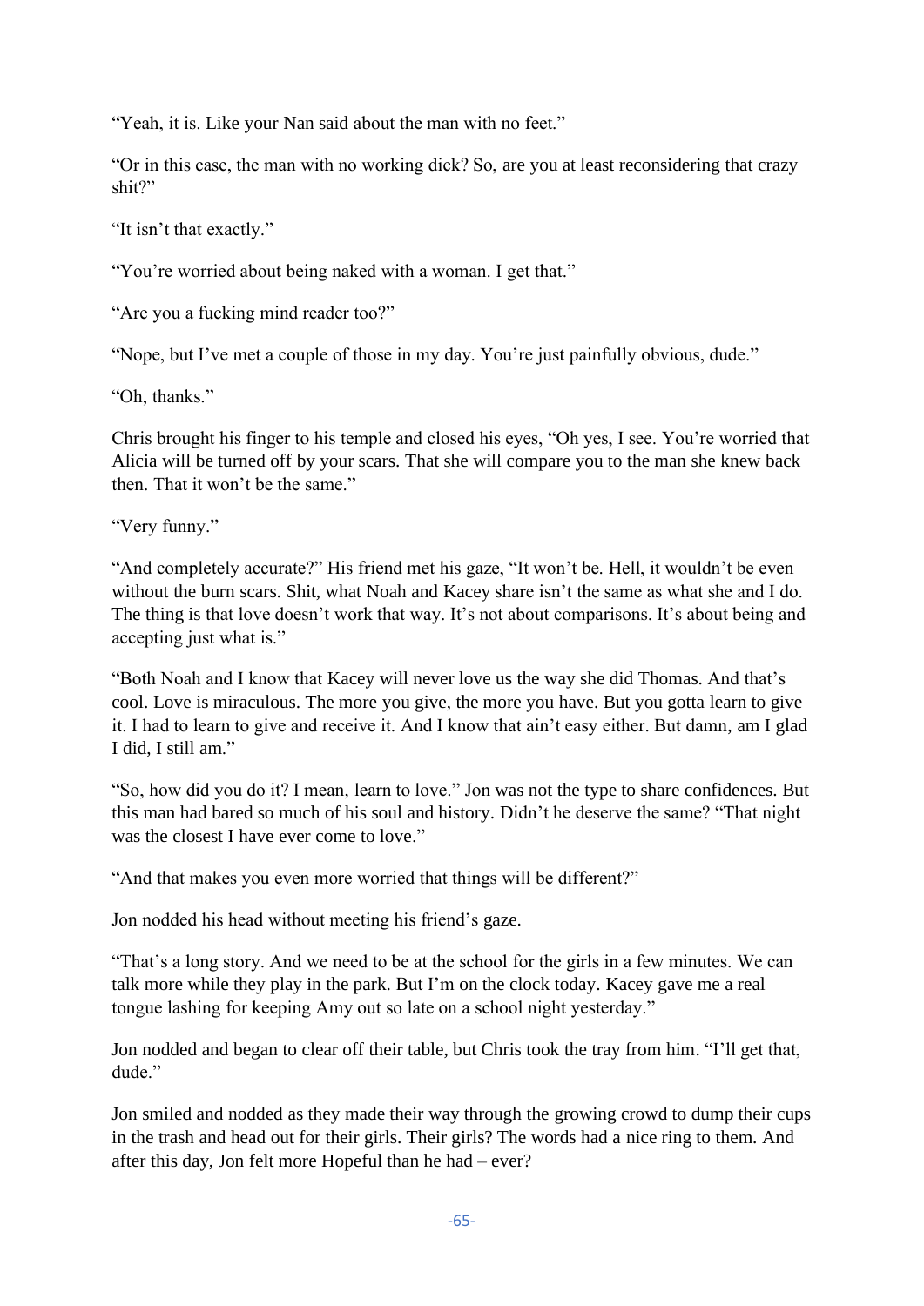"Yeah, it is. Like your Nan said about the man with no feet."

"Or in this case, the man with no working dick? So, are you at least reconsidering that crazy shit?"

"It isn't that exactly."

"You're worried about being naked with a woman. I get that."

"Are you a fucking mind reader too?"

"Nope, but I've met a couple of those in my day. You're just painfully obvious, dude."

"Oh, thanks."

Chris brought his finger to his temple and closed his eyes, "Oh yes, I see. You're worried that Alicia will be turned off by your scars. That she will compare you to the man she knew back then. That it won't be the same."

"Very funny."

"And completely accurate?" His friend met his gaze, "It won't be. Hell, it wouldn't be even without the burn scars. Shit, what Noah and Kacey share isn't the same as what she and I do. The thing is that love doesn't work that way. It's not about comparisons. It's about being and accepting just what is."

"Both Noah and I know that Kacey will never love us the way she did Thomas. And that's cool. Love is miraculous. The more you give, the more you have. But you gotta learn to give it. I had to learn to give and receive it. And I know that ain't easy either. But damn, am I glad I did, I still am."

"So, how did you do it? I mean, learn to love." Jon was not the type to share confidences. But this man had bared so much of his soul and history. Didn't he deserve the same? "That night was the closest I have ever come to love."

"And that makes you even more worried that things will be different?"

Jon nodded his head without meeting his friend's gaze.

"That's a long story. And we need to be at the school for the girls in a few minutes. We can talk more while they play in the park. But I'm on the clock today. Kacey gave me a real tongue lashing for keeping Amy out so late on a school night yesterday."

Jon nodded and began to clear off their table, but Chris took the tray from him. "I'll get that, dude."

Jon smiled and nodded as they made their way through the growing crowd to dump their cups in the trash and head out for their girls. Their girls? The words had a nice ring to them. And after this day, Jon felt more Hopeful than he had – ever?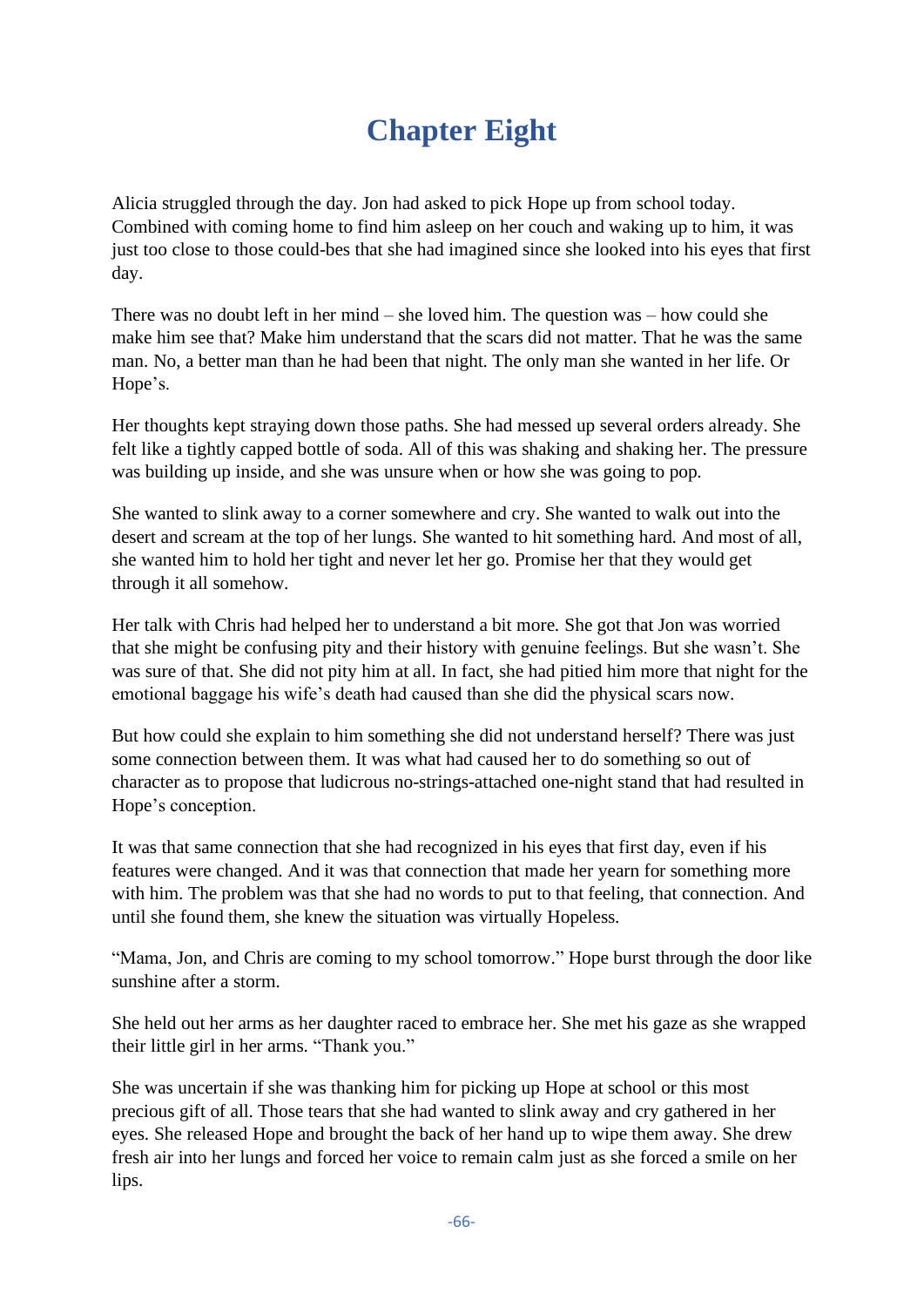# Chapter Eight

Alicia struggled through the day. Jon had asked to pick Hope up from school today. Combined with coming home to find him asleep on her couch and waking up to him, it was just too close to those could-bes that she had imagined since she looked into his eyes that first day.

There was no doubt left in her mind – she loved him. The question was – how could she make him see that? Make him understand that the scars did not matter. That he was the same man. No, a better man than he had been that night. The only man she wanted in her life. Or Hope's.

Her thoughts kept straying down those paths. She had messed up several orders already. She felt like a tightly capped bottle of soda. All of this was shaking and shaking her. The pressure was building up inside, and she was unsure when or how she was going to pop.

She wanted to slink away to a corner somewhere and cry. She wanted to walk out into the desert and scream at the top of her lungs. She wanted to hit something hard. And most of all, she wanted him to hold her tight and never let her go. Promise her that they would get through it all somehow.

Her talk with Chris had helped her to understand a bit more. She got that Jon was worried that she might be confusing pity and their history with genuine feelings. But she wasn't. She was sure of that. She did not pity him at all. In fact, she had pitied him more that night for the emotional baggage his wife's death had caused than she did the physical scars now.

But how could she explain to him something she did not understand herself? There was just some connection between them. It was what had caused her to do something so out of character as to propose that ludicrous no-strings-attached one-night stand that had resulted in Hope's conception.

It was that same connection that she had recognized in his eyes that first day, even if his features were changed. And it was that connection that made her yearn for something more with him. The problem was that she had no words to put to that feeling, that connection. And until she found them, she knew the situation was virtually Hopeless.

"Mama, Jon, and Chris are coming to my school tomorrow." Hope burst through the door like sunshine after a storm.

She held out her arms as her daughter raced to embrace her. She met his gaze as she wrapped their little girl in her arms. "Thank you."

She was uncertain if she was thanking him for picking up Hope at school or this most precious gift of all. Those tears that she had wanted to slink away and cry gathered in her eyes. She released Hope and brought the back of her hand up to wipe them away. She drew fresh air into her lungs and forced her voice to remain calm just as she forced a smile on her lips.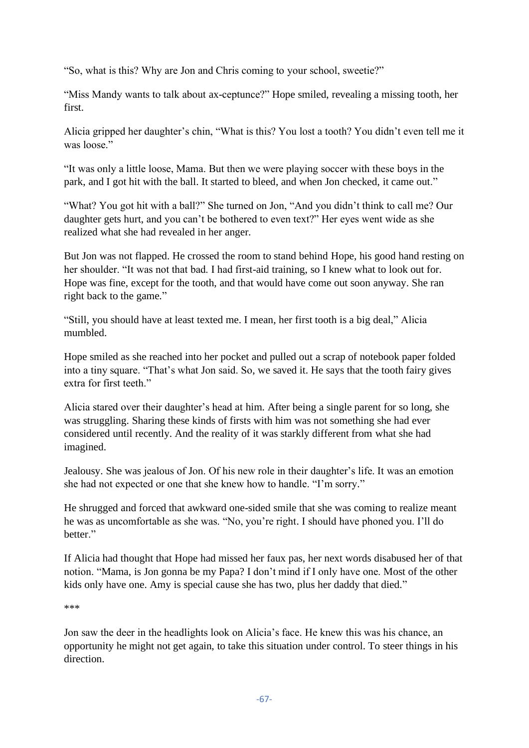"So, what is this? Why are Jon and Chris coming to your school, sweetie?"

"Miss Mandy wants to talk about ax-ceptunce?" Hope smiled, revealing a missing tooth, her first.

Alicia gripped her daughter's chin, "What is this? You lost a tooth? You didn't even tell me it was loose."

"It was only a little loose, Mama. But then we were playing soccer with these boys in the park, and I got hit with the ball. It started to bleed, and when Jon checked, it came out."

"What? You got hit with a ball?" She turned on Jon, "And you didn't think to call me? Our daughter gets hurt, and you can't be bothered to even text?" Her eyes went wide as she realized what she had revealed in her anger.

But Jon was not flapped. He crossed the room to stand behind Hope, his good hand resting on her shoulder. "It was not that bad. I had first-aid training, so I knew what to look out for. Hope was fine, except for the tooth, and that would have come out soon anyway. She ran right back to the game."

"Still, you should have at least texted me. I mean, her first tooth is a big deal," Alicia mumbled.

Hope smiled as she reached into her pocket and pulled out a scrap of notebook paper folded into a tiny square. "That's what Jon said. So, we saved it. He says that the tooth fairy gives extra for first teeth."

Alicia stared over their daughter's head at him. After being a single parent for so long, she was struggling. Sharing these kinds of firsts with him was not something she had ever considered until recently. And the reality of it was starkly different from what she had imagined.

Jealousy. She was jealous of Jon. Of his new role in their daughter's life. It was an emotion she had not expected or one that she knew how to handle. "I'm sorry."

He shrugged and forced that awkward one-sided smile that she was coming to realize meant he was as uncomfortable as she was. "No, you're right. I should have phoned you. I'll do better."

If Alicia had thought that Hope had missed her faux pas, her next words disabused her of that notion. "Mama, is Jon gonna be my Papa? I don't mind if I only have one. Most of the other kids only have one. Amy is special cause she has two, plus her daddy that died."

***

Jon saw the deer in the headlights look on Alicia's face. He knew this was his chance, an opportunity he might not get again, to take this situation under control. To steer things in his direction.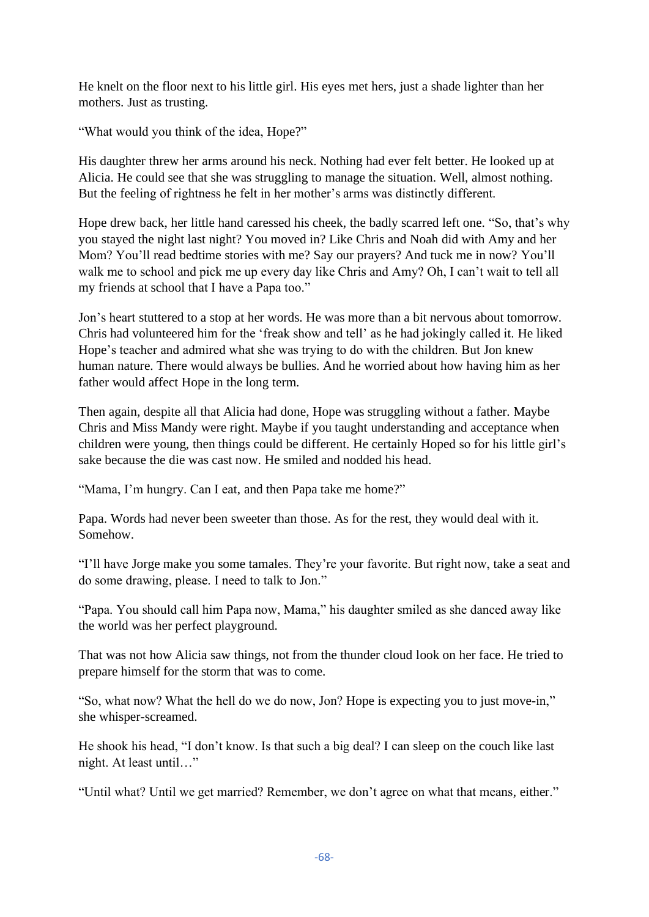He knelt on the floor next to his little girl. His eyes met hers, just a shade lighter than her mothers. Just as trusting.

"What would you think of the idea, Hope?"

His daughter threw her arms around his neck. Nothing had ever felt better. He looked up at Alicia. He could see that she was struggling to manage the situation. Well, almost nothing. But the feeling of rightness he felt in her mother's arms was distinctly different.

Hope drew back, her little hand caressed his cheek, the badly scarred left one. "So, that's why you stayed the night last night? You moved in? Like Chris and Noah did with Amy and her Mom? You'll read bedtime stories with me? Say our prayers? And tuck me in now? You'll walk me to school and pick me up every day like Chris and Amy? Oh, I can't wait to tell all my friends at school that I have a Papa too."

Jon's heart stuttered to a stop at her words. He was more than a bit nervous about tomorrow. Chris had volunteered him for the 'freak show and tell' as he had jokingly called it. He liked Hope's teacher and admired what she was trying to do with the children. But Jon knew human nature. There would always be bullies. And he worried about how having him as her father would affect Hope in the long term.

Then again, despite all that Alicia had done, Hope was struggling without a father. Maybe Chris and Miss Mandy were right. Maybe if you taught understanding and acceptance when children were young, then things could be different. He certainly Hoped so for his little girl's sake because the die was cast now. He smiled and nodded his head.

"Mama, I'm hungry. Can I eat, and then Papa take me home?"

Papa. Words had never been sweeter than those. As for the rest, they would deal with it. Somehow.

"I'll have Jorge make you some tamales. They're your favorite. But right now, take a seat and do some drawing, please. I need to talk to Jon."

"Papa. You should call him Papa now, Mama," his daughter smiled as she danced away like the world was her perfect playground.

That was not how Alicia saw things, not from the thunder cloud look on her face. He tried to prepare himself for the storm that was to come.

"So, what now? What the hell do we do now, Jon? Hope is expecting you to just move-in," she whisper-screamed.

He shook his head, "I don't know. Is that such a big deal? I can sleep on the couch like last night. At least until…"

"Until what? Until we get married? Remember, we don't agree on what that means, either."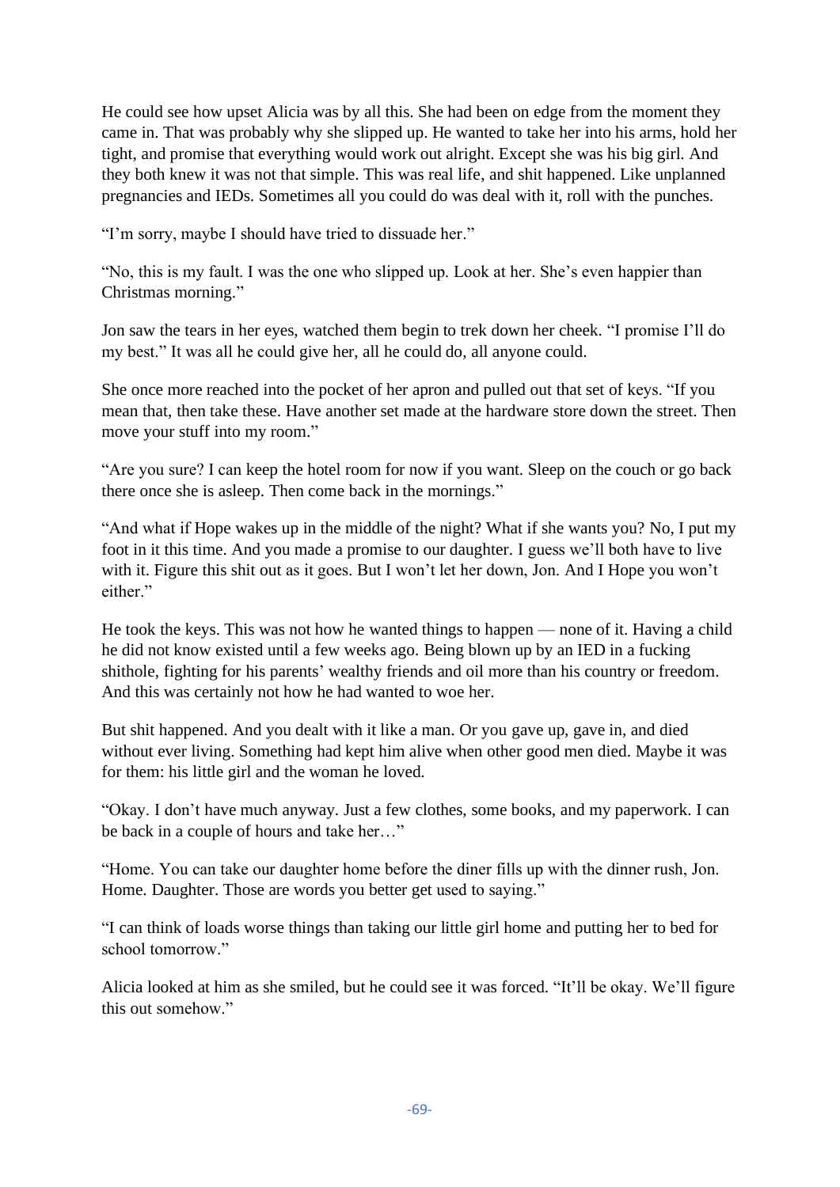He could see how upset Alicia was by all this. She had been on edge from the moment they came in. That was probably why she slipped up. He wanted to take her into his arms, hold her tight, and promise that everything would work out alright. Except she was his big girl. And they both knew it was not that simple. This was real life, and shit happened. Like unplanned pregnancies and IEDs. Sometimes all you could do was deal with it, roll with the punches.

"I'm sorry, maybe I should have tried to dissuade her."

"No, this is my fault. I was the one who slipped up. Look at her. She's even happier than Christmas morning."

Jon saw the tears in her eyes, watched them begin to trek down her cheek. "I promise I'll do my best." It was all he could give her, all he could do, all anyone could.

She once more reached into the pocket of her apron and pulled out that set of keys. "If you mean that, then take these. Have another set made at the hardware store down the street. Then move your stuff into my room."

"Are you sure? I can keep the hotel room for now if you want. Sleep on the couch or go back there once she is asleep. Then come back in the mornings."

"And what if Hope wakes up in the middle of the night? What if she wants you? No, I put my foot in it this time. And you made a promise to our daughter. I guess we'll both have to live with it. Figure this shit out as it goes. But I won't let her down, Jon. And I Hope you won't either."

He took the keys. This was not how he wanted things to happen — none of it. Having a child he did not know existed until a few weeks ago. Being blown up by an IED in a fucking shithole, fighting for his parents' wealthy friends and oil more than his country or freedom. And this was certainly not how he had wanted to woe her.

But shit happened. And you dealt with it like a man. Or you gave up, gave in, and died without ever living. Something had kept him alive when other good men died. Maybe it was for them: his little girl and the woman he loved.

"Okay. I don't have much anyway. Just a few clothes, some books, and my paperwork. I can be back in a couple of hours and take her…"

"Home. You can take our daughter home before the diner fills up with the dinner rush, Jon. Home. Daughter. Those are words you better get used to saying."

"I can think of loads worse things than taking our little girl home and putting her to bed for school tomorrow."

Alicia looked at him as she smiled, but he could see it was forced. "It'll be okay. We'll figure this out somehow."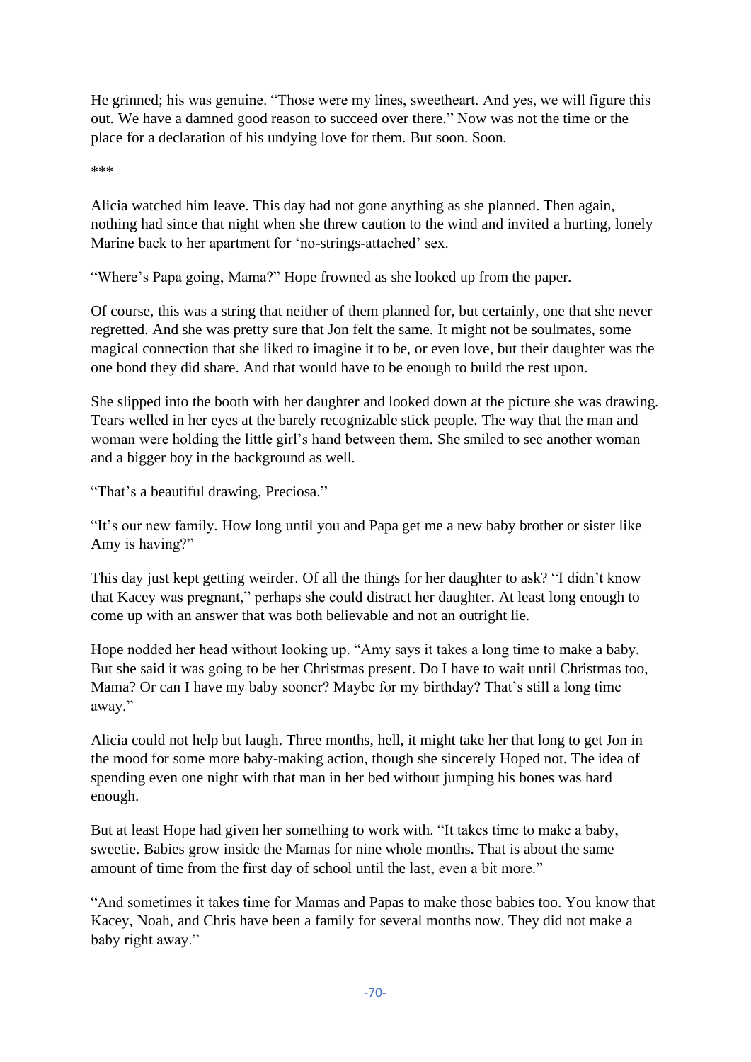He grinned; his was genuine. “Those were my lines, sweetheart. And yes, we will figure this out. We have a damned good reason to succeed over there.” Now was not the time or the place for a declaration of his undying love for them. But soon. Soon.

\*\*\*

Alicia watched him leave. This day had not gone anything as she planned. Then again, nothing had since that night when she threw caution to the wind and invited a hurting, lonely Marine back to her apartment for ‘no-strings-attached’ sex.

“Where’s Papa going, Mama?” Hope frowned as she looked up from the paper.

Of course, this was a string that neither of them planned for, but certainly, one that she never regretted. And she was pretty sure that Jon felt the same. It might not be soulmates, some magical connection that she liked to imagine it to be, or even love, but their daughter was the one bond they did share. And that would have to be enough to build the rest upon.

She slipped into the booth with her daughter and looked down at the picture she was drawing. Tears welled in her eyes at the barely recognizable stick people. The way that the man and woman were holding the little girl’s hand between them. She smiled to see another woman and a bigger boy in the background as well.

“That’s a beautiful drawing, Preciosa.”

“It’s our new family. How long until you and Papa get me a new baby brother or sister like Amy is having?”

This day just kept getting weirder. Of all the things for her daughter to ask? “I didn’t know that Kacey was pregnant,” perhaps she could distract her daughter. At least long enough to come up with an answer that was both believable and not an outright lie.

Hope nodded her head without looking up. “Amy says it takes a long time to make a baby. But she said it was going to be her Christmas present. Do I have to wait until Christmas too, Mama? Or can I have my baby sooner? Maybe for my birthday? That’s still a long time away.”

Alicia could not help but laugh. Three months, hell, it might take her that long to get Jon in the mood for some more baby-making action, though she sincerely Hoped not. The idea of spending even one night with that man in her bed without jumping his bones was hard enough.

But at least Hope had given her something to work with. “It takes time to make a baby, sweetie. Babies grow inside the Mamas for nine whole months. That is about the same amount of time from the first day of school until the last, even a bit more.”

“And sometimes it takes time for Mamas and Papas to make those babies too. You know that Kacey, Noah, and Chris have been a family for several months now. They did not make a baby right away.”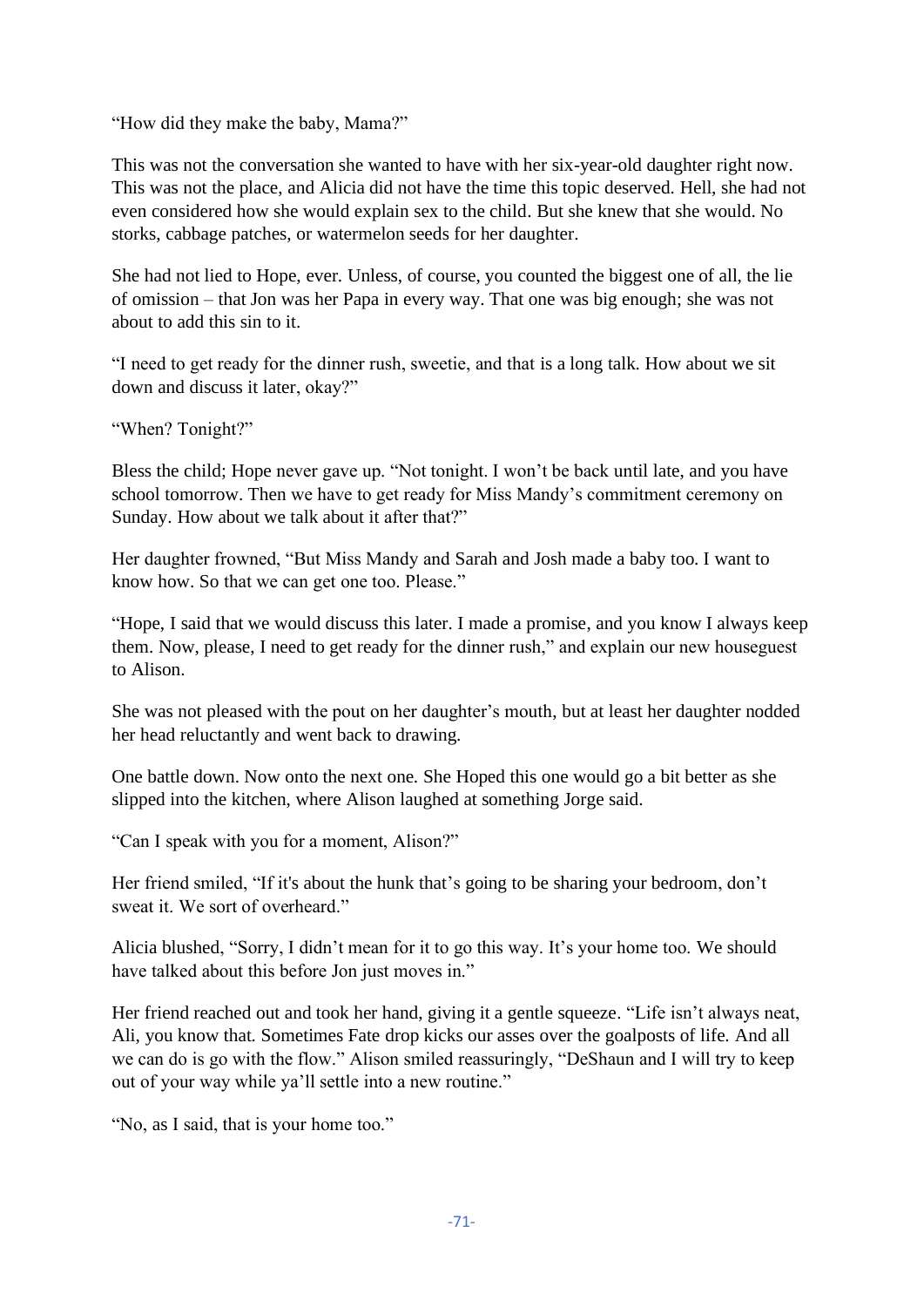"How did they make the baby, Mama?"

This was not the conversation she wanted to have with her six-year-old daughter right now. This was not the place, and Alicia did not have the time this topic deserved. Hell, she had not even considered how she would explain sex to the child. But she knew that she would. No storks, cabbage patches, or watermelon seeds for her daughter.

She had not lied to Hope, ever. Unless, of course, you counted the biggest one of all, the lie of omission – that Jon was her Papa in every way. That one was big enough; she was not about to add this sin to it.

"I need to get ready for the dinner rush, sweetie, and that is a long talk. How about we sit down and discuss it later, okay?"

"When? Tonight?"

Bless the child; Hope never gave up. "Not tonight. I won't be back until late, and you have school tomorrow. Then we have to get ready for Miss Mandy's commitment ceremony on Sunday. How about we talk about it after that?"

Her daughter frowned, "But Miss Mandy and Sarah and Josh made a baby too. I want to know how. So that we can get one too. Please."

"Hope, I said that we would discuss this later. I made a promise, and you know I always keep them. Now, please, I need to get ready for the dinner rush," and explain our new houseguest to Alison.

She was not pleased with the pout on her daughter's mouth, but at least her daughter nodded her head reluctantly and went back to drawing.

One battle down. Now onto the next one. She Hoped this one would go a bit better as she slipped into the kitchen, where Alison laughed at something Jorge said.

"Can I speak with you for a moment, Alison?"

Her friend smiled, "If it's about the hunk that's going to be sharing your bedroom, don't sweat it. We sort of overheard."

Alicia blushed, "Sorry, I didn't mean for it to go this way. It's your home too. We should have talked about this before Jon just moves in."

Her friend reached out and took her hand, giving it a gentle squeeze. "Life isn't always neat, Ali, you know that. Sometimes Fate drop kicks our asses over the goalposts of life. And all we can do is go with the flow." Alison smiled reassuringly, "DeShaun and I will try to keep out of your way while ya'll settle into a new routine."

"No, as I said, that is your home too."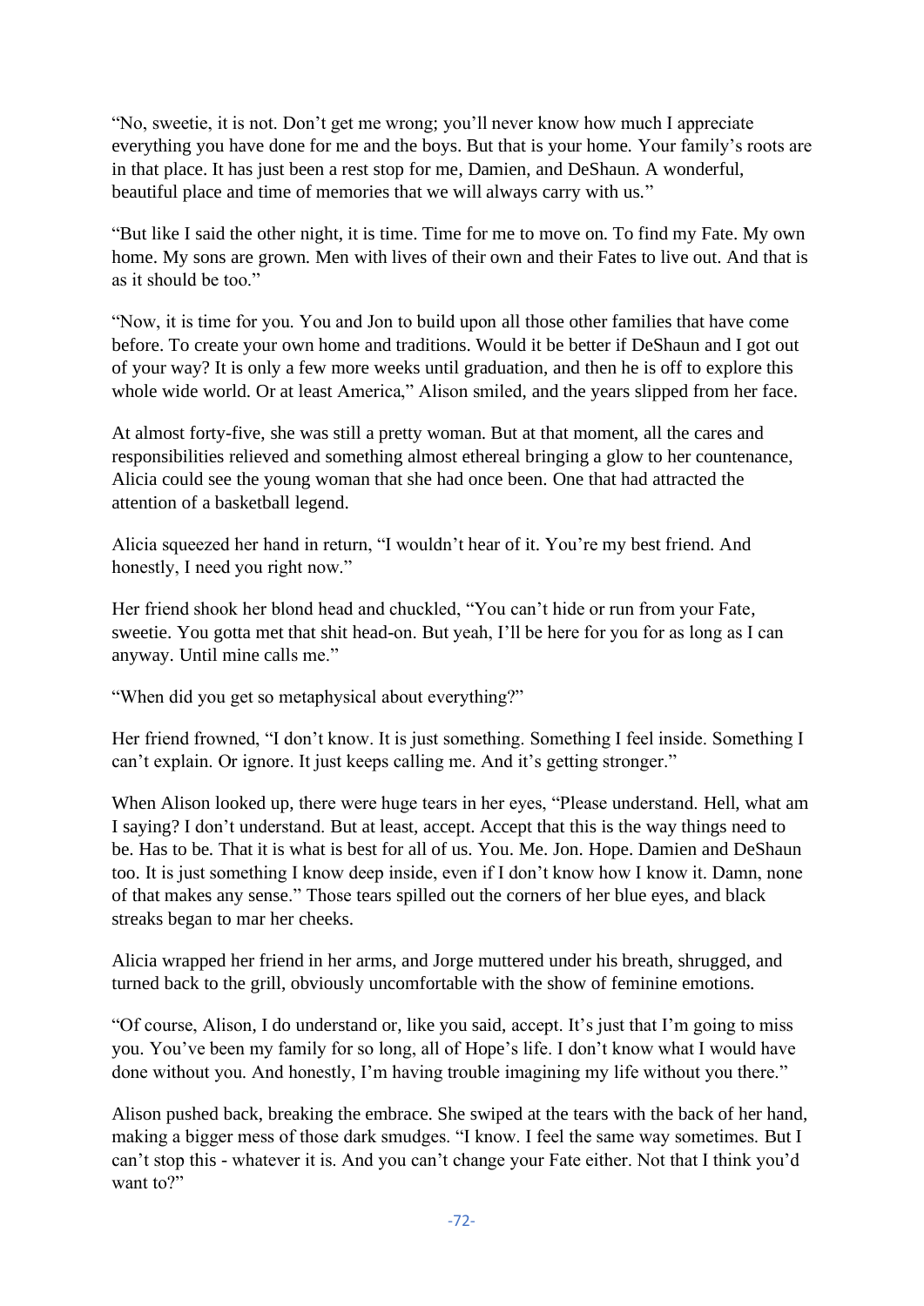"No, sweetie, it is not. Don't get me wrong; you'll never know how much I appreciate everything you have done for me and the boys. But that is your home. Your family's roots are in that place. It has just been a rest stop for me, Damien, and DeShaun. A wonderful, beautiful place and time of memories that we will always carry with us."

"But like I said the other night, it is time. Time for me to move on. To find my Fate. My own home. My sons are grown. Men with lives of their own and their Fates to live out. And that is as it should be too."

"Now, it is time for you. You and Jon to build upon all those other families that have come before. To create your own home and traditions. Would it be better if DeShaun and I got out of your way? It is only a few more weeks until graduation, and then he is off to explore this whole wide world. Or at least America," Alison smiled, and the years slipped from her face.

At almost forty-five, she was still a pretty woman. But at that moment, all the cares and responsibilities relieved and something almost ethereal bringing a glow to her countenance, Alicia could see the young woman that she had once been. One that had attracted the attention of a basketball legend.

Alicia squeezed her hand in return, "I wouldn't hear of it. You're my best friend. And honestly, I need you right now."

Her friend shook her blond head and chuckled, "You can't hide or run from your Fate, sweetie. You gotta met that shit head-on. But yeah, I'll be here for you for as long as I can anyway. Until mine calls me."

"When did you get so metaphysical about everything?"

Her friend frowned, "I don't know. It is just something. Something I feel inside. Something I can't explain. Or ignore. It just keeps calling me. And it's getting stronger."

When Alison looked up, there were huge tears in her eyes, "Please understand. Hell, what am I saying? I don't understand. But at least, accept. Accept that this is the way things need to be. Has to be. That it is what is best for all of us. You. Me. Jon. Hope. Damien and DeShaun too. It is just something I know deep inside, even if I don't know how I know it. Damn, none of that makes any sense." Those tears spilled out the corners of her blue eyes, and black streaks began to mar her cheeks.

Alicia wrapped her friend in her arms, and Jorge muttered under his breath, shrugged, and turned back to the grill, obviously uncomfortable with the show of feminine emotions.

"Of course, Alison, I do understand or, like you said, accept. It's just that I'm going to miss you. You've been my family for so long, all of Hope's life. I don't know what I would have done without you. And honestly, I'm having trouble imagining my life without you there."

Alison pushed back, breaking the embrace. She swiped at the tears with the back of her hand, making a bigger mess of those dark smudges. "I know. I feel the same way sometimes. But I can't stop this - whatever it is. And you can't change your Fate either. Not that I think you'd want to?"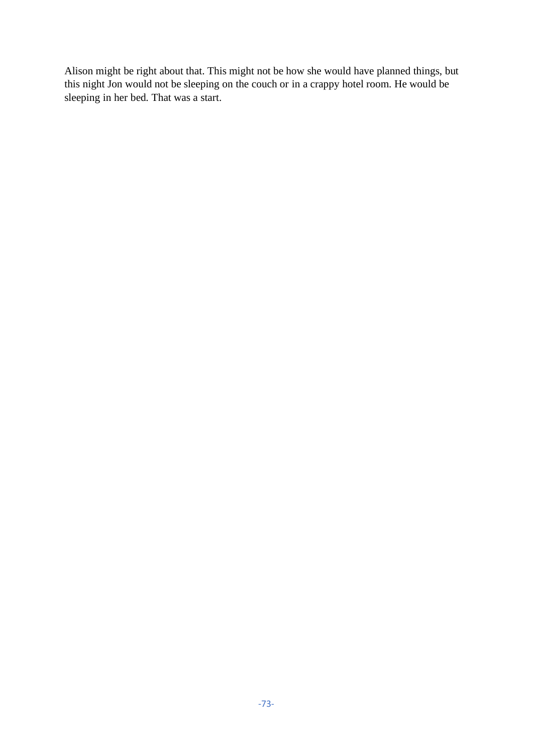Alison might be right about that. This might not be how she would have planned things, but this night Jon would not be sleeping on the couch or in a crappy hotel room. He would be sleeping in her bed. That was a start.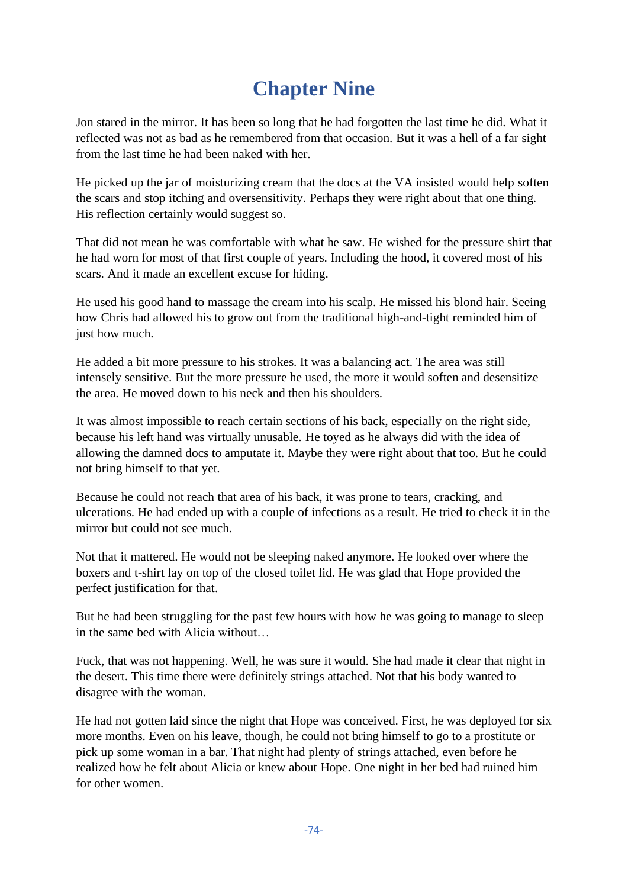# Chapter Nine

Jon stared in the mirror. It has been so long that he had forgotten the last time he did. What it reflected was not as bad as he remembered from that occasion. But it was a hell of a far sight from the last time he had been naked with her.

He picked up the jar of moisturizing cream that the docs at the VA insisted would help soften the scars and stop itching and oversensitivity. Perhaps they were right about that one thing. His reflection certainly would suggest so.

That did not mean he was comfortable with what he saw. He wished for the pressure shirt that he had worn for most of that first couple of years. Including the hood, it covered most of his scars. And it made an excellent excuse for hiding.

He used his good hand to massage the cream into his scalp. He missed his blond hair. Seeing how Chris had allowed his to grow out from the traditional high-and-tight reminded him of just how much.

He added a bit more pressure to his strokes. It was a balancing act. The area was still intensely sensitive. But the more pressure he used, the more it would soften and desensitize the area. He moved down to his neck and then his shoulders.

It was almost impossible to reach certain sections of his back, especially on the right side, because his left hand was virtually unusable. He toyed as he always did with the idea of allowing the damned docs to amputate it. Maybe they were right about that too. But he could not bring himself to that yet.

Because he could not reach that area of his back, it was prone to tears, cracking, and ulcerations. He had ended up with a couple of infections as a result. He tried to check it in the mirror but could not see much.

Not that it mattered. He would not be sleeping naked anymore. He looked over where the boxers and t-shirt lay on top of the closed toilet lid. He was glad that Hope provided the perfect justification for that.

But he had been struggling for the past few hours with how he was going to manage to sleep in the same bed with Alicia without…

Fuck, that was not happening. Well, he was sure it would. She had made it clear that night in the desert. This time there were definitely strings attached. Not that his body wanted to disagree with the woman.

He had not gotten laid since the night that Hope was conceived. First, he was deployed for six more months. Even on his leave, though, he could not bring himself to go to a prostitute or pick up some woman in a bar. That night had plenty of strings attached, even before he realized how he felt about Alicia or knew about Hope. One night in her bed had ruined him for other women.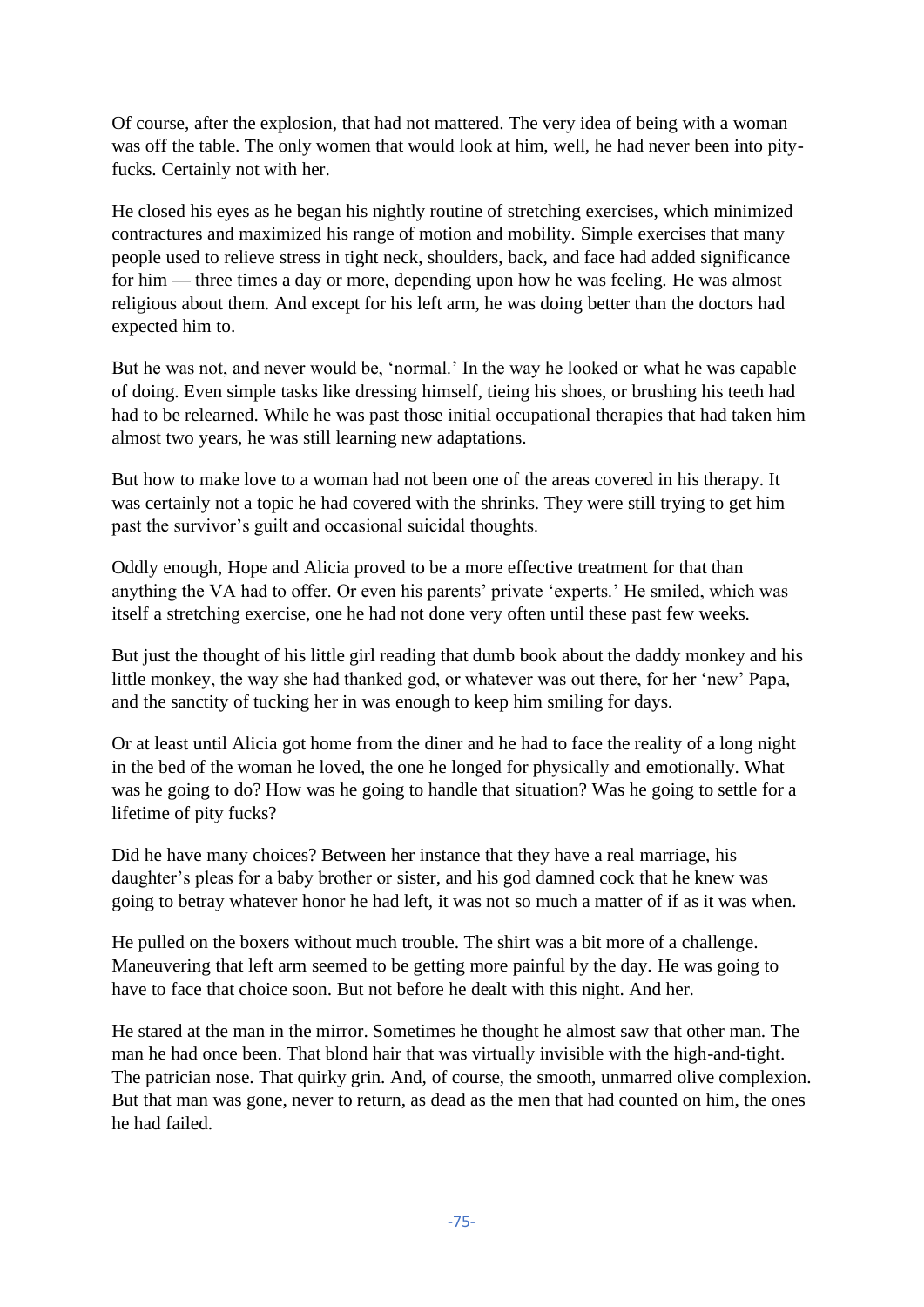Of course, after the explosion, that had not mattered. The very idea of being with a woman was off the table. The only women that would look at him, well, he had never been into pity-fucks. Certainly not with her.

He closed his eyes as he began his nightly routine of stretching exercises, which minimized contractures and maximized his range of motion and mobility. Simple exercises that many people used to relieve stress in tight neck, shoulders, back, and face had added significance for him — three times a day or more, depending upon how he was feeling. He was almost religious about them. And except for his left arm, he was doing better than the doctors had expected him to.

But he was not, and never would be, 'normal.' In the way he looked or what he was capable of doing. Even simple tasks like dressing himself, tieing his shoes, or brushing his teeth had had to be relearned. While he was past those initial occupational therapies that had taken him almost two years, he was still learning new adaptations.

But how to make love to a woman had not been one of the areas covered in his therapy. It was certainly not a topic he had covered with the shrinks. They were still trying to get him past the survivor's guilt and occasional suicidal thoughts.

Oddly enough, Hope and Alicia proved to be a more effective treatment for that than anything the VA had to offer. Or even his parents' private 'experts.' He smiled, which was itself a stretching exercise, one he had not done very often until these past few weeks.

But just the thought of his little girl reading that dumb book about the daddy monkey and his little monkey, the way she had thanked god, or whatever was out there, for her 'new' Papa, and the sanctity of tucking her in was enough to keep him smiling for days.

Or at least until Alicia got home from the diner and he had to face the reality of a long night in the bed of the woman he loved, the one he longed for physically and emotionally. What was he going to do? How was he going to handle that situation? Was he going to settle for a lifetime of pity fucks?

Did he have many choices? Between her instance that they have a real marriage, his daughter's pleas for a baby brother or sister, and his god damned cock that he knew was going to betray whatever honor he had left, it was not so much a matter of if as it was when.

He pulled on the boxers without much trouble. The shirt was a bit more of a challenge. Maneuvering that left arm seemed to be getting more painful by the day. He was going to have to face that choice soon. But not before he dealt with this night. And her.

He stared at the man in the mirror. Sometimes he thought he almost saw that other man. The man he had once been. That blond hair that was virtually invisible with the high-and-tight. The patrician nose. That quirky grin. And, of course, the smooth, unmarred olive complexion. But that man was gone, never to return, as dead as the men that had counted on him, the ones he had failed.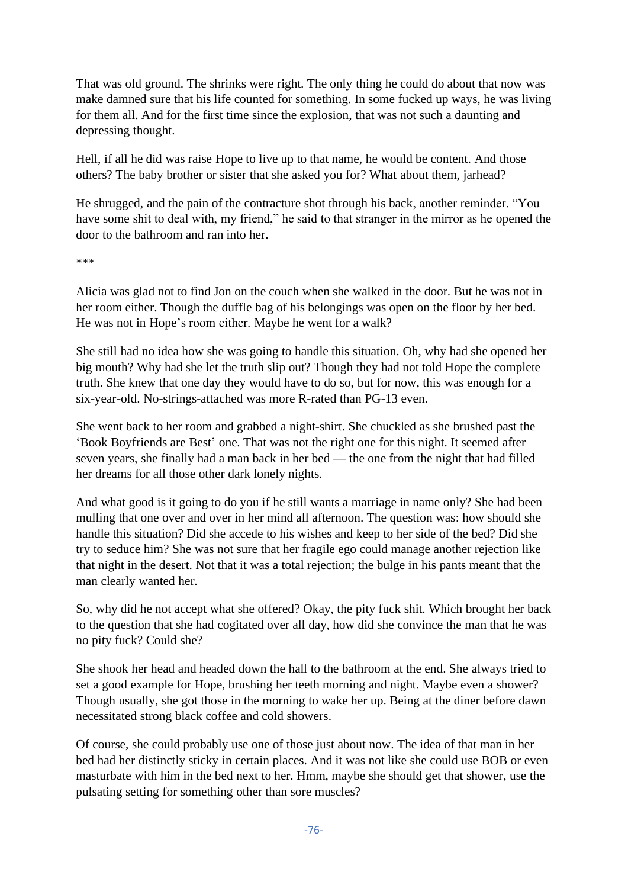That was old ground. The shrinks were right. The only thing he could do about that now was make damned sure that his life counted for something. In some fucked up ways, he was living for them all. And for the first time since the explosion, that was not such a daunting and depressing thought.

Hell, if all he did was raise Hope to live up to that name, he would be content. And those others? The baby brother or sister that she asked you for? What about them, jarhead?

He shrugged, and the pain of the contracture shot through his back, another reminder. "You have some shit to deal with, my friend," he said to that stranger in the mirror as he opened the door to the bathroom and ran into her.

***

Alicia was glad not to find Jon on the couch when she walked in the door. But he was not in her room either. Though the duffle bag of his belongings was open on the floor by her bed. He was not in Hope's room either. Maybe he went for a walk?

She still had no idea how she was going to handle this situation. Oh, why had she opened her big mouth? Why had she let the truth slip out? Though they had not told Hope the complete truth. She knew that one day they would have to do so, but for now, this was enough for a six-year-old. No-strings-attached was more R-rated than PG-13 even.

She went back to her room and grabbed a night-shirt. She chuckled as she brushed past the 'Book Boyfriends are Best' one. That was not the right one for this night. It seemed after seven years, she finally had a man back in her bed — the one from the night that had filled her dreams for all those other dark lonely nights.

And what good is it going to do you if he still wants a marriage in name only? She had been mulling that one over and over in her mind all afternoon. The question was: how should she handle this situation? Did she accede to his wishes and keep to her side of the bed? Did she try to seduce him? She was not sure that her fragile ego could manage another rejection like that night in the desert. Not that it was a total rejection; the bulge in his pants meant that the man clearly wanted her.

So, why did he not accept what she offered? Okay, the pity fuck shit. Which brought her back to the question that she had cogitated over all day, how did she convince the man that he was no pity fuck? Could she?

She shook her head and headed down the hall to the bathroom at the end. She always tried to set a good example for Hope, brushing her teeth morning and night. Maybe even a shower? Though usually, she got those in the morning to wake her up. Being at the diner before dawn necessitated strong black coffee and cold showers.

Of course, she could probably use one of those just about now. The idea of that man in her bed had her distinctly sticky in certain places. And it was not like she could use BOB or even masturbate with him in the bed next to her. Hmm, maybe she should get that shower, use the pulsating setting for something other than sore muscles?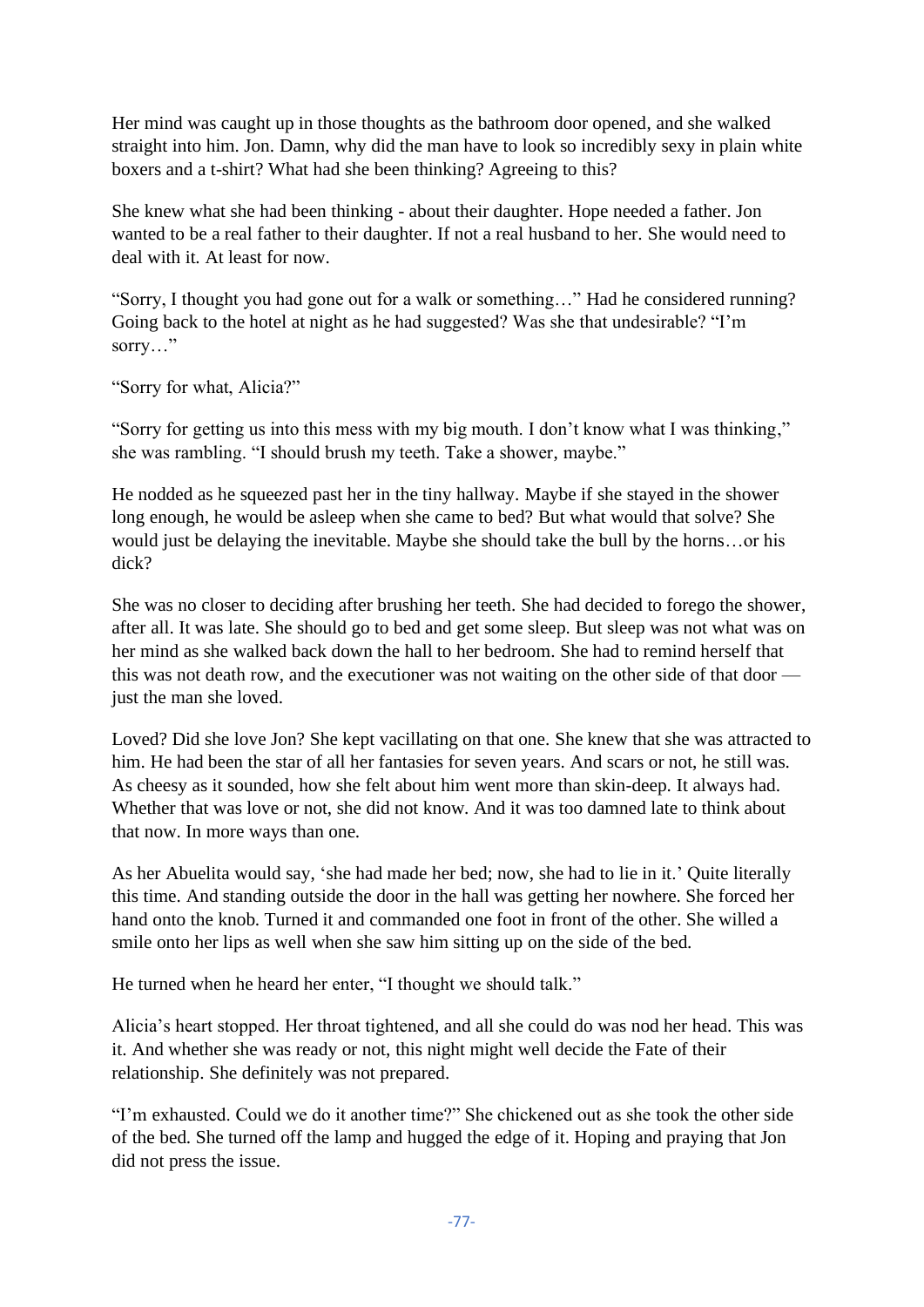Her mind was caught up in those thoughts as the bathroom door opened, and she walked straight into him. Jon. Damn, why did the man have to look so incredibly sexy in plain white boxers and a t-shirt? What had she been thinking? Agreeing to this?

She knew what she had been thinking - about their daughter. Hope needed a father. Jon wanted to be a real father to their daughter. If not a real husband to her. She would need to deal with it. At least for now.

"Sorry, I thought you had gone out for a walk or something…" Had he considered running? Going back to the hotel at night as he had suggested? Was she that undesirable? "I'm sorry…"

"Sorry for what, Alicia?"

"Sorry for getting us into this mess with my big mouth. I don't know what I was thinking," she was rambling. "I should brush my teeth. Take a shower, maybe."

He nodded as he squeezed past her in the tiny hallway. Maybe if she stayed in the shower long enough, he would be asleep when she came to bed? But what would that solve? She would just be delaying the inevitable. Maybe she should take the bull by the horns…or his dick?

She was no closer to deciding after brushing her teeth. She had decided to forego the shower, after all. It was late. She should go to bed and get some sleep. But sleep was not what was on her mind as she walked back down the hall to her bedroom. She had to remind herself that this was not death row, and the executioner was not waiting on the other side of that door — just the man she loved.

Loved? Did she love Jon? She kept vacillating on that one. She knew that she was attracted to him. He had been the star of all her fantasies for seven years. And scars or not, he still was. As cheesy as it sounded, how she felt about him went more than skin-deep. It always had. Whether that was love or not, she did not know. And it was too damned late to think about that now. In more ways than one.

As her Abuelita would say, 'she had made her bed; now, she had to lie in it.' Quite literally this time. And standing outside the door in the hall was getting her nowhere. She forced her hand onto the knob. Turned it and commanded one foot in front of the other. She willed a smile onto her lips as well when she saw him sitting up on the side of the bed.

He turned when he heard her enter, "I thought we should talk."

Alicia's heart stopped. Her throat tightened, and all she could do was nod her head. This was it. And whether she was ready or not, this night might well decide the Fate of their relationship. She definitely was not prepared.

"I'm exhausted. Could we do it another time?" She chickened out as she took the other side of the bed. She turned off the lamp and hugged the edge of it. Hoping and praying that Jon did not press the issue.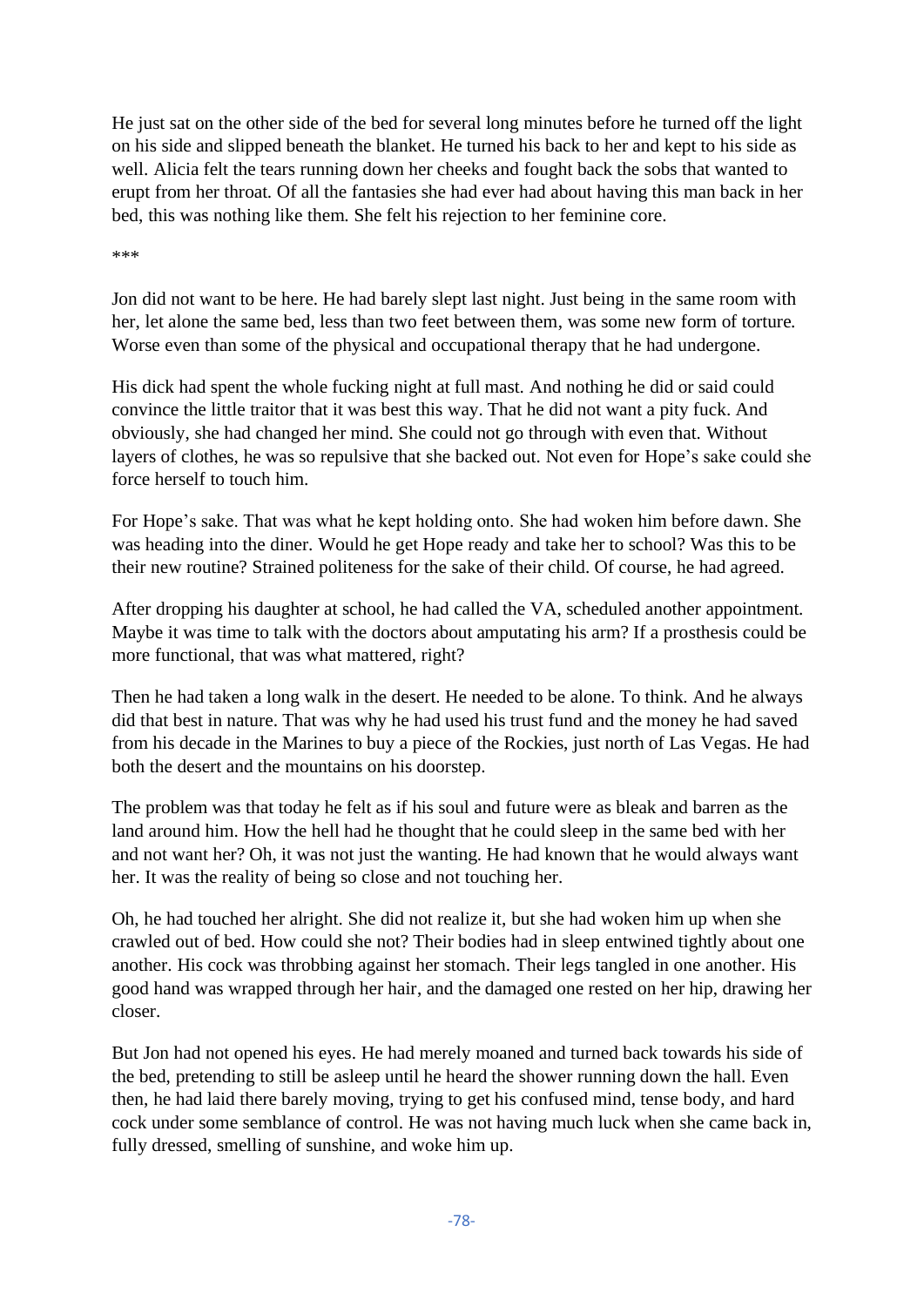He just sat on the other side of the bed for several long minutes before he turned off the light on his side and slipped beneath the blanket. He turned his back to her and kept to his side as well. Alicia felt the tears running down her cheeks and fought back the sobs that wanted to erupt from her throat. Of all the fantasies she had ever had about having this man back in her bed, this was nothing like them. She felt his rejection to her feminine core.

***

Jon did not want to be here. He had barely slept last night. Just being in the same room with her, let alone the same bed, less than two feet between them, was some new form of torture. Worse even than some of the physical and occupational therapy that he had undergone.

His dick had spent the whole fucking night at full mast. And nothing he did or said could convince the little traitor that it was best this way. That he did not want a pity fuck. And obviously, she had changed her mind. She could not go through with even that. Without layers of clothes, he was so repulsive that she backed out. Not even for Hope's sake could she force herself to touch him.

For Hope's sake. That was what he kept holding onto. She had woken him before dawn. She was heading into the diner. Would he get Hope ready and take her to school? Was this to be their new routine? Strained politeness for the sake of their child. Of course, he had agreed.

After dropping his daughter at school, he had called the VA, scheduled another appointment. Maybe it was time to talk with the doctors about amputating his arm? If a prosthesis could be more functional, that was what mattered, right?

Then he had taken a long walk in the desert. He needed to be alone. To think. And he always did that best in nature. That was why he had used his trust fund and the money he had saved from his decade in the Marines to buy a piece of the Rockies, just north of Las Vegas. He had both the desert and the mountains on his doorstep.

The problem was that today he felt as if his soul and future were as bleak and barren as the land around him. How the hell had he thought that he could sleep in the same bed with her and not want her? Oh, it was not just the wanting. He had known that he would always want her. It was the reality of being so close and not touching her.

Oh, he had touched her alright. She did not realize it, but she had woken him up when she crawled out of bed. How could she not? Their bodies had in sleep entwined tightly about one another. His cock was throbbing against her stomach. Their legs tangled in one another. His good hand was wrapped through her hair, and the damaged one rested on her hip, drawing her closer.

But Jon had not opened his eyes. He had merely moaned and turned back towards his side of the bed, pretending to still be asleep until he heard the shower running down the hall. Even then, he had laid there barely moving, trying to get his confused mind, tense body, and hard cock under some semblance of control. He was not having much luck when she came back in, fully dressed, smelling of sunshine, and woke him up.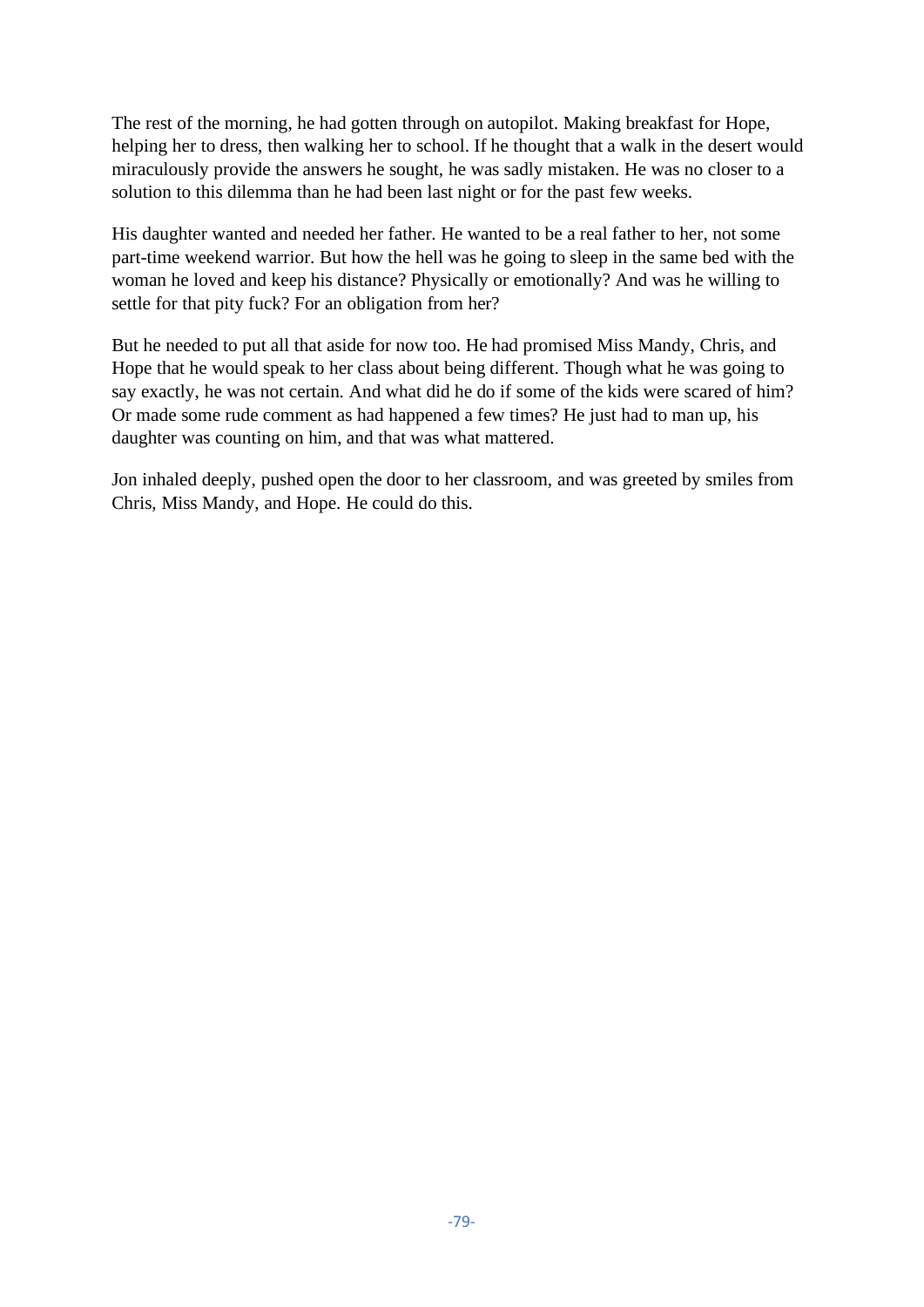The rest of the morning, he had gotten through on autopilot. Making breakfast for Hope, helping her to dress, then walking her to school. If he thought that a walk in the desert would miraculously provide the answers he sought, he was sadly mistaken. He was no closer to a solution to this dilemma than he had been last night or for the past few weeks.

His daughter wanted and needed her father. He wanted to be a real father to her, not some part-time weekend warrior. But how the hell was he going to sleep in the same bed with the woman he loved and keep his distance? Physically or emotionally? And was he willing to settle for that pity fuck? For an obligation from her?

But he needed to put all that aside for now too. He had promised Miss Mandy, Chris, and Hope that he would speak to her class about being different. Though what he was going to say exactly, he was not certain. And what did he do if some of the kids were scared of him? Or made some rude comment as had happened a few times? He just had to man up, his daughter was counting on him, and that was what mattered.

Jon inhaled deeply, pushed open the door to her classroom, and was greeted by smiles from Chris, Miss Mandy, and Hope. He could do this.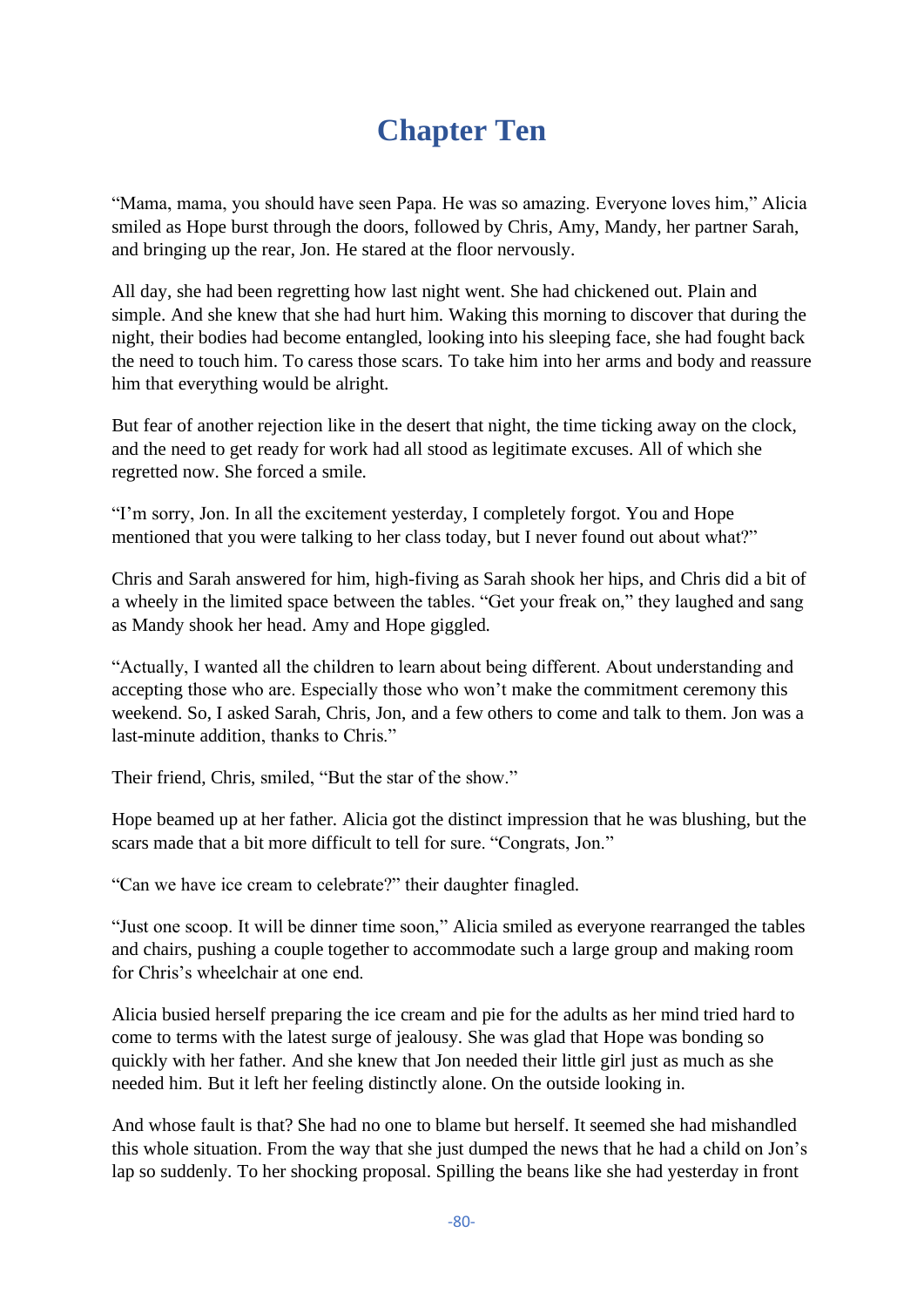# Chapter Ten

"Mama, mama, you should have seen Papa. He was so amazing. Everyone loves him," Alicia smiled as Hope burst through the doors, followed by Chris, Amy, Mandy, her partner Sarah, and bringing up the rear, Jon. He stared at the floor nervously.

All day, she had been regretting how last night went. She had chickened out. Plain and simple. And she knew that she had hurt him. Waking this morning to discover that during the night, their bodies had become entangled, looking into his sleeping face, she had fought back the need to touch him. To caress those scars. To take him into her arms and body and reassure him that everything would be alright.

But fear of another rejection like in the desert that night, the time ticking away on the clock, and the need to get ready for work had all stood as legitimate excuses. All of which she regretted now. She forced a smile.

"I'm sorry, Jon. In all the excitement yesterday, I completely forgot. You and Hope mentioned that you were talking to her class today, but I never found out about what?"

Chris and Sarah answered for him, high-fiving as Sarah shook her hips, and Chris did a bit of a wheely in the limited space between the tables. "Get your freak on," they laughed and sang as Mandy shook her head. Amy and Hope giggled.

"Actually, I wanted all the children to learn about being different. About understanding and accepting those who are. Especially those who won't make the commitment ceremony this weekend. So, I asked Sarah, Chris, Jon, and a few others to come and talk to them. Jon was a last-minute addition, thanks to Chris."

Their friend, Chris, smiled, "But the star of the show."

Hope beamed up at her father. Alicia got the distinct impression that he was blushing, but the scars made that a bit more difficult to tell for sure. "Congrats, Jon."

"Can we have ice cream to celebrate?" their daughter finagled.

"Just one scoop. It will be dinner time soon," Alicia smiled as everyone rearranged the tables and chairs, pushing a couple together to accommodate such a large group and making room for Chris's wheelchair at one end.

Alicia busied herself preparing the ice cream and pie for the adults as her mind tried hard to come to terms with the latest surge of jealousy. She was glad that Hope was bonding so quickly with her father. And she knew that Jon needed their little girl just as much as she needed him. But it left her feeling distinctly alone. On the outside looking in.

And whose fault is that? She had no one to blame but herself. It seemed she had mishandled this whole situation. From the way that she just dumped the news that he had a child on Jon's lap so suddenly. To her shocking proposal. Spilling the beans like she had yesterday in front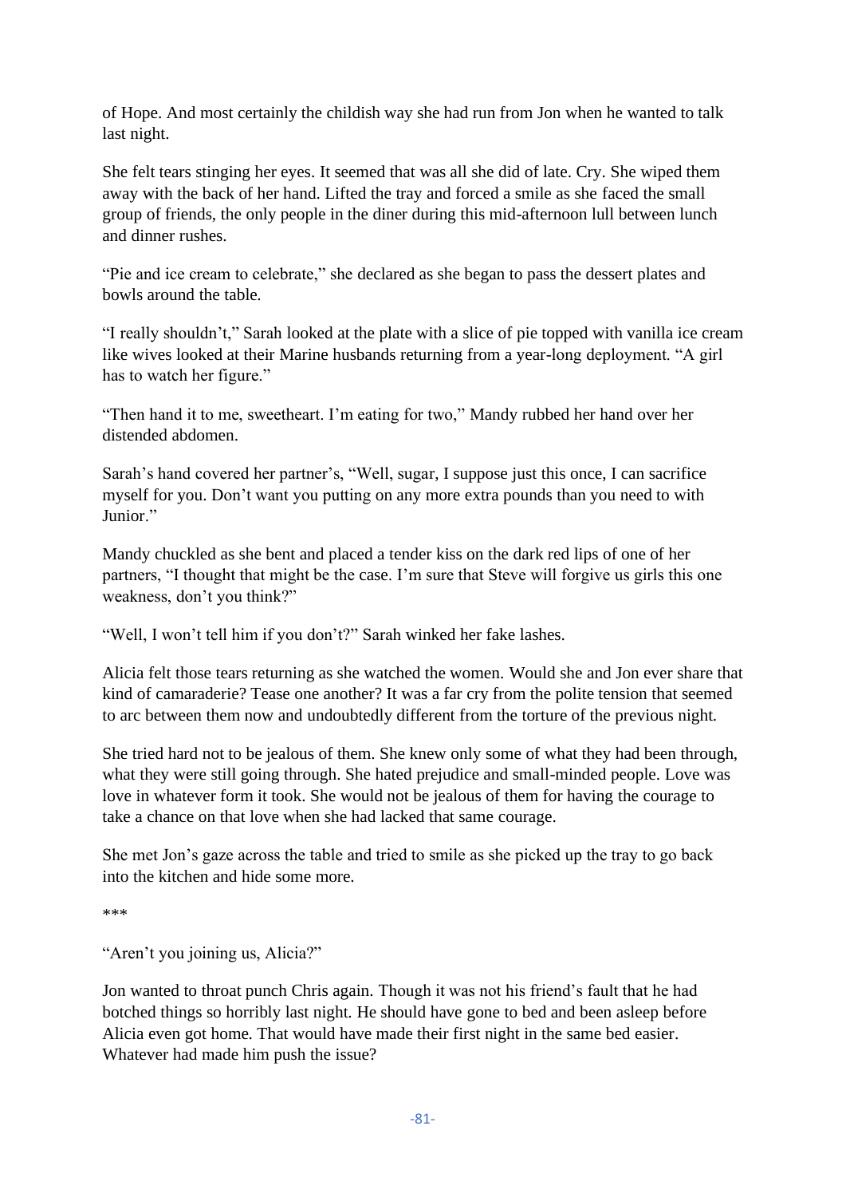of Hope. And most certainly the childish way she had run from Jon when he wanted to talk last night.

She felt tears stinging her eyes. It seemed that was all she did of late. Cry. She wiped them away with the back of her hand. Lifted the tray and forced a smile as she faced the small group of friends, the only people in the diner during this mid-afternoon lull between lunch and dinner rushes.

"Pie and ice cream to celebrate," she declared as she began to pass the dessert plates and bowls around the table.

"I really shouldn't," Sarah looked at the plate with a slice of pie topped with vanilla ice cream like wives looked at their Marine husbands returning from a year-long deployment. "A girl has to watch her figure."

"Then hand it to me, sweetheart. I'm eating for two," Mandy rubbed her hand over her distended abdomen.

Sarah's hand covered her partner's, "Well, sugar, I suppose just this once, I can sacrifice myself for you. Don't want you putting on any more extra pounds than you need to with Junior."

Mandy chuckled as she bent and placed a tender kiss on the dark red lips of one of her partners, "I thought that might be the case. I'm sure that Steve will forgive us girls this one weakness, don't you think?"

"Well, I won't tell him if you don't?" Sarah winked her fake lashes.

Alicia felt those tears returning as she watched the women. Would she and Jon ever share that kind of camaraderie? Tease one another? It was a far cry from the polite tension that seemed to arc between them now and undoubtedly different from the torture of the previous night.

She tried hard not to be jealous of them. She knew only some of what they had been through, what they were still going through. She hated prejudice and small-minded people. Love was love in whatever form it took. She would not be jealous of them for having the courage to take a chance on that love when she had lacked that same courage.

She met Jon's gaze across the table and tried to smile as she picked up the tray to go back into the kitchen and hide some more.

\*\*\*

"Aren't you joining us, Alicia?"

Jon wanted to throat punch Chris again. Though it was not his friend's fault that he had botched things so horribly last night. He should have gone to bed and been asleep before Alicia even got home. That would have made their first night in the same bed easier. Whatever had made him push the issue?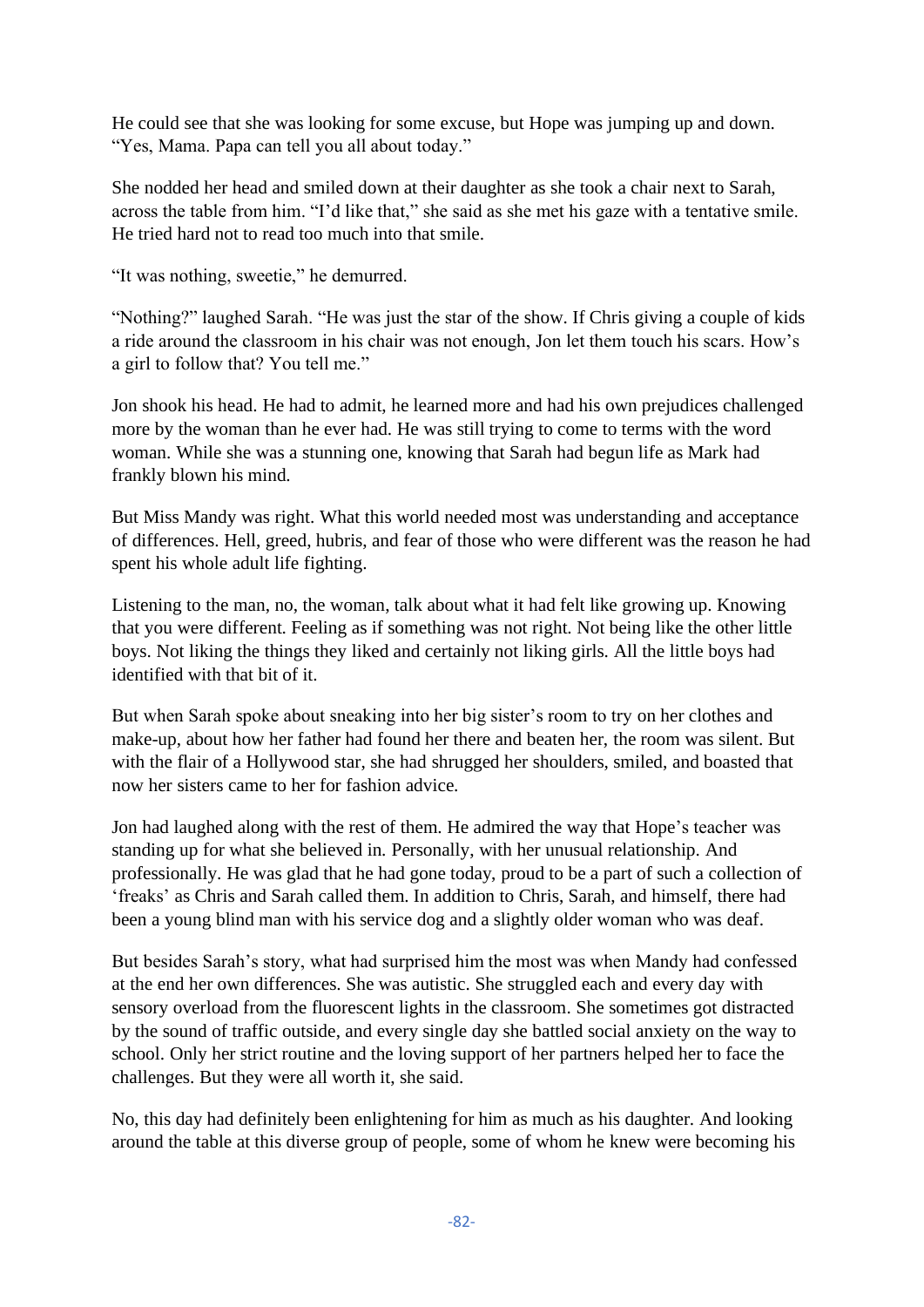He could see that she was looking for some excuse, but Hope was jumping up and down. "Yes, Mama. Papa can tell you all about today."

She nodded her head and smiled down at their daughter as she took a chair next to Sarah, across the table from him. "I'd like that," she said as she met his gaze with a tentative smile. He tried hard not to read too much into that smile.

"It was nothing, sweetie," he demurred.

"Nothing?" laughed Sarah. "He was just the star of the show. If Chris giving a couple of kids a ride around the classroom in his chair was not enough, Jon let them touch his scars. How's a girl to follow that? You tell me."

Jon shook his head. He had to admit, he learned more and had his own prejudices challenged more by the woman than he ever had. He was still trying to come to terms with the word woman. While she was a stunning one, knowing that Sarah had begun life as Mark had frankly blown his mind.

But Miss Mandy was right. What this world needed most was understanding and acceptance of differences. Hell, greed, hubris, and fear of those who were different was the reason he had spent his whole adult life fighting.

Listening to the man, no, the woman, talk about what it had felt like growing up. Knowing that you were different. Feeling as if something was not right. Not being like the other little boys. Not liking the things they liked and certainly not liking girls. All the little boys had identified with that bit of it.

But when Sarah spoke about sneaking into her big sister's room to try on her clothes and make-up, about how her father had found her there and beaten her, the room was silent. But with the flair of a Hollywood star, she had shrugged her shoulders, smiled, and boasted that now her sisters came to her for fashion advice.

Jon had laughed along with the rest of them. He admired the way that Hope's teacher was standing up for what she believed in. Personally, with her unusual relationship. And professionally. He was glad that he had gone today, proud to be a part of such a collection of 'freaks' as Chris and Sarah called them. In addition to Chris, Sarah, and himself, there had been a young blind man with his service dog and a slightly older woman who was deaf.

But besides Sarah's story, what had surprised him the most was when Mandy had confessed at the end her own differences. She was autistic. She struggled each and every day with sensory overload from the fluorescent lights in the classroom. She sometimes got distracted by the sound of traffic outside, and every single day she battled social anxiety on the way to school. Only her strict routine and the loving support of her partners helped her to face the challenges. But they were all worth it, she said.

No, this day had definitely been enlightening for him as much as his daughter. And looking around the table at this diverse group of people, some of whom he knew were becoming his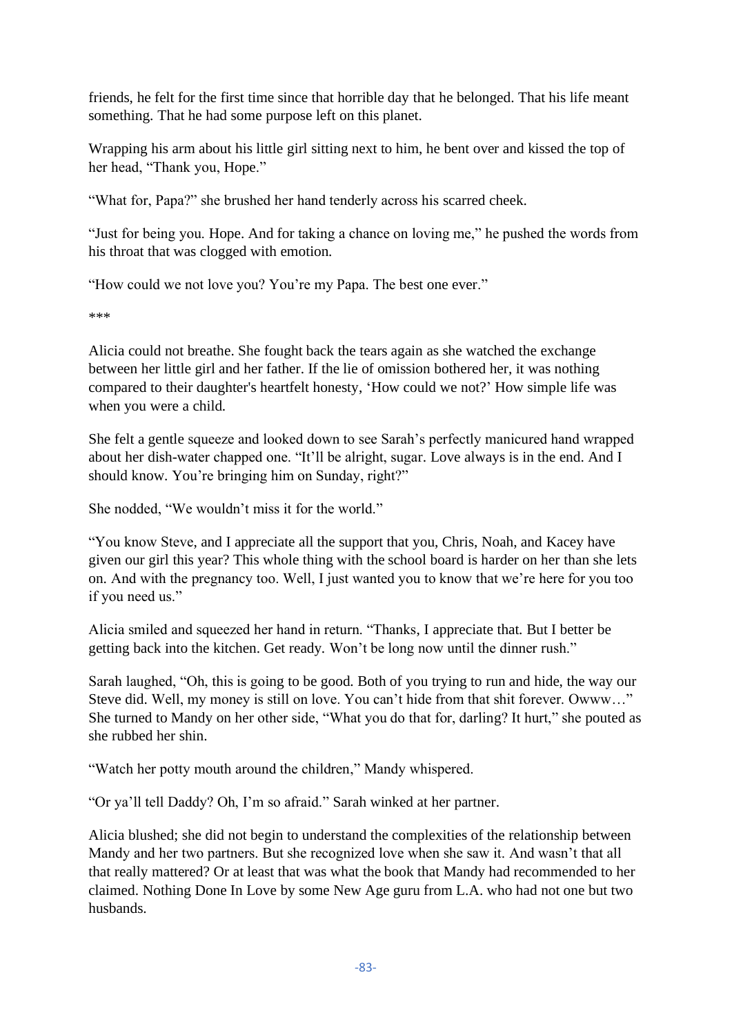friends, he felt for the first time since that horrible day that he belonged. That his life meant something. That he had some purpose left on this planet.

Wrapping his arm about his little girl sitting next to him, he bent over and kissed the top of her head, "Thank you, Hope."

"What for, Papa?" she brushed her hand tenderly across his scarred cheek.

"Just for being you. Hope. And for taking a chance on loving me," he pushed the words from his throat that was clogged with emotion.

"How could we not love you? You're my Papa. The best one ever."

***

Alicia could not breathe. She fought back the tears again as she watched the exchange between her little girl and her father. If the lie of omission bothered her, it was nothing compared to their daughter's heartfelt honesty, 'How could we not?' How simple life was when you were a child.

She felt a gentle squeeze and looked down to see Sarah's perfectly manicured hand wrapped about her dish-water chapped one. "It'll be alright, sugar. Love always is in the end. And I should know. You're bringing him on Sunday, right?"

She nodded, "We wouldn't miss it for the world."

"You know Steve, and I appreciate all the support that you, Chris, Noah, and Kacey have given our girl this year? This whole thing with the school board is harder on her than she lets on. And with the pregnancy too. Well, I just wanted you to know that we're here for you too if you need us."

Alicia smiled and squeezed her hand in return. "Thanks, I appreciate that. But I better be getting back into the kitchen. Get ready. Won't be long now until the dinner rush."

Sarah laughed, "Oh, this is going to be good. Both of you trying to run and hide, the way our Steve did. Well, my money is still on love. You can't hide from that shit forever. Owww…" She turned to Mandy on her other side, "What you do that for, darling? It hurt," she pouted as she rubbed her shin.

"Watch her potty mouth around the children," Mandy whispered.

"Or ya'll tell Daddy? Oh, I'm so afraid." Sarah winked at her partner.

Alicia blushed; she did not begin to understand the complexities of the relationship between Mandy and her two partners. But she recognized love when she saw it. And wasn't that all that really mattered? Or at least that was what the book that Mandy had recommended to her claimed. Nothing Done In Love by some New Age guru from L.A. who had not one but two husbands.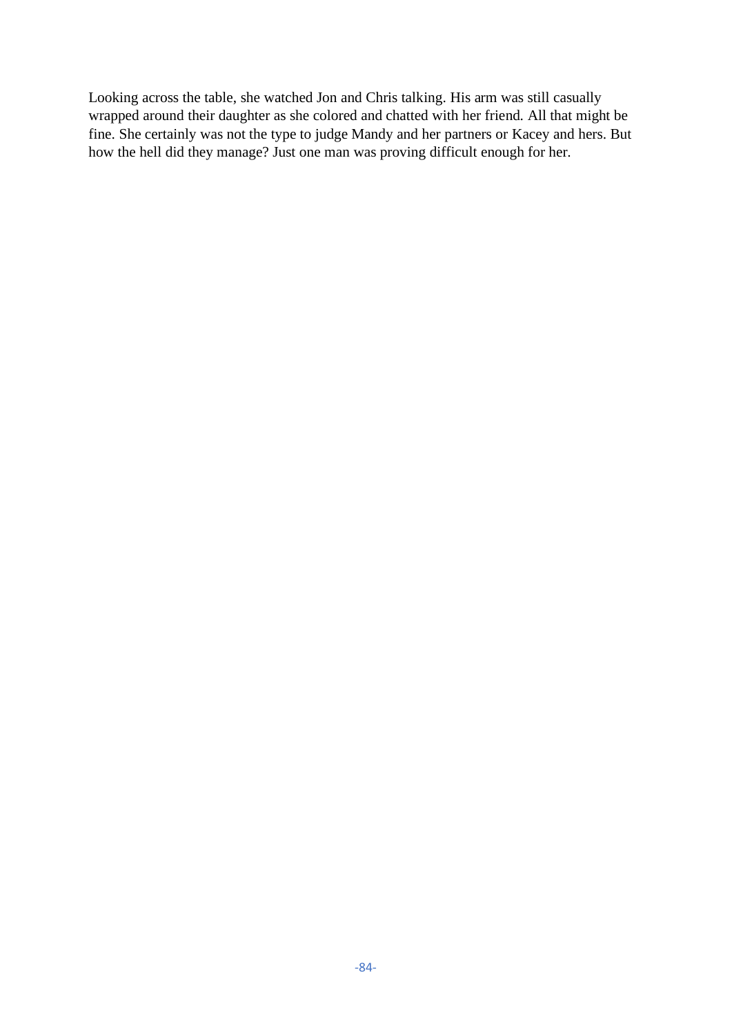Looking across the table, she watched Jon and Chris talking. His arm was still casually wrapped around their daughter as she colored and chatted with her friend. All that might be fine. She certainly was not the type to judge Mandy and her partners or Kacey and hers. But how the hell did they manage? Just one man was proving difficult enough for her.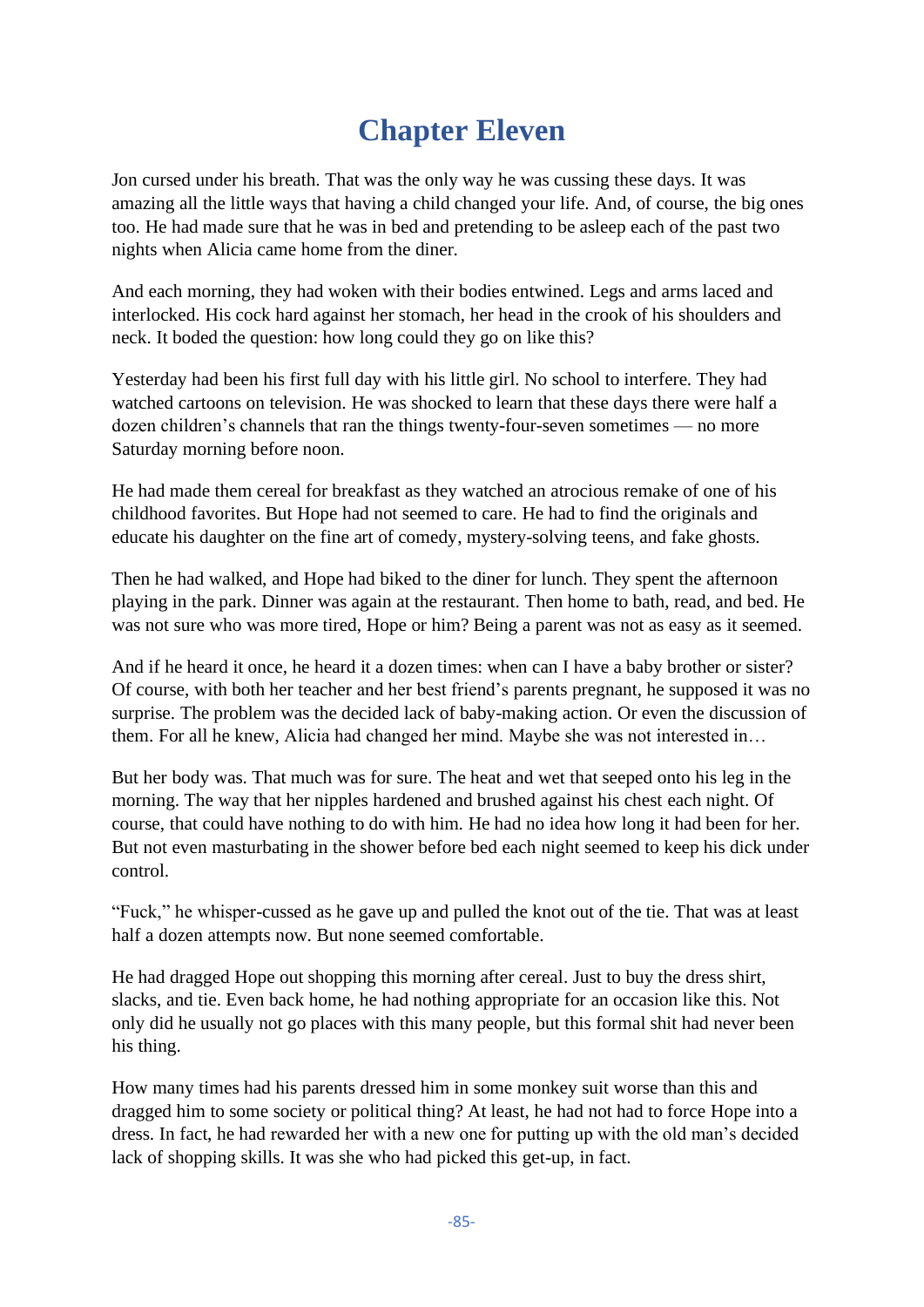# Chapter Eleven

Jon cursed under his breath. That was the only way he was cussing these days. It was amazing all the little ways that having a child changed your life. And, of course, the big ones too. He had made sure that he was in bed and pretending to be asleep each of the past two nights when Alicia came home from the diner.

And each morning, they had woken with their bodies entwined. Legs and arms laced and interlocked. His cock hard against her stomach, her head in the crook of his shoulders and neck. It boded the question: how long could they go on like this?

Yesterday had been his first full day with his little girl. No school to interfere. They had watched cartoons on television. He was shocked to learn that these days there were half a dozen children's channels that ran the things twenty-four-seven sometimes — no more Saturday morning before noon.

He had made them cereal for breakfast as they watched an atrocious remake of one of his childhood favorites. But Hope had not seemed to care. He had to find the originals and educate his daughter on the fine art of comedy, mystery-solving teens, and fake ghosts.

Then he had walked, and Hope had biked to the diner for lunch. They spent the afternoon playing in the park. Dinner was again at the restaurant. Then home to bath, read, and bed. He was not sure who was more tired, Hope or him? Being a parent was not as easy as it seemed.

And if he heard it once, he heard it a dozen times: when can I have a baby brother or sister? Of course, with both her teacher and her best friend's parents pregnant, he supposed it was no surprise. The problem was the decided lack of baby-making action. Or even the discussion of them. For all he knew, Alicia had changed her mind. Maybe she was not interested in…

But her body was. That much was for sure. The heat and wet that seeped onto his leg in the morning. The way that her nipples hardened and brushed against his chest each night. Of course, that could have nothing to do with him. He had no idea how long it had been for her. But not even masturbating in the shower before bed each night seemed to keep his dick under control.

"Fuck," he whisper-cussed as he gave up and pulled the knot out of the tie. That was at least half a dozen attempts now. But none seemed comfortable.

He had dragged Hope out shopping this morning after cereal. Just to buy the dress shirt, slacks, and tie. Even back home, he had nothing appropriate for an occasion like this. Not only did he usually not go places with this many people, but this formal shit had never been his thing.

How many times had his parents dressed him in some monkey suit worse than this and dragged him to some society or political thing? At least, he had not had to force Hope into a dress. In fact, he had rewarded her with a new one for putting up with the old man's decided lack of shopping skills. It was she who had picked this get-up, in fact.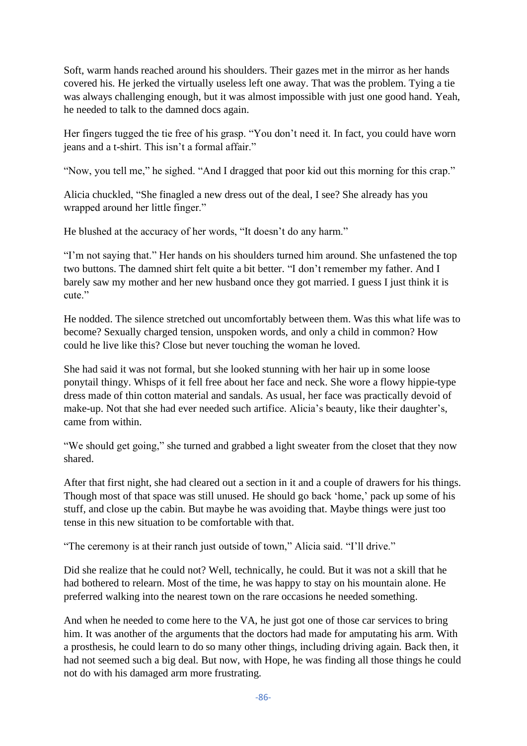Soft, warm hands reached around his shoulders. Their gazes met in the mirror as her hands covered his. He jerked the virtually useless left one away. That was the problem. Tying a tie was always challenging enough, but it was almost impossible with just one good hand. Yeah, he needed to talk to the damned docs again.

Her fingers tugged the tie free of his grasp. “You don’t need it. In fact, you could have worn jeans and a t-shirt. This isn’t a formal affair.”

“Now, you tell me,” he sighed. “And I dragged that poor kid out this morning for this crap.”

Alicia chuckled, “She finagled a new dress out of the deal, I see? She already has you wrapped around her little finger.”

He blushed at the accuracy of her words, “It doesn’t do any harm.”

“I’m not saying that.” Her hands on his shoulders turned him around. She unfastened the top two buttons. The damned shirt felt quite a bit better. “I don’t remember my father. And I barely saw my mother and her new husband once they got married. I guess I just think it is cute.”

He nodded. The silence stretched out uncomfortably between them. Was this what life was to become? Sexually charged tension, unspoken words, and only a child in common? How could he live like this? Close but never touching the woman he loved.

She had said it was not formal, but she looked stunning with her hair up in some loose ponytail thingy. Whisps of it fell free about her face and neck. She wore a flowy hippie-type dress made of thin cotton material and sandals. As usual, her face was practically devoid of make-up. Not that she had ever needed such artifice. Alicia’s beauty, like their daughter’s, came from within.

“We should get going,” she turned and grabbed a light sweater from the closet that they now shared.

After that first night, she had cleared out a section in it and a couple of drawers for his things. Though most of that space was still unused. He should go back ‘home,’ pack up some of his stuff, and close up the cabin. But maybe he was avoiding that. Maybe things were just too tense in this new situation to be comfortable with that.

“The ceremony is at their ranch just outside of town,” Alicia said. “I’ll drive.”

Did she realize that he could not? Well, technically, he could. But it was not a skill that he had bothered to relearn. Most of the time, he was happy to stay on his mountain alone. He preferred walking into the nearest town on the rare occasions he needed something.

And when he needed to come here to the VA, he just got one of those car services to bring him. It was another of the arguments that the doctors had made for amputating his arm. With a prosthesis, he could learn to do so many other things, including driving again. Back then, it had not seemed such a big deal. But now, with Hope, he was finding all those things he could not do with his damaged arm more frustrating.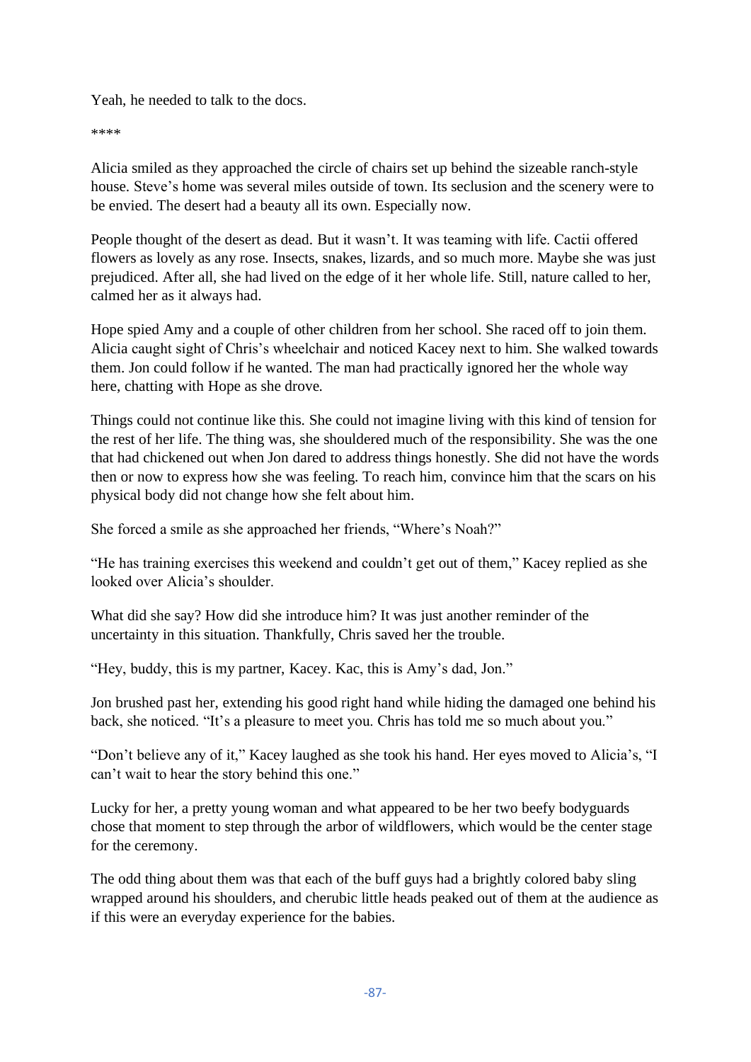Yeah, he needed to talk to the docs.

****

Alicia smiled as they approached the circle of chairs set up behind the sizeable ranch-style house. Steve's home was several miles outside of town. Its seclusion and the scenery were to be envied. The desert had a beauty all its own. Especially now.

People thought of the desert as dead. But it wasn't. It was teaming with life. Cactii offered flowers as lovely as any rose. Insects, snakes, lizards, and so much more. Maybe she was just prejudiced. After all, she had lived on the edge of it her whole life. Still, nature called to her, calmed her as it always had.

Hope spied Amy and a couple of other children from her school. She raced off to join them. Alicia caught sight of Chris's wheelchair and noticed Kacey next to him. She walked towards them. Jon could follow if he wanted. The man had practically ignored her the whole way here, chatting with Hope as she drove.

Things could not continue like this. She could not imagine living with this kind of tension for the rest of her life. The thing was, she shouldered much of the responsibility. She was the one that had chickened out when Jon dared to address things honestly. She did not have the words then or now to express how she was feeling. To reach him, convince him that the scars on his physical body did not change how she felt about him.

She forced a smile as she approached her friends, "Where's Noah?"

"He has training exercises this weekend and couldn't get out of them," Kacey replied as she looked over Alicia's shoulder.

What did she say? How did she introduce him? It was just another reminder of the uncertainty in this situation. Thankfully, Chris saved her the trouble.

"Hey, buddy, this is my partner, Kacey. Kac, this is Amy's dad, Jon."

Jon brushed past her, extending his good right hand while hiding the damaged one behind his back, she noticed. "It's a pleasure to meet you. Chris has told me so much about you."

"Don't believe any of it," Kacey laughed as she took his hand. Her eyes moved to Alicia's, "I can't wait to hear the story behind this one."

Lucky for her, a pretty young woman and what appeared to be her two beefy bodyguards chose that moment to step through the arbor of wildflowers, which would be the center stage for the ceremony.

The odd thing about them was that each of the buff guys had a brightly colored baby sling wrapped around his shoulders, and cherubic little heads peaked out of them at the audience as if this were an everyday experience for the babies.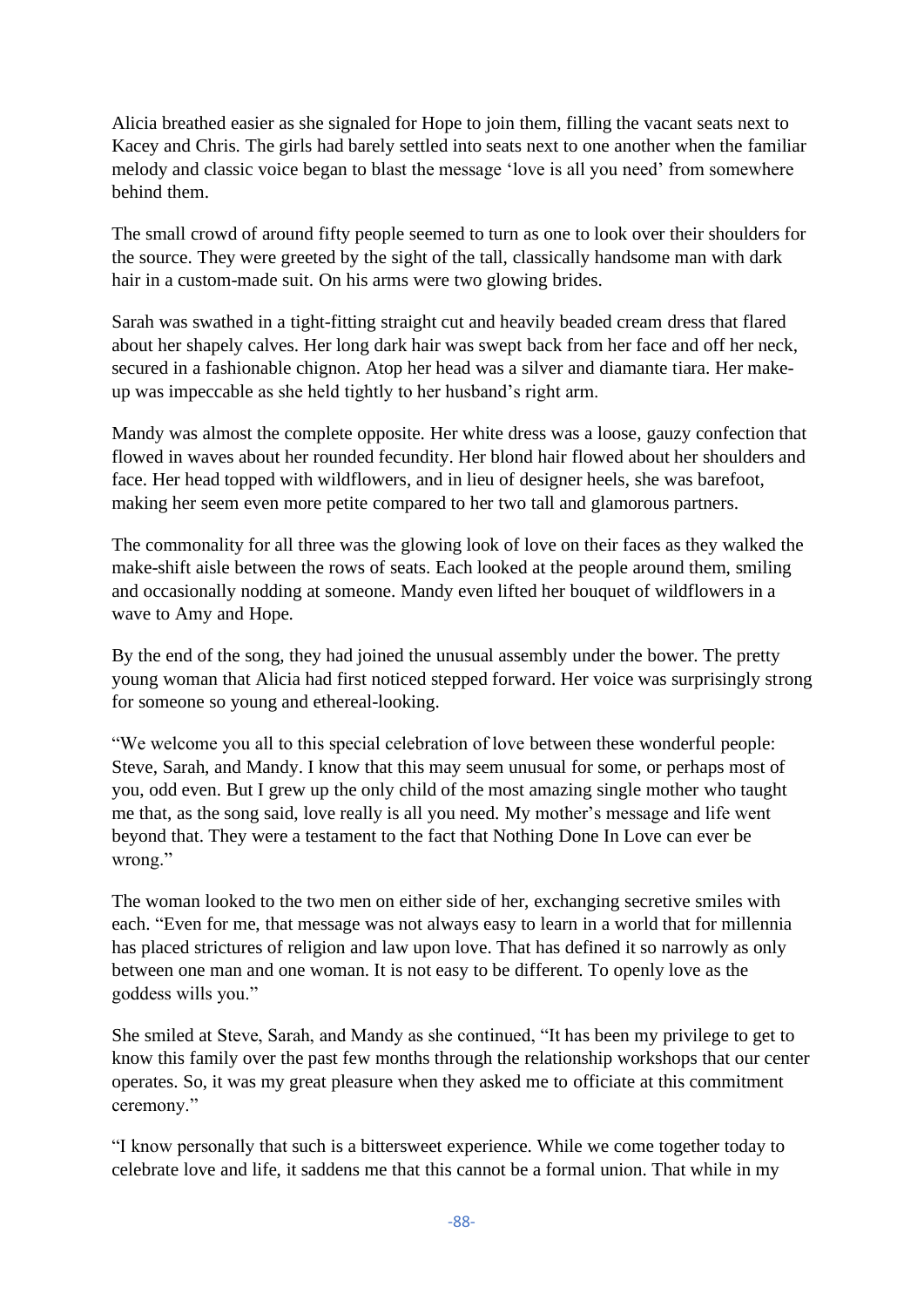Alicia breathed easier as she signaled for Hope to join them, filling the vacant seats next to Kacey and Chris. The girls had barely settled into seats next to one another when the familiar melody and classic voice began to blast the message 'love is all you need' from somewhere behind them.

The small crowd of around fifty people seemed to turn as one to look over their shoulders for the source. They were greeted by the sight of the tall, classically handsome man with dark hair in a custom-made suit. On his arms were two glowing brides.

Sarah was swathed in a tight-fitting straight cut and heavily beaded cream dress that flared about her shapely calves. Her long dark hair was swept back from her face and off her neck, secured in a fashionable chignon. Atop her head was a silver and diamante tiara. Her make-up was impeccable as she held tightly to her husband's right arm.

Mandy was almost the complete opposite. Her white dress was a loose, gauzy confection that flowed in waves about her rounded fecundity. Her blond hair flowed about her shoulders and face. Her head topped with wildflowers, and in lieu of designer heels, she was barefoot, making her seem even more petite compared to her two tall and glamorous partners.

The commonality for all three was the glowing look of love on their faces as they walked the make-shift aisle between the rows of seats. Each looked at the people around them, smiling and occasionally nodding at someone. Mandy even lifted her bouquet of wildflowers in a wave to Amy and Hope.

By the end of the song, they had joined the unusual assembly under the bower. The pretty young woman that Alicia had first noticed stepped forward. Her voice was surprisingly strong for someone so young and ethereal-looking.

"We welcome you all to this special celebration of love between these wonderful people: Steve, Sarah, and Mandy. I know that this may seem unusual for some, or perhaps most of you, odd even. But I grew up the only child of the most amazing single mother who taught me that, as the song said, love really is all you need. My mother's message and life went beyond that. They were a testament to the fact that Nothing Done In Love can ever be wrong."

The woman looked to the two men on either side of her, exchanging secretive smiles with each. "Even for me, that message was not always easy to learn in a world that for millennia has placed strictures of religion and law upon love. That has defined it so narrowly as only between one man and one woman. It is not easy to be different. To openly love as the goddess wills you."

She smiled at Steve, Sarah, and Mandy as she continued, "It has been my privilege to get to know this family over the past few months through the relationship workshops that our center operates. So, it was my great pleasure when they asked me to officiate at this commitment ceremony."

"I know personally that such is a bittersweet experience. While we come together today to celebrate love and life, it saddens me that this cannot be a formal union. That while in my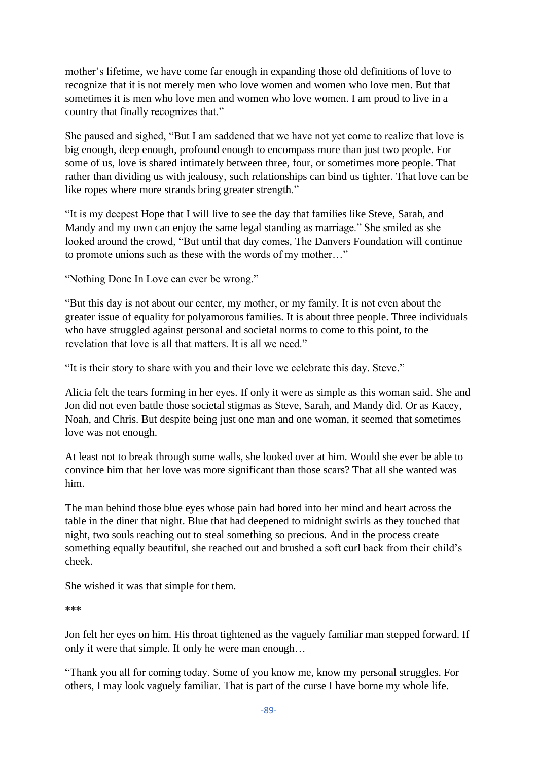mother's lifetime, we have come far enough in expanding those old definitions of love to recognize that it is not merely men who love women and women who love men. But that sometimes it is men who love men and women who love women. I am proud to live in a country that finally recognizes that."

She paused and sighed, "But I am saddened that we have not yet come to realize that love is big enough, deep enough, profound enough to encompass more than just two people. For some of us, love is shared intimately between three, four, or sometimes more people. That rather than dividing us with jealousy, such relationships can bind us tighter. That love can be like ropes where more strands bring greater strength."

"It is my deepest Hope that I will live to see the day that families like Steve, Sarah, and Mandy and my own can enjoy the same legal standing as marriage." She smiled as she looked around the crowd, "But until that day comes, The Danvers Foundation will continue to promote unions such as these with the words of my mother…"

"Nothing Done In Love can ever be wrong."

"But this day is not about our center, my mother, or my family. It is not even about the greater issue of equality for polyamorous families. It is about three people. Three individuals who have struggled against personal and societal norms to come to this point, to the revelation that love is all that matters. It is all we need."

"It is their story to share with you and their love we celebrate this day. Steve."

Alicia felt the tears forming in her eyes. If only it were as simple as this woman said. She and Jon did not even battle those societal stigmas as Steve, Sarah, and Mandy did. Or as Kacey, Noah, and Chris. But despite being just one man and one woman, it seemed that sometimes love was not enough.

At least not to break through some walls, she looked over at him. Would she ever be able to convince him that her love was more significant than those scars? That all she wanted was him.

The man behind those blue eyes whose pain had bored into her mind and heart across the table in the diner that night. Blue that had deepened to midnight swirls as they touched that night, two souls reaching out to steal something so precious. And in the process create something equally beautiful, she reached out and brushed a soft curl back from their child's cheek.

She wished it was that simple for them.

***

Jon felt her eyes on him. His throat tightened as the vaguely familiar man stepped forward. If only it were that simple. If only he were man enough…

"Thank you all for coming today. Some of you know me, know my personal struggles. For others, I may look vaguely familiar. That is part of the curse I have borne my whole life.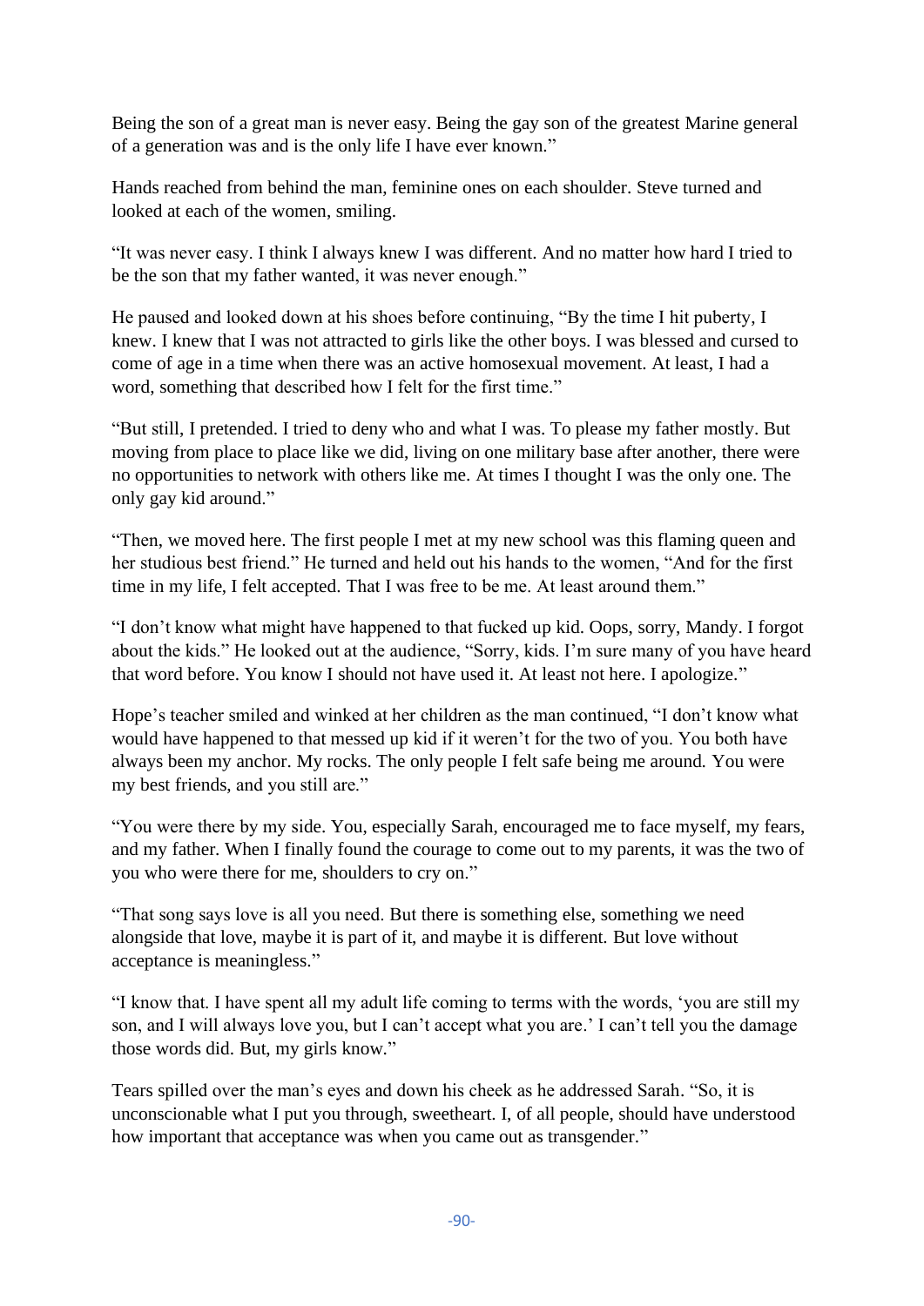Being the son of a great man is never easy. Being the gay son of the greatest Marine general of a generation was and is the only life I have ever known."

Hands reached from behind the man, feminine ones on each shoulder. Steve turned and looked at each of the women, smiling.

"It was never easy. I think I always knew I was different. And no matter how hard I tried to be the son that my father wanted, it was never enough."

He paused and looked down at his shoes before continuing, "By the time I hit puberty, I knew. I knew that I was not attracted to girls like the other boys. I was blessed and cursed to come of age in a time when there was an active homosexual movement. At least, I had a word, something that described how I felt for the first time."

"But still, I pretended. I tried to deny who and what I was. To please my father mostly. But moving from place to place like we did, living on one military base after another, there were no opportunities to network with others like me. At times I thought I was the only one. The only gay kid around."

"Then, we moved here. The first people I met at my new school was this flaming queen and her studious best friend." He turned and held out his hands to the women, "And for the first time in my life, I felt accepted. That I was free to be me. At least around them."

"I don't know what might have happened to that fucked up kid. Oops, sorry, Mandy. I forgot about the kids." He looked out at the audience, "Sorry, kids. I'm sure many of you have heard that word before. You know I should not have used it. At least not here. I apologize."

Hope's teacher smiled and winked at her children as the man continued, "I don't know what would have happened to that messed up kid if it weren't for the two of you. You both have always been my anchor. My rocks. The only people I felt safe being me around. You were my best friends, and you still are."

"You were there by my side. You, especially Sarah, encouraged me to face myself, my fears, and my father. When I finally found the courage to come out to my parents, it was the two of you who were there for me, shoulders to cry on."

"That song says love is all you need. But there is something else, something we need alongside that love, maybe it is part of it, and maybe it is different. But love without acceptance is meaningless."

"I know that. I have spent all my adult life coming to terms with the words, 'you are still my son, and I will always love you, but I can't accept what you are.' I can't tell you the damage those words did. But, my girls know."

Tears spilled over the man's eyes and down his cheek as he addressed Sarah. "So, it is unconscionable what I put you through, sweetheart. I, of all people, should have understood how important that acceptance was when you came out as transgender."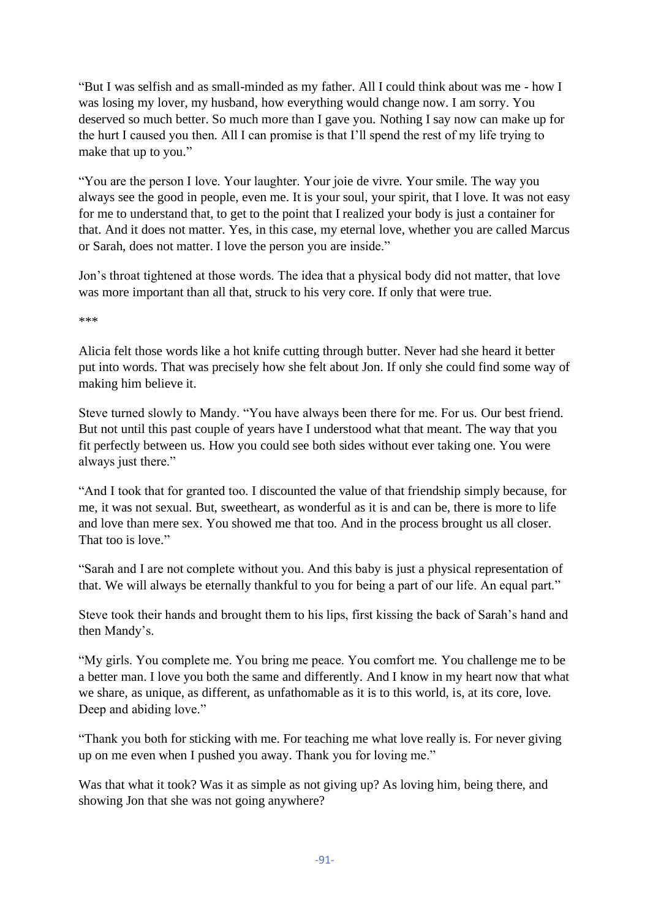"But I was selfish and as small-minded as my father. All I could think about was me - how I was losing my lover, my husband, how everything would change now. I am sorry. You deserved so much better. So much more than I gave you. Nothing I say now can make up for the hurt I caused you then. All I can promise is that I'll spend the rest of my life trying to make that up to you."

"You are the person I love. Your laughter. Your joie de vivre. Your smile. The way you always see the good in people, even me. It is your soul, your spirit, that I love. It was not easy for me to understand that, to get to the point that I realized your body is just a container for that. And it does not matter. Yes, in this case, my eternal love, whether you are called Marcus or Sarah, does not matter. I love the person you are inside."

Jon's throat tightened at those words. The idea that a physical body did not matter, that love was more important than all that, struck to his very core. If only that were true.

***

Alicia felt those words like a hot knife cutting through butter. Never had she heard it better put into words. That was precisely how she felt about Jon. If only she could find some way of making him believe it.

Steve turned slowly to Mandy. "You have always been there for me. For us. Our best friend. But not until this past couple of years have I understood what that meant. The way that you fit perfectly between us. How you could see both sides without ever taking one. You were always just there."

"And I took that for granted too. I discounted the value of that friendship simply because, for me, it was not sexual. But, sweetheart, as wonderful as it is and can be, there is more to life and love than mere sex. You showed me that too. And in the process brought us all closer. That too is love."

"Sarah and I are not complete without you. And this baby is just a physical representation of that. We will always be eternally thankful to you for being a part of our life. An equal part."

Steve took their hands and brought them to his lips, first kissing the back of Sarah's hand and then Mandy's.

"My girls. You complete me. You bring me peace. You comfort me. You challenge me to be a better man. I love you both the same and differently. And I know in my heart now that what we share, as unique, as different, as unfathomable as it is to this world, is, at its core, love. Deep and abiding love."

"Thank you both for sticking with me. For teaching me what love really is. For never giving up on me even when I pushed you away. Thank you for loving me."

Was that what it took? Was it as simple as not giving up? As loving him, being there, and showing Jon that she was not going anywhere?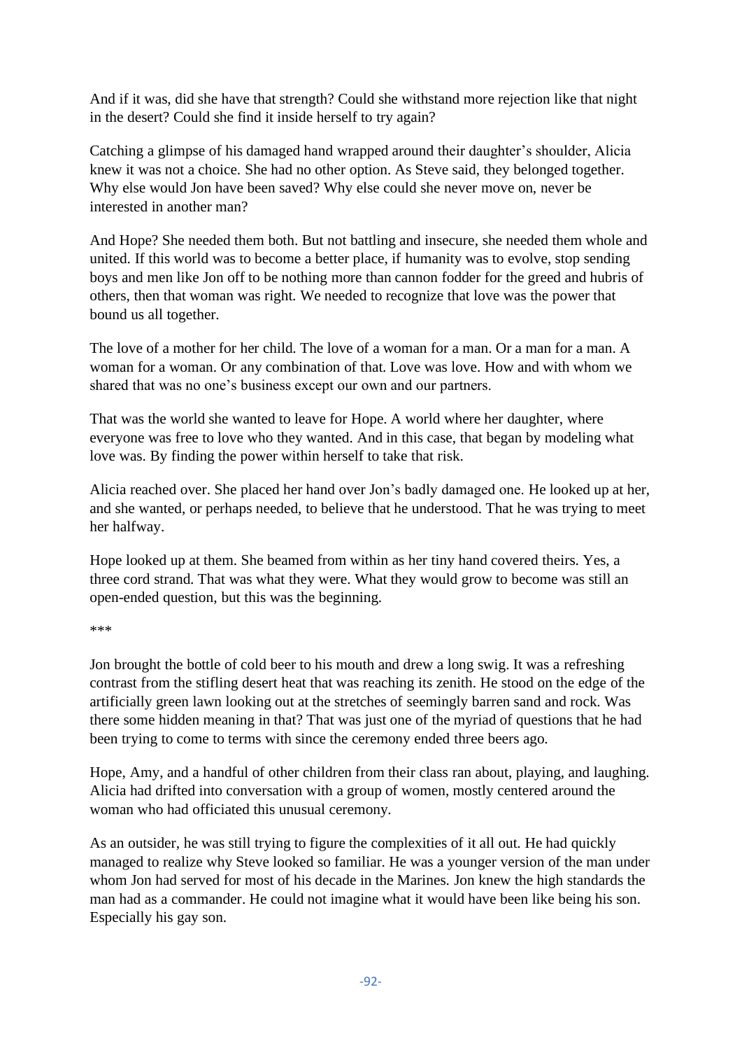And if it was, did she have that strength? Could she withstand more rejection like that night in the desert? Could she find it inside herself to try again?

Catching a glimpse of his damaged hand wrapped around their daughter's shoulder, Alicia knew it was not a choice. She had no other option. As Steve said, they belonged together. Why else would Jon have been saved? Why else could she never move on, never be interested in another man?

And Hope? She needed them both. But not battling and insecure, she needed them whole and united. If this world was to become a better place, if humanity was to evolve, stop sending boys and men like Jon off to be nothing more than cannon fodder for the greed and hubris of others, then that woman was right. We needed to recognize that love was the power that bound us all together.

The love of a mother for her child. The love of a woman for a man. Or a man for a man. A woman for a woman. Or any combination of that. Love was love. How and with whom we shared that was no one's business except our own and our partners.

That was the world she wanted to leave for Hope. A world where her daughter, where everyone was free to love who they wanted. And in this case, that began by modeling what love was. By finding the power within herself to take that risk.

Alicia reached over. She placed her hand over Jon's badly damaged one. He looked up at her, and she wanted, or perhaps needed, to believe that he understood. That he was trying to meet her halfway.

Hope looked up at them. She beamed from within as her tiny hand covered theirs. Yes, a three cord strand. That was what they were. What they would grow to become was still an open-ended question, but this was the beginning.

***

Jon brought the bottle of cold beer to his mouth and drew a long swig. It was a refreshing contrast from the stifling desert heat that was reaching its zenith. He stood on the edge of the artificially green lawn looking out at the stretches of seemingly barren sand and rock. Was there some hidden meaning in that? That was just one of the myriad of questions that he had been trying to come to terms with since the ceremony ended three beers ago.

Hope, Amy, and a handful of other children from their class ran about, playing, and laughing. Alicia had drifted into conversation with a group of women, mostly centered around the woman who had officiated this unusual ceremony.

As an outsider, he was still trying to figure the complexities of it all out. He had quickly managed to realize why Steve looked so familiar. He was a younger version of the man under whom Jon had served for most of his decade in the Marines. Jon knew the high standards the man had as a commander. He could not imagine what it would have been like being his son. Especially his gay son.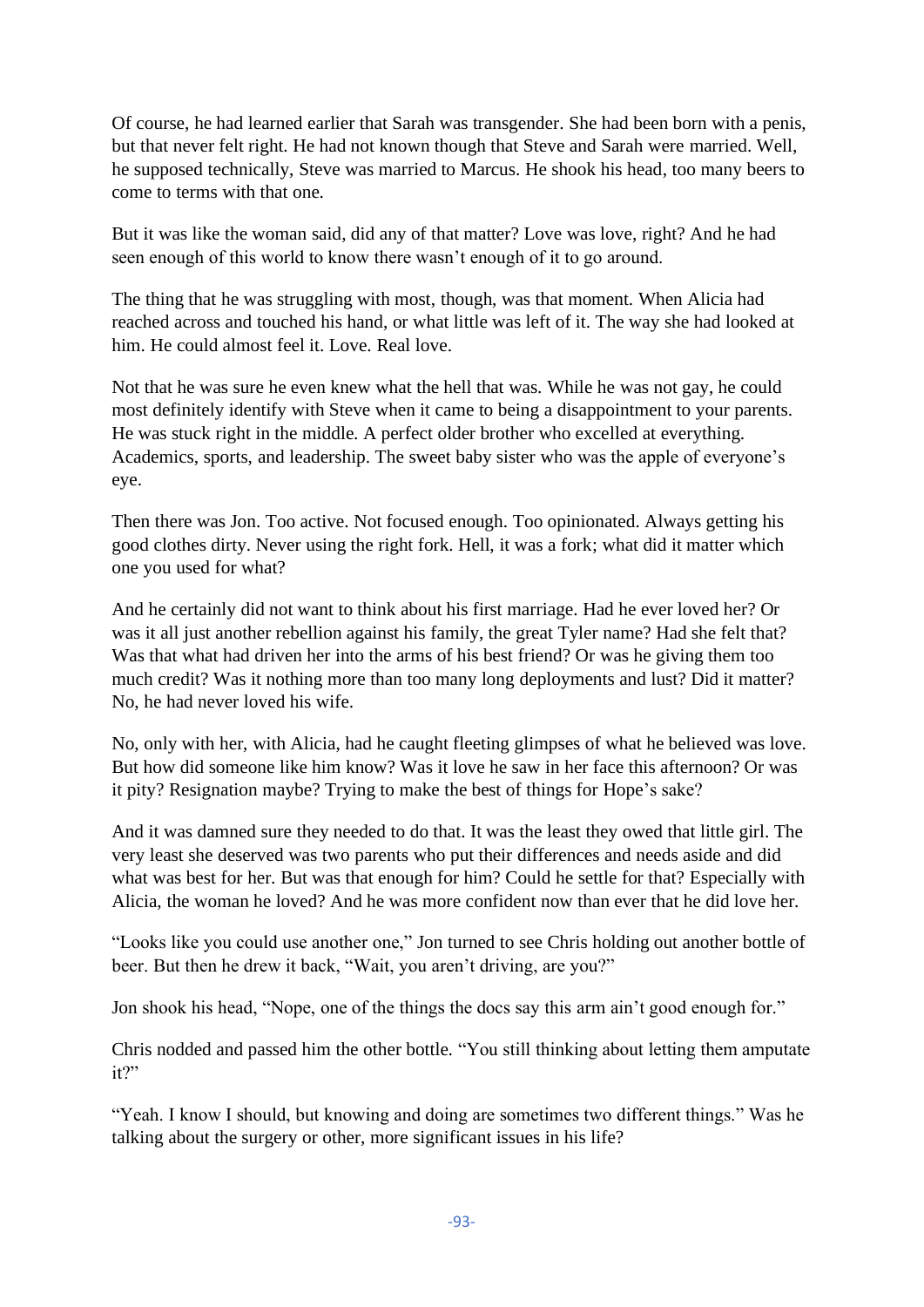Of course, he had learned earlier that Sarah was transgender. She had been born with a penis, but that never felt right. He had not known though that Steve and Sarah were married. Well, he supposed technically, Steve was married to Marcus. He shook his head, too many beers to come to terms with that one.

But it was like the woman said, did any of that matter? Love was love, right? And he had seen enough of this world to know there wasn't enough of it to go around.

The thing that he was struggling with most, though, was that moment. When Alicia had reached across and touched his hand, or what little was left of it. The way she had looked at him. He could almost feel it. Love. Real love.

Not that he was sure he even knew what the hell that was. While he was not gay, he could most definitely identify with Steve when it came to being a disappointment to your parents. He was stuck right in the middle. A perfect older brother who excelled at everything. Academics, sports, and leadership. The sweet baby sister who was the apple of everyone's eye.

Then there was Jon. Too active. Not focused enough. Too opinionated. Always getting his good clothes dirty. Never using the right fork. Hell, it was a fork; what did it matter which one you used for what?

And he certainly did not want to think about his first marriage. Had he ever loved her? Or was it all just another rebellion against his family, the great Tyler name? Had she felt that? Was that what had driven her into the arms of his best friend? Or was he giving them too much credit? Was it nothing more than too many long deployments and lust? Did it matter? No, he had never loved his wife.

No, only with her, with Alicia, had he caught fleeting glimpses of what he believed was love. But how did someone like him know? Was it love he saw in her face this afternoon? Or was it pity? Resignation maybe? Trying to make the best of things for Hope's sake?

And it was damned sure they needed to do that. It was the least they owed that little girl. The very least she deserved was two parents who put their differences and needs aside and did what was best for her. But was that enough for him? Could he settle for that? Especially with Alicia, the woman he loved? And he was more confident now than ever that he did love her.

"Looks like you could use another one," Jon turned to see Chris holding out another bottle of beer. But then he drew it back, "Wait, you aren't driving, are you?"

Jon shook his head, "Nope, one of the things the docs say this arm ain't good enough for."

Chris nodded and passed him the other bottle. "You still thinking about letting them amputate it?"

"Yeah. I know I should, but knowing and doing are sometimes two different things." Was he talking about the surgery or other, more significant issues in his life?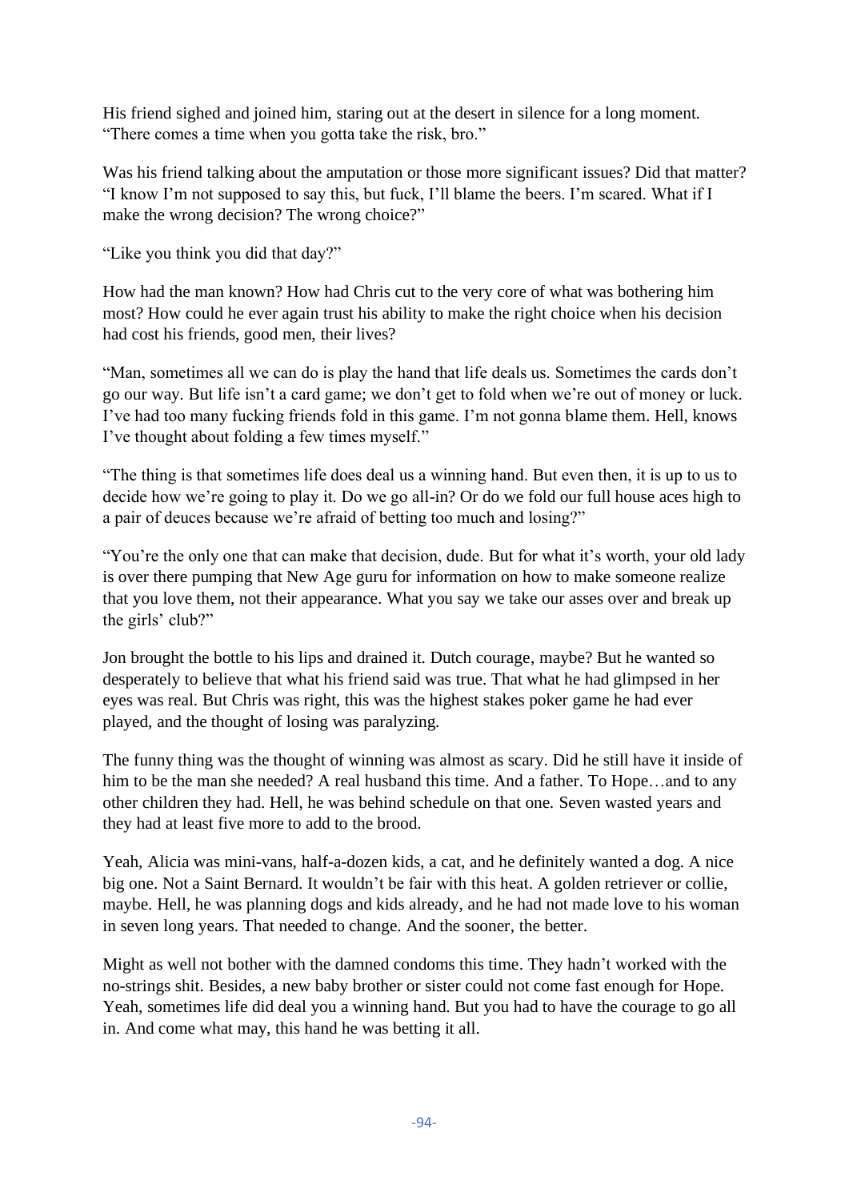His friend sighed and joined him, staring out at the desert in silence for a long moment. "There comes a time when you gotta take the risk, bro."

Was his friend talking about the amputation or those more significant issues? Did that matter? "I know I'm not supposed to say this, but fuck, I'll blame the beers. I'm scared. What if I make the wrong decision? The wrong choice?"

"Like you think you did that day?"

How had the man known? How had Chris cut to the very core of what was bothering him most? How could he ever again trust his ability to make the right choice when his decision had cost his friends, good men, their lives?

"Man, sometimes all we can do is play the hand that life deals us. Sometimes the cards don't go our way. But life isn't a card game; we don't get to fold when we're out of money or luck. I've had too many fucking friends fold in this game. I'm not gonna blame them. Hell, knows I've thought about folding a few times myself."

"The thing is that sometimes life does deal us a winning hand. But even then, it is up to us to decide how we're going to play it. Do we go all-in? Or do we fold our full house aces high to a pair of deuces because we're afraid of betting too much and losing?"

"You're the only one that can make that decision, dude. But for what it's worth, your old lady is over there pumping that New Age guru for information on how to make someone realize that you love them, not their appearance. What you say we take our asses over and break up the girls' club?"

Jon brought the bottle to his lips and drained it. Dutch courage, maybe? But he wanted so desperately to believe that what his friend said was true. That what he had glimpsed in her eyes was real. But Chris was right, this was the highest stakes poker game he had ever played, and the thought of losing was paralyzing.

The funny thing was the thought of winning was almost as scary. Did he still have it inside of him to be the man she needed? A real husband this time. And a father. To Hope…and to any other children they had. Hell, he was behind schedule on that one. Seven wasted years and they had at least five more to add to the brood.

Yeah, Alicia was mini-vans, half-a-dozen kids, a cat, and he definitely wanted a dog. A nice big one. Not a Saint Bernard. It wouldn't be fair with this heat. A golden retriever or collie, maybe. Hell, he was planning dogs and kids already, and he had not made love to his woman in seven long years. That needed to change. And the sooner, the better.

Might as well not bother with the damned condoms this time. They hadn't worked with the no-strings shit. Besides, a new baby brother or sister could not come fast enough for Hope. Yeah, sometimes life did deal you a winning hand. But you had to have the courage to go all in. And come what may, this hand he was betting it all.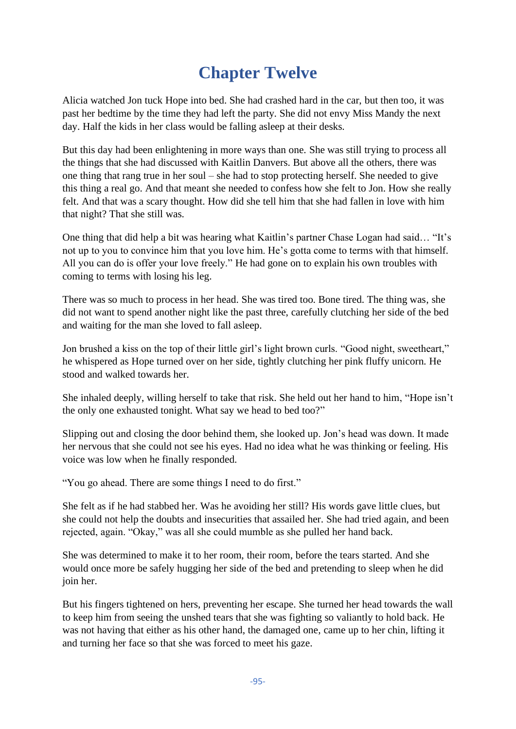# Chapter Twelve

Alicia watched Jon tuck Hope into bed. She had crashed hard in the car, but then too, it was past her bedtime by the time they had left the party. She did not envy Miss Mandy the next day. Half the kids in her class would be falling asleep at their desks.

But this day had been enlightening in more ways than one. She was still trying to process all the things that she had discussed with Kaitlin Danvers. But above all the others, there was one thing that rang true in her soul – she had to stop protecting herself. She needed to give this thing a real go. And that meant she needed to confess how she felt to Jon. How she really felt. And that was a scary thought. How did she tell him that she had fallen in love with him that night? That she still was.

One thing that did help a bit was hearing what Kaitlin's partner Chase Logan had said… "It's not up to you to convince him that you love him. He's gotta come to terms with that himself. All you can do is offer your love freely." He had gone on to explain his own troubles with coming to terms with losing his leg.

There was so much to process in her head. She was tired too. Bone tired. The thing was, she did not want to spend another night like the past three, carefully clutching her side of the bed and waiting for the man she loved to fall asleep.

Jon brushed a kiss on the top of their little girl's light brown curls. "Good night, sweetheart," he whispered as Hope turned over on her side, tightly clutching her pink fluffy unicorn. He stood and walked towards her.

She inhaled deeply, willing herself to take that risk. She held out her hand to him, "Hope isn't the only one exhausted tonight. What say we head to bed too?"

Slipping out and closing the door behind them, she looked up. Jon's head was down. It made her nervous that she could not see his eyes. Had no idea what he was thinking or feeling. His voice was low when he finally responded.

"You go ahead. There are some things I need to do first."

She felt as if he had stabbed her. Was he avoiding her still? His words gave little clues, but she could not help the doubts and insecurities that assailed her. She had tried again, and been rejected, again. "Okay," was all she could mumble as she pulled her hand back.

She was determined to make it to her room, their room, before the tears started. And she would once more be safely hugging her side of the bed and pretending to sleep when he did join her.

But his fingers tightened on hers, preventing her escape. She turned her head towards the wall to keep him from seeing the unshed tears that she was fighting so valiantly to hold back. He was not having that either as his other hand, the damaged one, came up to her chin, lifting it and turning her face so that she was forced to meet his gaze.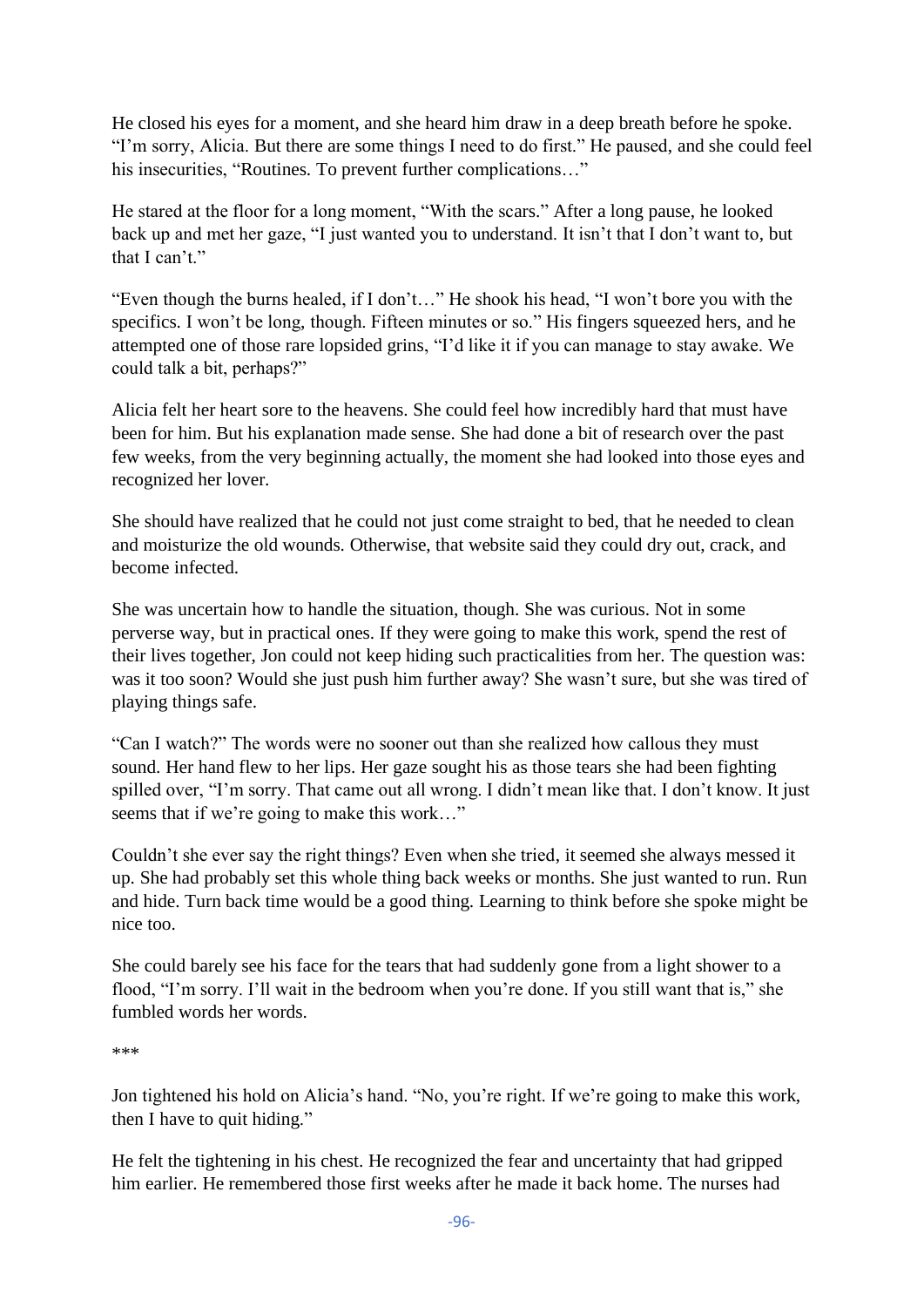He closed his eyes for a moment, and she heard him draw in a deep breath before he spoke. “I’m sorry, Alicia. But there are some things I need to do first.” He paused, and she could feel his insecurities, “Routines. To prevent further complications…”

He stared at the floor for a long moment, “With the scars.” After a long pause, he looked back up and met her gaze, “I just wanted you to understand. It isn’t that I don’t want to, but that I can’t.”

“Even though the burns healed, if I don’t…” He shook his head, “I won’t bore you with the specifics. I won’t be long, though. Fifteen minutes or so.” His fingers squeezed hers, and he attempted one of those rare lopsided grins, “I’d like it if you can manage to stay awake. We could talk a bit, perhaps?”

Alicia felt her heart sore to the heavens. She could feel how incredibly hard that must have been for him. But his explanation made sense. She had done a bit of research over the past few weeks, from the very beginning actually, the moment she had looked into those eyes and recognized her lover.

She should have realized that he could not just come straight to bed, that he needed to clean and moisturize the old wounds. Otherwise, that website said they could dry out, crack, and become infected.

She was uncertain how to handle the situation, though. She was curious. Not in some perverse way, but in practical ones. If they were going to make this work, spend the rest of their lives together, Jon could not keep hiding such practicalities from her. The question was: was it too soon? Would she just push him further away? She wasn’t sure, but she was tired of playing things safe.

“Can I watch?” The words were no sooner out than she realized how callous they must sound. Her hand flew to her lips. Her gaze sought his as those tears she had been fighting spilled over, “I’m sorry. That came out all wrong. I didn’t mean like that. I don’t know. It just seems that if we’re going to make this work…”

Couldn’t she ever say the right things? Even when she tried, it seemed she always messed it up. She had probably set this whole thing back weeks or months. She just wanted to run. Run and hide. Turn back time would be a good thing. Learning to think before she spoke might be nice too.

She could barely see his face for the tears that had suddenly gone from a light shower to a flood, “I’m sorry. I’ll wait in the bedroom when you’re done. If you still want that is,” she fumbled words her words.

***

Jon tightened his hold on Alicia’s hand. “No, you’re right. If we’re going to make this work, then I have to quit hiding.”

He felt the tightening in his chest. He recognized the fear and uncertainty that had gripped him earlier. He remembered those first weeks after he made it back home. The nurses had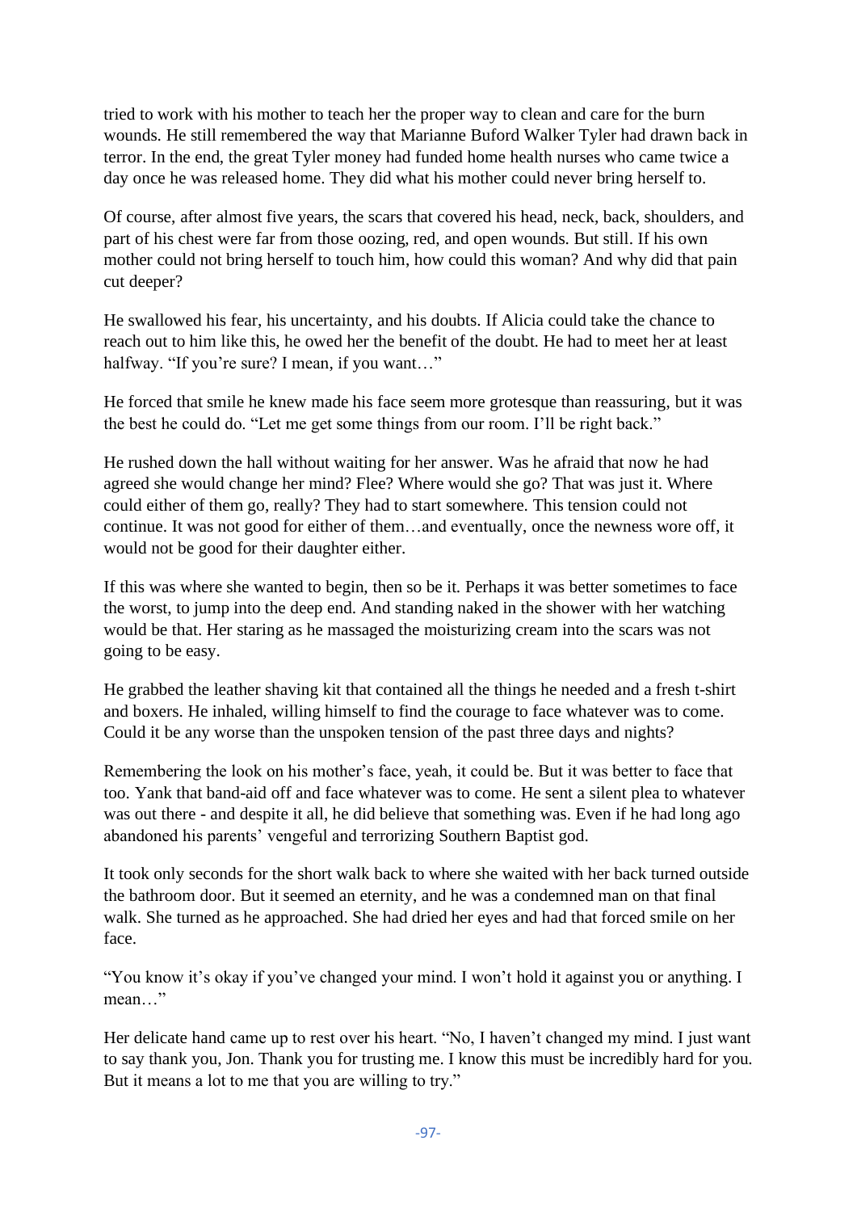tried to work with his mother to teach her the proper way to clean and care for the burn wounds. He still remembered the way that Marianne Buford Walker Tyler had drawn back in terror. In the end, the great Tyler money had funded home health nurses who came twice a day once he was released home. They did what his mother could never bring herself to.

Of course, after almost five years, the scars that covered his head, neck, back, shoulders, and part of his chest were far from those oozing, red, and open wounds. But still. If his own mother could not bring herself to touch him, how could this woman? And why did that pain cut deeper?

He swallowed his fear, his uncertainty, and his doubts. If Alicia could take the chance to reach out to him like this, he owed her the benefit of the doubt. He had to meet her at least halfway. "If you're sure? I mean, if you want…"

He forced that smile he knew made his face seem more grotesque than reassuring, but it was the best he could do. "Let me get some things from our room. I'll be right back."

He rushed down the hall without waiting for her answer. Was he afraid that now he had agreed she would change her mind? Flee? Where would she go? That was just it. Where could either of them go, really? They had to start somewhere. This tension could not continue. It was not good for either of them…and eventually, once the newness wore off, it would not be good for their daughter either.

If this was where she wanted to begin, then so be it. Perhaps it was better sometimes to face the worst, to jump into the deep end. And standing naked in the shower with her watching would be that. Her staring as he massaged the moisturizing cream into the scars was not going to be easy.

He grabbed the leather shaving kit that contained all the things he needed and a fresh t-shirt and boxers. He inhaled, willing himself to find the courage to face whatever was to come. Could it be any worse than the unspoken tension of the past three days and nights?

Remembering the look on his mother's face, yeah, it could be. But it was better to face that too. Yank that band-aid off and face whatever was to come. He sent a silent plea to whatever was out there - and despite it all, he did believe that something was. Even if he had long ago abandoned his parents' vengeful and terrorizing Southern Baptist god.

It took only seconds for the short walk back to where she waited with her back turned outside the bathroom door. But it seemed an eternity, and he was a condemned man on that final walk. She turned as he approached. She had dried her eyes and had that forced smile on her face.

"You know it's okay if you've changed your mind. I won't hold it against you or anything. I mean…"

Her delicate hand came up to rest over his heart. "No, I haven't changed my mind. I just want to say thank you, Jon. Thank you for trusting me. I know this must be incredibly hard for you. But it means a lot to me that you are willing to try."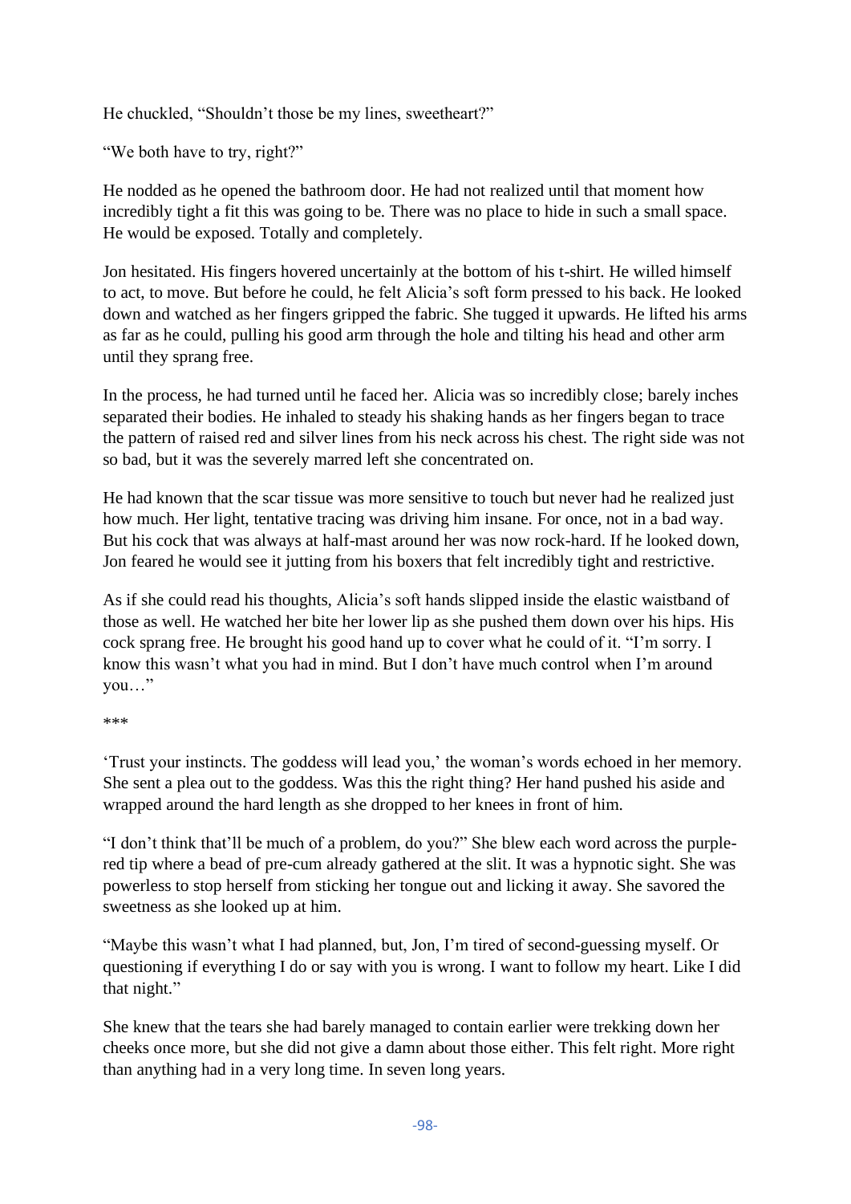He chuckled, "Shouldn't those be my lines, sweetheart?"

"We both have to try, right?"

He nodded as he opened the bathroom door. He had not realized until that moment how incredibly tight a fit this was going to be. There was no place to hide in such a small space. He would be exposed. Totally and completely.

Jon hesitated. His fingers hovered uncertainly at the bottom of his t-shirt. He willed himself to act, to move. But before he could, he felt Alicia's soft form pressed to his back. He looked down and watched as her fingers gripped the fabric. She tugged it upwards. He lifted his arms as far as he could, pulling his good arm through the hole and tilting his head and other arm until they sprang free.

In the process, he had turned until he faced her. Alicia was so incredibly close; barely inches separated their bodies. He inhaled to steady his shaking hands as her fingers began to trace the pattern of raised red and silver lines from his neck across his chest. The right side was not so bad, but it was the severely marred left she concentrated on.

He had known that the scar tissue was more sensitive to touch but never had he realized just how much. Her light, tentative tracing was driving him insane. For once, not in a bad way. But his cock that was always at half-mast around her was now rock-hard. If he looked down, Jon feared he would see it jutting from his boxers that felt incredibly tight and restrictive.

As if she could read his thoughts, Alicia's soft hands slipped inside the elastic waistband of those as well. He watched her bite her lower lip as she pushed them down over his hips. His cock sprang free. He brought his good hand up to cover what he could of it. "I'm sorry. I know this wasn't what you had in mind. But I don't have much control when I'm around you…"

***

'Trust your instincts. The goddess will lead you,' the woman's words echoed in her memory. She sent a plea out to the goddess. Was this the right thing? Her hand pushed his aside and wrapped around the hard length as she dropped to her knees in front of him.

"I don't think that'll be much of a problem, do you?" She blew each word across the purple-red tip where a bead of pre-cum already gathered at the slit. It was a hypnotic sight. She was powerless to stop herself from sticking her tongue out and licking it away. She savored the sweetness as she looked up at him.

"Maybe this wasn't what I had planned, but, Jon, I'm tired of second-guessing myself. Or questioning if everything I do or say with you is wrong. I want to follow my heart. Like I did that night."

She knew that the tears she had barely managed to contain earlier were trekking down her cheeks once more, but she did not give a damn about those either. This felt right. More right than anything had in a very long time. In seven long years.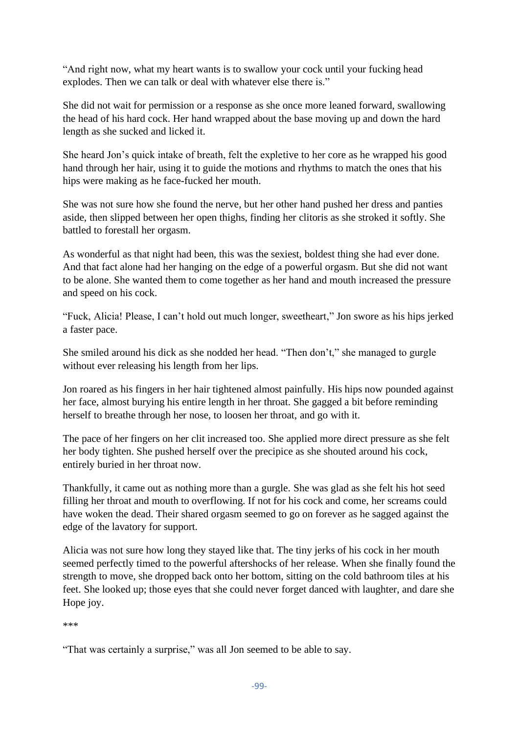"And right now, what my heart wants is to swallow your cock until your fucking head explodes. Then we can talk or deal with whatever else there is."

She did not wait for permission or a response as she once more leaned forward, swallowing the head of his hard cock. Her hand wrapped about the base moving up and down the hard length as she sucked and licked it.

She heard Jon's quick intake of breath, felt the expletive to her core as he wrapped his good hand through her hair, using it to guide the motions and rhythms to match the ones that his hips were making as he face-fucked her mouth.

She was not sure how she found the nerve, but her other hand pushed her dress and panties aside, then slipped between her open thighs, finding her clitoris as she stroked it softly. She battled to forestall her orgasm.

As wonderful as that night had been, this was the sexiest, boldest thing she had ever done. And that fact alone had her hanging on the edge of a powerful orgasm. But she did not want to be alone. She wanted them to come together as her hand and mouth increased the pressure and speed on his cock.

"Fuck, Alicia! Please, I can't hold out much longer, sweetheart," Jon swore as his hips jerked a faster pace.

She smiled around his dick as she nodded her head. "Then don't," she managed to gurgle without ever releasing his length from her lips.

Jon roared as his fingers in her hair tightened almost painfully. His hips now pounded against her face, almost burying his entire length in her throat. She gagged a bit before reminding herself to breathe through her nose, to loosen her throat, and go with it.

The pace of her fingers on her clit increased too. She applied more direct pressure as she felt her body tighten. She pushed herself over the precipice as she shouted around his cock, entirely buried in her throat now.

Thankfully, it came out as nothing more than a gurgle. She was glad as she felt his hot seed filling her throat and mouth to overflowing. If not for his cock and come, her screams could have woken the dead. Their shared orgasm seemed to go on forever as he sagged against the edge of the lavatory for support.

Alicia was not sure how long they stayed like that. The tiny jerks of his cock in her mouth seemed perfectly timed to the powerful aftershocks of her release. When she finally found the strength to move, she dropped back onto her bottom, sitting on the cold bathroom tiles at his feet. She looked up; those eyes that she could never forget danced with laughter, and dare she Hope joy.

***

"That was certainly a surprise," was all Jon seemed to be able to say.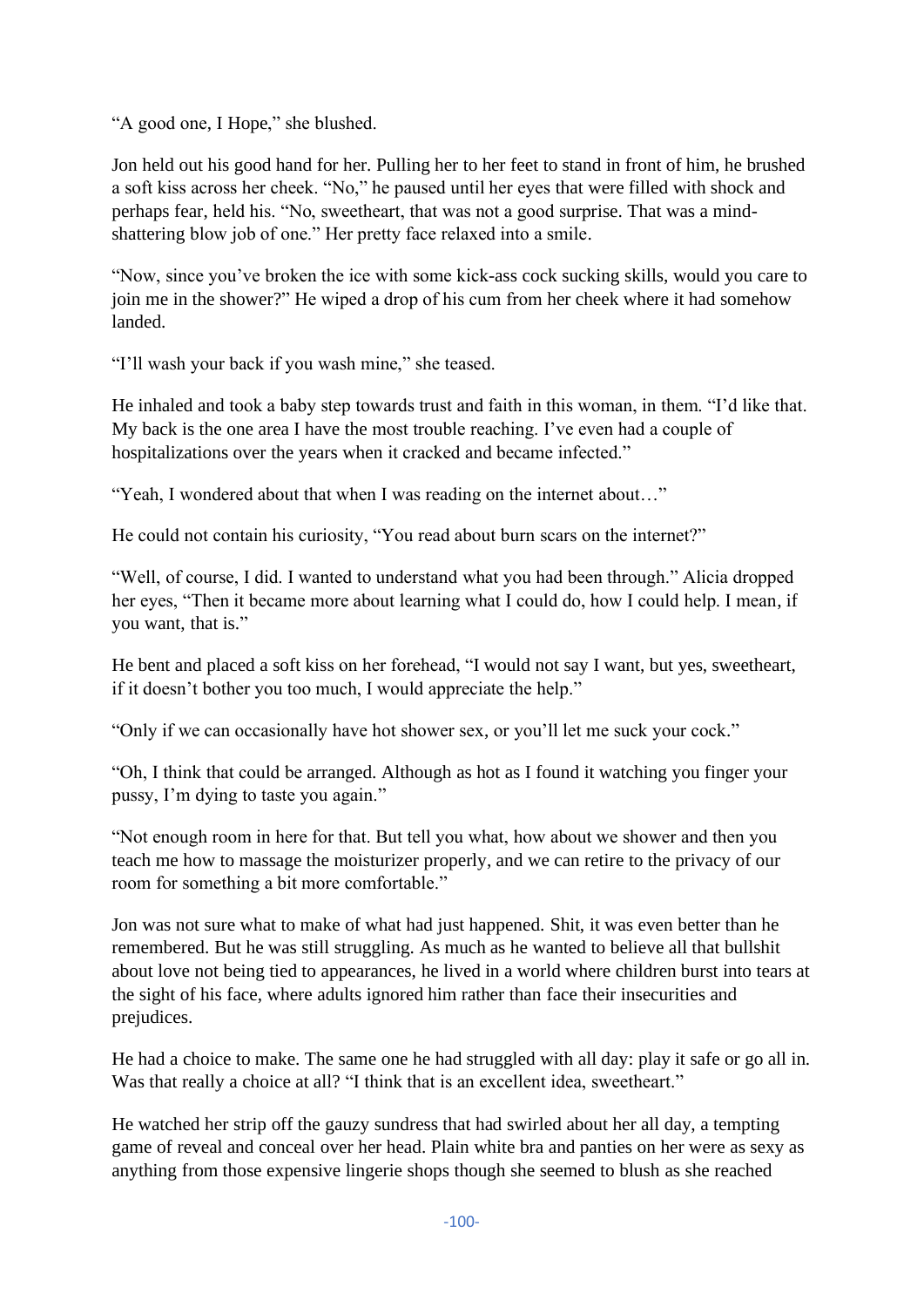"A good one, I Hope," she blushed.

Jon held out his good hand for her. Pulling her to her feet to stand in front of him, he brushed a soft kiss across her cheek. "No," he paused until her eyes that were filled with shock and perhaps fear, held his. "No, sweetheart, that was not a good surprise. That was a mind-shattering blow job of one." Her pretty face relaxed into a smile.

"Now, since you've broken the ice with some kick-ass cock sucking skills, would you care to join me in the shower?" He wiped a drop of his cum from her cheek where it had somehow landed.

"I'll wash your back if you wash mine," she teased.

He inhaled and took a baby step towards trust and faith in this woman, in them. "I'd like that. My back is the one area I have the most trouble reaching. I've even had a couple of hospitalizations over the years when it cracked and became infected."

"Yeah, I wondered about that when I was reading on the internet about…"

He could not contain his curiosity, "You read about burn scars on the internet?"

"Well, of course, I did. I wanted to understand what you had been through." Alicia dropped her eyes, "Then it became more about learning what I could do, how I could help. I mean, if you want, that is."

He bent and placed a soft kiss on her forehead, "I would not say I want, but yes, sweetheart, if it doesn't bother you too much, I would appreciate the help."

"Only if we can occasionally have hot shower sex, or you'll let me suck your cock."

"Oh, I think that could be arranged. Although as hot as I found it watching you finger your pussy, I'm dying to taste you again."

"Not enough room in here for that. But tell you what, how about we shower and then you teach me how to massage the moisturizer properly, and we can retire to the privacy of our room for something a bit more comfortable."

Jon was not sure what to make of what had just happened. Shit, it was even better than he remembered. But he was still struggling. As much as he wanted to believe all that bullshit about love not being tied to appearances, he lived in a world where children burst into tears at the sight of his face, where adults ignored him rather than face their insecurities and prejudices.

He had a choice to make. The same one he had struggled with all day: play it safe or go all in. Was that really a choice at all? "I think that is an excellent idea, sweetheart."

He watched her strip off the gauzy sundress that had swirled about her all day, a tempting game of reveal and conceal over her head. Plain white bra and panties on her were as sexy as anything from those expensive lingerie shops though she seemed to blush as she reached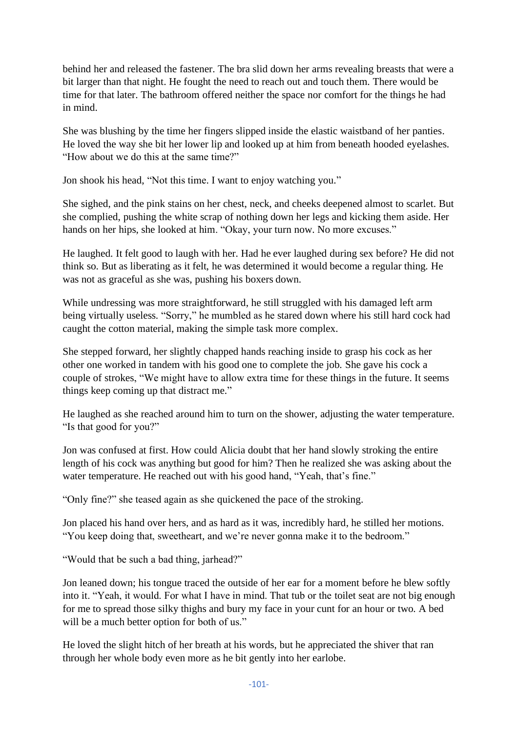behind her and released the fastener. The bra slid down her arms revealing breasts that were a bit larger than that night. He fought the need to reach out and touch them. There would be time for that later. The bathroom offered neither the space nor comfort for the things he had in mind.

She was blushing by the time her fingers slipped inside the elastic waistband of her panties. He loved the way she bit her lower lip and looked up at him from beneath hooded eyelashes. "How about we do this at the same time?"

Jon shook his head, "Not this time. I want to enjoy watching you."

She sighed, and the pink stains on her chest, neck, and cheeks deepened almost to scarlet. But she complied, pushing the white scrap of nothing down her legs and kicking them aside. Her hands on her hips, she looked at him. "Okay, your turn now. No more excuses."

He laughed. It felt good to laugh with her. Had he ever laughed during sex before? He did not think so. But as liberating as it felt, he was determined it would become a regular thing. He was not as graceful as she was, pushing his boxers down.

While undressing was more straightforward, he still struggled with his damaged left arm being virtually useless. "Sorry," he mumbled as he stared down where his still hard cock had caught the cotton material, making the simple task more complex.

She stepped forward, her slightly chapped hands reaching inside to grasp his cock as her other one worked in tandem with his good one to complete the job. She gave his cock a couple of strokes, "We might have to allow extra time for these things in the future. It seems things keep coming up that distract me."

He laughed as she reached around him to turn on the shower, adjusting the water temperature. "Is that good for you?"

Jon was confused at first. How could Alicia doubt that her hand slowly stroking the entire length of his cock was anything but good for him? Then he realized she was asking about the water temperature. He reached out with his good hand, "Yeah, that's fine."

"Only fine?" she teased again as she quickened the pace of the stroking.

Jon placed his hand over hers, and as hard as it was, incredibly hard, he stilled her motions. "You keep doing that, sweetheart, and we're never gonna make it to the bedroom."

"Would that be such a bad thing, jarhead?"

Jon leaned down; his tongue traced the outside of her ear for a moment before he blew softly into it. "Yeah, it would. For what I have in mind. That tub or the toilet seat are not big enough for me to spread those silky thighs and bury my face in your cunt for an hour or two. A bed will be a much better option for both of us."

He loved the slight hitch of her breath at his words, but he appreciated the shiver that ran through her whole body even more as he bit gently into her earlobe.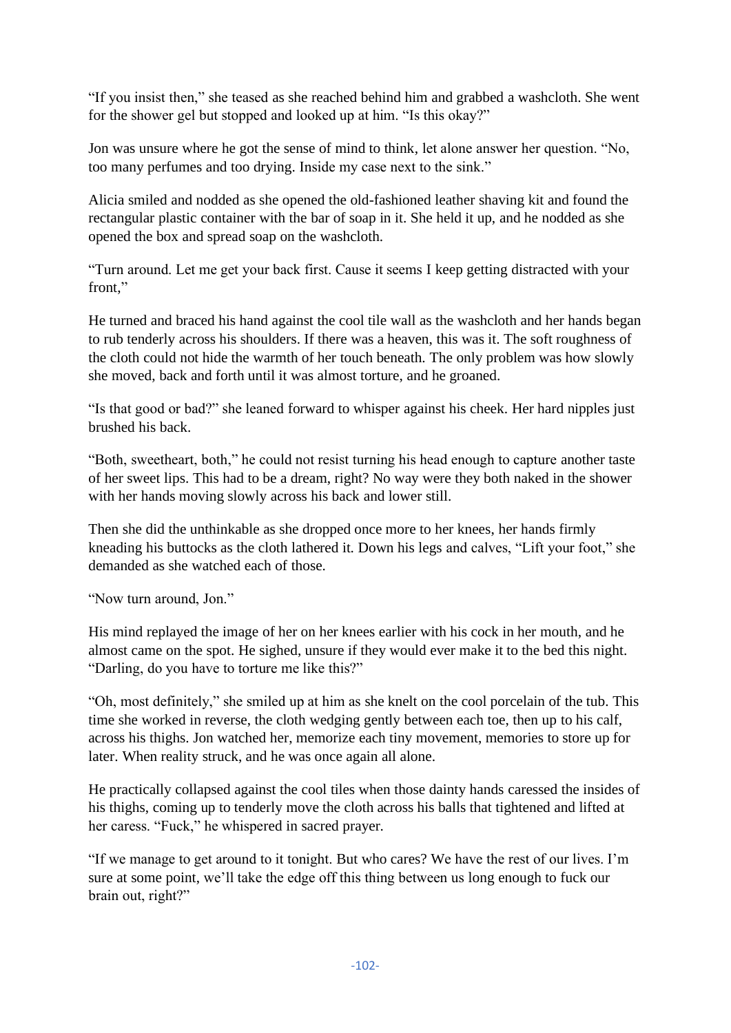"If you insist then," she teased as she reached behind him and grabbed a washcloth. She went for the shower gel but stopped and looked up at him. "Is this okay?"

Jon was unsure where he got the sense of mind to think, let alone answer her question. "No, too many perfumes and too drying. Inside my case next to the sink."

Alicia smiled and nodded as she opened the old-fashioned leather shaving kit and found the rectangular plastic container with the bar of soap in it. She held it up, and he nodded as she opened the box and spread soap on the washcloth.

"Turn around. Let me get your back first. Cause it seems I keep getting distracted with your front,"

He turned and braced his hand against the cool tile wall as the washcloth and her hands began to rub tenderly across his shoulders. If there was a heaven, this was it. The soft roughness of the cloth could not hide the warmth of her touch beneath. The only problem was how slowly she moved, back and forth until it was almost torture, and he groaned.

"Is that good or bad?" she leaned forward to whisper against his cheek. Her hard nipples just brushed his back.

"Both, sweetheart, both," he could not resist turning his head enough to capture another taste of her sweet lips. This had to be a dream, right? No way were they both naked in the shower with her hands moving slowly across his back and lower still.

Then she did the unthinkable as she dropped once more to her knees, her hands firmly kneading his buttocks as the cloth lathered it. Down his legs and calves, "Lift your foot," she demanded as she watched each of those.

"Now turn around, Jon."

His mind replayed the image of her on her knees earlier with his cock in her mouth, and he almost came on the spot. He sighed, unsure if they would ever make it to the bed this night. "Darling, do you have to torture me like this?"

"Oh, most definitely," she smiled up at him as she knelt on the cool porcelain of the tub. This time she worked in reverse, the cloth wedging gently between each toe, then up to his calf, across his thighs. Jon watched her, memorize each tiny movement, memories to store up for later. When reality struck, and he was once again all alone.

He practically collapsed against the cool tiles when those dainty hands caressed the insides of his thighs, coming up to tenderly move the cloth across his balls that tightened and lifted at her caress. "Fuck," he whispered in sacred prayer.

"If we manage to get around to it tonight. But who cares? We have the rest of our lives. I'm sure at some point, we'll take the edge off this thing between us long enough to fuck our brain out, right?"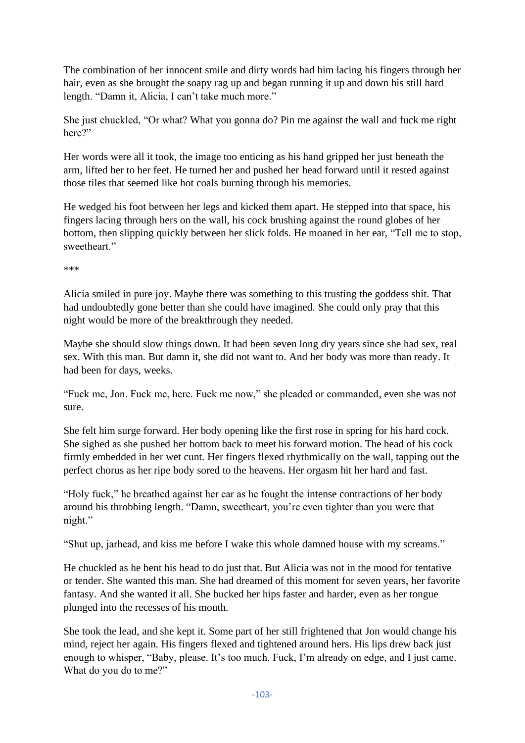The combination of her innocent smile and dirty words had him lacing his fingers through her hair, even as she brought the soapy rag up and began running it up and down his still hard length. "Damn it, Alicia, I can't take much more."

She just chuckled, "Or what? What you gonna do? Pin me against the wall and fuck me right here?"

Her words were all it took, the image too enticing as his hand gripped her just beneath the arm, lifted her to her feet. He turned her and pushed her head forward until it rested against those tiles that seemed like hot coals burning through his memories.

He wedged his foot between her legs and kicked them apart. He stepped into that space, his fingers lacing through hers on the wall, his cock brushing against the round globes of her bottom, then slipping quickly between her slick folds. He moaned in her ear, "Tell me to stop, sweetheart."

***

Alicia smiled in pure joy. Maybe there was something to this trusting the goddess shit. That had undoubtedly gone better than she could have imagined. She could only pray that this night would be more of the breakthrough they needed.

Maybe she should slow things down. It had been seven long dry years since she had sex, real sex. With this man. But damn it, she did not want to. And her body was more than ready. It had been for days, weeks.

"Fuck me, Jon. Fuck me, here. Fuck me now," she pleaded or commanded, even she was not sure.

She felt him surge forward. Her body opening like the first rose in spring for his hard cock. She sighed as she pushed her bottom back to meet his forward motion. The head of his cock firmly embedded in her wet cunt. Her fingers flexed rhythmically on the wall, tapping out the perfect chorus as her ripe body sored to the heavens. Her orgasm hit her hard and fast.

"Holy fuck," he breathed against her ear as he fought the intense contractions of her body around his throbbing length. "Damn, sweetheart, you're even tighter than you were that night."

"Shut up, jarhead, and kiss me before I wake this whole damned house with my screams."

He chuckled as he bent his head to do just that. But Alicia was not in the mood for tentative or tender. She wanted this man. She had dreamed of this moment for seven years, her favorite fantasy. And she wanted it all. She bucked her hips faster and harder, even as her tongue plunged into the recesses of his mouth.

She took the lead, and she kept it. Some part of her still frightened that Jon would change his mind, reject her again. His fingers flexed and tightened around hers. His lips drew back just enough to whisper, "Baby, please. It's too much. Fuck, I'm already on edge, and I just came. What do you do to me?"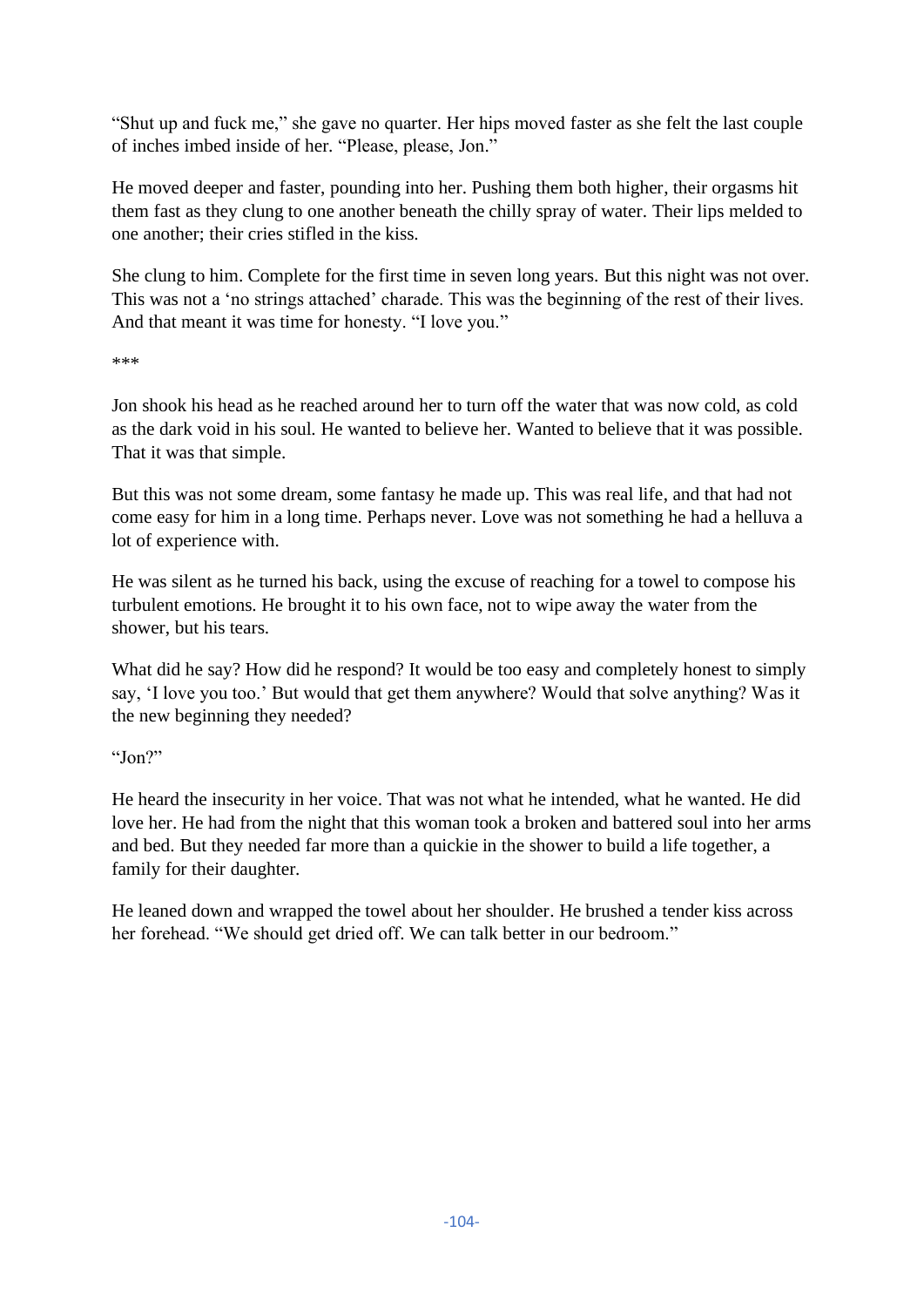"Shut up and fuck me," she gave no quarter. Her hips moved faster as she felt the last couple of inches imbed inside of her. "Please, please, Jon."

He moved deeper and faster, pounding into her. Pushing them both higher, their orgasms hit them fast as they clung to one another beneath the chilly spray of water. Their lips melded to one another; their cries stifled in the kiss.

She clung to him. Complete for the first time in seven long years. But this night was not over. This was not a 'no strings attached' charade. This was the beginning of the rest of their lives. And that meant it was time for honesty. "I love you."

***

Jon shook his head as he reached around her to turn off the water that was now cold, as cold as the dark void in his soul. He wanted to believe her. Wanted to believe that it was possible. That it was that simple.

But this was not some dream, some fantasy he made up. This was real life, and that had not come easy for him in a long time. Perhaps never. Love was not something he had a helluva a lot of experience with.

He was silent as he turned his back, using the excuse of reaching for a towel to compose his turbulent emotions. He brought it to his own face, not to wipe away the water from the shower, but his tears.

What did he say? How did he respond? It would be too easy and completely honest to simply say, 'I love you too.' But would that get them anywhere? Would that solve anything? Was it the new beginning they needed?

"Jon?"

He heard the insecurity in her voice. That was not what he intended, what he wanted. He did love her. He had from the night that this woman took a broken and battered soul into her arms and bed. But they needed far more than a quickie in the shower to build a life together, a family for their daughter.

He leaned down and wrapped the towel about her shoulder. He brushed a tender kiss across her forehead. "We should get dried off. We can talk better in our bedroom."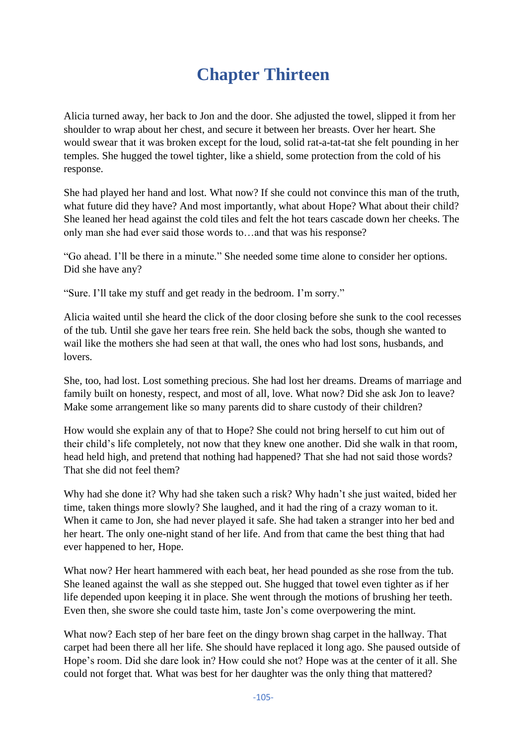# Chapter Thirteen

Alicia turned away, her back to Jon and the door. She adjusted the towel, slipped it from her shoulder to wrap about her chest, and secure it between her breasts. Over her heart. She would swear that it was broken except for the loud, solid rat-a-tat-tat she felt pounding in her temples. She hugged the towel tighter, like a shield, some protection from the cold of his response.

She had played her hand and lost. What now? If she could not convince this man of the truth, what future did they have? And most importantly, what about Hope? What about their child? She leaned her head against the cold tiles and felt the hot tears cascade down her cheeks. The only man she had ever said those words to…and that was his response?

"Go ahead. I'll be there in a minute." She needed some time alone to consider her options. Did she have any?

"Sure. I'll take my stuff and get ready in the bedroom. I'm sorry."

Alicia waited until she heard the click of the door closing before she sunk to the cool recesses of the tub. Until she gave her tears free rein. She held back the sobs, though she wanted to wail like the mothers she had seen at that wall, the ones who had lost sons, husbands, and lovers.

She, too, had lost. Lost something precious. She had lost her dreams. Dreams of marriage and family built on honesty, respect, and most of all, love. What now? Did she ask Jon to leave? Make some arrangement like so many parents did to share custody of their children?

How would she explain any of that to Hope? She could not bring herself to cut him out of their child's life completely, not now that they knew one another. Did she walk in that room, head held high, and pretend that nothing had happened? That she had not said those words? That she did not feel them?

Why had she done it? Why had she taken such a risk? Why hadn't she just waited, bided her time, taken things more slowly? She laughed, and it had the ring of a crazy woman to it. When it came to Jon, she had never played it safe. She had taken a stranger into her bed and her heart. The only one-night stand of her life. And from that came the best thing that had ever happened to her, Hope.

What now? Her heart hammered with each beat, her head pounded as she rose from the tub. She leaned against the wall as she stepped out. She hugged that towel even tighter as if her life depended upon keeping it in place. She went through the motions of brushing her teeth. Even then, she swore she could taste him, taste Jon's come overpowering the mint.

What now? Each step of her bare feet on the dingy brown shag carpet in the hallway. That carpet had been there all her life. She should have replaced it long ago. She paused outside of Hope's room. Did she dare look in? How could she not? Hope was at the center of it all. She could not forget that. What was best for her daughter was the only thing that mattered?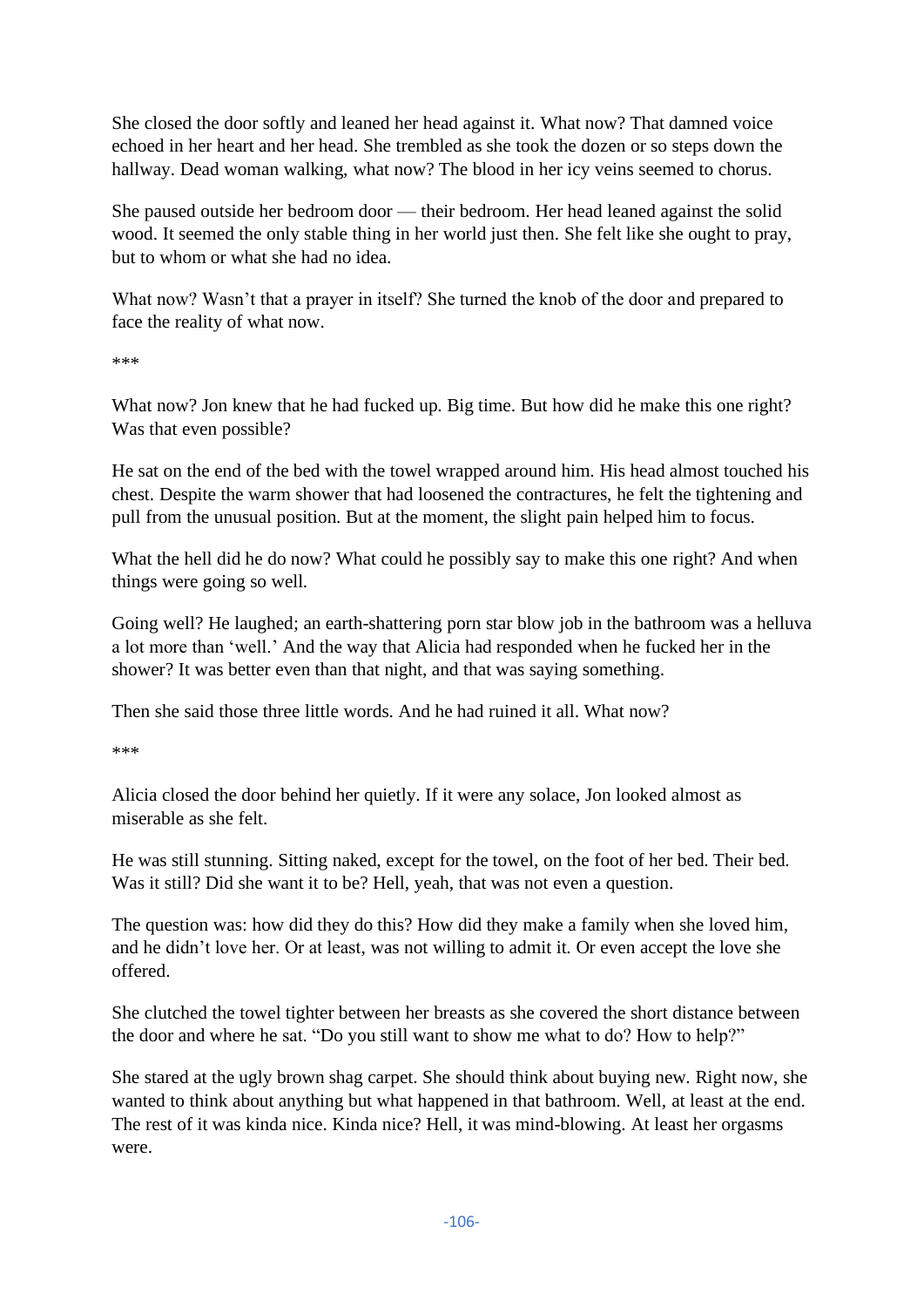She closed the door softly and leaned her head against it. What now? That damned voice echoed in her heart and her head. She trembled as she took the dozen or so steps down the hallway. Dead woman walking, what now? The blood in her icy veins seemed to chorus.

She paused outside her bedroom door — their bedroom. Her head leaned against the solid wood. It seemed the only stable thing in her world just then. She felt like she ought to pray, but to whom or what she had no idea.

What now? Wasn't that a prayer in itself? She turned the knob of the door and prepared to face the reality of what now.

***

What now? Jon knew that he had fucked up. Big time. But how did he make this one right? Was that even possible?

He sat on the end of the bed with the towel wrapped around him. His head almost touched his chest. Despite the warm shower that had loosened the contractures, he felt the tightening and pull from the unusual position. But at the moment, the slight pain helped him to focus.

What the hell did he do now? What could he possibly say to make this one right? And when things were going so well.

Going well? He laughed; an earth-shattering porn star blow job in the bathroom was a helluva a lot more than 'well.' And the way that Alicia had responded when he fucked her in the shower? It was better even than that night, and that was saying something.

Then she said those three little words. And he had ruined it all. What now?

***

Alicia closed the door behind her quietly. If it were any solace, Jon looked almost as miserable as she felt.

He was still stunning. Sitting naked, except for the towel, on the foot of her bed. Their bed. Was it still? Did she want it to be? Hell, yeah, that was not even a question.

The question was: how did they do this? How did they make a family when she loved him, and he didn't love her. Or at least, was not willing to admit it. Or even accept the love she offered.

She clutched the towel tighter between her breasts as she covered the short distance between the door and where he sat. "Do you still want to show me what to do? How to help?"

She stared at the ugly brown shag carpet. She should think about buying new. Right now, she wanted to think about anything but what happened in that bathroom. Well, at least at the end. The rest of it was kinda nice. Kinda nice? Hell, it was mind-blowing. At least her orgasms were.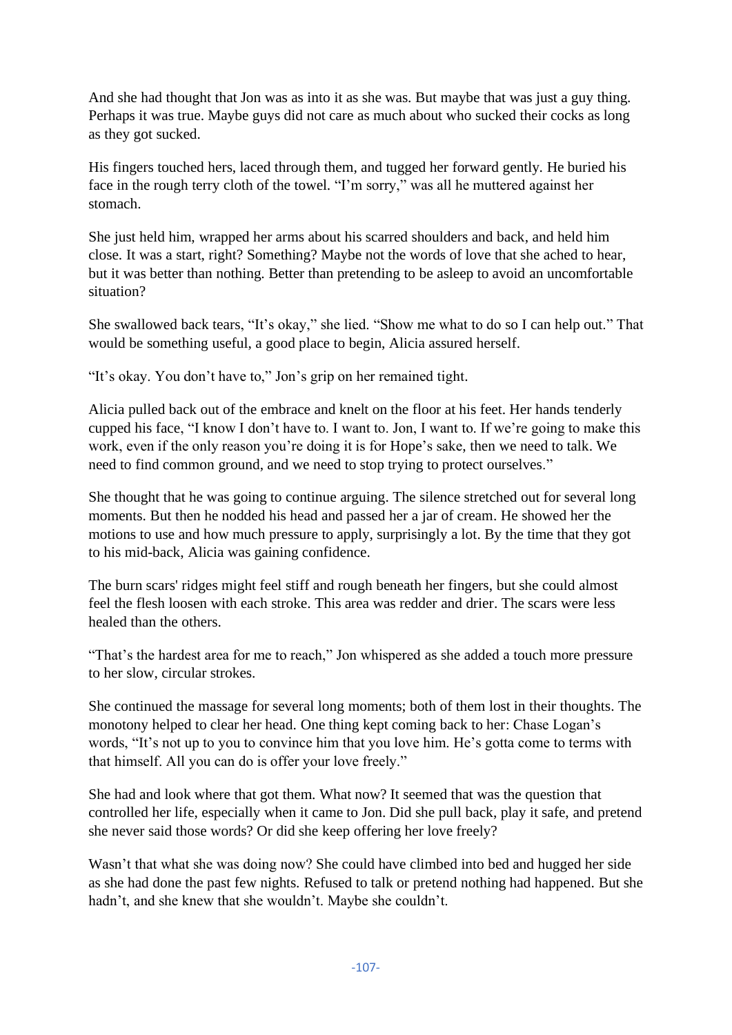And she had thought that Jon was as into it as she was. But maybe that was just a guy thing. Perhaps it was true. Maybe guys did not care as much about who sucked their cocks as long as they got sucked.

His fingers touched hers, laced through them, and tugged her forward gently. He buried his face in the rough terry cloth of the towel. "I'm sorry," was all he muttered against her stomach.

She just held him, wrapped her arms about his scarred shoulders and back, and held him close. It was a start, right? Something? Maybe not the words of love that she ached to hear, but it was better than nothing. Better than pretending to be asleep to avoid an uncomfortable situation?

She swallowed back tears, "It's okay," she lied. "Show me what to do so I can help out." That would be something useful, a good place to begin, Alicia assured herself.

"It's okay. You don't have to," Jon's grip on her remained tight.

Alicia pulled back out of the embrace and knelt on the floor at his feet. Her hands tenderly cupped his face, "I know I don't have to. I want to. Jon, I want to. If we're going to make this work, even if the only reason you're doing it is for Hope's sake, then we need to talk. We need to find common ground, and we need to stop trying to protect ourselves."

She thought that he was going to continue arguing. The silence stretched out for several long moments. But then he nodded his head and passed her a jar of cream. He showed her the motions to use and how much pressure to apply, surprisingly a lot. By the time that they got to his mid-back, Alicia was gaining confidence.

The burn scars' ridges might feel stiff and rough beneath her fingers, but she could almost feel the flesh loosen with each stroke. This area was redder and drier. The scars were less healed than the others.

"That's the hardest area for me to reach," Jon whispered as she added a touch more pressure to her slow, circular strokes.

She continued the massage for several long moments; both of them lost in their thoughts. The monotony helped to clear her head. One thing kept coming back to her: Chase Logan's words, "It's not up to you to convince him that you love him. He's gotta come to terms with that himself. All you can do is offer your love freely."

She had and look where that got them. What now? It seemed that was the question that controlled her life, especially when it came to Jon. Did she pull back, play it safe, and pretend she never said those words? Or did she keep offering her love freely?

Wasn't that what she was doing now? She could have climbed into bed and hugged her side as she had done the past few nights. Refused to talk or pretend nothing had happened. But she hadn't, and she knew that she wouldn't. Maybe she couldn't.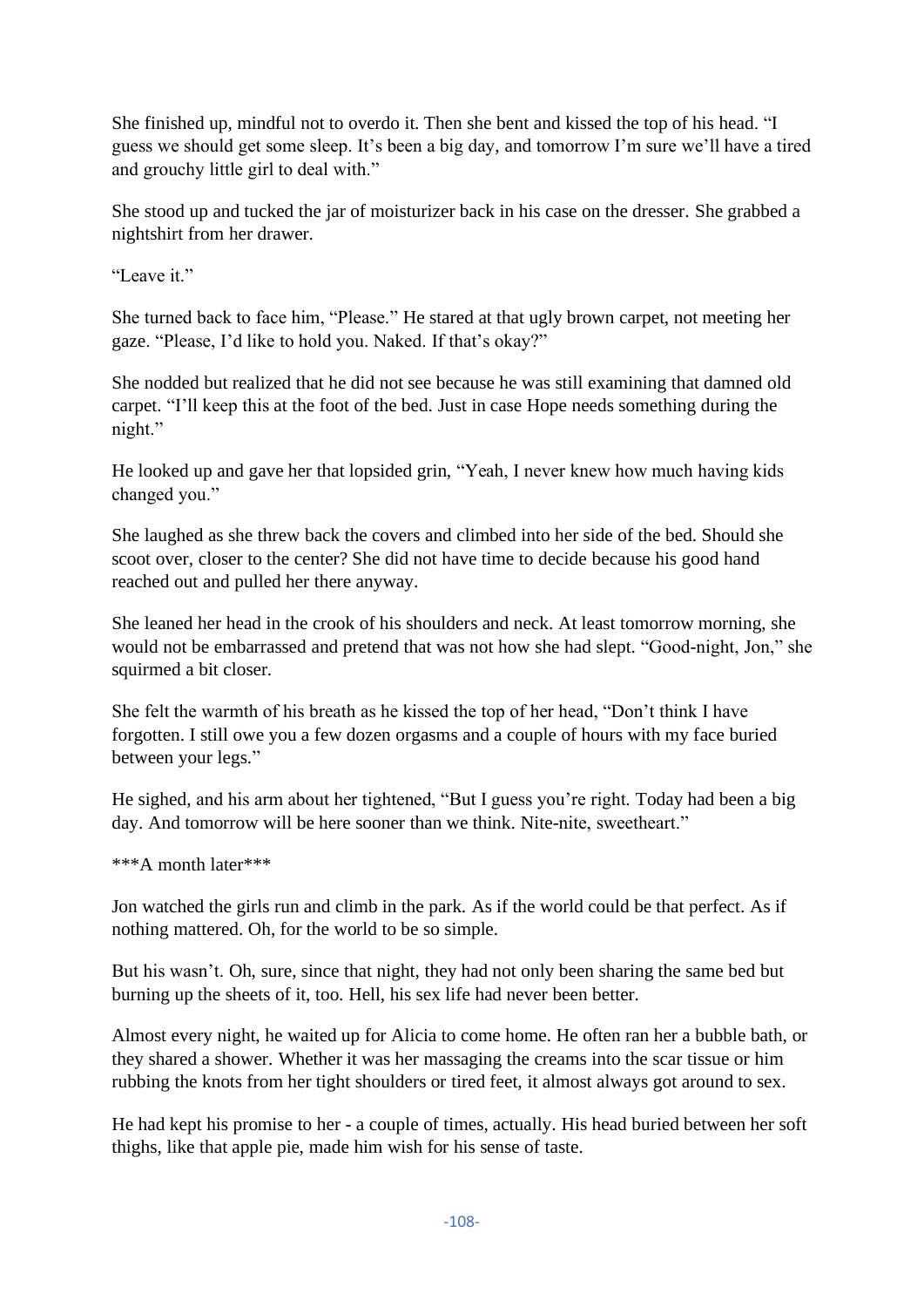She finished up, mindful not to overdo it. Then she bent and kissed the top of his head. "I guess we should get some sleep. It's been a big day, and tomorrow I'm sure we'll have a tired and grouchy little girl to deal with."

She stood up and tucked the jar of moisturizer back in his case on the dresser. She grabbed a nightshirt from her drawer.

"Leave it."

She turned back to face him, "Please." He stared at that ugly brown carpet, not meeting her gaze. "Please, I'd like to hold you. Naked. If that's okay?"

She nodded but realized that he did not see because he was still examining that damned old carpet. "I'll keep this at the foot of the bed. Just in case Hope needs something during the night."

He looked up and gave her that lopsided grin, "Yeah, I never knew how much having kids changed you."

She laughed as she threw back the covers and climbed into her side of the bed. Should she scoot over, closer to the center? She did not have time to decide because his good hand reached out and pulled her there anyway.

She leaned her head in the crook of his shoulders and neck. At least tomorrow morning, she would not be embarrassed and pretend that was not how she had slept. "Good-night, Jon," she squirmed a bit closer.

She felt the warmth of his breath as he kissed the top of her head, "Don't think I have forgotten. I still owe you a few dozen orgasms and a couple of hours with my face buried between your legs."

He sighed, and his arm about her tightened, "But I guess you're right. Today had been a big day. And tomorrow will be here sooner than we think. Nite-nite, sweetheart."

***A month later***

Jon watched the girls run and climb in the park. As if the world could be that perfect. As if nothing mattered. Oh, for the world to be so simple.

But his wasn't. Oh, sure, since that night, they had not only been sharing the same bed but burning up the sheets of it, too. Hell, his sex life had never been better.

Almost every night, he waited up for Alicia to come home. He often ran her a bubble bath, or they shared a shower. Whether it was her massaging the creams into the scar tissue or him rubbing the knots from her tight shoulders or tired feet, it almost always got around to sex.

He had kept his promise to her - a couple of times, actually. His head buried between her soft thighs, like that apple pie, made him wish for his sense of taste.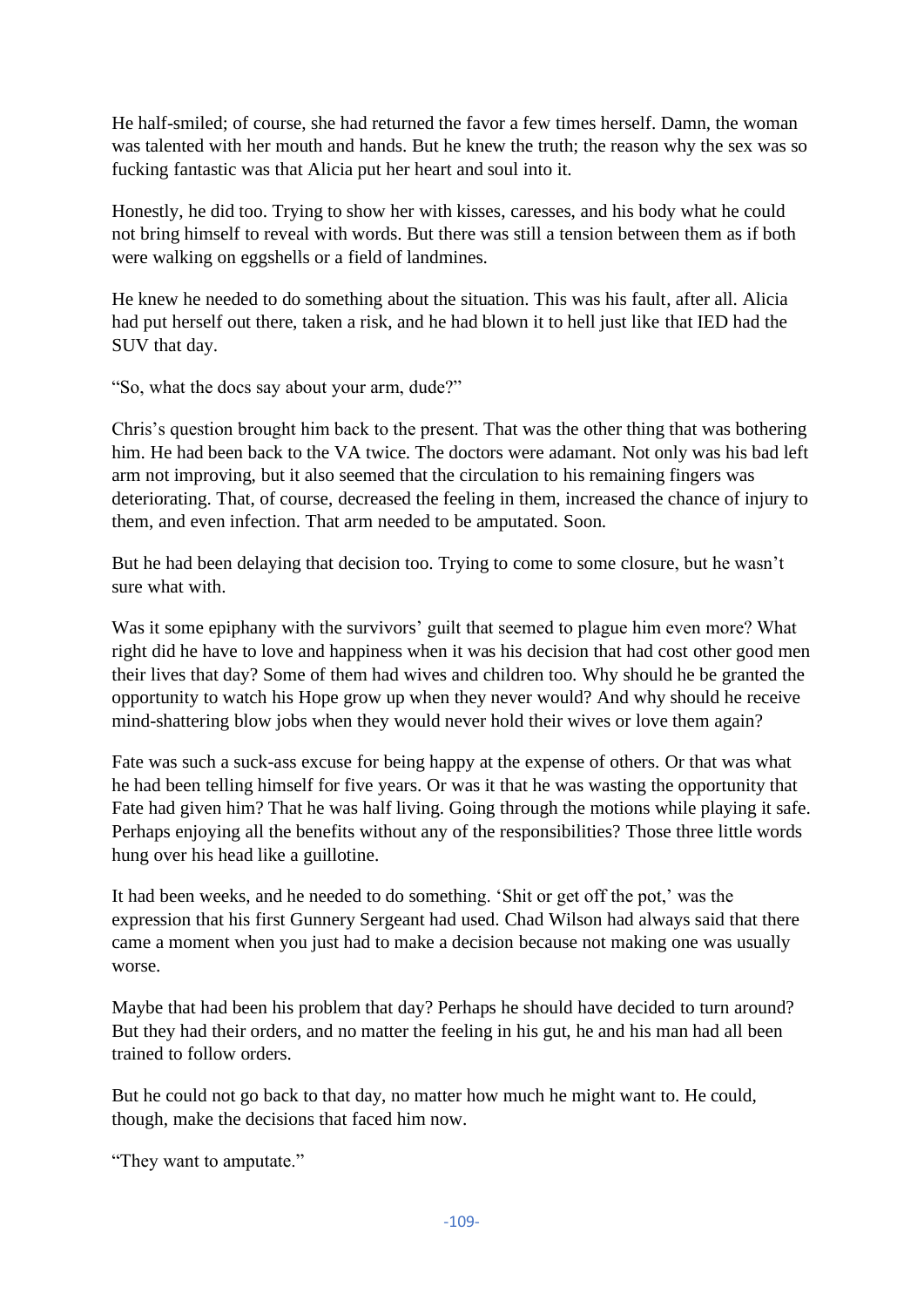He half-smiled; of course, she had returned the favor a few times herself. Damn, the woman was talented with her mouth and hands. But he knew the truth; the reason why the sex was so fucking fantastic was that Alicia put her heart and soul into it.

Honestly, he did too. Trying to show her with kisses, caresses, and his body what he could not bring himself to reveal with words. But there was still a tension between them as if both were walking on eggshells or a field of landmines.

He knew he needed to do something about the situation. This was his fault, after all. Alicia had put herself out there, taken a risk, and he had blown it to hell just like that IED had the SUV that day.

"So, what the docs say about your arm, dude?"

Chris's question brought him back to the present. That was the other thing that was bothering him. He had been back to the VA twice. The doctors were adamant. Not only was his bad left arm not improving, but it also seemed that the circulation to his remaining fingers was deteriorating. That, of course, decreased the feeling in them, increased the chance of injury to them, and even infection. That arm needed to be amputated. Soon.

But he had been delaying that decision too. Trying to come to some closure, but he wasn't sure what with.

Was it some epiphany with the survivors' guilt that seemed to plague him even more? What right did he have to love and happiness when it was his decision that had cost other good men their lives that day? Some of them had wives and children too. Why should he be granted the opportunity to watch his Hope grow up when they never would? And why should he receive mind-shattering blow jobs when they would never hold their wives or love them again?

Fate was such a suck-ass excuse for being happy at the expense of others. Or that was what he had been telling himself for five years. Or was it that he was wasting the opportunity that Fate had given him? That he was half living. Going through the motions while playing it safe. Perhaps enjoying all the benefits without any of the responsibilities? Those three little words hung over his head like a guillotine.

It had been weeks, and he needed to do something. 'Shit or get off the pot,' was the expression that his first Gunnery Sergeant had used. Chad Wilson had always said that there came a moment when you just had to make a decision because not making one was usually worse.

Maybe that had been his problem that day? Perhaps he should have decided to turn around? But they had their orders, and no matter the feeling in his gut, he and his man had all been trained to follow orders.

But he could not go back to that day, no matter how much he might want to. He could, though, make the decisions that faced him now.

"They want to amputate."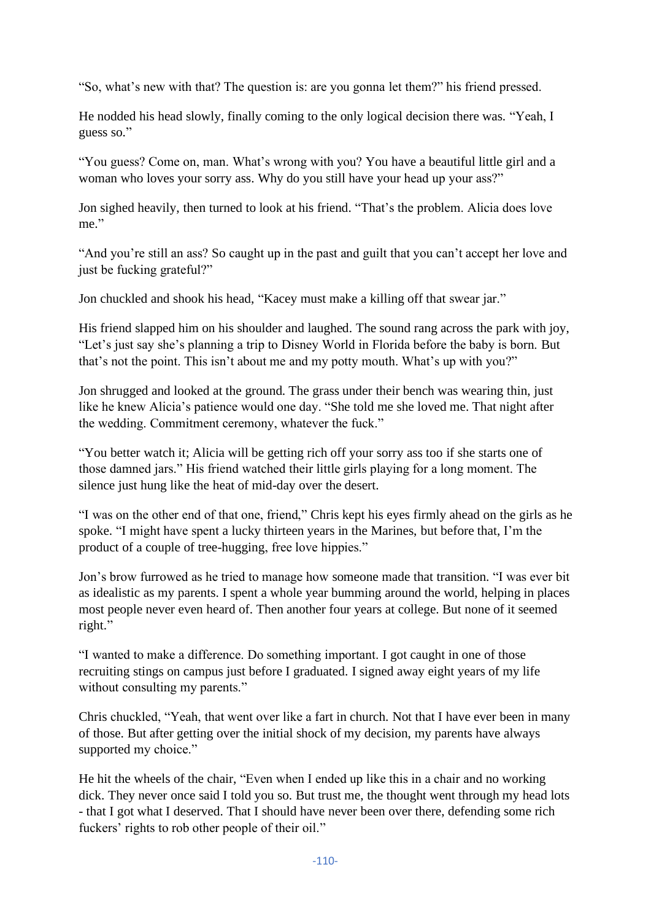"So, what's new with that? The question is: are you gonna let them?" his friend pressed.

He nodded his head slowly, finally coming to the only logical decision there was. "Yeah, I guess so."

"You guess? Come on, man. What's wrong with you? You have a beautiful little girl and a woman who loves your sorry ass. Why do you still have your head up your ass?"

Jon sighed heavily, then turned to look at his friend. "That's the problem. Alicia does love me."

"And you're still an ass? So caught up in the past and guilt that you can't accept her love and just be fucking grateful?"

Jon chuckled and shook his head, "Kacey must make a killing off that swear jar."

His friend slapped him on his shoulder and laughed. The sound rang across the park with joy, "Let's just say she's planning a trip to Disney World in Florida before the baby is born. But that's not the point. This isn't about me and my potty mouth. What's up with you?"

Jon shrugged and looked at the ground. The grass under their bench was wearing thin, just like he knew Alicia's patience would one day. "She told me she loved me. That night after the wedding. Commitment ceremony, whatever the fuck."

"You better watch it; Alicia will be getting rich off your sorry ass too if she starts one of those damned jars." His friend watched their little girls playing for a long moment. The silence just hung like the heat of mid-day over the desert.

"I was on the other end of that one, friend," Chris kept his eyes firmly ahead on the girls as he spoke. "I might have spent a lucky thirteen years in the Marines, but before that, I'm the product of a couple of tree-hugging, free love hippies."

Jon's brow furrowed as he tried to manage how someone made that transition. "I was ever bit as idealistic as my parents. I spent a whole year bumming around the world, helping in places most people never even heard of. Then another four years at college. But none of it seemed right."

"I wanted to make a difference. Do something important. I got caught in one of those recruiting stings on campus just before I graduated. I signed away eight years of my life without consulting my parents."

Chris chuckled, "Yeah, that went over like a fart in church. Not that I have ever been in many of those. But after getting over the initial shock of my decision, my parents have always supported my choice."

He hit the wheels of the chair, "Even when I ended up like this in a chair and no working dick. They never once said I told you so. But trust me, the thought went through my head lots - that I got what I deserved. That I should have never been over there, defending some rich fuckers' rights to rob other people of their oil."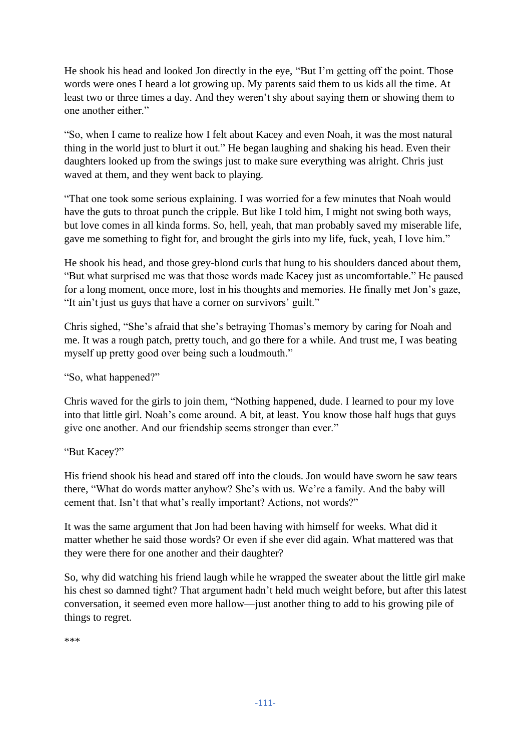He shook his head and looked Jon directly in the eye, "But I'm getting off the point. Those words were ones I heard a lot growing up. My parents said them to us kids all the time. At least two or three times a day. And they weren't shy about saying them or showing them to one another either."

"So, when I came to realize how I felt about Kacey and even Noah, it was the most natural thing in the world just to blurt it out." He began laughing and shaking his head. Even their daughters looked up from the swings just to make sure everything was alright. Chris just waved at them, and they went back to playing.

"That one took some serious explaining. I was worried for a few minutes that Noah would have the guts to throat punch the cripple. But like I told him, I might not swing both ways, but love comes in all kinda forms. So, hell, yeah, that man probably saved my miserable life, gave me something to fight for, and brought the girls into my life, fuck, yeah, I love him."

He shook his head, and those grey-blond curls that hung to his shoulders danced about them, "But what surprised me was that those words made Kacey just as uncomfortable." He paused for a long moment, once more, lost in his thoughts and memories. He finally met Jon's gaze, "It ain't just us guys that have a corner on survivors' guilt."

Chris sighed, "She's afraid that she's betraying Thomas's memory by caring for Noah and me. It was a rough patch, pretty touch, and go there for a while. And trust me, I was beating myself up pretty good over being such a loudmouth."

"So, what happened?"

Chris waved for the girls to join them, "Nothing happened, dude. I learned to pour my love into that little girl. Noah's come around. A bit, at least. You know those half hugs that guys give one another. And our friendship seems stronger than ever."

"But Kacey?"

His friend shook his head and stared off into the clouds. Jon would have sworn he saw tears there, "What do words matter anyhow? She's with us. We're a family. And the baby will cement that. Isn't that what's really important? Actions, not words?"

It was the same argument that Jon had been having with himself for weeks. What did it matter whether he said those words? Or even if she ever did again. What mattered was that they were there for one another and their daughter?

So, why did watching his friend laugh while he wrapped the sweater about the little girl make his chest so damned tight? That argument hadn't held much weight before, but after this latest conversation, it seemed even more hallow—just another thing to add to his growing pile of things to regret.

***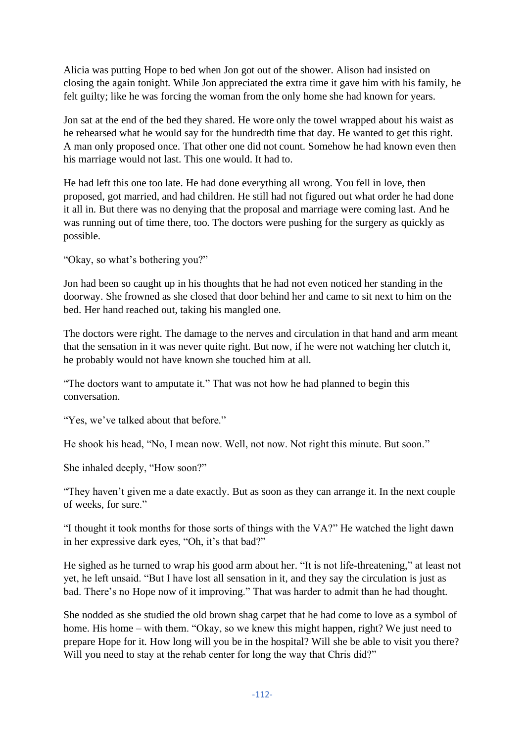Alicia was putting Hope to bed when Jon got out of the shower. Alison had insisted on closing the again tonight. While Jon appreciated the extra time it gave him with his family, he felt guilty; like he was forcing the woman from the only home she had known for years.

Jon sat at the end of the bed they shared. He wore only the towel wrapped about his waist as he rehearsed what he would say for the hundredth time that day. He wanted to get this right. A man only proposed once. That other one did not count. Somehow he had known even then his marriage would not last. This one would. It had to.

He had left this one too late. He had done everything all wrong. You fell in love, then proposed, got married, and had children. He still had not figured out what order he had done it all in. But there was no denying that the proposal and marriage were coming last. And he was running out of time there, too. The doctors were pushing for the surgery as quickly as possible.

"Okay, so what's bothering you?"

Jon had been so caught up in his thoughts that he had not even noticed her standing in the doorway. She frowned as she closed that door behind her and came to sit next to him on the bed. Her hand reached out, taking his mangled one.

The doctors were right. The damage to the nerves and circulation in that hand and arm meant that the sensation in it was never quite right. But now, if he were not watching her clutch it, he probably would not have known she touched him at all.

"The doctors want to amputate it." That was not how he had planned to begin this conversation.

"Yes, we've talked about that before."

He shook his head, "No, I mean now. Well, not now. Not right this minute. But soon."

She inhaled deeply, "How soon?"

"They haven't given me a date exactly. But as soon as they can arrange it. In the next couple of weeks, for sure."

"I thought it took months for those sorts of things with the VA?" He watched the light dawn in her expressive dark eyes, "Oh, it's that bad?"

He sighed as he turned to wrap his good arm about her. "It is not life-threatening," at least not yet, he left unsaid. "But I have lost all sensation in it, and they say the circulation is just as bad. There's no Hope now of it improving." That was harder to admit than he had thought.

She nodded as she studied the old brown shag carpet that he had come to love as a symbol of home. His home – with them. "Okay, so we knew this might happen, right? We just need to prepare Hope for it. How long will you be in the hospital? Will she be able to visit you there? Will you need to stay at the rehab center for long the way that Chris did?"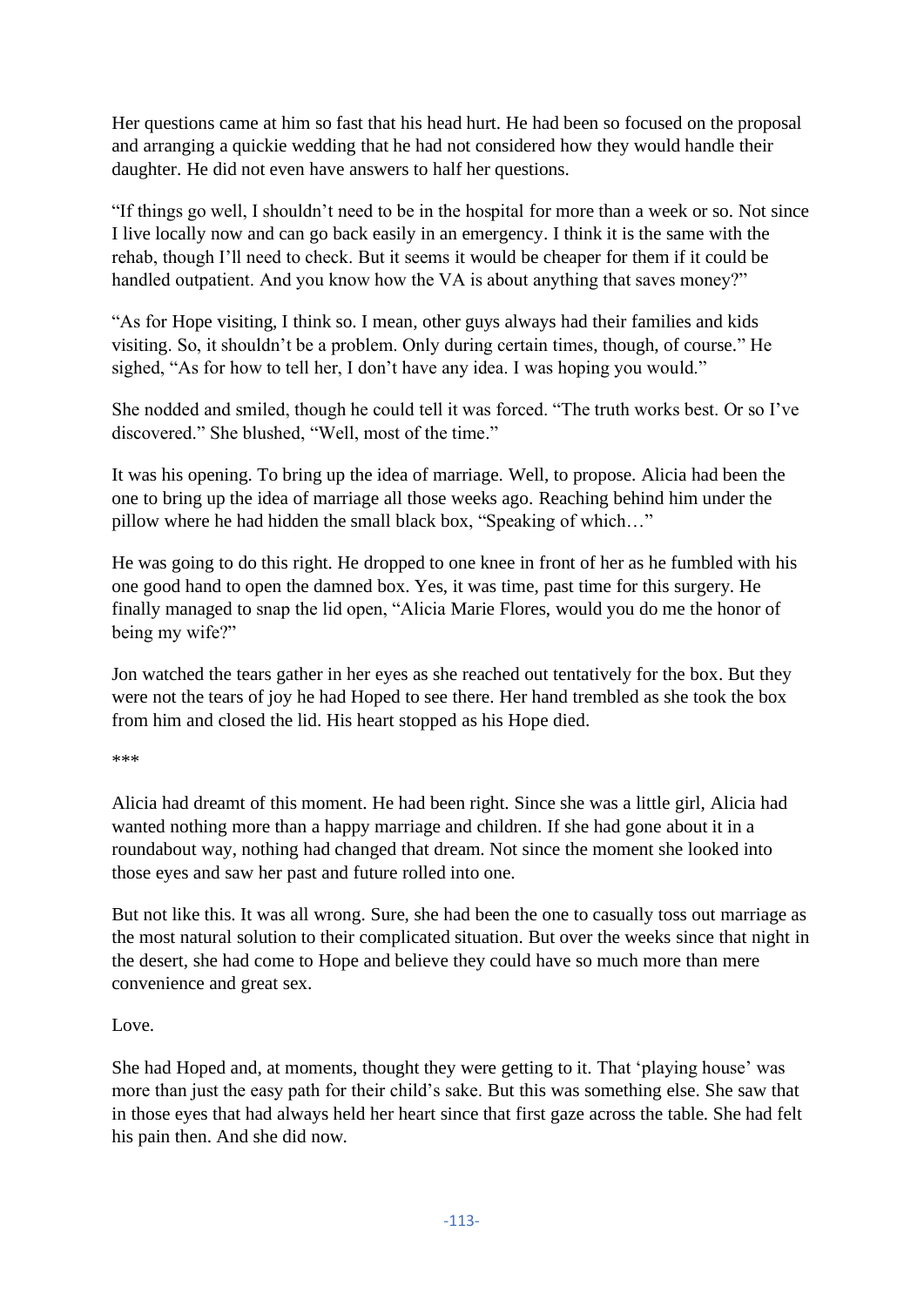Her questions came at him so fast that his head hurt. He had been so focused on the proposal and arranging a quickie wedding that he had not considered how they would handle their daughter. He did not even have answers to half her questions.

"If things go well, I shouldn't need to be in the hospital for more than a week or so. Not since I live locally now and can go back easily in an emergency. I think it is the same with the rehab, though I'll need to check. But it seems it would be cheaper for them if it could be handled outpatient. And you know how the VA is about anything that saves money?"

"As for Hope visiting, I think so. I mean, other guys always had their families and kids visiting. So, it shouldn't be a problem. Only during certain times, though, of course." He sighed, "As for how to tell her, I don't have any idea. I was hoping you would."

She nodded and smiled, though he could tell it was forced. "The truth works best. Or so I've discovered." She blushed, "Well, most of the time."

It was his opening. To bring up the idea of marriage. Well, to propose. Alicia had been the one to bring up the idea of marriage all those weeks ago. Reaching behind him under the pillow where he had hidden the small black box, "Speaking of which…"

He was going to do this right. He dropped to one knee in front of her as he fumbled with his one good hand to open the damned box. Yes, it was time, past time for this surgery. He finally managed to snap the lid open, "Alicia Marie Flores, would you do me the honor of being my wife?"

Jon watched the tears gather in her eyes as she reached out tentatively for the box. But they were not the tears of joy he had Hoped to see there. Her hand trembled as she took the box from him and closed the lid. His heart stopped as his Hope died.

***

Alicia had dreamt of this moment. He had been right. Since she was a little girl, Alicia had wanted nothing more than a happy marriage and children. If she had gone about it in a roundabout way, nothing had changed that dream. Not since the moment she looked into those eyes and saw her past and future rolled into one.

But not like this. It was all wrong. Sure, she had been the one to casually toss out marriage as the most natural solution to their complicated situation. But over the weeks since that night in the desert, she had come to Hope and believe they could have so much more than mere convenience and great sex.

Love.

She had Hoped and, at moments, thought they were getting to it. That 'playing house' was more than just the easy path for their child's sake. But this was something else. She saw that in those eyes that had always held her heart since that first gaze across the table. She had felt his pain then. And she did now.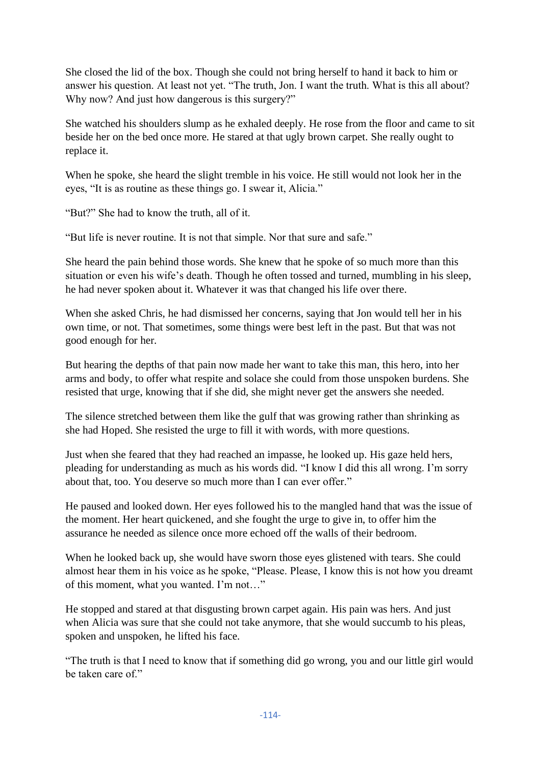She closed the lid of the box. Though she could not bring herself to hand it back to him or answer his question. At least not yet. "The truth, Jon. I want the truth. What is this all about? Why now? And just how dangerous is this surgery?"

She watched his shoulders slump as he exhaled deeply. He rose from the floor and came to sit beside her on the bed once more. He stared at that ugly brown carpet. She really ought to replace it.

When he spoke, she heard the slight tremble in his voice. He still would not look her in the eyes, "It is as routine as these things go. I swear it, Alicia."

"But?" She had to know the truth, all of it.

"But life is never routine. It is not that simple. Nor that sure and safe."

She heard the pain behind those words. She knew that he spoke of so much more than this situation or even his wife's death. Though he often tossed and turned, mumbling in his sleep, he had never spoken about it. Whatever it was that changed his life over there.

When she asked Chris, he had dismissed her concerns, saying that Jon would tell her in his own time, or not. That sometimes, some things were best left in the past. But that was not good enough for her.

But hearing the depths of that pain now made her want to take this man, this hero, into her arms and body, to offer what respite and solace she could from those unspoken burdens. She resisted that urge, knowing that if she did, she might never get the answers she needed.

The silence stretched between them like the gulf that was growing rather than shrinking as she had Hoped. She resisted the urge to fill it with words, with more questions.

Just when she feared that they had reached an impasse, he looked up. His gaze held hers, pleading for understanding as much as his words did. "I know I did this all wrong. I'm sorry about that, too. You deserve so much more than I can ever offer."

He paused and looked down. Her eyes followed his to the mangled hand that was the issue of the moment. Her heart quickened, and she fought the urge to give in, to offer him the assurance he needed as silence once more echoed off the walls of their bedroom.

When he looked back up, she would have sworn those eyes glistened with tears. She could almost hear them in his voice as he spoke, "Please. Please, I know this is not how you dreamt of this moment, what you wanted. I'm not…"

He stopped and stared at that disgusting brown carpet again. His pain was hers. And just when Alicia was sure that she could not take anymore, that she would succumb to his pleas, spoken and unspoken, he lifted his face.

"The truth is that I need to know that if something did go wrong, you and our little girl would be taken care of."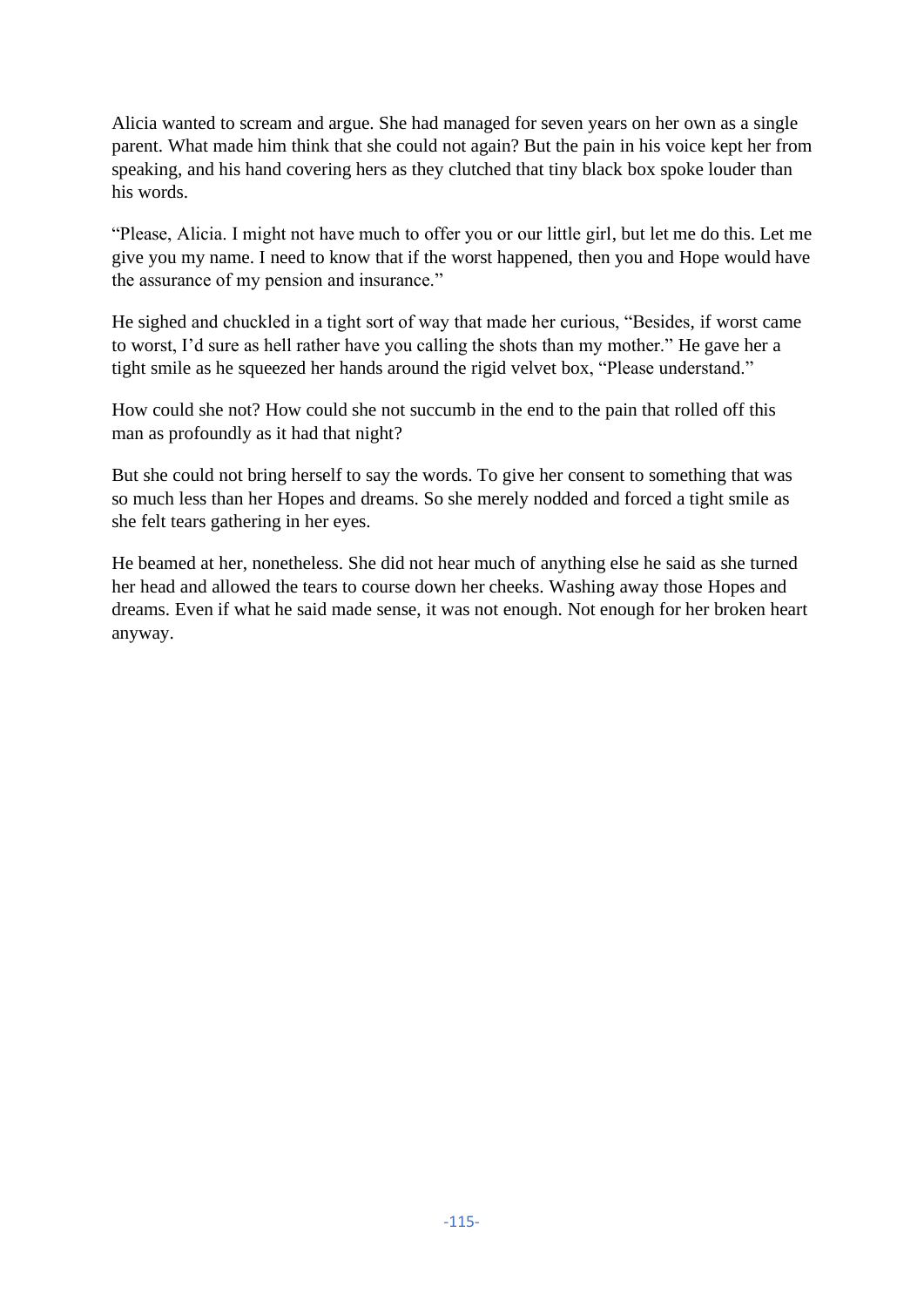Alicia wanted to scream and argue. She had managed for seven years on her own as a single parent. What made him think that she could not again? But the pain in his voice kept her from speaking, and his hand covering hers as they clutched that tiny black box spoke louder than his words.

“Please, Alicia. I might not have much to offer you or our little girl, but let me do this. Let me give you my name. I need to know that if the worst happened, then you and Hope would have the assurance of my pension and insurance.”

He sighed and chuckled in a tight sort of way that made her curious, “Besides, if worst came to worst, I’d sure as hell rather have you calling the shots than my mother.” He gave her a tight smile as he squeezed her hands around the rigid velvet box, “Please understand.”

How could she not? How could she not succumb in the end to the pain that rolled off this man as profoundly as it had that night?

But she could not bring herself to say the words. To give her consent to something that was so much less than her Hopes and dreams. So she merely nodded and forced a tight smile as she felt tears gathering in her eyes.

He beamed at her, nonetheless. She did not hear much of anything else he said as she turned her head and allowed the tears to course down her cheeks. Washing away those Hopes and dreams. Even if what he said made sense, it was not enough. Not enough for her broken heart anyway.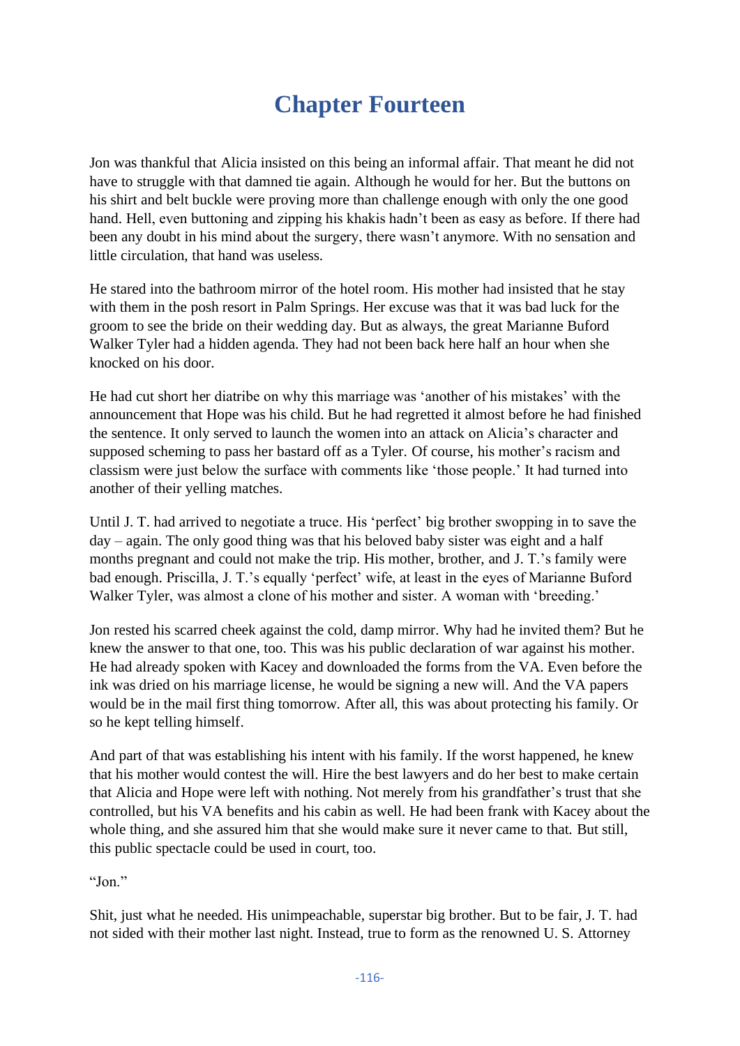# Chapter Fourteen

Jon was thankful that Alicia insisted on this being an informal affair. That meant he did not have to struggle with that damned tie again. Although he would for her. But the buttons on his shirt and belt buckle were proving more than challenge enough with only the one good hand. Hell, even buttoning and zipping his khakis hadn't been as easy as before. If there had been any doubt in his mind about the surgery, there wasn't anymore. With no sensation and little circulation, that hand was useless.

He stared into the bathroom mirror of the hotel room. His mother had insisted that he stay with them in the posh resort in Palm Springs. Her excuse was that it was bad luck for the groom to see the bride on their wedding day. But as always, the great Marianne Buford Walker Tyler had a hidden agenda. They had not been back here half an hour when she knocked on his door.

He had cut short her diatribe on why this marriage was 'another of his mistakes' with the announcement that Hope was his child. But he had regretted it almost before he had finished the sentence. It only served to launch the women into an attack on Alicia's character and supposed scheming to pass her bastard off as a Tyler. Of course, his mother's racism and classism were just below the surface with comments like 'those people.' It had turned into another of their yelling matches.

Until J. T. had arrived to negotiate a truce. His 'perfect' big brother swooping in to save the day – again. The only good thing was that his beloved baby sister was eight and a half months pregnant and could not make the trip. His mother, brother, and J. T.'s family were bad enough. Priscilla, J. T.'s equally 'perfect' wife, at least in the eyes of Marianne Buford Walker Tyler, was almost a clone of his mother and sister. A woman with 'breeding.'

Jon rested his scarred cheek against the cold, damp mirror. Why had he invited them? But he knew the answer to that one, too. This was his public declaration of war against his mother. He had already spoken with Kacey and downloaded the forms from the VA. Even before the ink was dried on his marriage license, he would be signing a new will. And the VA papers would be in the mail first thing tomorrow. After all, this was about protecting his family. Or so he kept telling himself.

And part of that was establishing his intent with his family. If the worst happened, he knew that his mother would contest the will. Hire the best lawyers and do her best to make certain that Alicia and Hope were left with nothing. Not merely from his grandfather's trust that she controlled, but his VA benefits and his cabin as well. He had been frank with Kacey about the whole thing, and she assured him that she would make sure it never came to that. But still, this public spectacle could be used in court, too.

"Jon."

Shit, just what he needed. His unimpeachable, superstar big brother. But to be fair, J. T. had not sided with their mother last night. Instead, true to form as the renowned U. S. Attorney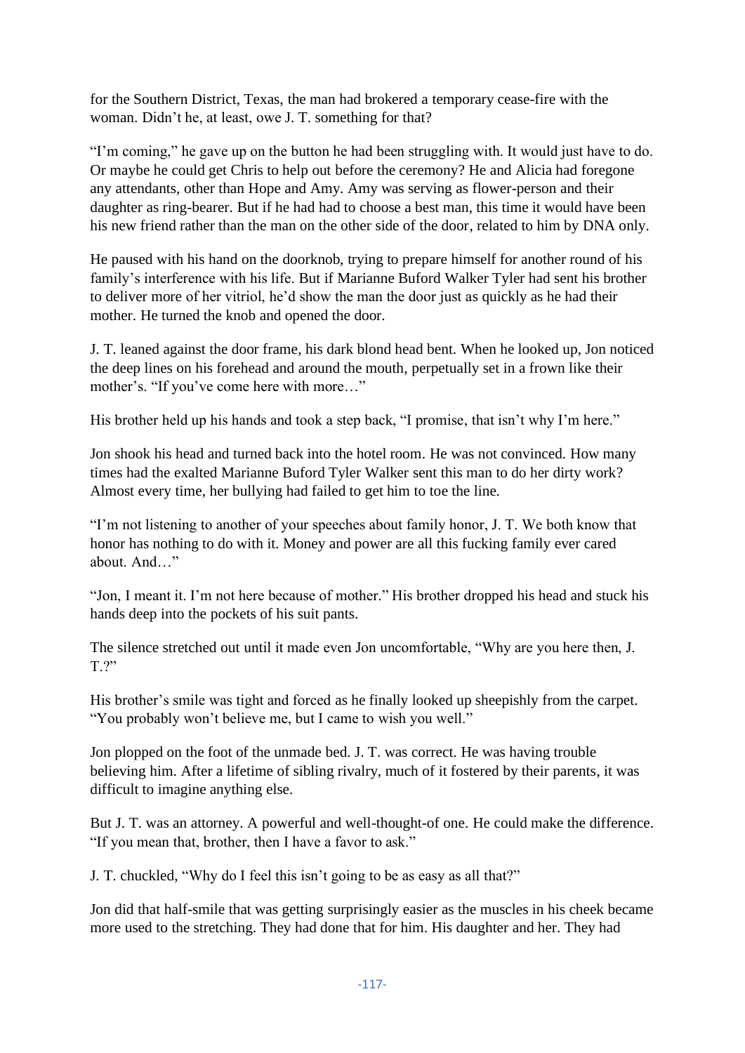for the Southern District, Texas, the man had brokered a temporary cease-fire with the woman. Didn't he, at least, owe J. T. something for that?

"I'm coming," he gave up on the button he had been struggling with. It would just have to do. Or maybe he could get Chris to help out before the ceremony? He and Alicia had foregone any attendants, other than Hope and Amy. Amy was serving as flower-person and their daughter as ring-bearer. But if he had had to choose a best man, this time it would have been his new friend rather than the man on the other side of the door, related to him by DNA only.

He paused with his hand on the doorknob, trying to prepare himself for another round of his family's interference with his life. But if Marianne Buford Walker Tyler had sent his brother to deliver more of her vitriol, he'd show the man the door just as quickly as he had their mother. He turned the knob and opened the door.

J. T. leaned against the door frame, his dark blond head bent. When he looked up, Jon noticed the deep lines on his forehead and around the mouth, perpetually set in a frown like their mother's. "If you've come here with more…"

His brother held up his hands and took a step back, "I promise, that isn't why I'm here."

Jon shook his head and turned back into the hotel room. He was not convinced. How many times had the exalted Marianne Buford Tyler Walker sent this man to do her dirty work? Almost every time, her bullying had failed to get him to toe the line.

"I'm not listening to another of your speeches about family honor, J. T. We both know that honor has nothing to do with it. Money and power are all this fucking family ever cared about. And…"

"Jon, I meant it. I'm not here because of mother." His brother dropped his head and stuck his hands deep into the pockets of his suit pants.

The silence stretched out until it made even Jon uncomfortable, "Why are you here then, J. T.?"

His brother's smile was tight and forced as he finally looked up sheepishly from the carpet. "You probably won't believe me, but I came to wish you well."

Jon plopped on the foot of the unmade bed. J. T. was correct. He was having trouble believing him. After a lifetime of sibling rivalry, much of it fostered by their parents, it was difficult to imagine anything else.

But J. T. was an attorney. A powerful and well-thought-of one. He could make the difference. "If you mean that, brother, then I have a favor to ask."

J. T. chuckled, "Why do I feel this isn't going to be as easy as all that?"

Jon did that half-smile that was getting surprisingly easier as the muscles in his cheek became more used to the stretching. They had done that for him. His daughter and her. They had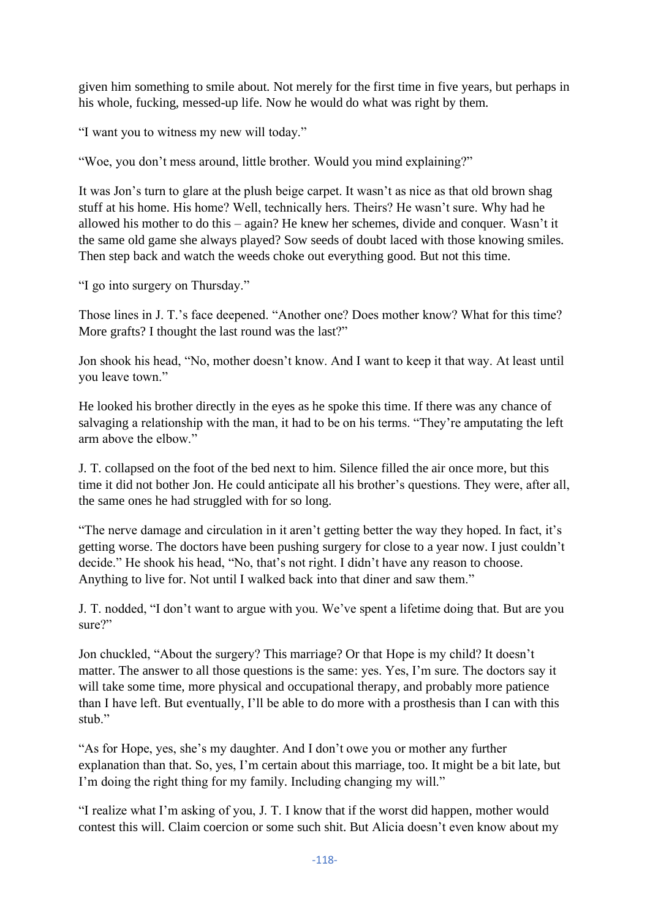given him something to smile about. Not merely for the first time in five years, but perhaps in his whole, fucking, messed-up life. Now he would do what was right by them.

"I want you to witness my new will today."

"Woe, you don't mess around, little brother. Would you mind explaining?"

It was Jon's turn to glare at the plush beige carpet. It wasn't as nice as that old brown shag stuff at his home. His home? Well, technically hers. Theirs? He wasn't sure. Why had he allowed his mother to do this – again? He knew her schemes, divide and conquer. Wasn't it the same old game she always played? Sow seeds of doubt laced with those knowing smiles. Then step back and watch the weeds choke out everything good. But not this time.

"I go into surgery on Thursday."

Those lines in J. T.'s face deepened. "Another one? Does mother know? What for this time? More grafts? I thought the last round was the last?"

Jon shook his head, "No, mother doesn't know. And I want to keep it that way. At least until you leave town."

He looked his brother directly in the eyes as he spoke this time. If there was any chance of salvaging a relationship with the man, it had to be on his terms. "They're amputating the left arm above the elbow."

J. T. collapsed on the foot of the bed next to him. Silence filled the air once more, but this time it did not bother Jon. He could anticipate all his brother's questions. They were, after all, the same ones he had struggled with for so long.

"The nerve damage and circulation in it aren't getting better the way they hoped. In fact, it's getting worse. The doctors have been pushing surgery for close to a year now. I just couldn't decide." He shook his head, "No, that's not right. I didn't have any reason to choose. Anything to live for. Not until I walked back into that diner and saw them."

J. T. nodded, "I don't want to argue with you. We've spent a lifetime doing that. But are you sure?"

Jon chuckled, "About the surgery? This marriage? Or that Hope is my child? It doesn't matter. The answer to all those questions is the same: yes. Yes, I'm sure. The doctors say it will take some time, more physical and occupational therapy, and probably more patience than I have left. But eventually, I'll be able to do more with a prosthesis than I can with this stub."

"As for Hope, yes, she's my daughter. And I don't owe you or mother any further explanation than that. So, yes, I'm certain about this marriage, too. It might be a bit late, but I'm doing the right thing for my family. Including changing my will."

"I realize what I'm asking of you, J. T. I know that if the worst did happen, mother would contest this will. Claim coercion or some such shit. But Alicia doesn't even know about my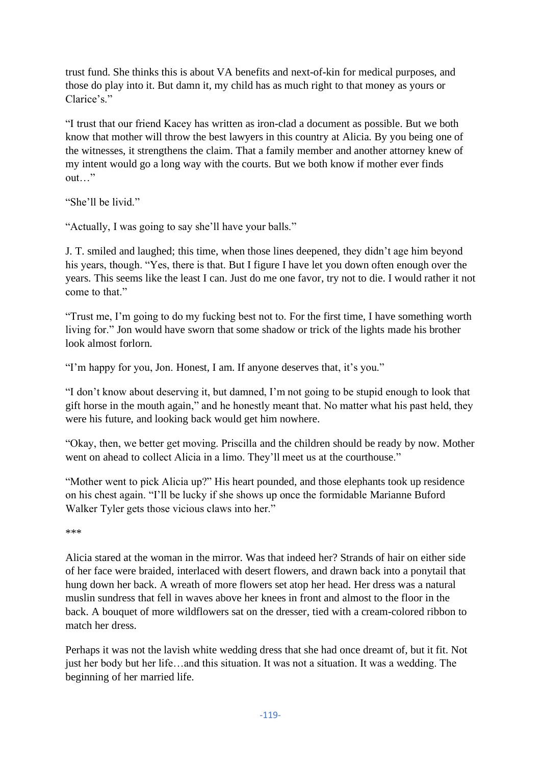trust fund. She thinks this is about VA benefits and next-of-kin for medical purposes, and those do play into it. But damn it, my child has as much right to that money as yours or Clarice's."

"I trust that our friend Kacey has written as iron-clad a document as possible. But we both know that mother will throw the best lawyers in this country at Alicia. By you being one of the witnesses, it strengthens the claim. That a family member and another attorney knew of my intent would go a long way with the courts. But we both know if mother ever finds out…"

"She'll be livid."

"Actually, I was going to say she'll have your balls."

J. T. smiled and laughed; this time, when those lines deepened, they didn't age him beyond his years, though. "Yes, there is that. But I figure I have let you down often enough over the years. This seems like the least I can. Just do me one favor, try not to die. I would rather it not come to that."

"Trust me, I'm going to do my fucking best not to. For the first time, I have something worth living for." Jon would have sworn that some shadow or trick of the lights made his brother look almost forlorn.

"I'm happy for you, Jon. Honest, I am. If anyone deserves that, it's you."

"I don't know about deserving it, but damned, I'm not going to be stupid enough to look that gift horse in the mouth again," and he honestly meant that. No matter what his past held, they were his future, and looking back would get him nowhere.

"Okay, then, we better get moving. Priscilla and the children should be ready by now. Mother went on ahead to collect Alicia in a limo. They'll meet us at the courthouse."

"Mother went to pick Alicia up?" His heart pounded, and those elephants took up residence on his chest again. "I'll be lucky if she shows up once the formidable Marianne Buford Walker Tyler gets those vicious claws into her."

***

Alicia stared at the woman in the mirror. Was that indeed her? Strands of hair on either side of her face were braided, interlaced with desert flowers, and drawn back into a ponytail that hung down her back. A wreath of more flowers set atop her head. Her dress was a natural muslin sundress that fell in waves above her knees in front and almost to the floor in the back. A bouquet of more wildflowers sat on the dresser, tied with a cream-colored ribbon to match her dress.

Perhaps it was not the lavish white wedding dress that she had once dreamt of, but it fit. Not just her body but her life…and this situation. It was not a situation. It was a wedding. The beginning of her married life.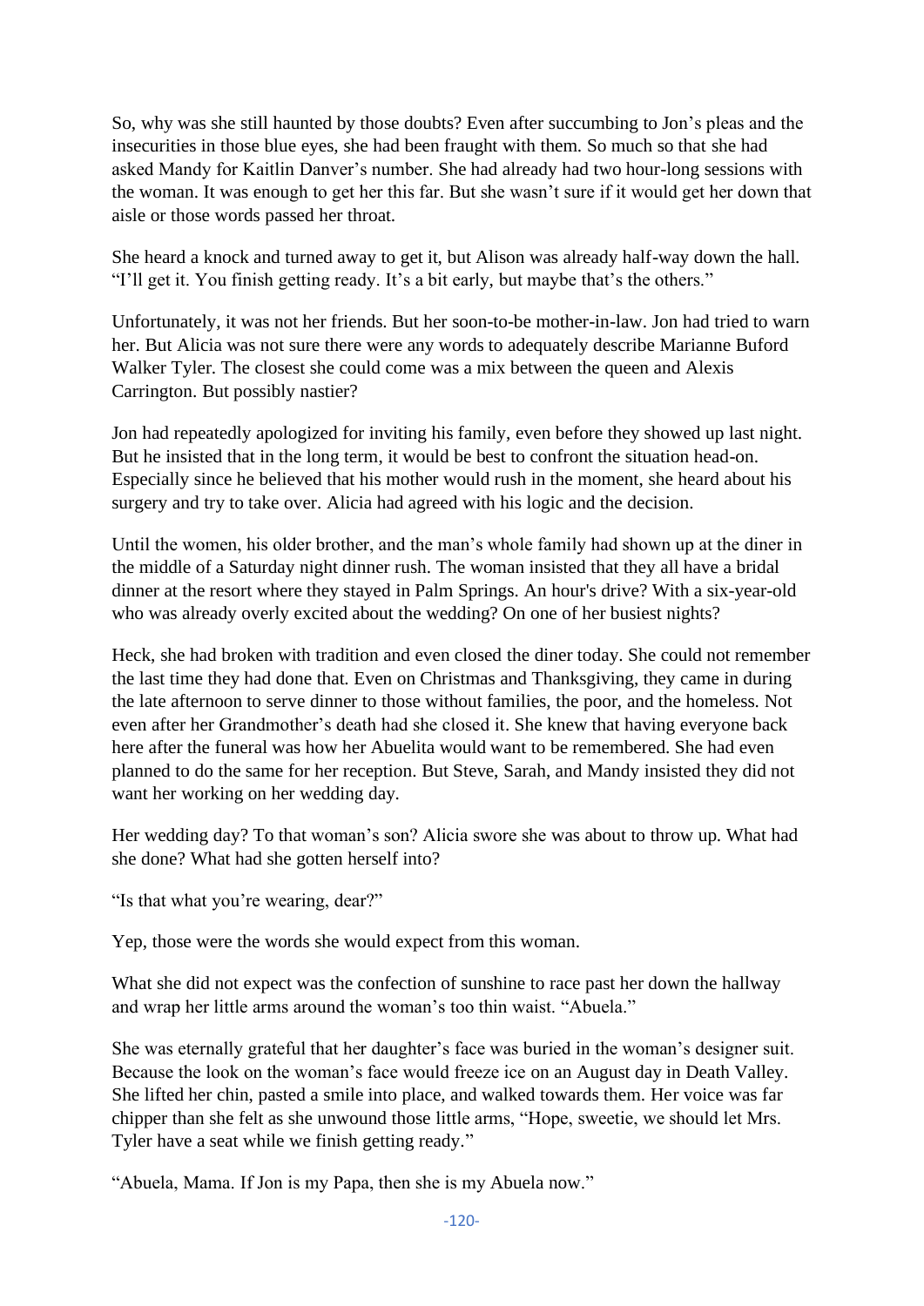So, why was she still haunted by those doubts? Even after succumbing to Jon's pleas and the insecurities in those blue eyes, she had been fraught with them. So much so that she had asked Mandy for Kaitlin Danver's number. She had already had two hour-long sessions with the woman. It was enough to get her this far. But she wasn't sure if it would get her down that aisle or those words passed her throat.

She heard a knock and turned away to get it, but Alison was already half-way down the hall. "I'll get it. You finish getting ready. It's a bit early, but maybe that's the others."

Unfortunately, it was not her friends. But her soon-to-be mother-in-law. Jon had tried to warn her. But Alicia was not sure there were any words to adequately describe Marianne Buford Walker Tyler. The closest she could come was a mix between the queen and Alexis Carrington. But possibly nastier?

Jon had repeatedly apologized for inviting his family, even before they showed up last night. But he insisted that in the long term, it would be best to confront the situation head-on. Especially since he believed that his mother would rush in the moment, she heard about his surgery and try to take over. Alicia had agreed with his logic and the decision.

Until the women, his older brother, and the man's whole family had shown up at the diner in the middle of a Saturday night dinner rush. The woman insisted that they all have a bridal dinner at the resort where they stayed in Palm Springs. An hour's drive? With a six-year-old who was already overly excited about the wedding? On one of her busiest nights?

Heck, she had broken with tradition and even closed the diner today. She could not remember the last time they had done that. Even on Christmas and Thanksgiving, they came in during the late afternoon to serve dinner to those without families, the poor, and the homeless. Not even after her Grandmother's death had she closed it. She knew that having everyone back here after the funeral was how her Abuelita would want to be remembered. She had even planned to do the same for her reception. But Steve, Sarah, and Mandy insisted they did not want her working on her wedding day.

Her wedding day? To that woman's son? Alicia swore she was about to throw up. What had she done? What had she gotten herself into?

"Is that what you're wearing, dear?"

Yep, those were the words she would expect from this woman.

What she did not expect was the confection of sunshine to race past her down the hallway and wrap her little arms around the woman's too thin waist. "Abuela."

She was eternally grateful that her daughter's face was buried in the woman's designer suit. Because the look on the woman's face would freeze ice on an August day in Death Valley. She lifted her chin, pasted a smile into place, and walked towards them. Her voice was far chipper than she felt as she unwound those little arms, "Hope, sweetie, we should let Mrs. Tyler have a seat while we finish getting ready."

"Abuela, Mama. If Jon is my Papa, then she is my Abuela now."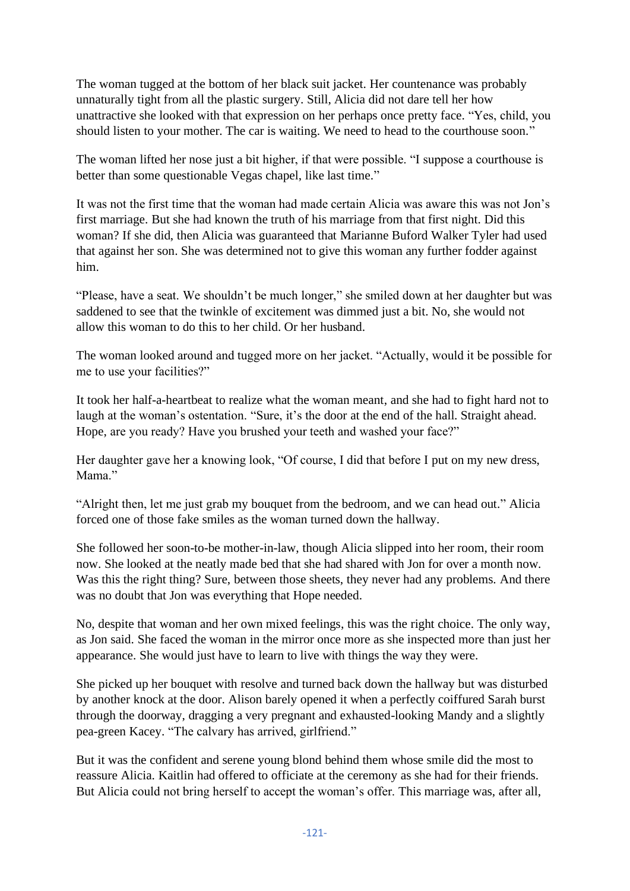The woman tugged at the bottom of her black suit jacket. Her countenance was probably unnaturally tight from all the plastic surgery. Still, Alicia did not dare tell her how unattractive she looked with that expression on her perhaps once pretty face. "Yes, child, you should listen to your mother. The car is waiting. We need to head to the courthouse soon."

The woman lifted her nose just a bit higher, if that were possible. "I suppose a courthouse is better than some questionable Vegas chapel, like last time."

It was not the first time that the woman had made certain Alicia was aware this was not Jon's first marriage. But she had known the truth of his marriage from that first night. Did this woman? If she did, then Alicia was guaranteed that Marianne Buford Walker Tyler had used that against her son. She was determined not to give this woman any further fodder against him.

"Please, have a seat. We shouldn't be much longer," she smiled down at her daughter but was saddened to see that the twinkle of excitement was dimmed just a bit. No, she would not allow this woman to do this to her child. Or her husband.

The woman looked around and tugged more on her jacket. "Actually, would it be possible for me to use your facilities?"

It took her half-a-heartbeat to realize what the woman meant, and she had to fight hard not to laugh at the woman's ostentation. "Sure, it's the door at the end of the hall. Straight ahead. Hope, are you ready? Have you brushed your teeth and washed your face?"

Her daughter gave her a knowing look, "Of course, I did that before I put on my new dress, Mama."

"Alright then, let me just grab my bouquet from the bedroom, and we can head out." Alicia forced one of those fake smiles as the woman turned down the hallway.

She followed her soon-to-be mother-in-law, though Alicia slipped into her room, their room now. She looked at the neatly made bed that she had shared with Jon for over a month now. Was this the right thing? Sure, between those sheets, they never had any problems. And there was no doubt that Jon was everything that Hope needed.

No, despite that woman and her own mixed feelings, this was the right choice. The only way, as Jon said. She faced the woman in the mirror once more as she inspected more than just her appearance. She would just have to learn to live with things the way they were.

She picked up her bouquet with resolve and turned back down the hallway but was disturbed by another knock at the door. Alison barely opened it when a perfectly coiffured Sarah burst through the doorway, dragging a very pregnant and exhausted-looking Mandy and a slightly pea-green Kacey. "The calvary has arrived, girlfriend."

But it was the confident and serene young blond behind them whose smile did the most to reassure Alicia. Kaitlin had offered to officiate at the ceremony as she had for their friends. But Alicia could not bring herself to accept the woman's offer. This marriage was, after all,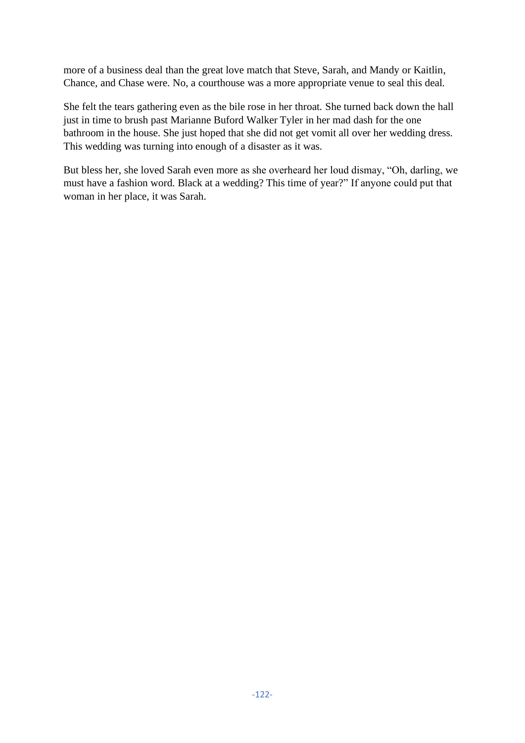more of a business deal than the great love match that Steve, Sarah, and Mandy or Kaitlin, Chance, and Chase were. No, a courthouse was a more appropriate venue to seal this deal.

She felt the tears gathering even as the bile rose in her throat. She turned back down the hall just in time to brush past Marianne Buford Walker Tyler in her mad dash for the one bathroom in the house. She just hoped that she did not get vomit all over her wedding dress. This wedding was turning into enough of a disaster as it was.

But bless her, she loved Sarah even more as she overheard her loud dismay, “Oh, darling, we must have a fashion word. Black at a wedding? This time of year?” If anyone could put that woman in her place, it was Sarah.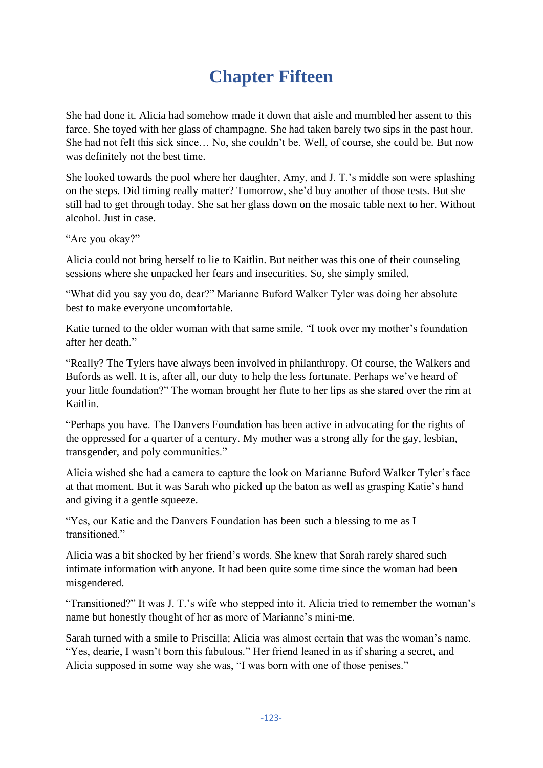# Chapter Fifteen

She had done it. Alicia had somehow made it down that aisle and mumbled her assent to this farce. She toyed with her glass of champagne. She had taken barely two sips in the past hour. She had not felt this sick since… No, she couldn't be. Well, of course, she could be. But now was definitely not the best time.

She looked towards the pool where her daughter, Amy, and J. T.'s middle son were splashing on the steps. Did timing really matter? Tomorrow, she'd buy another of those tests. But she still had to get through today. She sat her glass down on the mosaic table next to her. Without alcohol. Just in case.

"Are you okay?"

Alicia could not bring herself to lie to Kaitlin. But neither was this one of their counseling sessions where she unpacked her fears and insecurities. So, she simply smiled.

"What did you say you do, dear?" Marianne Buford Walker Tyler was doing her absolute best to make everyone uncomfortable.

Katie turned to the older woman with that same smile, "I took over my mother's foundation after her death."

"Really? The Tylers have always been involved in philanthropy. Of course, the Walkers and Bufords as well. It is, after all, our duty to help the less fortunate. Perhaps we've heard of your little foundation?" The woman brought her flute to her lips as she stared over the rim at Kaitlin.

"Perhaps you have. The Danvers Foundation has been active in advocating for the rights of the oppressed for a quarter of a century. My mother was a strong ally for the gay, lesbian, transgender, and poly communities."

Alicia wished she had a camera to capture the look on Marianne Buford Walker Tyler's face at that moment. But it was Sarah who picked up the baton as well as grasping Katie's hand and giving it a gentle squeeze.

"Yes, our Katie and the Danvers Foundation has been such a blessing to me as I transitioned."

Alicia was a bit shocked by her friend's words. She knew that Sarah rarely shared such intimate information with anyone. It had been quite some time since the woman had been misgendered.

"Transitioned?" It was J. T.'s wife who stepped into it. Alicia tried to remember the woman's name but honestly thought of her as more of Marianne's mini-me.

Sarah turned with a smile to Priscilla; Alicia was almost certain that was the woman's name. "Yes, dearie, I wasn't born this fabulous." Her friend leaned in as if sharing a secret, and Alicia supposed in some way she was, "I was born with one of those penises."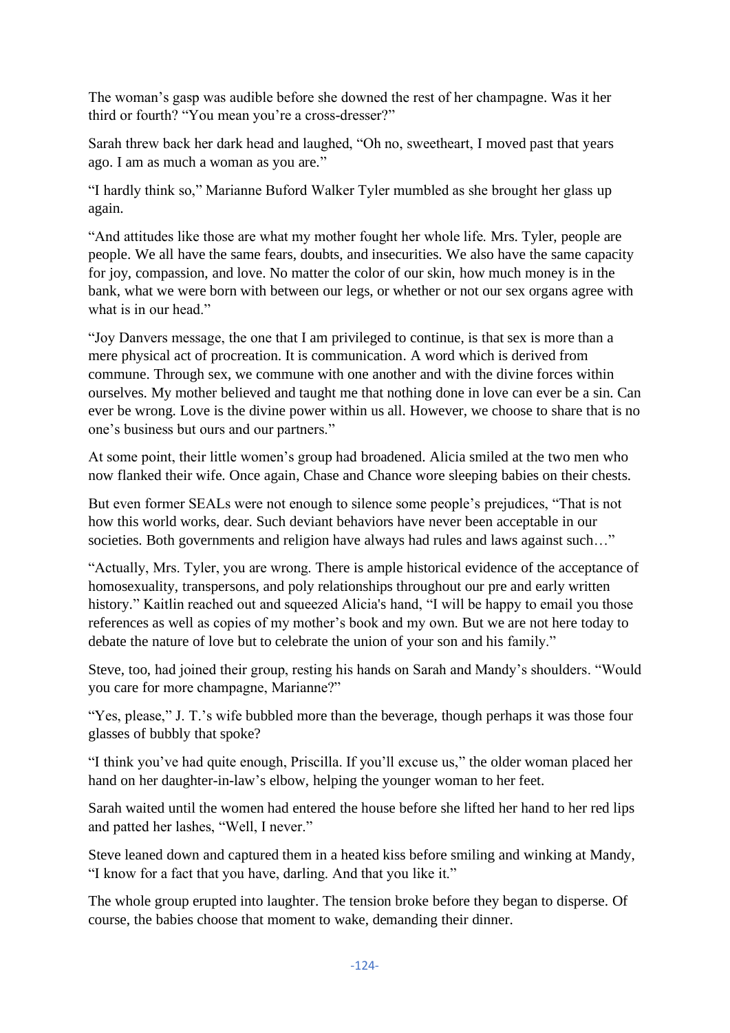The woman's gasp was audible before she downed the rest of her champagne. Was it her third or fourth? "You mean you're a cross-dresser?"

Sarah threw back her dark head and laughed, "Oh no, sweetheart, I moved past that years ago. I am as much a woman as you are."

"I hardly think so," Marianne Buford Walker Tyler mumbled as she brought her glass up again.

"And attitudes like those are what my mother fought her whole life. Mrs. Tyler, people are people. We all have the same fears, doubts, and insecurities. We also have the same capacity for joy, compassion, and love. No matter the color of our skin, how much money is in the bank, what we were born with between our legs, or whether or not our sex organs agree with what is in our head."

"Joy Danvers message, the one that I am privileged to continue, is that sex is more than a mere physical act of procreation. It is communication. A word which is derived from commune. Through sex, we commune with one another and with the divine forces within ourselves. My mother believed and taught me that nothing done in love can ever be a sin. Can ever be wrong. Love is the divine power within us all. However, we choose to share that is no one's business but ours and our partners."

At some point, their little women's group had broadened. Alicia smiled at the two men who now flanked their wife. Once again, Chase and Chance wore sleeping babies on their chests.

But even former SEALs were not enough to silence some people's prejudices, "That is not how this world works, dear. Such deviant behaviors have never been acceptable in our societies. Both governments and religion have always had rules and laws against such…"

"Actually, Mrs. Tyler, you are wrong. There is ample historical evidence of the acceptance of homosexuality, transpersons, and poly relationships throughout our pre and early written history." Kaitlin reached out and squeezed Alicia's hand, "I will be happy to email you those references as well as copies of my mother's book and my own. But we are not here today to debate the nature of love but to celebrate the union of your son and his family."

Steve, too, had joined their group, resting his hands on Sarah and Mandy's shoulders. "Would you care for more champagne, Marianne?"

"Yes, please," J. T.'s wife bubbled more than the beverage, though perhaps it was those four glasses of bubbly that spoke?

"I think you've had quite enough, Priscilla. If you'll excuse us," the older woman placed her hand on her daughter-in-law's elbow, helping the younger woman to her feet.

Sarah waited until the women had entered the house before she lifted her hand to her red lips and patted her lashes, "Well, I never."

Steve leaned down and captured them in a heated kiss before smiling and winking at Mandy, "I know for a fact that you have, darling. And that you like it."

The whole group erupted into laughter. The tension broke before they began to disperse. Of course, the babies choose that moment to wake, demanding their dinner.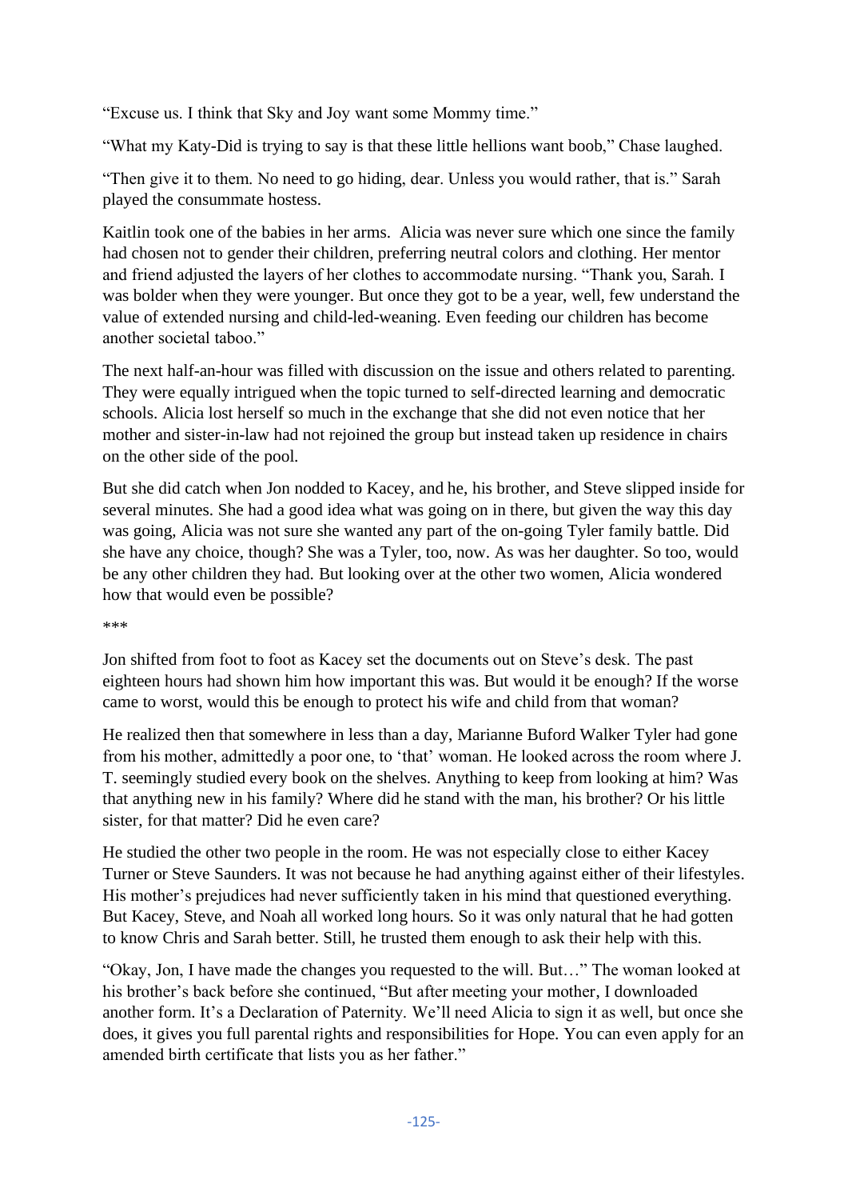"Excuse us. I think that Sky and Joy want some Mommy time."

"What my Katy-Did is trying to say is that these little hellions want boob," Chase laughed.

"Then give it to them. No need to go hiding, dear. Unless you would rather, that is." Sarah played the consummate hostess.

Kaitlin took one of the babies in her arms. Alicia was never sure which one since the family had chosen not to gender their children, preferring neutral colors and clothing. Her mentor and friend adjusted the layers of her clothes to accommodate nursing. "Thank you, Sarah. I was bolder when they were younger. But once they got to be a year, well, few understand the value of extended nursing and child-led-weaning. Even feeding our children has become another societal taboo."

The next half-an-hour was filled with discussion on the issue and others related to parenting. They were equally intrigued when the topic turned to self-directed learning and democratic schools. Alicia lost herself so much in the exchange that she did not even notice that her mother and sister-in-law had not rejoined the group but instead taken up residence in chairs on the other side of the pool.

But she did catch when Jon nodded to Kacey, and he, his brother, and Steve slipped inside for several minutes. She had a good idea what was going on in there, but given the way this day was going, Alicia was not sure she wanted any part of the on-going Tyler family battle. Did she have any choice, though? She was a Tyler, too, now. As was her daughter. So too, would be any other children they had. But looking over at the other two women, Alicia wondered how that would even be possible?

***

Jon shifted from foot to foot as Kacey set the documents out on Steve's desk. The past eighteen hours had shown him how important this was. But would it be enough? If the worse came to worst, would this be enough to protect his wife and child from that woman?

He realized then that somewhere in less than a day, Marianne Buford Walker Tyler had gone from his mother, admittedly a poor one, to 'that' woman. He looked across the room where J. T. seemingly studied every book on the shelves. Anything to keep from looking at him? Was that anything new in his family? Where did he stand with the man, his brother? Or his little sister, for that matter? Did he even care?

He studied the other two people in the room. He was not especially close to either Kacey Turner or Steve Saunders. It was not because he had anything against either of their lifestyles. His mother's prejudices had never sufficiently taken in his mind that questioned everything. But Kacey, Steve, and Noah all worked long hours. So it was only natural that he had gotten to know Chris and Sarah better. Still, he trusted them enough to ask their help with this.

"Okay, Jon, I have made the changes you requested to the will. But…" The woman looked at his brother's back before she continued, "But after meeting your mother, I downloaded another form. It's a Declaration of Paternity. We'll need Alicia to sign it as well, but once she does, it gives you full parental rights and responsibilities for Hope. You can even apply for an amended birth certificate that lists you as her father."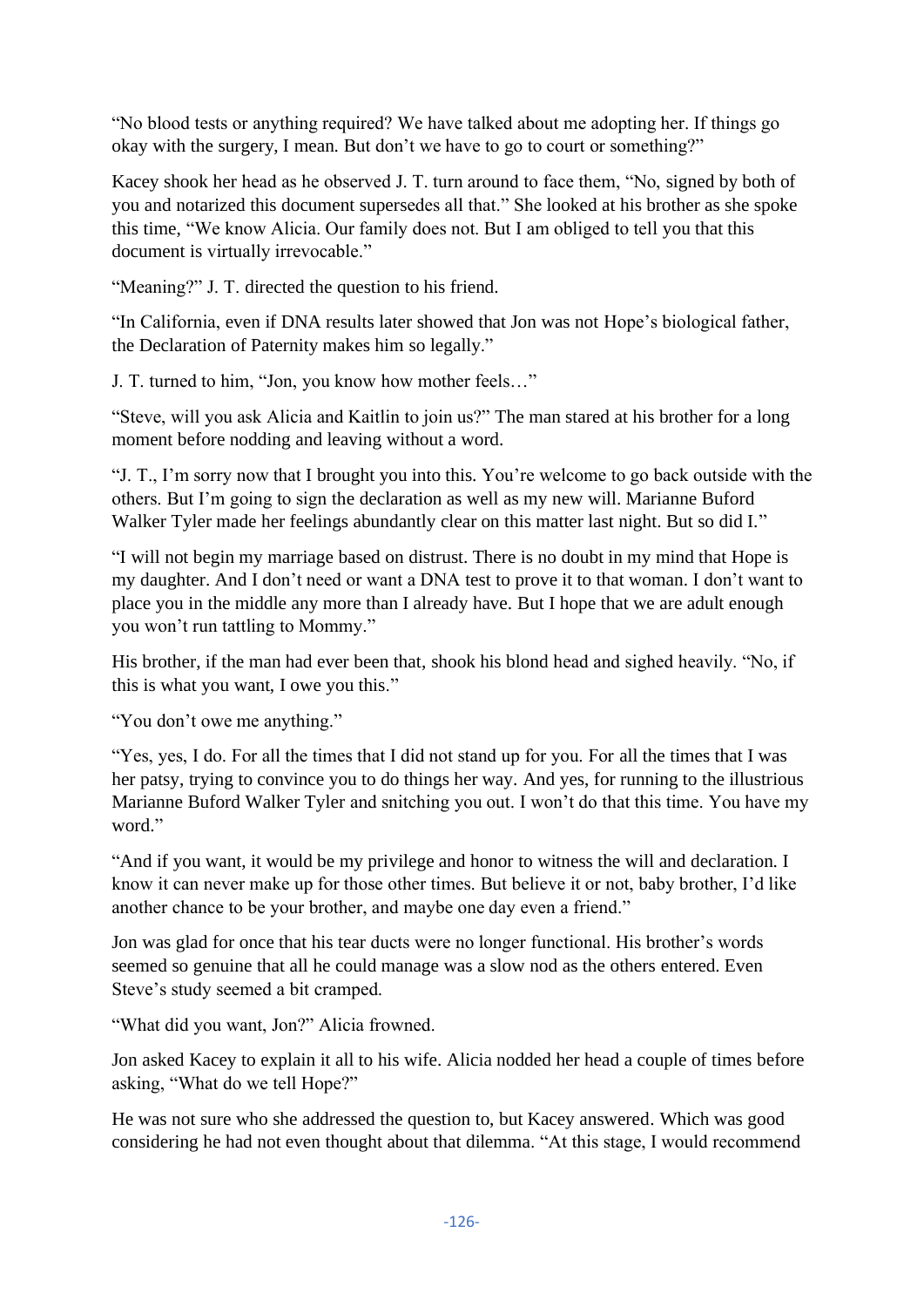"No blood tests or anything required? We have talked about me adopting her. If things go okay with the surgery, I mean. But don't we have to go to court or something?"

Kacey shook her head as he observed J. T. turn around to face them, "No, signed by both of you and notarized this document supersedes all that." She looked at his brother as she spoke this time, "We know Alicia. Our family does not. But I am obliged to tell you that this document is virtually irrevocable."

"Meaning?" J. T. directed the question to his friend.

"In California, even if DNA results later showed that Jon was not Hope's biological father, the Declaration of Paternity makes him so legally."

J. T. turned to him, "Jon, you know how mother feels…"

"Steve, will you ask Alicia and Kaitlin to join us?" The man stared at his brother for a long moment before nodding and leaving without a word.

"J. T., I'm sorry now that I brought you into this. You're welcome to go back outside with the others. But I'm going to sign the declaration as well as my new will. Marianne Buford Walker Tyler made her feelings abundantly clear on this matter last night. But so did I."

"I will not begin my marriage based on distrust. There is no doubt in my mind that Hope is my daughter. And I don't need or want a DNA test to prove it to that woman. I don't want to place you in the middle any more than I already have. But I hope that we are adult enough you won't run tattling to Mommy."

His brother, if the man had ever been that, shook his blond head and sighed heavily. "No, if this is what you want, I owe you this."

"You don't owe me anything."

"Yes, yes, I do. For all the times that I did not stand up for you. For all the times that I was her patsy, trying to convince you to do things her way. And yes, for running to the illustrious Marianne Buford Walker Tyler and snitching you out. I won't do that this time. You have my word."

"And if you want, it would be my privilege and honor to witness the will and declaration. I know it can never make up for those other times. But believe it or not, baby brother, I'd like another chance to be your brother, and maybe one day even a friend."

Jon was glad for once that his tear ducts were no longer functional. His brother's words seemed so genuine that all he could manage was a slow nod as the others entered. Even Steve's study seemed a bit cramped.

"What did you want, Jon?" Alicia frowned.

Jon asked Kacey to explain it all to his wife. Alicia nodded her head a couple of times before asking, "What do we tell Hope?"

He was not sure who she addressed the question to, but Kacey answered. Which was good considering he had not even thought about that dilemma. "At this stage, I would recommend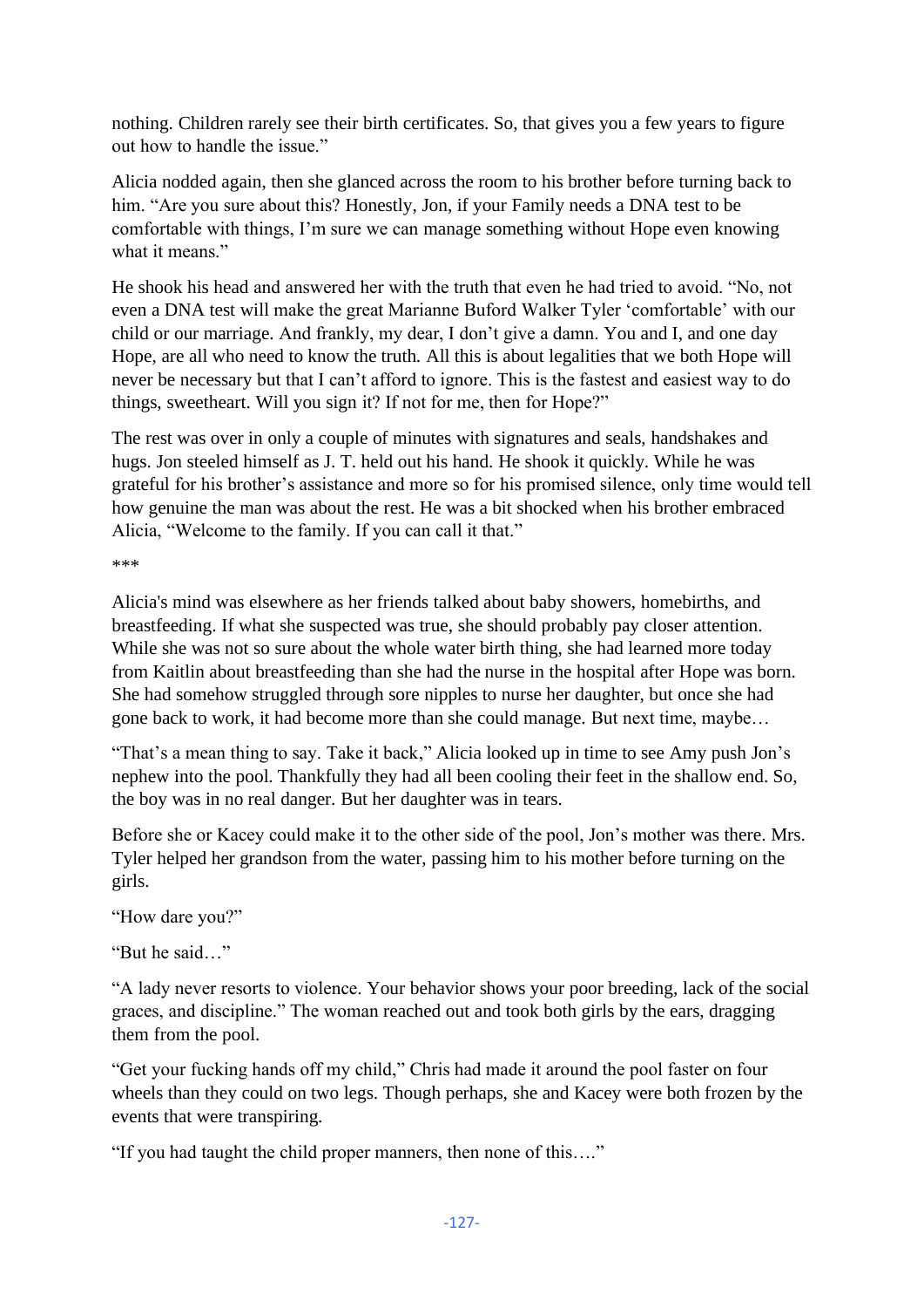nothing. Children rarely see their birth certificates. So, that gives you a few years to figure out how to handle the issue."

Alicia nodded again, then she glanced across the room to his brother before turning back to him. "Are you sure about this? Honestly, Jon, if your Family needs a DNA test to be comfortable with things, I'm sure we can manage something without Hope even knowing what it means."

He shook his head and answered her with the truth that even he had tried to avoid. "No, not even a DNA test will make the great Marianne Buford Walker Tyler 'comfortable' with our child or our marriage. And frankly, my dear, I don't give a damn. You and I, and one day Hope, are all who need to know the truth. All this is about legalities that we both Hope will never be necessary but that I can't afford to ignore. This is the fastest and easiest way to do things, sweetheart. Will you sign it? If not for me, then for Hope?"

The rest was over in only a couple of minutes with signatures and seals, handshakes and hugs. Jon steeled himself as J. T. held out his hand. He shook it quickly. While he was grateful for his brother's assistance and more so for his promised silence, only time would tell how genuine the man was about the rest. He was a bit shocked when his brother embraced Alicia, "Welcome to the family. If you can call it that."

\*\*\*

Alicia's mind was elsewhere as her friends talked about baby showers, homebirths, and breastfeeding. If what she suspected was true, she should probably pay closer attention. While she was not so sure about the whole water birth thing, she had learned more today from Kaitlin about breastfeeding than she had the nurse in the hospital after Hope was born. She had somehow struggled through sore nipples to nurse her daughter, but once she had gone back to work, it had become more than she could manage. But next time, maybe…

"That's a mean thing to say. Take it back," Alicia looked up in time to see Amy push Jon's nephew into the pool. Thankfully they had all been cooling their feet in the shallow end. So, the boy was in no real danger. But her daughter was in tears.

Before she or Kacey could make it to the other side of the pool, Jon's mother was there. Mrs. Tyler helped her grandson from the water, passing him to his mother before turning on the girls.

"How dare you?"

"But he said…"

"A lady never resorts to violence. Your behavior shows your poor breeding, lack of the social graces, and discipline." The woman reached out and took both girls by the ears, dragging them from the pool.

"Get your fucking hands off my child," Chris had made it around the pool faster on four wheels than they could on two legs. Though perhaps, she and Kacey were both frozen by the events that were transpiring.

"If you had taught the child proper manners, then none of this…."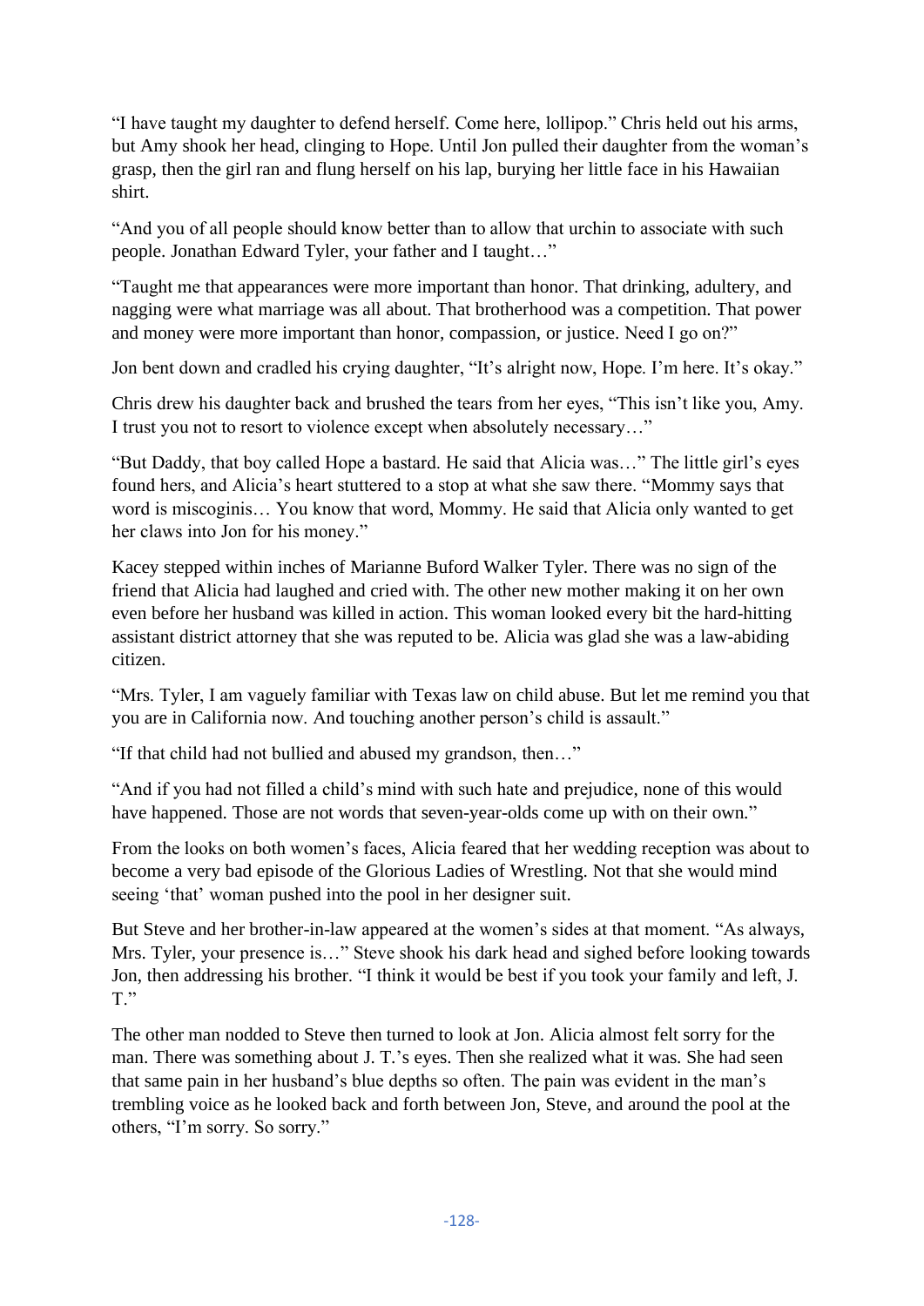"I have taught my daughter to defend herself. Come here, lollipop." Chris held out his arms, but Amy shook her head, clinging to Hope. Until Jon pulled their daughter from the woman's grasp, then the girl ran and flung herself on his lap, burying her little face in his Hawaiian shirt.

"And you of all people should know better than to allow that urchin to associate with such people. Jonathan Edward Tyler, your father and I taught…"

"Taught me that appearances were more important than honor. That drinking, adultery, and nagging were what marriage was all about. That brotherhood was a competition. That power and money were more important than honor, compassion, or justice. Need I go on?"

Jon bent down and cradled his crying daughter, "It's alright now, Hope. I'm here. It's okay."

Chris drew his daughter back and brushed the tears from her eyes, "This isn't like you, Amy. I trust you not to resort to violence except when absolutely necessary…"

"But Daddy, that boy called Hope a bastard. He said that Alicia was…" The little girl's eyes found hers, and Alicia's heart stuttered to a stop at what she saw there. "Mommy says that word is miscoginis… You know that word, Mommy. He said that Alicia only wanted to get her claws into Jon for his money."

Kacey stepped within inches of Marianne Buford Walker Tyler. There was no sign of the friend that Alicia had laughed and cried with. The other new mother making it on her own even before her husband was killed in action. This woman looked every bit the hard-hitting assistant district attorney that she was reputed to be. Alicia was glad she was a law-abiding citizen.

"Mrs. Tyler, I am vaguely familiar with Texas law on child abuse. But let me remind you that you are in California now. And touching another person's child is assault."

"If that child had not bullied and abused my grandson, then…"

"And if you had not filled a child's mind with such hate and prejudice, none of this would have happened. Those are not words that seven-year-olds come up with on their own."

From the looks on both women's faces, Alicia feared that her wedding reception was about to become a very bad episode of the Glorious Ladies of Wrestling. Not that she would mind seeing 'that' woman pushed into the pool in her designer suit.

But Steve and her brother-in-law appeared at the women's sides at that moment. "As always, Mrs. Tyler, your presence is…" Steve shook his dark head and sighed before looking towards Jon, then addressing his brother. "I think it would be best if you took your family and left, J. T."

The other man nodded to Steve then turned to look at Jon. Alicia almost felt sorry for the man. There was something about J. T.'s eyes. Then she realized what it was. She had seen that same pain in her husband's blue depths so often. The pain was evident in the man's trembling voice as he looked back and forth between Jon, Steve, and around the pool at the others, "I'm sorry. So sorry."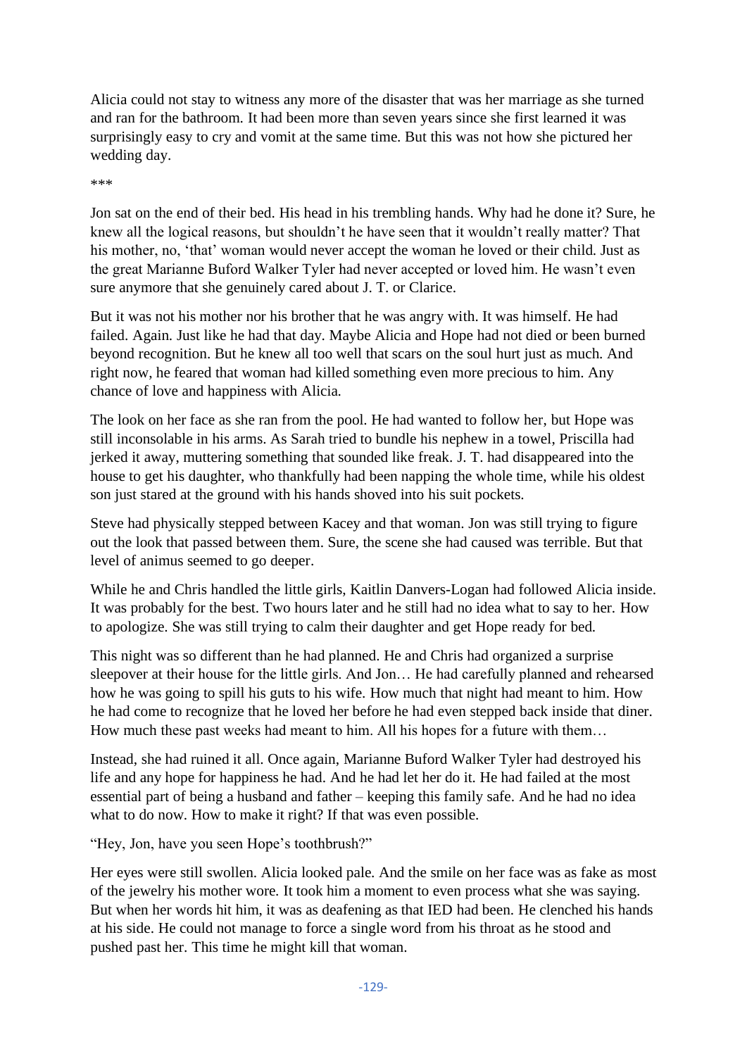Alicia could not stay to witness any more of the disaster that was her marriage as she turned and ran for the bathroom. It had been more than seven years since she first learned it was surprisingly easy to cry and vomit at the same time. But this was not how she pictured her wedding day.

***

Jon sat on the end of their bed. His head in his trembling hands. Why had he done it? Sure, he knew all the logical reasons, but shouldn't he have seen that it wouldn't really matter? That his mother, no, 'that' woman would never accept the woman he loved or their child. Just as the great Marianne Buford Walker Tyler had never accepted or loved him. He wasn't even sure anymore that she genuinely cared about J. T. or Clarice.

But it was not his mother nor his brother that he was angry with. It was himself. He had failed. Again. Just like he had that day. Maybe Alicia and Hope had not died or been burned beyond recognition. But he knew all too well that scars on the soul hurt just as much. And right now, he feared that woman had killed something even more precious to him. Any chance of love and happiness with Alicia.

The look on her face as she ran from the pool. He had wanted to follow her, but Hope was still inconsolable in his arms. As Sarah tried to bundle his nephew in a towel, Priscilla had jerked it away, muttering something that sounded like freak. J. T. had disappeared into the house to get his daughter, who thankfully had been napping the whole time, while his oldest son just stared at the ground with his hands shoved into his suit pockets.

Steve had physically stepped between Kacey and that woman. Jon was still trying to figure out the look that passed between them. Sure, the scene she had caused was terrible. But that level of animus seemed to go deeper.

While he and Chris handled the little girls, Kaitlin Danvers-Logan had followed Alicia inside. It was probably for the best. Two hours later and he still had no idea what to say to her. How to apologize. She was still trying to calm their daughter and get Hope ready for bed.

This night was so different than he had planned. He and Chris had organized a surprise sleepover at their house for the little girls. And Jon… He had carefully planned and rehearsed how he was going to spill his guts to his wife. How much that night had meant to him. How he had come to recognize that he loved her before he had even stepped back inside that diner. How much these past weeks had meant to him. All his hopes for a future with them…

Instead, she had ruined it all. Once again, Marianne Buford Walker Tyler had destroyed his life and any hope for happiness he had. And he had let her do it. He had failed at the most essential part of being a husband and father – keeping this family safe. And he had no idea what to do now. How to make it right? If that was even possible.

"Hey, Jon, have you seen Hope's toothbrush?"

Her eyes were still swollen. Alicia looked pale. And the smile on her face was as fake as most of the jewelry his mother wore. It took him a moment to even process what she was saying. But when her words hit him, it was as deafening as that IED had been. He clenched his hands at his side. He could not manage to force a single word from his throat as he stood and pushed past her. This time he might kill that woman.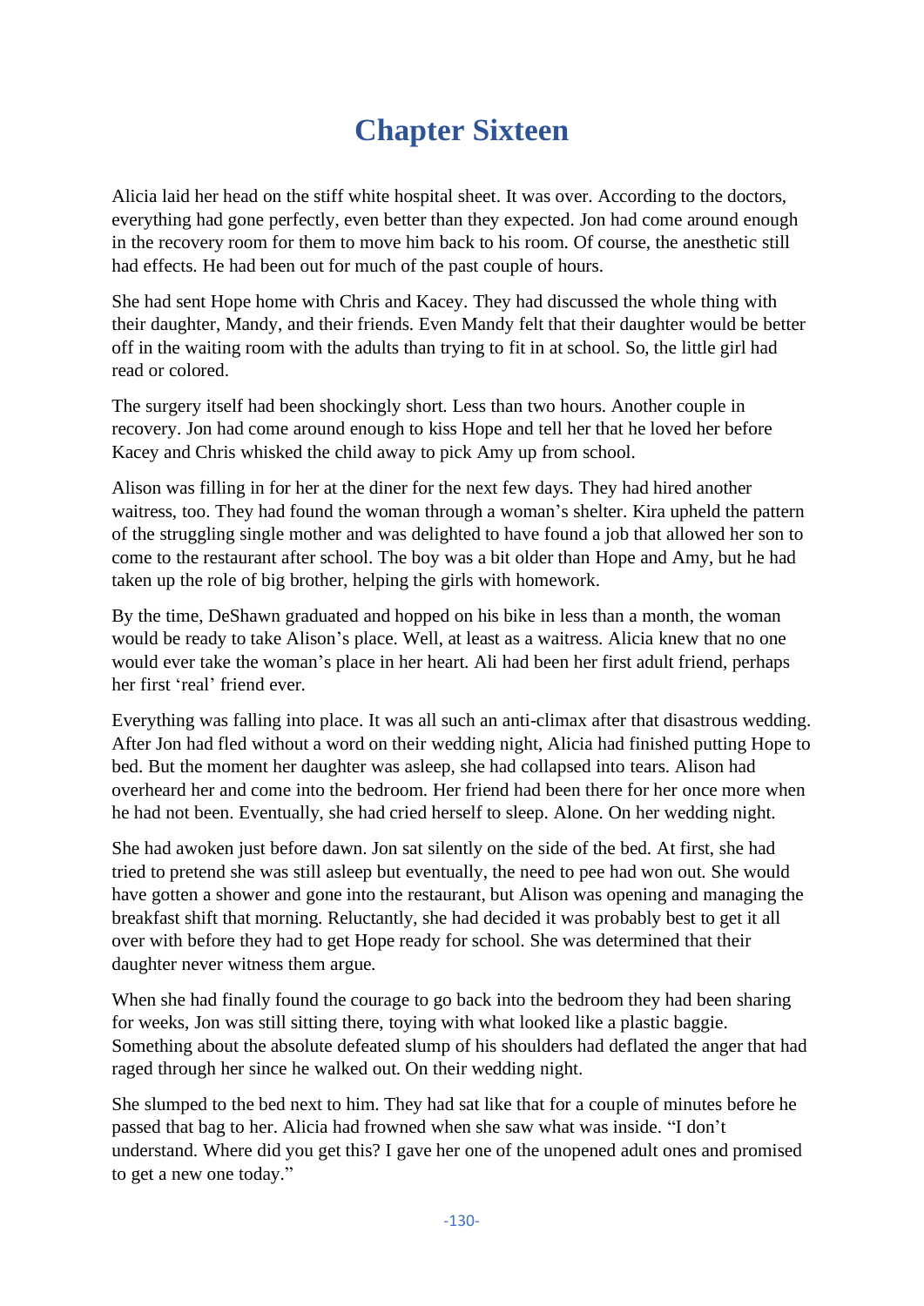# Chapter Sixteen

Alicia laid her head on the stiff white hospital sheet. It was over. According to the doctors, everything had gone perfectly, even better than they expected. Jon had come around enough in the recovery room for them to move him back to his room. Of course, the anesthetic still had effects. He had been out for much of the past couple of hours.

She had sent Hope home with Chris and Kacey. They had discussed the whole thing with their daughter, Mandy, and their friends. Even Mandy felt that their daughter would be better off in the waiting room with the adults than trying to fit in at school. So, the little girl had read or colored.

The surgery itself had been shockingly short. Less than two hours. Another couple in recovery. Jon had come around enough to kiss Hope and tell her that he loved her before Kacey and Chris whisked the child away to pick Amy up from school.

Alison was filling in for her at the diner for the next few days. They had hired another waitress, too. They had found the woman through a woman's shelter. Kira upheld the pattern of the struggling single mother and was delighted to have found a job that allowed her son to come to the restaurant after school. The boy was a bit older than Hope and Amy, but he had taken up the role of big brother, helping the girls with homework.

By the time, DeShawn graduated and hopped on his bike in less than a month, the woman would be ready to take Alison's place. Well, at least as a waitress. Alicia knew that no one would ever take the woman's place in her heart. Ali had been her first adult friend, perhaps her first 'real' friend ever.

Everything was falling into place. It was all such an anti-climax after that disastrous wedding. After Jon had fled without a word on their wedding night, Alicia had finished putting Hope to bed. But the moment her daughter was asleep, she had collapsed into tears. Alison had overheard her and come into the bedroom. Her friend had been there for her once more when he had not been. Eventually, she had cried herself to sleep. Alone. On her wedding night.

She had awoken just before dawn. Jon sat silently on the side of the bed. At first, she had tried to pretend she was still asleep but eventually, the need to pee had won out. She would have gotten a shower and gone into the restaurant, but Alison was opening and managing the breakfast shift that morning. Reluctantly, she had decided it was probably best to get it all over with before they had to get Hope ready for school. She was determined that their daughter never witness them argue.

When she had finally found the courage to go back into the bedroom they had been sharing for weeks, Jon was still sitting there, toying with what looked like a plastic baggie. Something about the absolute defeated slump of his shoulders had deflated the anger that had raged through her since he walked out. On their wedding night.

She slumped to the bed next to him. They had sat like that for a couple of minutes before he passed that bag to her. Alicia had frowned when she saw what was inside. "I don't understand. Where did you get this? I gave her one of the unopened adult ones and promised to get a new one today."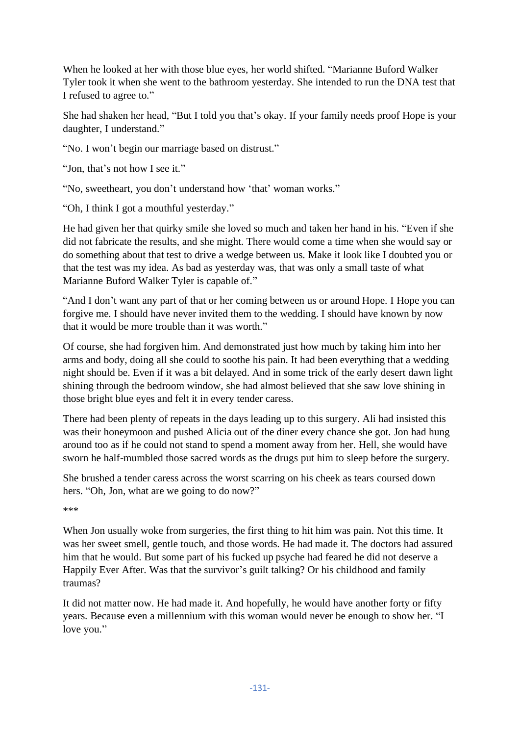When he looked at her with those blue eyes, her world shifted. "Marianne Buford Walker Tyler took it when she went to the bathroom yesterday. She intended to run the DNA test that I refused to agree to."

She had shaken her head, "But I told you that's okay. If your family needs proof Hope is your daughter, I understand."

"No. I won't begin our marriage based on distrust."

"Jon, that's not how I see it."

"No, sweetheart, you don't understand how 'that' woman works."

"Oh, I think I got a mouthful yesterday."

He had given her that quirky smile she loved so much and taken her hand in his. "Even if she did not fabricate the results, and she might. There would come a time when she would say or do something about that test to drive a wedge between us. Make it look like I doubted you or that the test was my idea. As bad as yesterday was, that was only a small taste of what Marianne Buford Walker Tyler is capable of."

"And I don't want any part of that or her coming between us or around Hope. I Hope you can forgive me. I should have never invited them to the wedding. I should have known by now that it would be more trouble than it was worth."

Of course, she had forgiven him. And demonstrated just how much by taking him into her arms and body, doing all she could to soothe his pain. It had been everything that a wedding night should be. Even if it was a bit delayed. And in some trick of the early desert dawn light shining through the bedroom window, she had almost believed that she saw love shining in those bright blue eyes and felt it in every tender caress.

There had been plenty of repeats in the days leading up to this surgery. Ali had insisted this was their honeymoon and pushed Alicia out of the diner every chance she got. Jon had hung around too as if he could not stand to spend a moment away from her. Hell, she would have sworn he half-mumbled those sacred words as the drugs put him to sleep before the surgery.

She brushed a tender caress across the worst scarring on his cheek as tears coursed down hers. "Oh, Jon, what are we going to do now?"

\*\*\*

When Jon usually woke from surgeries, the first thing to hit him was pain. Not this time. It was her sweet smell, gentle touch, and those words. He had made it. The doctors had assured him that he would. But some part of his fucked up psyche had feared he did not deserve a Happily Ever After. Was that the survivor's guilt talking? Or his childhood and family traumas?

It did not matter now. He had made it. And hopefully, he would have another forty or fifty years. Because even a millennium with this woman would never be enough to show her. "I love you."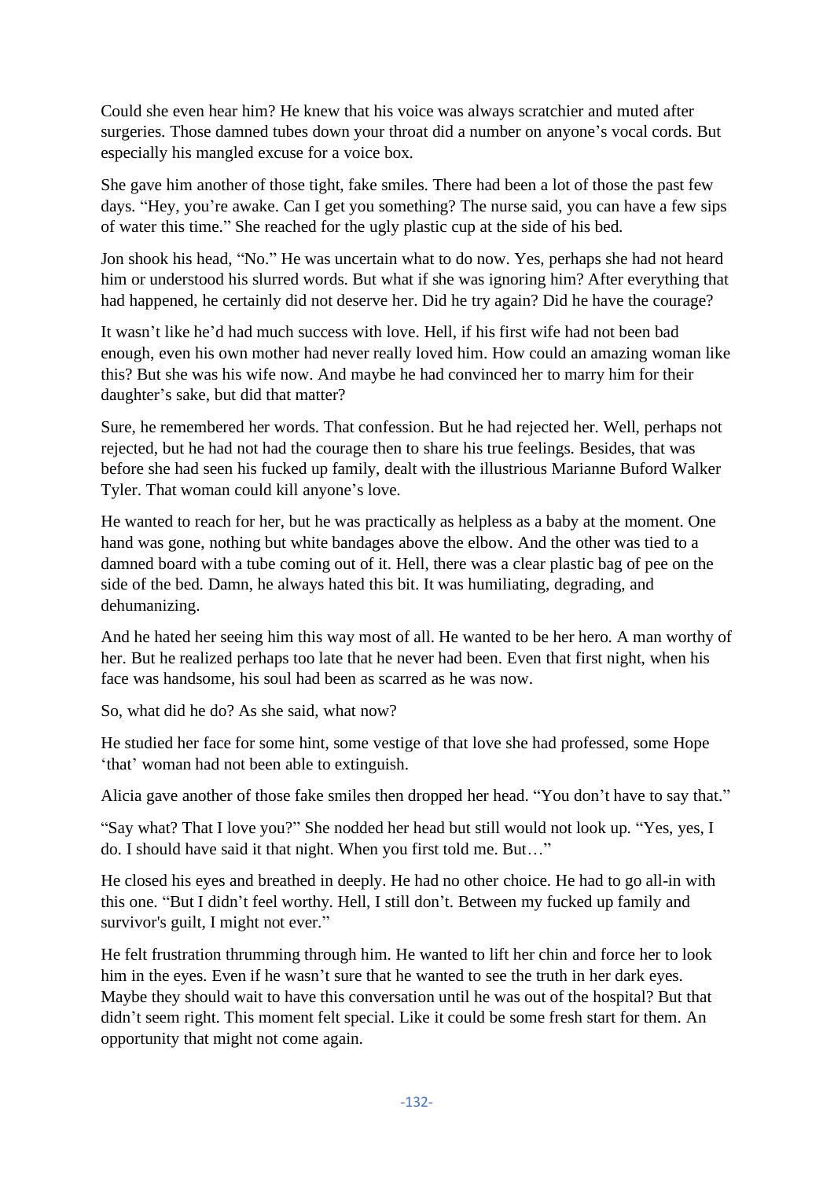Could she even hear him? He knew that his voice was always scratchier and muted after surgeries. Those damned tubes down your throat did a number on anyone's vocal cords. But especially his mangled excuse for a voice box.

She gave him another of those tight, fake smiles. There had been a lot of those the past few days. "Hey, you're awake. Can I get you something? The nurse said, you can have a few sips of water this time." She reached for the ugly plastic cup at the side of his bed.

Jon shook his head, "No." He was uncertain what to do now. Yes, perhaps she had not heard him or understood his slurred words. But what if she was ignoring him? After everything that had happened, he certainly did not deserve her. Did he try again? Did he have the courage?

It wasn't like he'd had much success with love. Hell, if his first wife had not been bad enough, even his own mother had never really loved him. How could an amazing woman like this? But she was his wife now. And maybe he had convinced her to marry him for their daughter's sake, but did that matter?

Sure, he remembered her words. That confession. But he had rejected her. Well, perhaps not rejected, but he had not had the courage then to share his true feelings. Besides, that was before she had seen his fucked up family, dealt with the illustrious Marianne Buford Walker Tyler. That woman could kill anyone's love.

He wanted to reach for her, but he was practically as helpless as a baby at the moment. One hand was gone, nothing but white bandages above the elbow. And the other was tied to a damned board with a tube coming out of it. Hell, there was a clear plastic bag of pee on the side of the bed. Damn, he always hated this bit. It was humiliating, degrading, and dehumanizing.

And he hated her seeing him this way most of all. He wanted to be her hero. A man worthy of her. But he realized perhaps too late that he never had been. Even that first night, when his face was handsome, his soul had been as scarred as he was now.

So, what did he do? As she said, what now?

He studied her face for some hint, some vestige of that love she had professed, some Hope 'that' woman had not been able to extinguish.

Alicia gave another of those fake smiles then dropped her head. "You don't have to say that."

"Say what? That I love you?" She nodded her head but still would not look up. "Yes, yes, I do. I should have said it that night. When you first told me. But…"

He closed his eyes and breathed in deeply. He had no other choice. He had to go all-in with this one. "But I didn't feel worthy. Hell, I still don't. Between my fucked up family and survivor's guilt, I might not ever."

He felt frustration thrumming through him. He wanted to lift her chin and force her to look him in the eyes. Even if he wasn't sure that he wanted to see the truth in her dark eyes. Maybe they should wait to have this conversation until he was out of the hospital? But that didn't seem right. This moment felt special. Like it could be some fresh start for them. An opportunity that might not come again.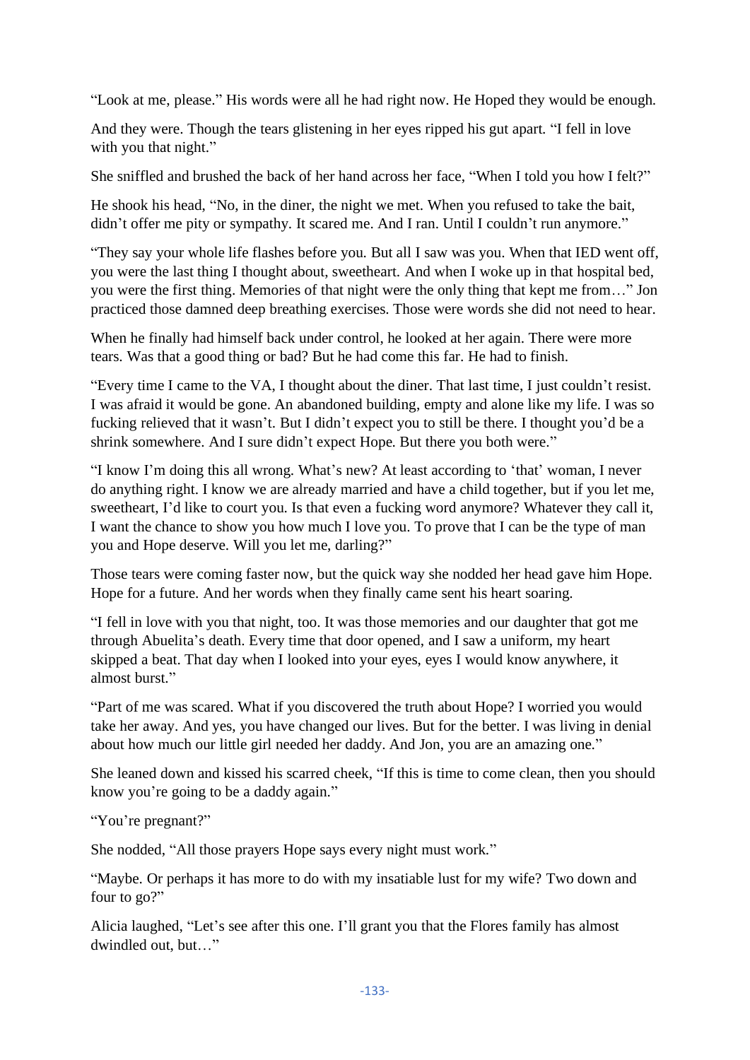"Look at me, please." His words were all he had right now. He Hoped they would be enough.

And they were. Though the tears glistening in her eyes ripped his gut apart. "I fell in love with you that night."

She sniffled and brushed the back of her hand across her face, "When I told you how I felt?"

He shook his head, "No, in the diner, the night we met. When you refused to take the bait, didn't offer me pity or sympathy. It scared me. And I ran. Until I couldn't run anymore."

"They say your whole life flashes before you. But all I saw was you. When that IED went off, you were the last thing I thought about, sweetheart. And when I woke up in that hospital bed, you were the first thing. Memories of that night were the only thing that kept me from…" Jon practiced those damned deep breathing exercises. Those were words she did not need to hear.

When he finally had himself back under control, he looked at her again. There were more tears. Was that a good thing or bad? But he had come this far. He had to finish.

"Every time I came to the VA, I thought about the diner. That last time, I just couldn't resist. I was afraid it would be gone. An abandoned building, empty and alone like my life. I was so fucking relieved that it wasn't. But I didn't expect you to still be there. I thought you'd be a shrink somewhere. And I sure didn't expect Hope. But there you both were."

"I know I'm doing this all wrong. What's new? At least according to 'that' woman, I never do anything right. I know we are already married and have a child together, but if you let me, sweetheart, I'd like to court you. Is that even a fucking word anymore? Whatever they call it, I want the chance to show you how much I love you. To prove that I can be the type of man you and Hope deserve. Will you let me, darling?"

Those tears were coming faster now, but the quick way she nodded her head gave him Hope. Hope for a future. And her words when they finally came sent his heart soaring.

"I fell in love with you that night, too. It was those memories and our daughter that got me through Abuelita's death. Every time that door opened, and I saw a uniform, my heart skipped a beat. That day when I looked into your eyes, eyes I would know anywhere, it almost burst."

"Part of me was scared. What if you discovered the truth about Hope? I worried you would take her away. And yes, you have changed our lives. But for the better. I was living in denial about how much our little girl needed her daddy. And Jon, you are an amazing one."

She leaned down and kissed his scarred cheek, "If this is time to come clean, then you should know you're going to be a daddy again."

"You're pregnant?"

She nodded, "All those prayers Hope says every night must work."

"Maybe. Or perhaps it has more to do with my insatiable lust for my wife? Two down and four to go?"

Alicia laughed, "Let's see after this one. I'll grant you that the Flores family has almost dwindled out, but…"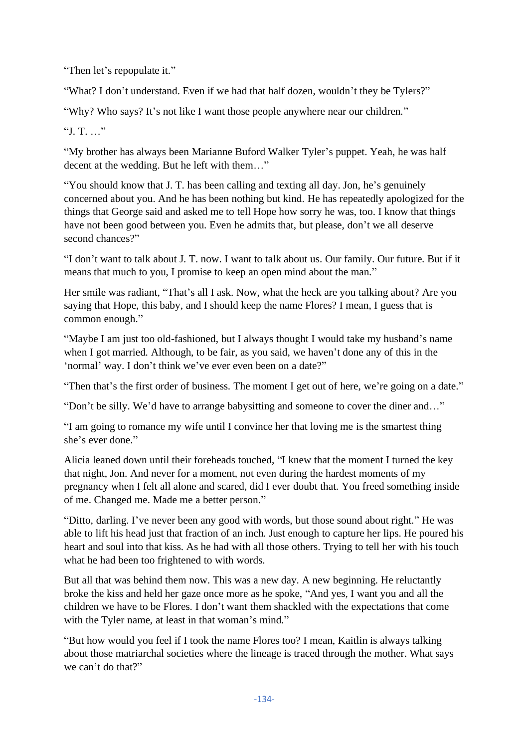"Then let's repopulate it."

"What? I don't understand. Even if we had that half dozen, wouldn't they be Tylers?"

"Why? Who says? It's not like I want those people anywhere near our children."

"J. T. …"

"My brother has always been Marianne Buford Walker Tyler's puppet. Yeah, he was half decent at the wedding. But he left with them…"

"You should know that J. T. has been calling and texting all day. Jon, he's genuinely concerned about you. And he has been nothing but kind. He has repeatedly apologized for the things that George said and asked me to tell Hope how sorry he was, too. I know that things have not been good between you. Even he admits that, but please, don't we all deserve second chances?"

"I don't want to talk about J. T. now. I want to talk about us. Our family. Our future. But if it means that much to you, I promise to keep an open mind about the man."

Her smile was radiant, "That's all I ask. Now, what the heck are you talking about? Are you saying that Hope, this baby, and I should keep the name Flores? I mean, I guess that is common enough."

"Maybe I am just too old-fashioned, but I always thought I would take my husband's name when I got married. Although, to be fair, as you said, we haven't done any of this in the 'normal' way. I don't think we've ever even been on a date?"

"Then that's the first order of business. The moment I get out of here, we're going on a date."

"Don't be silly. We'd have to arrange babysitting and someone to cover the diner and…"

"I am going to romance my wife until I convince her that loving me is the smartest thing she's ever done."

Alicia leaned down until their foreheads touched, "I knew that the moment I turned the key that night, Jon. And never for a moment, not even during the hardest moments of my pregnancy when I felt all alone and scared, did I ever doubt that. You freed something inside of me. Changed me. Made me a better person."

"Ditto, darling. I've never been any good with words, but those sound about right." He was able to lift his head just that fraction of an inch. Just enough to capture her lips. He poured his heart and soul into that kiss. As he had with all those others. Trying to tell her with his touch what he had been too frightened to with words.

But all that was behind them now. This was a new day. A new beginning. He reluctantly broke the kiss and held her gaze once more as he spoke, "And yes, I want you and all the children we have to be Flores. I don't want them shackled with the expectations that come with the Tyler name, at least in that woman's mind."

"But how would you feel if I took the name Flores too? I mean, Kaitlin is always talking about those matriarchal societies where the lineage is traced through the mother. What says we can't do that?"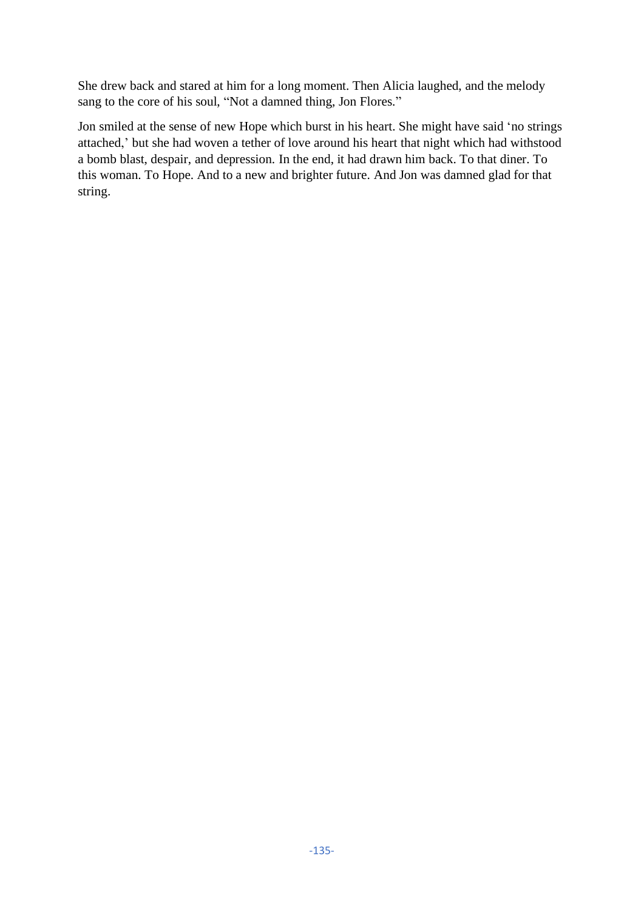She drew back and stared at him for a long moment. Then Alicia laughed, and the melody sang to the core of his soul, “Not a damned thing, Jon Flores.”

Jon smiled at the sense of new Hope which burst in his heart. She might have said ‘no strings attached,’ but she had woven a tether of love around his heart that night which had withstood a bomb blast, despair, and depression. In the end, it had drawn him back. To that diner. To this woman. To Hope. And to a new and brighter future. And Jon was damned glad for that string.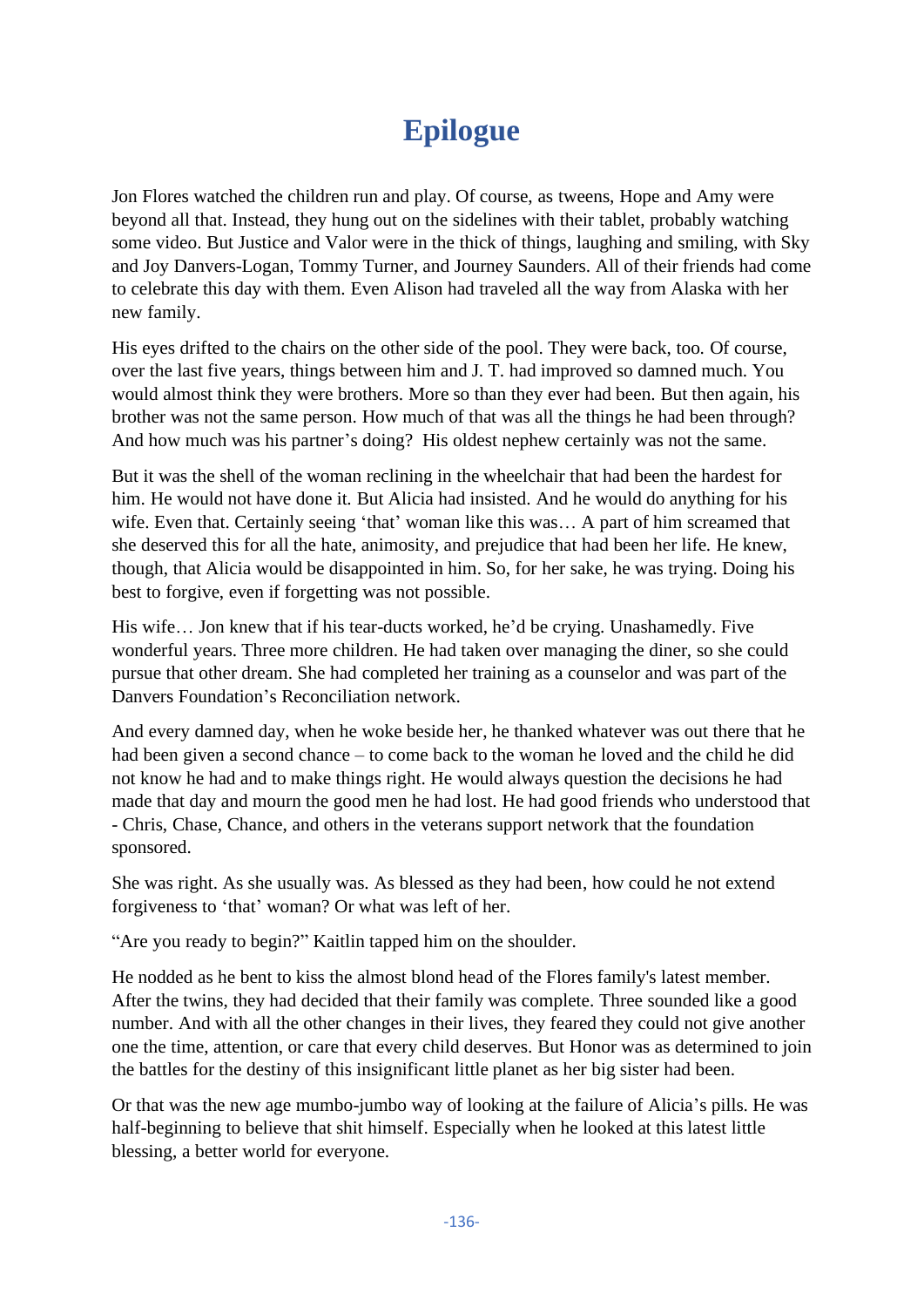# Epilogue

Jon Flores watched the children run and play. Of course, as tweens, Hope and Amy were beyond all that. Instead, they hung out on the sidelines with their tablet, probably watching some video. But Justice and Valor were in the thick of things, laughing and smiling, with Sky and Joy Danvers-Logan, Tommy Turner, and Journey Saunders. All of their friends had come to celebrate this day with them. Even Alison had traveled all the way from Alaska with her new family.

His eyes drifted to the chairs on the other side of the pool. They were back, too. Of course, over the last five years, things between him and J. T. had improved so damned much. You would almost think they were brothers. More so than they ever had been. But then again, his brother was not the same person. How much of that was all the things he had been through? And how much was his partner's doing?  His oldest nephew certainly was not the same.

But it was the shell of the woman reclining in the wheelchair that had been the hardest for him. He would not have done it. But Alicia had insisted. And he would do anything for his wife. Even that. Certainly seeing 'that' woman like this was… A part of him screamed that she deserved this for all the hate, animosity, and prejudice that had been her life. He knew, though, that Alicia would be disappointed in him. So, for her sake, he was trying. Doing his best to forgive, even if forgetting was not possible.

His wife… Jon knew that if his tear-ducts worked, he'd be crying. Unashamedly. Five wonderful years. Three more children. He had taken over managing the diner, so she could pursue that other dream. She had completed her training as a counselor and was part of the Danvers Foundation's Reconciliation network.

And every damned day, when he woke beside her, he thanked whatever was out there that he had been given a second chance – to come back to the woman he loved and the child he did not know he had and to make things right. He would always question the decisions he had made that day and mourn the good men he had lost. He had good friends who understood that - Chris, Chase, Chance, and others in the veterans support network that the foundation sponsored.

She was right. As she usually was. As blessed as they had been, how could he not extend forgiveness to 'that' woman? Or what was left of her.

"Are you ready to begin?" Kaitlin tapped him on the shoulder.

He nodded as he bent to kiss the almost blond head of the Flores family's latest member. After the twins, they had decided that their family was complete. Three sounded like a good number. And with all the other changes in their lives, they feared they could not give another one the time, attention, or care that every child deserves. But Honor was as determined to join the battles for the destiny of this insignificant little planet as her big sister had been.

Or that was the new age mumbo-jumbo way of looking at the failure of Alicia's pills. He was half-beginning to believe that shit himself. Especially when he looked at this latest little blessing, a better world for everyone.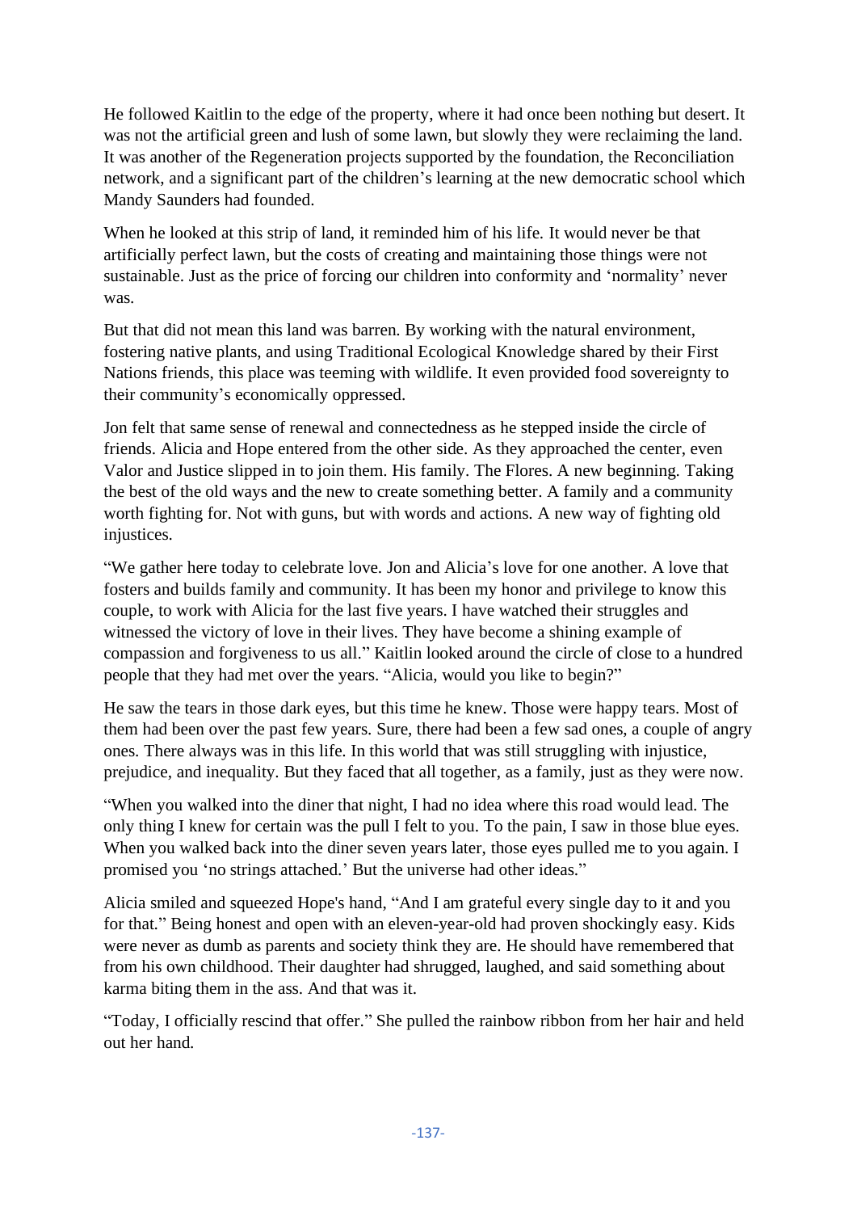He followed Kaitlin to the edge of the property, where it had once been nothing but desert. It was not the artificial green and lush of some lawn, but slowly they were reclaiming the land. It was another of the Regeneration projects supported by the foundation, the Reconciliation network, and a significant part of the children's learning at the new democratic school which Mandy Saunders had founded.

When he looked at this strip of land, it reminded him of his life. It would never be that artificially perfect lawn, but the costs of creating and maintaining those things were not sustainable. Just as the price of forcing our children into conformity and 'normality' never was.

But that did not mean this land was barren. By working with the natural environment, fostering native plants, and using Traditional Ecological Knowledge shared by their First Nations friends, this place was teeming with wildlife. It even provided food sovereignty to their community's economically oppressed.

Jon felt that same sense of renewal and connectedness as he stepped inside the circle of friends. Alicia and Hope entered from the other side. As they approached the center, even Valor and Justice slipped in to join them. His family. The Flores. A new beginning. Taking the best of the old ways and the new to create something better. A family and a community worth fighting for. Not with guns, but with words and actions. A new way of fighting old injustices.

"We gather here today to celebrate love. Jon and Alicia's love for one another. A love that fosters and builds family and community. It has been my honor and privilege to know this couple, to work with Alicia for the last five years. I have watched their struggles and witnessed the victory of love in their lives. They have become a shining example of compassion and forgiveness to us all." Kaitlin looked around the circle of close to a hundred people that they had met over the years. "Alicia, would you like to begin?"

He saw the tears in those dark eyes, but this time he knew. Those were happy tears. Most of them had been over the past few years. Sure, there had been a few sad ones, a couple of angry ones. There always was in this life. In this world that was still struggling with injustice, prejudice, and inequality. But they faced that all together, as a family, just as they were now.

"When you walked into the diner that night, I had no idea where this road would lead. The only thing I knew for certain was the pull I felt to you. To the pain, I saw in those blue eyes. When you walked back into the diner seven years later, those eyes pulled me to you again. I promised you 'no strings attached.' But the universe had other ideas."

Alicia smiled and squeezed Hope's hand, "And I am grateful every single day to it and you for that." Being honest and open with an eleven-year-old had proven shockingly easy. Kids were never as dumb as parents and society think they are. He should have remembered that from his own childhood. Their daughter had shrugged, laughed, and said something about karma biting them in the ass. And that was it.

"Today, I officially rescind that offer." She pulled the rainbow ribbon from her hair and held out her hand.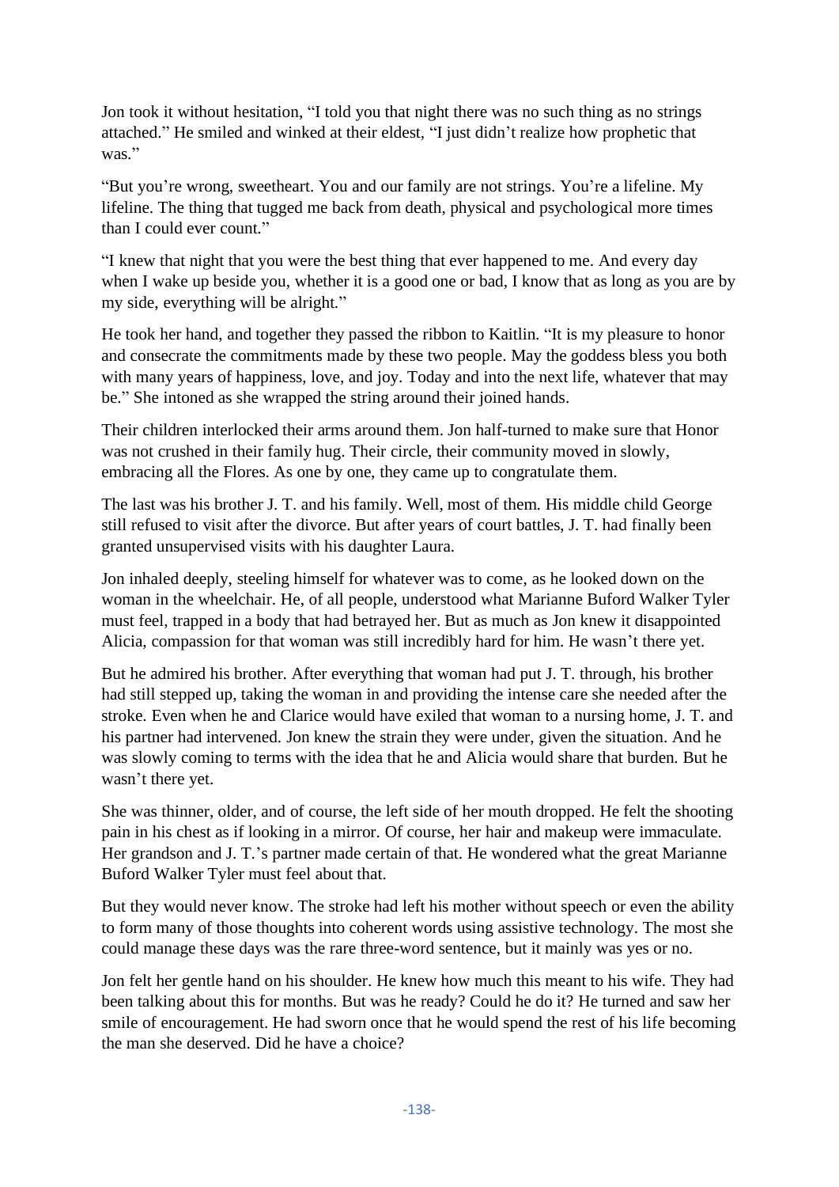Jon took it without hesitation, "I told you that night there was no such thing as no strings attached." He smiled and winked at their eldest, "I just didn't realize how prophetic that was."

"But you're wrong, sweetheart. You and our family are not strings. You're a lifeline. My lifeline. The thing that tugged me back from death, physical and psychological more times than I could ever count."

"I knew that night that you were the best thing that ever happened to me. And every day when I wake up beside you, whether it is a good one or bad, I know that as long as you are by my side, everything will be alright."

He took her hand, and together they passed the ribbon to Kaitlin. "It is my pleasure to honor and consecrate the commitments made by these two people. May the goddess bless you both with many years of happiness, love, and joy. Today and into the next life, whatever that may be." She intoned as she wrapped the string around their joined hands.

Their children interlocked their arms around them. Jon half-turned to make sure that Honor was not crushed in their family hug. Their circle, their community moved in slowly, embracing all the Flores. As one by one, they came up to congratulate them.

The last was his brother J. T. and his family. Well, most of them. His middle child George still refused to visit after the divorce. But after years of court battles, J. T. had finally been granted unsupervised visits with his daughter Laura.

Jon inhaled deeply, steeling himself for whatever was to come, as he looked down on the woman in the wheelchair. He, of all people, understood what Marianne Buford Walker Tyler must feel, trapped in a body that had betrayed her. But as much as Jon knew it disappointed Alicia, compassion for that woman was still incredibly hard for him. He wasn't there yet.

But he admired his brother. After everything that woman had put J. T. through, his brother had still stepped up, taking the woman in and providing the intense care she needed after the stroke. Even when he and Clarice would have exiled that woman to a nursing home, J. T. and his partner had intervened. Jon knew the strain they were under, given the situation. And he was slowly coming to terms with the idea that he and Alicia would share that burden. But he wasn't there yet.

She was thinner, older, and of course, the left side of her mouth dropped. He felt the shooting pain in his chest as if looking in a mirror. Of course, her hair and makeup were immaculate. Her grandson and J. T.'s partner made certain of that. He wondered what the great Marianne Buford Walker Tyler must feel about that.

But they would never know. The stroke had left his mother without speech or even the ability to form many of those thoughts into coherent words using assistive technology. The most she could manage these days was the rare three-word sentence, but it mainly was yes or no.

Jon felt her gentle hand on his shoulder. He knew how much this meant to his wife. They had been talking about this for months. But was he ready? Could he do it? He turned and saw her smile of encouragement. He had sworn once that he would spend the rest of his life becoming the man she deserved. Did he have a choice?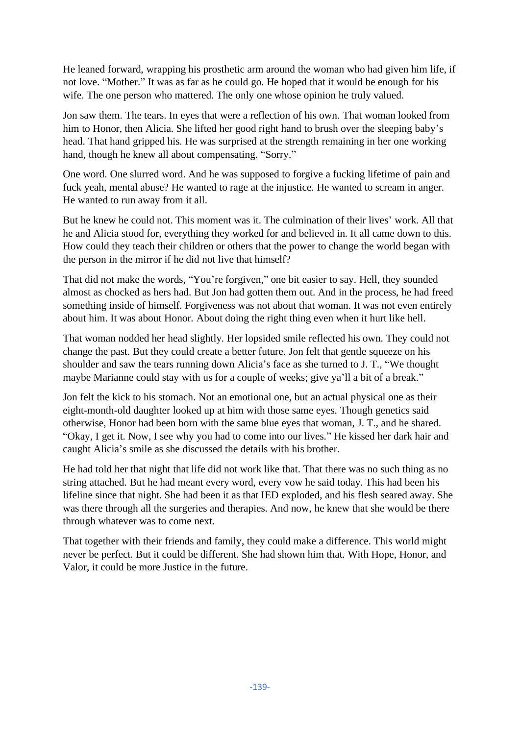He leaned forward, wrapping his prosthetic arm around the woman who had given him life, if not love. "Mother." It was as far as he could go. He hoped that it would be enough for his wife. The one person who mattered. The only one whose opinion he truly valued.

Jon saw them. The tears. In eyes that were a reflection of his own. That woman looked from him to Honor, then Alicia. She lifted her good right hand to brush over the sleeping baby's head. That hand gripped his. He was surprised at the strength remaining in her one working hand, though he knew all about compensating. "Sorry."

One word. One slurred word. And he was supposed to forgive a fucking lifetime of pain and fuck yeah, mental abuse? He wanted to rage at the injustice. He wanted to scream in anger. He wanted to run away from it all.

But he knew he could not. This moment was it. The culmination of their lives' work. All that he and Alicia stood for, everything they worked for and believed in. It all came down to this. How could they teach their children or others that the power to change the world began with the person in the mirror if he did not live that himself?

That did not make the words, "You're forgiven," one bit easier to say. Hell, they sounded almost as chocked as hers had. But Jon had gotten them out. And in the process, he had freed something inside of himself. Forgiveness was not about that woman. It was not even entirely about him. It was about Honor. About doing the right thing even when it hurt like hell.

That woman nodded her head slightly. Her lopsided smile reflected his own. They could not change the past. But they could create a better future. Jon felt that gentle squeeze on his shoulder and saw the tears running down Alicia's face as she turned to J. T., "We thought maybe Marianne could stay with us for a couple of weeks; give ya'll a bit of a break."

Jon felt the kick to his stomach. Not an emotional one, but an actual physical one as their eight-month-old daughter looked up at him with those same eyes. Though genetics said otherwise, Honor had been born with the same blue eyes that woman, J. T., and he shared. "Okay, I get it. Now, I see why you had to come into our lives." He kissed her dark hair and caught Alicia's smile as she discussed the details with his brother.

He had told her that night that life did not work like that. That there was no such thing as no string attached. But he had meant every word, every vow he said today. This had been his lifeline since that night. She had been it as that IED exploded, and his flesh seared away. She was there through all the surgeries and therapies. And now, he knew that she would be there through whatever was to come next.

That together with their friends and family, they could make a difference. This world might never be perfect. But it could be different. She had shown him that. With Hope, Honor, and Valor, it could be more Justice in the future.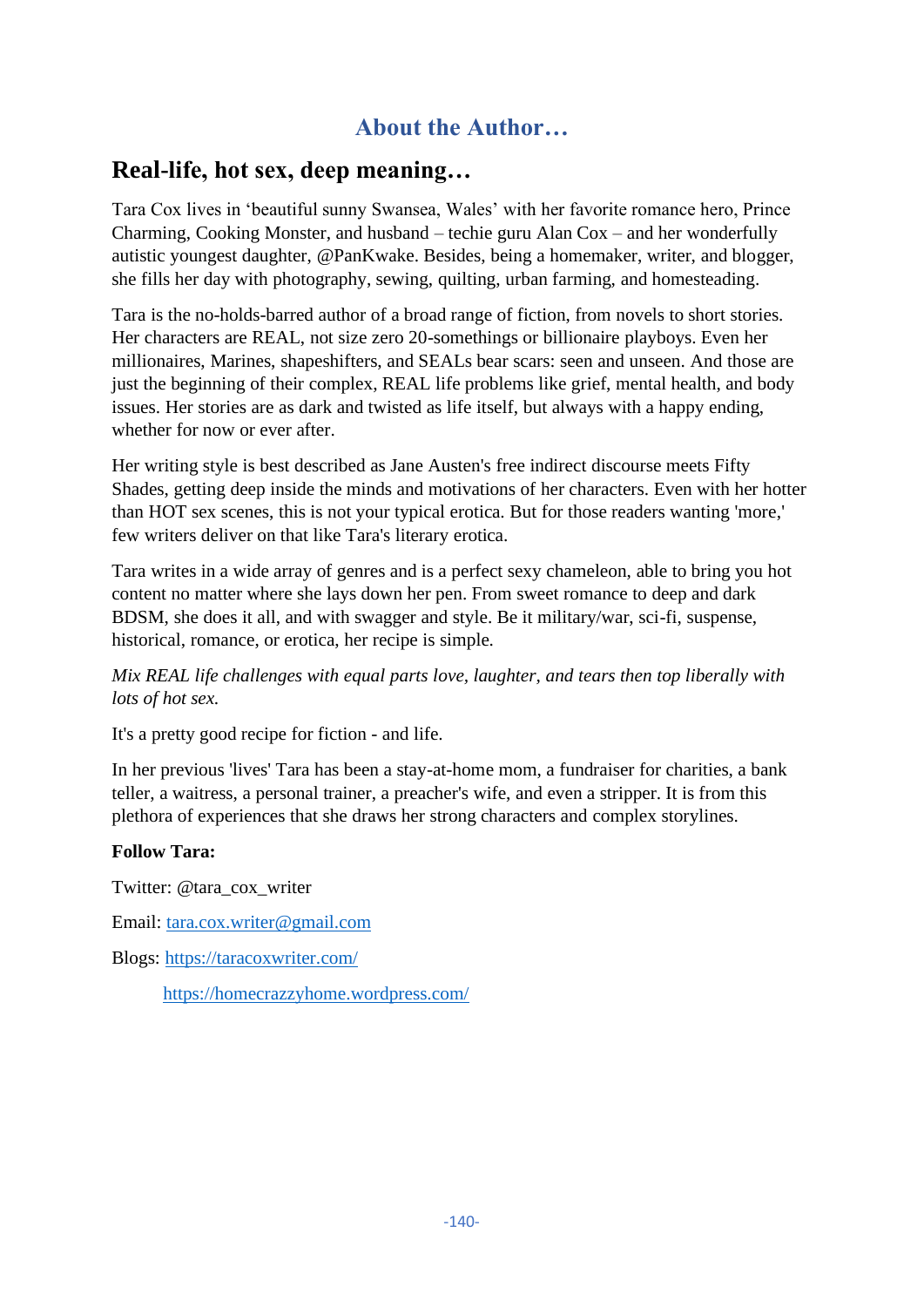## About the Author…

# Real-life, hot sex, deep meaning…

Tara Cox lives in 'beautiful sunny Swansea, Wales' with her favorite romance hero, Prince Charming, Cooking Monster, and husband – techie guru Alan Cox – and her wonderfully autistic youngest daughter, @PanKwake. Besides, being a homemaker, writer, and blogger, she fills her day with photography, sewing, quilting, urban farming, and homesteading.

Tara is the no-holds-barred author of a broad range of fiction, from novels to short stories. Her characters are REAL, not size zero 20-somethings or billionaire playboys. Even her millionaires, Marines, shapeshifters, and SEALs bear scars: seen and unseen. And those are just the beginning of their complex, REAL life problems like grief, mental health, and body issues. Her stories are as dark and twisted as life itself, but always with a happy ending, whether for now or ever after.

Her writing style is best described as Jane Austen's free indirect discourse meets Fifty Shades, getting deep inside the minds and motivations of her characters. Even with her hotter than HOT sex scenes, this is not your typical erotica. But for those readers wanting 'more,' few writers deliver on that like Tara's literary erotica.

Tara writes in a wide array of genres and is a perfect sexy chameleon, able to bring you hot content no matter where she lays down her pen. From sweet romance to deep and dark BDSM, she does it all, and with swagger and style. Be it military/war, sci-fi, suspense, historical, romance, or erotica, her recipe is simple.

*Mix REAL life challenges with equal parts love, laughter, and tears then top liberally with lots of hot sex.*

It's a pretty good recipe for fiction - and life.

In her previous 'lives' Tara has been a stay-at-home mom, a fundraiser for charities, a bank teller, a waitress, a personal trainer, a preacher's wife, and even a stripper. It is from this plethora of experiences that she draws her strong characters and complex storylines.

**Follow Tara:**

Twitter: @tara_cox_writer

Email: tara.cox.writer@gmail.com

Blogs: https://taracoxwriter.com/

https://homecrazzyhome.wordpress.com/